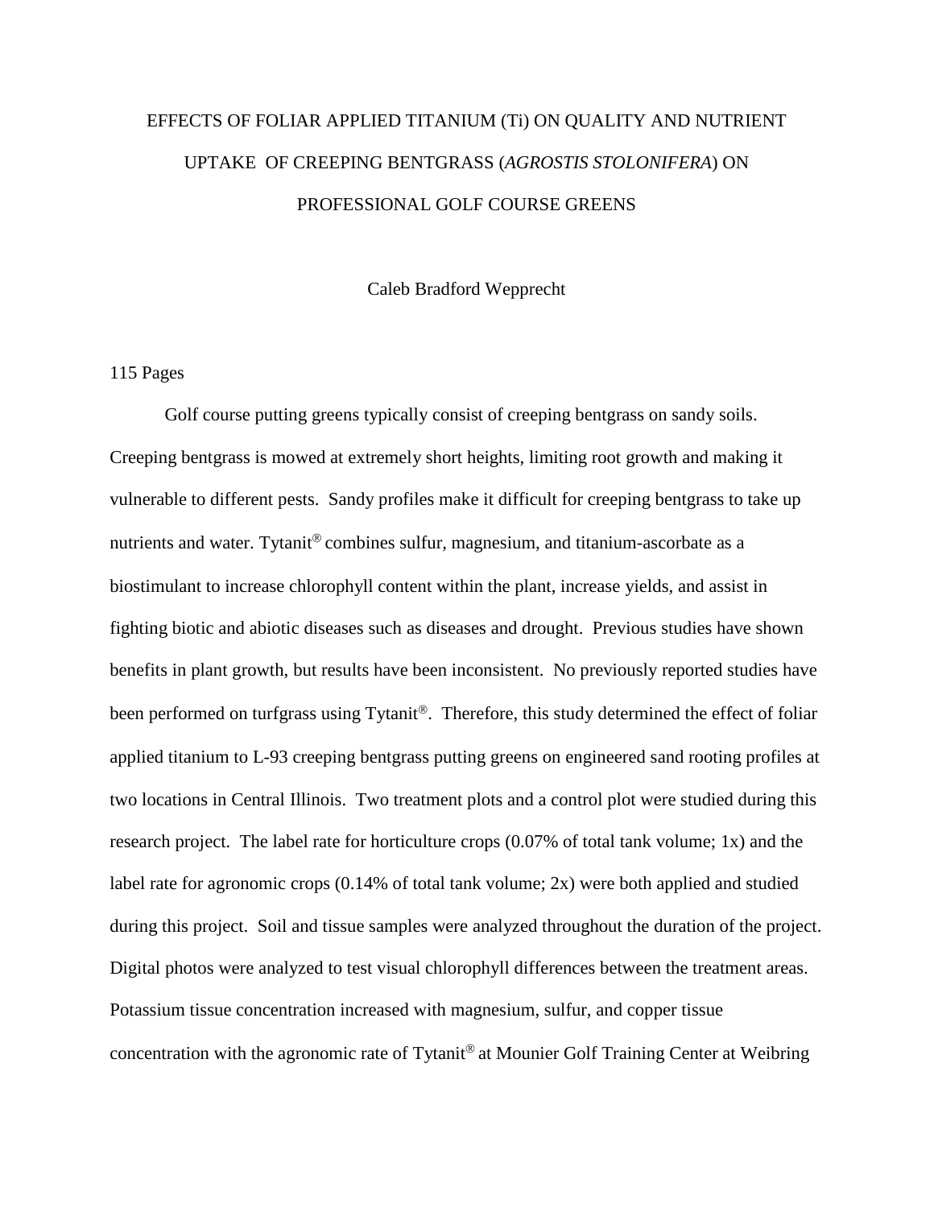# EFFECTS OF FOLIAR APPLIED TITANIUM (Ti) ON QUALITY AND NUTRIENT UPTAKE OF CREEPING BENTGRASS (*AGROSTIS STOLONIFERA*) ON PROFESSIONAL GOLF COURSE GREENS

Caleb Bradford Wepprecht

115 Pages

Golf course putting greens typically consist of creeping bentgrass on sandy soils. Creeping bentgrass is mowed at extremely short heights, limiting root growth and making it vulnerable to different pests. Sandy profiles make it difficult for creeping bentgrass to take up nutrients and water. Tytanit® combines sulfur, magnesium, and titanium-ascorbate as a biostimulant to increase chlorophyll content within the plant, increase yields, and assist in fighting biotic and abiotic diseases such as diseases and drought. Previous studies have shown benefits in plant growth, but results have been inconsistent. No previously reported studies have been performed on turfgrass using Tytanit®. Therefore, this study determined the effect of foliar applied titanium to L-93 creeping bentgrass putting greens on engineered sand rooting profiles at two locations in Central Illinois. Two treatment plots and a control plot were studied during this research project. The label rate for horticulture crops (0.07% of total tank volume; 1x) and the label rate for agronomic crops (0.14% of total tank volume; 2x) were both applied and studied during this project. Soil and tissue samples were analyzed throughout the duration of the project. Digital photos were analyzed to test visual chlorophyll differences between the treatment areas. Potassium tissue concentration increased with magnesium, sulfur, and copper tissue concentration with the agronomic rate of Tytanit® at Mounier Golf Training Center at Weibring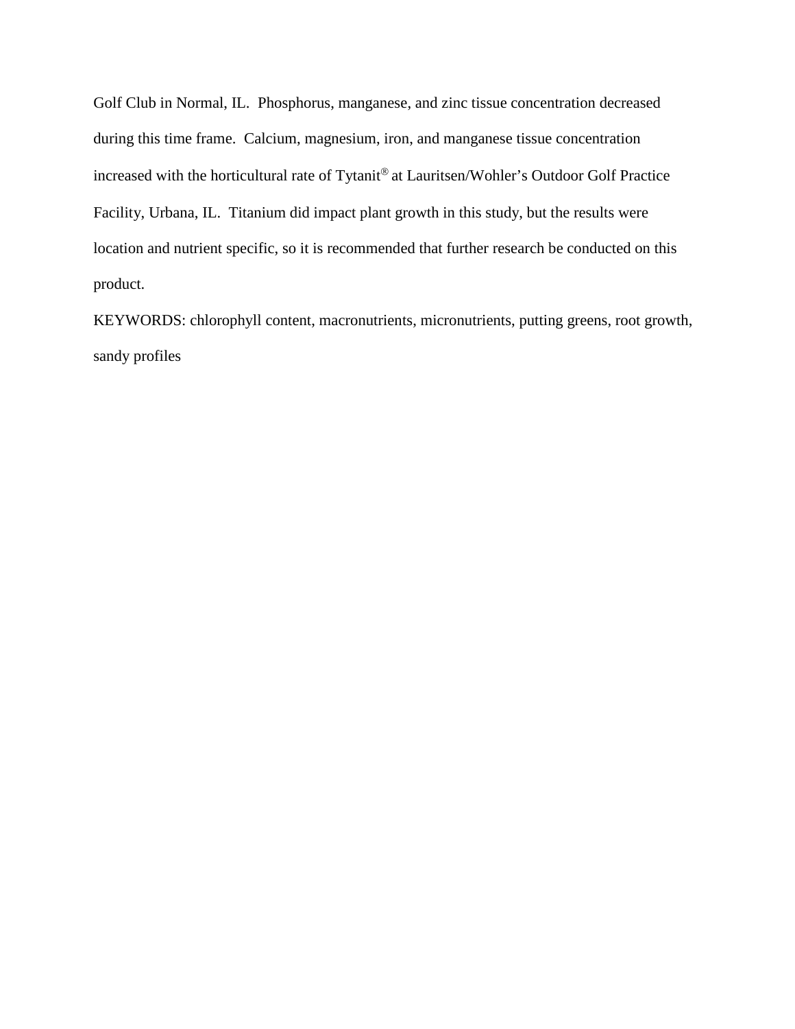Golf Club in Normal, IL. Phosphorus, manganese, and zinc tissue concentration decreased during this time frame. Calcium, magnesium, iron, and manganese tissue concentration increased with the horticultural rate of Tytanit® at Lauritsen/Wohler's Outdoor Golf Practice Facility, Urbana, IL. Titanium did impact plant growth in this study, but the results were location and nutrient specific, so it is recommended that further research be conducted on this product.

KEYWORDS: chlorophyll content, macronutrients, micronutrients, putting greens, root growth, sandy profiles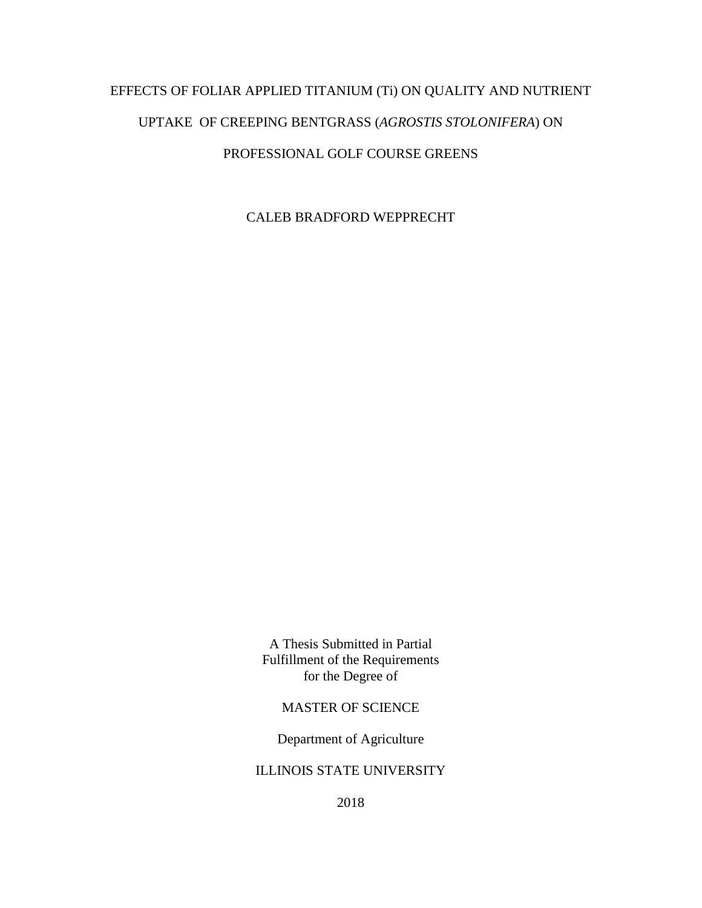# EFFECTS OF FOLIAR APPLIED TITANIUM (Ti) ON QUALITY AND NUTRIENT UPTAKE OF CREEPING BENTGRASS (*AGROSTIS STOLONIFERA*) ON PROFESSIONAL GOLF COURSE GREENS

CALEB BRADFORD WEPPRECHT

A Thesis Submitted in Partial
Fulfillment of the Requirements
for the Degree of

MASTER OF SCIENCE

Department of Agriculture

ILLINOIS STATE UNIVERSITY

2018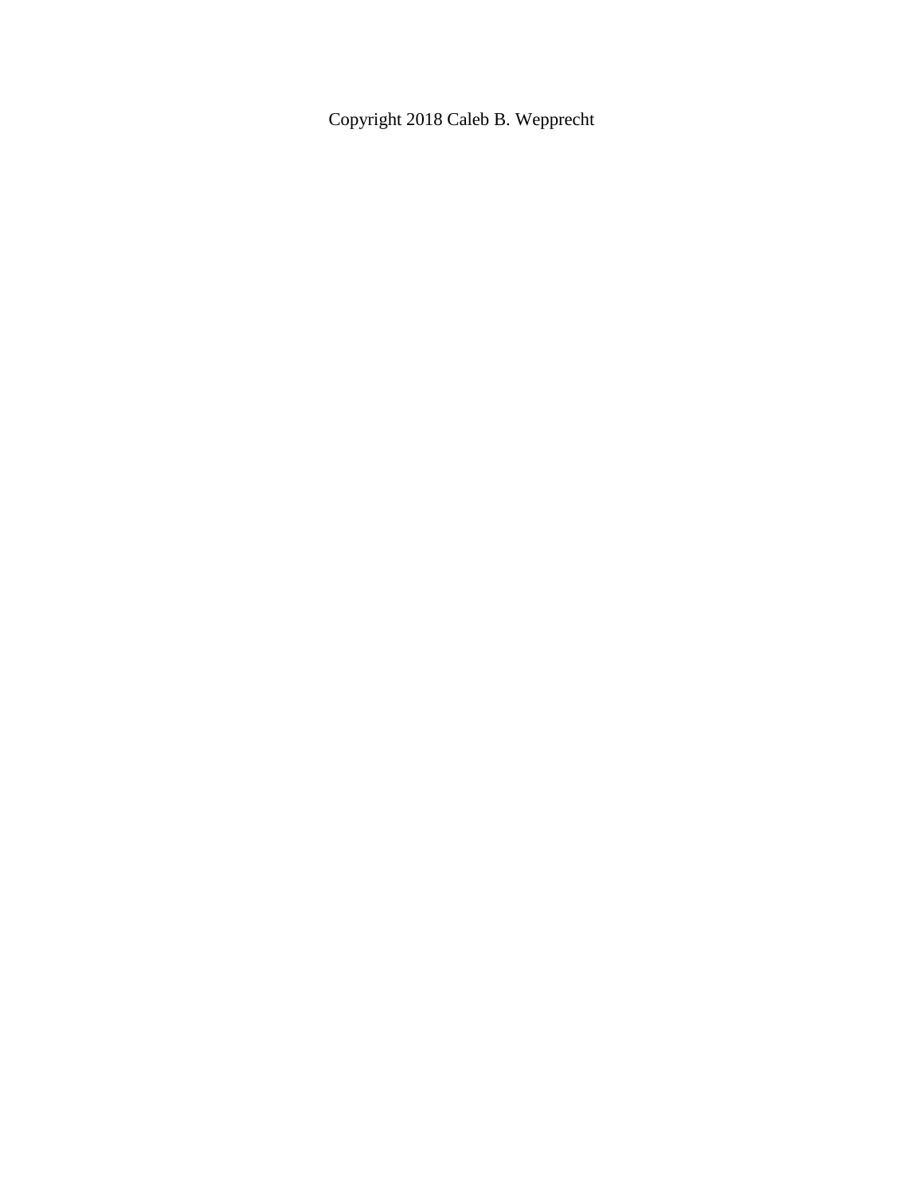Copyright 2018 Caleb B. Wepprecht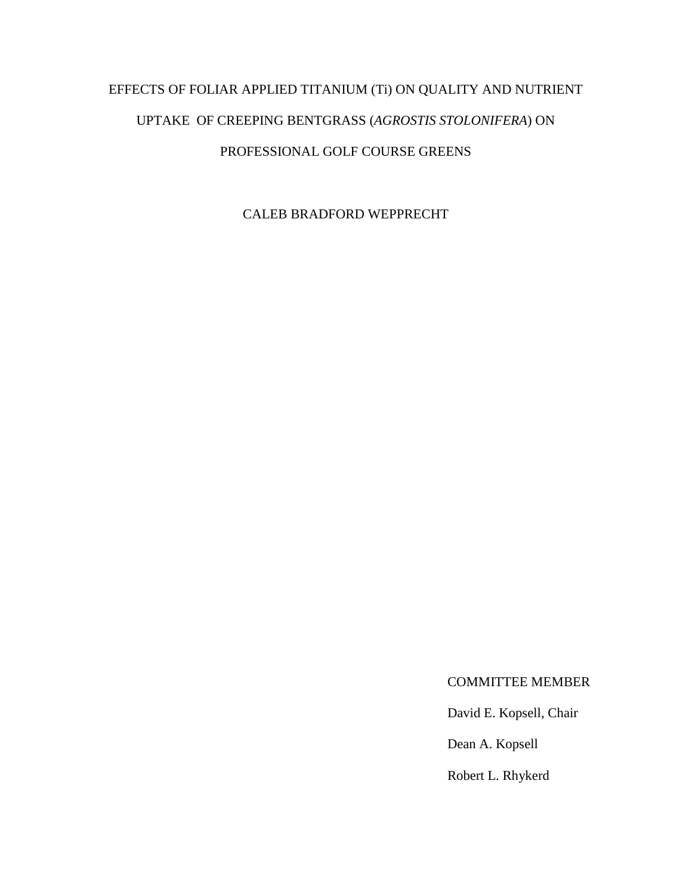EFFECTS OF FOLIAR APPLIED TITANIUM (Ti) ON QUALITY AND NUTRIENT UPTAKE OF CREEPING BENTGRASS (*AGROSTIS STOLONIFERA*) ON PROFESSIONAL GOLF COURSE GREENS

CALEB BRADFORD WEPPRECHT

COMMITTEE MEMBER

David E. Kopsell, Chair

Dean A. Kopsell

Robert L. Rhykerd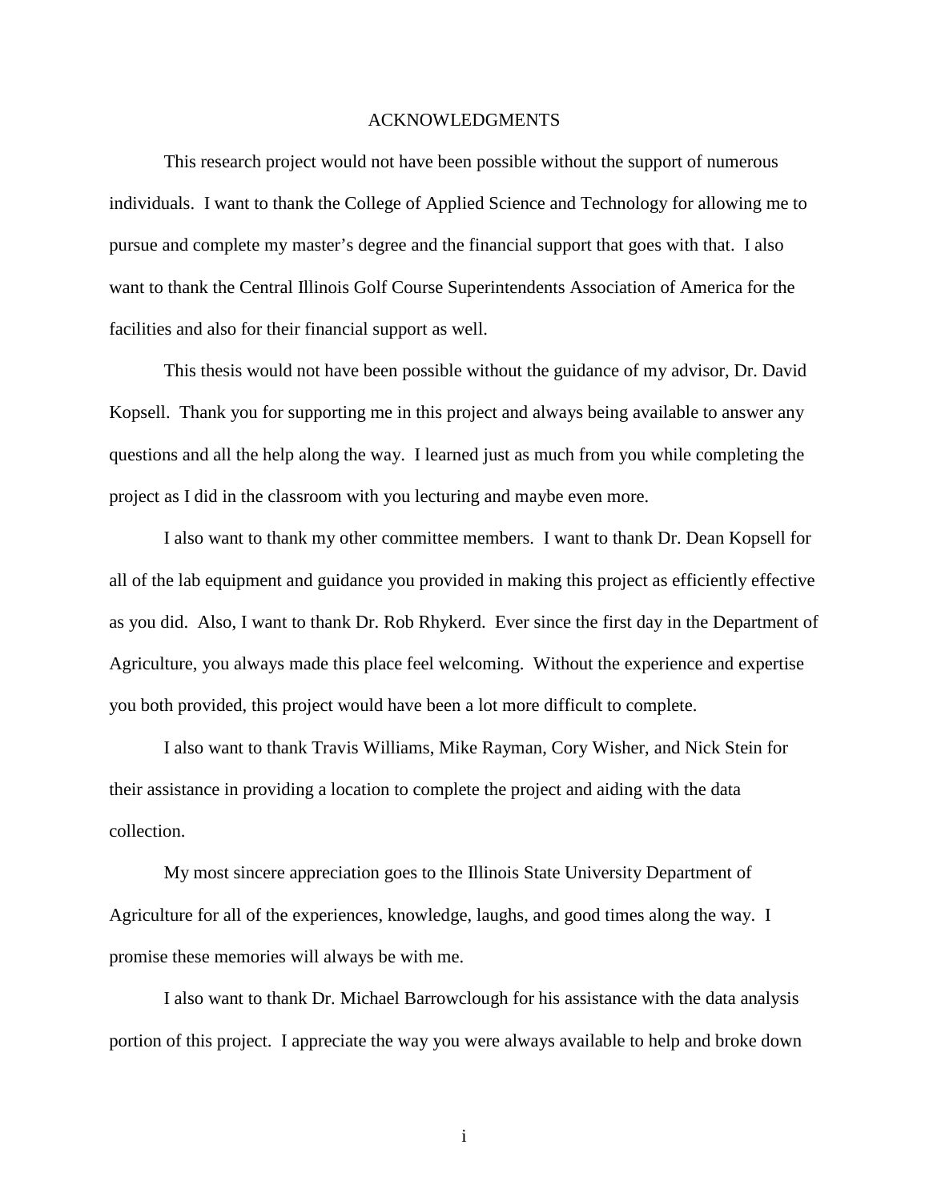# ACKNOWLEDGMENTS

This research project would not have been possible without the support of numerous individuals. I want to thank the College of Applied Science and Technology for allowing me to pursue and complete my master's degree and the financial support that goes with that. I also want to thank the Central Illinois Golf Course Superintendents Association of America for the facilities and also for their financial support as well.

This thesis would not have been possible without the guidance of my advisor, Dr. David Kopsell. Thank you for supporting me in this project and always being available to answer any questions and all the help along the way. I learned just as much from you while completing the project as I did in the classroom with you lecturing and maybe even more.

I also want to thank my other committee members. I want to thank Dr. Dean Kopsell for all of the lab equipment and guidance you provided in making this project as efficiently effective as you did. Also, I want to thank Dr. Rob Rhykerd. Ever since the first day in the Department of Agriculture, you always made this place feel welcoming. Without the experience and expertise you both provided, this project would have been a lot more difficult to complete.

I also want to thank Travis Williams, Mike Rayman, Cory Wisher, and Nick Stein for their assistance in providing a location to complete the project and aiding with the data collection.

My most sincere appreciation goes to the Illinois State University Department of Agriculture for all of the experiences, knowledge, laughs, and good times along the way. I promise these memories will always be with me.

I also want to thank Dr. Michael Barrowclough for his assistance with the data analysis portion of this project. I appreciate the way you were always available to help and broke down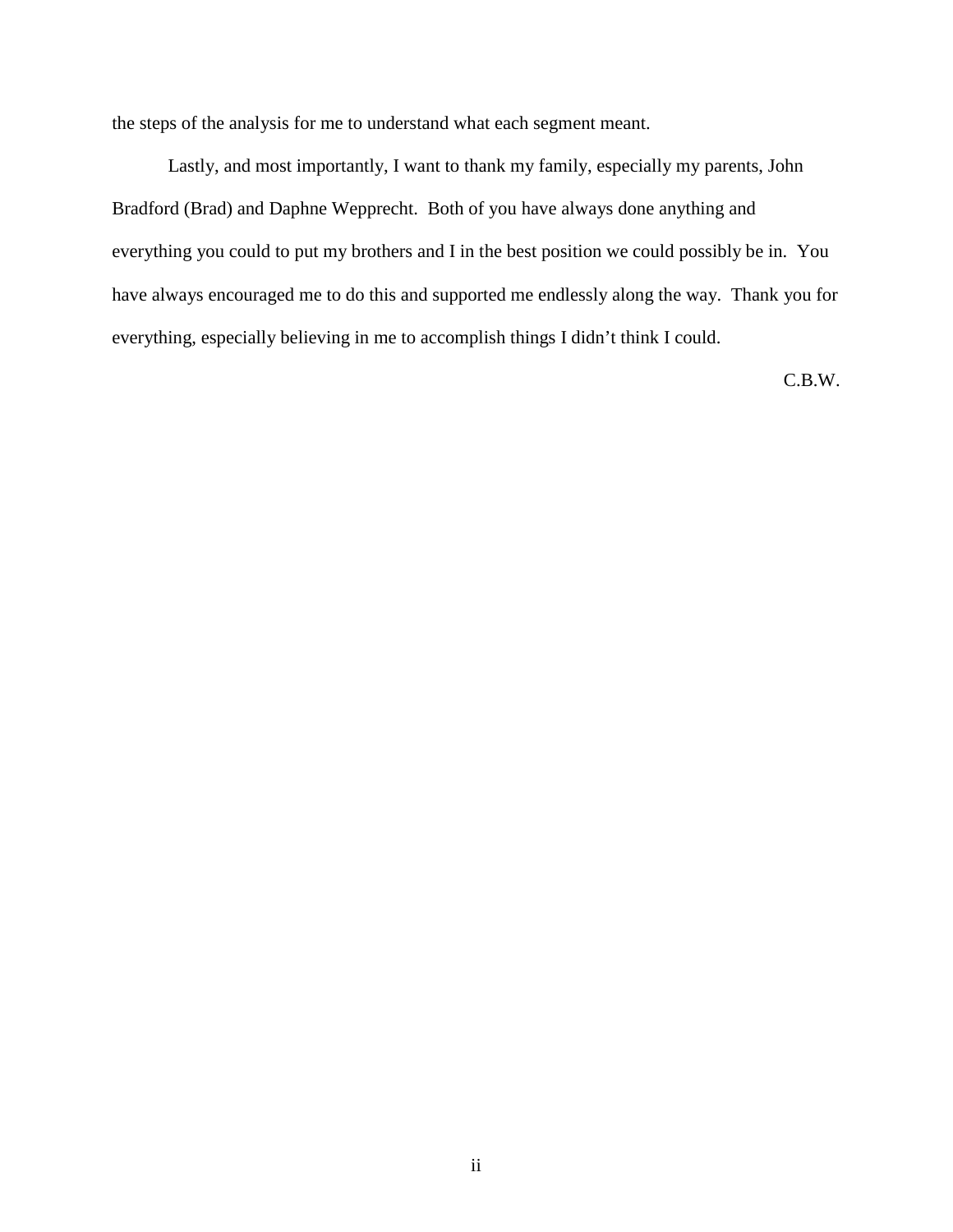the steps of the analysis for me to understand what each segment meant.

Lastly, and most importantly, I want to thank my family, especially my parents, John Bradford (Brad) and Daphne Wepprecht. Both of you have always done anything and everything you could to put my brothers and I in the best position we could possibly be in. You have always encouraged me to do this and supported me endlessly along the way. Thank you for everything, especially believing in me to accomplish things I didn't think I could.

C.B.W.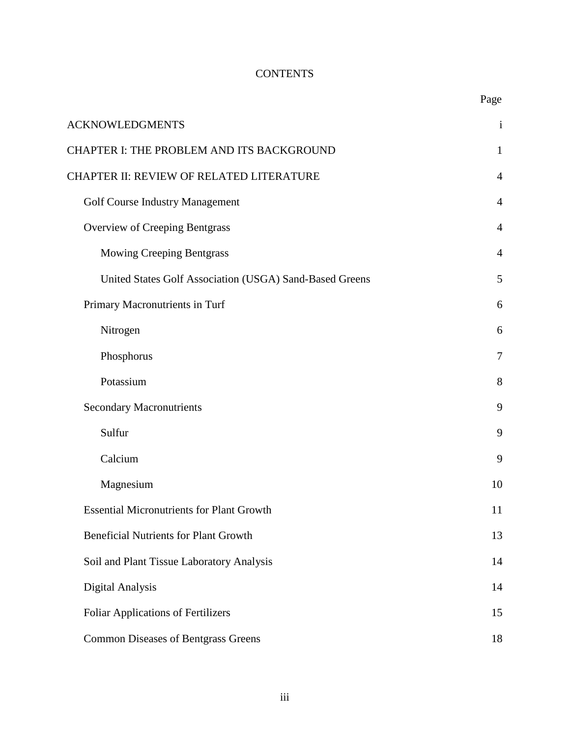# CONTENTS

| | Page |
|---|---|
| ACKNOWLEDGMENTS | i |
| CHAPTER I: THE PROBLEM AND ITS BACKGROUND | 1 |
| CHAPTER II: REVIEW OF RELATED LITERATURE | 4 |
| Golf Course Industry Management | 4 |
| Overview of Creeping Bentgrass | 4 |
| Mowing Creeping Bentgrass | 4 |
| United States Golf Association (USGA) Sand-Based Greens | 5 |
| Primary Macronutrients in Turf | 6 |
| Nitrogen | 6 |
| Phosphorus | 7 |
| Potassium | 8 |
| Secondary Macronutrients | 9 |
| Sulfur | 9 |
| Calcium | 9 |
| Magnesium | 10 |
| Essential Micronutrients for Plant Growth | 11 |
| Beneficial Nutrients for Plant Growth | 13 |
| Soil and Plant Tissue Laboratory Analysis | 14 |
| Digital Analysis | 14 |
| Foliar Applications of Fertilizers | 15 |
| Common Diseases of Bentgrass Greens | 18 |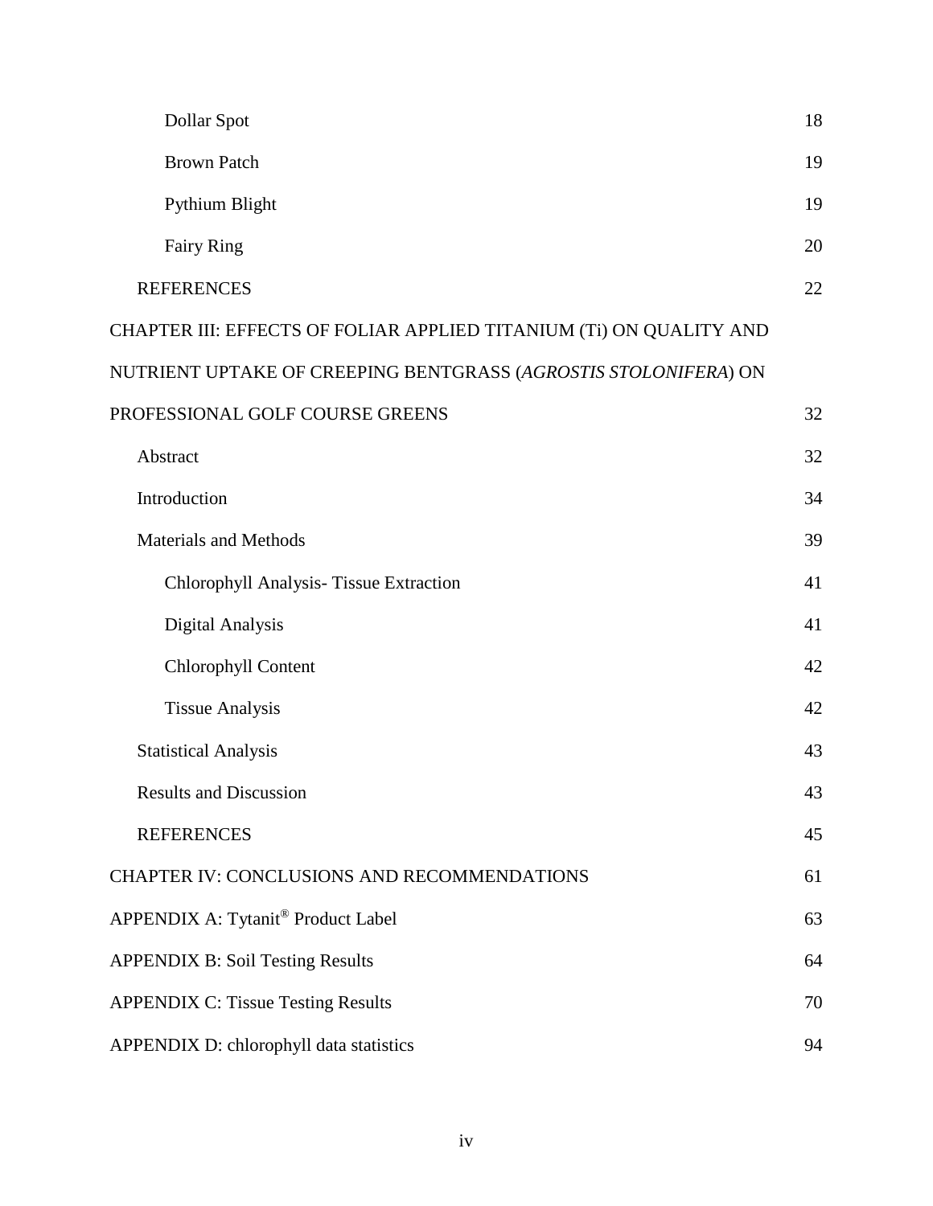| | |
|---|---|
| Dollar Spot | 18 |
| Brown Patch | 19 |
| Pythium Blight | 19 |
| Fairy Ring | 20 |
| REFERENCES | 22 |
| CHAPTER III: EFFECTS OF FOLIAR APPLIED TITANIUM (Ti) ON QUALITY AND NUTRIENT UPTAKE OF CREEPING BENTGRASS (*AGROSTIS STOLONIFERA*) ON PROFESSIONAL GOLF COURSE GREENS | 32 |
| Abstract | 32 |
| Introduction | 34 |
| Materials and Methods | 39 |
| Chlorophyll Analysis- Tissue Extraction | 41 |
| Digital Analysis | 41 |
| Chlorophyll Content | 42 |
| Tissue Analysis | 42 |
| Statistical Analysis | 43 |
| Results and Discussion | 43 |
| REFERENCES | 45 |
| CHAPTER IV: CONCLUSIONS AND RECOMMENDATIONS | 61 |
| APPENDIX A: Tytanit® Product Label | 63 |
| APPENDIX B: Soil Testing Results | 64 |
| APPENDIX C: Tissue Testing Results | 70 |
| APPENDIX D: chlorophyll data statistics | 94 |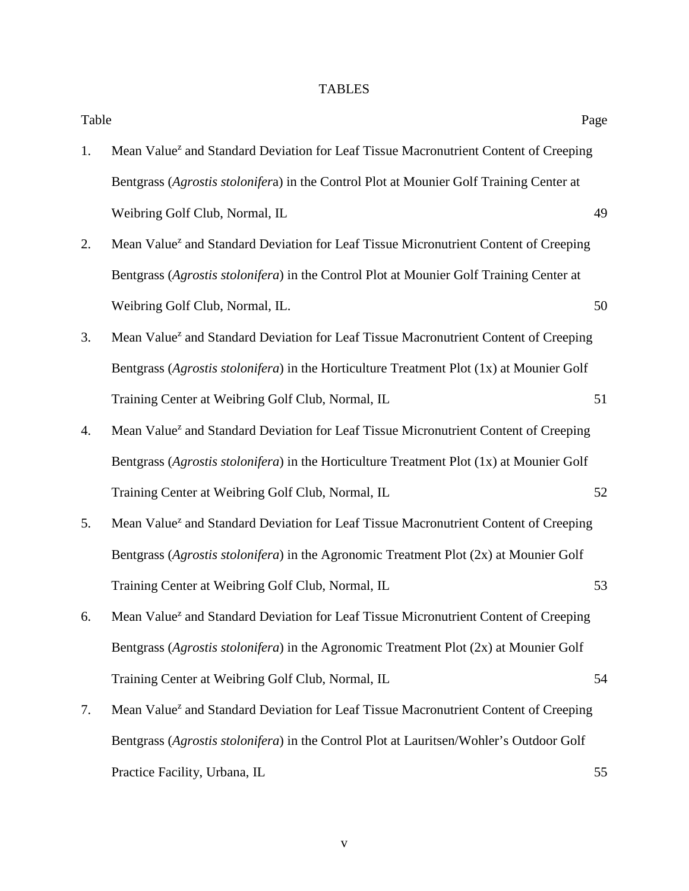# TABLES

| Table | | Page |
|---|---|---|
| 1. | Mean Value$^z$ and Standard Deviation for Leaf Tissue Macronutrient Content of Creeping Bentgrass (*Agrostis stolonifer*a) in the Control Plot at Mounier Golf Training Center at Weibring Golf Club, Normal, IL | 49 |
| 2. | Mean Value$^z$ and Standard Deviation for Leaf Tissue Micronutrient Content of Creeping Bentgrass (*Agrostis stolonifera*) in the Control Plot at Mounier Golf Training Center at Weibring Golf Club, Normal, IL. | 50 |
| 3. | Mean Value$^z$ and Standard Deviation for Leaf Tissue Macronutrient Content of Creeping Bentgrass (*Agrostis stolonifera*) in the Horticulture Treatment Plot (1x) at Mounier Golf Training Center at Weibring Golf Club, Normal, IL | 51 |
| 4. | Mean Value$^z$ and Standard Deviation for Leaf Tissue Micronutrient Content of Creeping Bentgrass (*Agrostis stolonifera*) in the Horticulture Treatment Plot (1x) at Mounier Golf Training Center at Weibring Golf Club, Normal, IL | 52 |
| 5. | Mean Value$^z$ and Standard Deviation for Leaf Tissue Macronutrient Content of Creeping Bentgrass (*Agrostis stolonifera*) in the Agronomic Treatment Plot (2x) at Mounier Golf Training Center at Weibring Golf Club, Normal, IL | 53 |
| 6. | Mean Value$^z$ and Standard Deviation for Leaf Tissue Micronutrient Content of Creeping Bentgrass (*Agrostis stolonifera*) in the Agronomic Treatment Plot (2x) at Mounier Golf Training Center at Weibring Golf Club, Normal, IL | 54 |
| 7. | Mean Value$^z$ and Standard Deviation for Leaf Tissue Macronutrient Content of Creeping Bentgrass (*Agrostis stolonifera*) in the Control Plot at Lauritsen/Wohler's Outdoor Golf Practice Facility, Urbana, IL | 55 |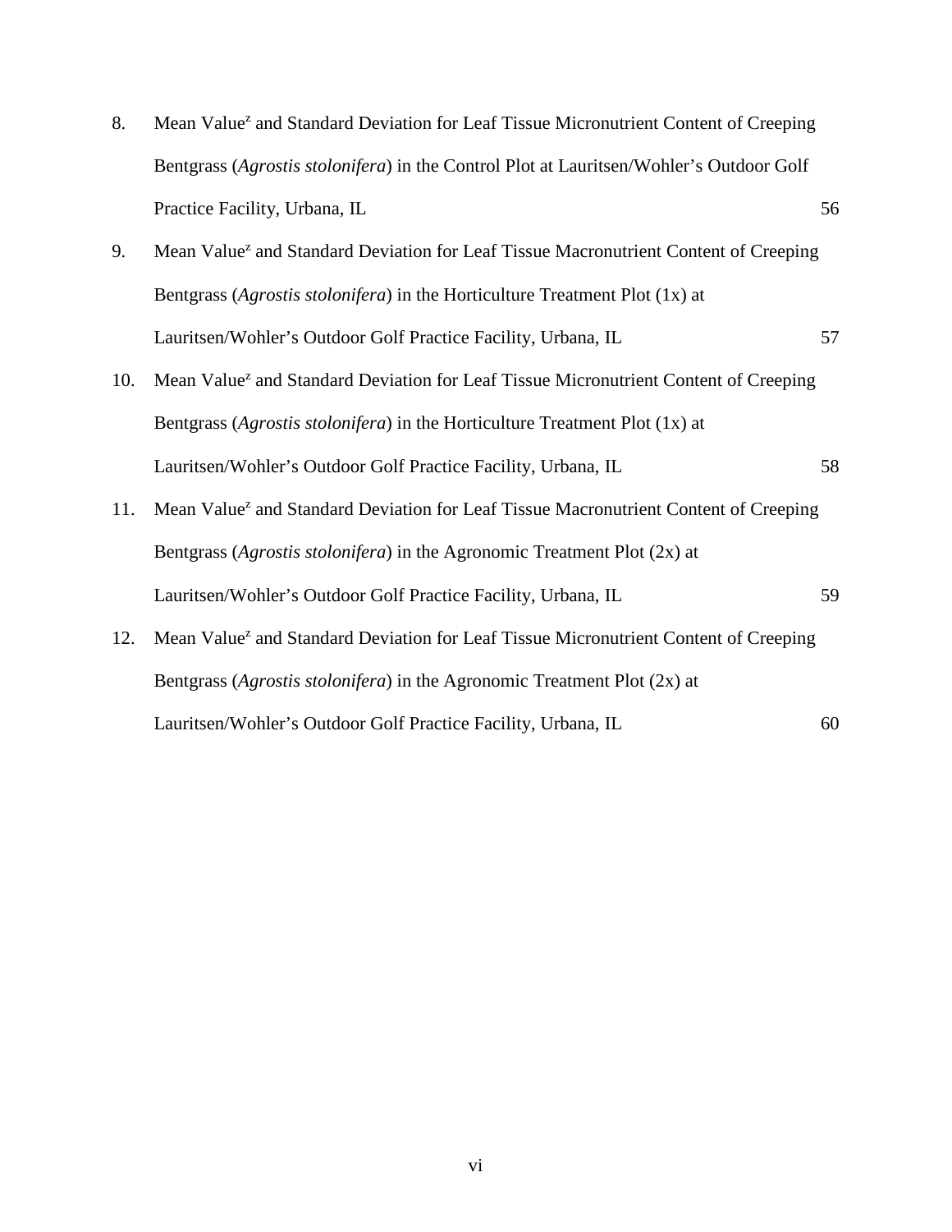8. Mean Value[z] and Standard Deviation for Leaf Tissue Micronutrient Content of Creeping Bentgrass (*Agrostis stolonifera*) in the Control Plot at Lauritsen/Wohler's Outdoor Golf Practice Facility, Urbana, IL 56

9. Mean Value[z] and Standard Deviation for Leaf Tissue Macronutrient Content of Creeping Bentgrass (*Agrostis stolonifera*) in the Horticulture Treatment Plot (1x) at Lauritsen/Wohler's Outdoor Golf Practice Facility, Urbana, IL 57

10. Mean Value[z] and Standard Deviation for Leaf Tissue Micronutrient Content of Creeping Bentgrass (*Agrostis stolonifera*) in the Horticulture Treatment Plot (1x) at Lauritsen/Wohler's Outdoor Golf Practice Facility, Urbana, IL 58

11. Mean Value[z] and Standard Deviation for Leaf Tissue Macronutrient Content of Creeping Bentgrass (*Agrostis stolonifera*) in the Agronomic Treatment Plot (2x) at Lauritsen/Wohler's Outdoor Golf Practice Facility, Urbana, IL 59

12. Mean Value[z] and Standard Deviation for Leaf Tissue Micronutrient Content of Creeping Bentgrass (*Agrostis stolonifera*) in the Agronomic Treatment Plot (2x) at Lauritsen/Wohler's Outdoor Golf Practice Facility, Urbana, IL 60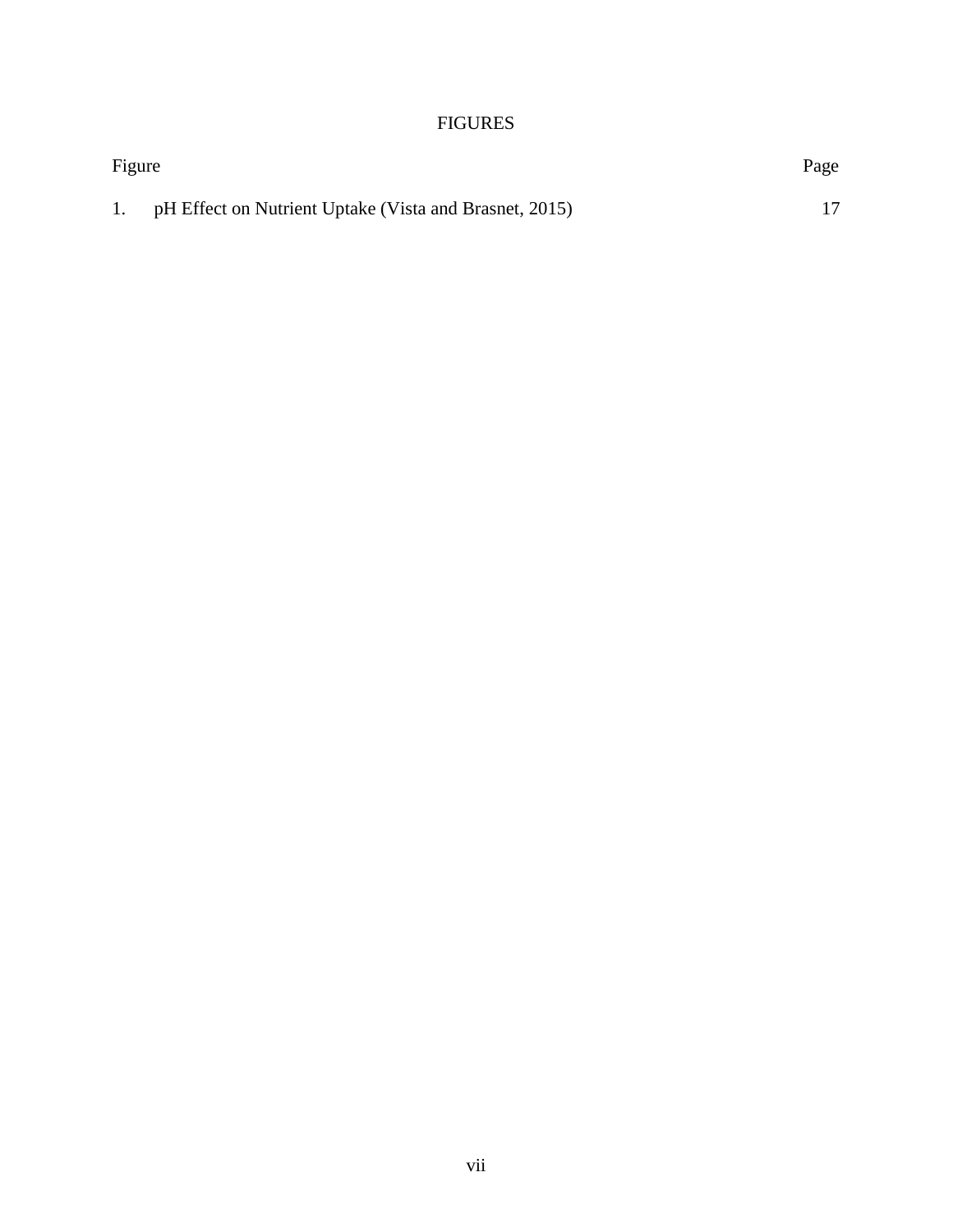# FIGURES

| Figure | | Page |
|---|---|---|
| 1. | pH Effect on Nutrient Uptake (Vista and Brasnet, 2015) | 17 |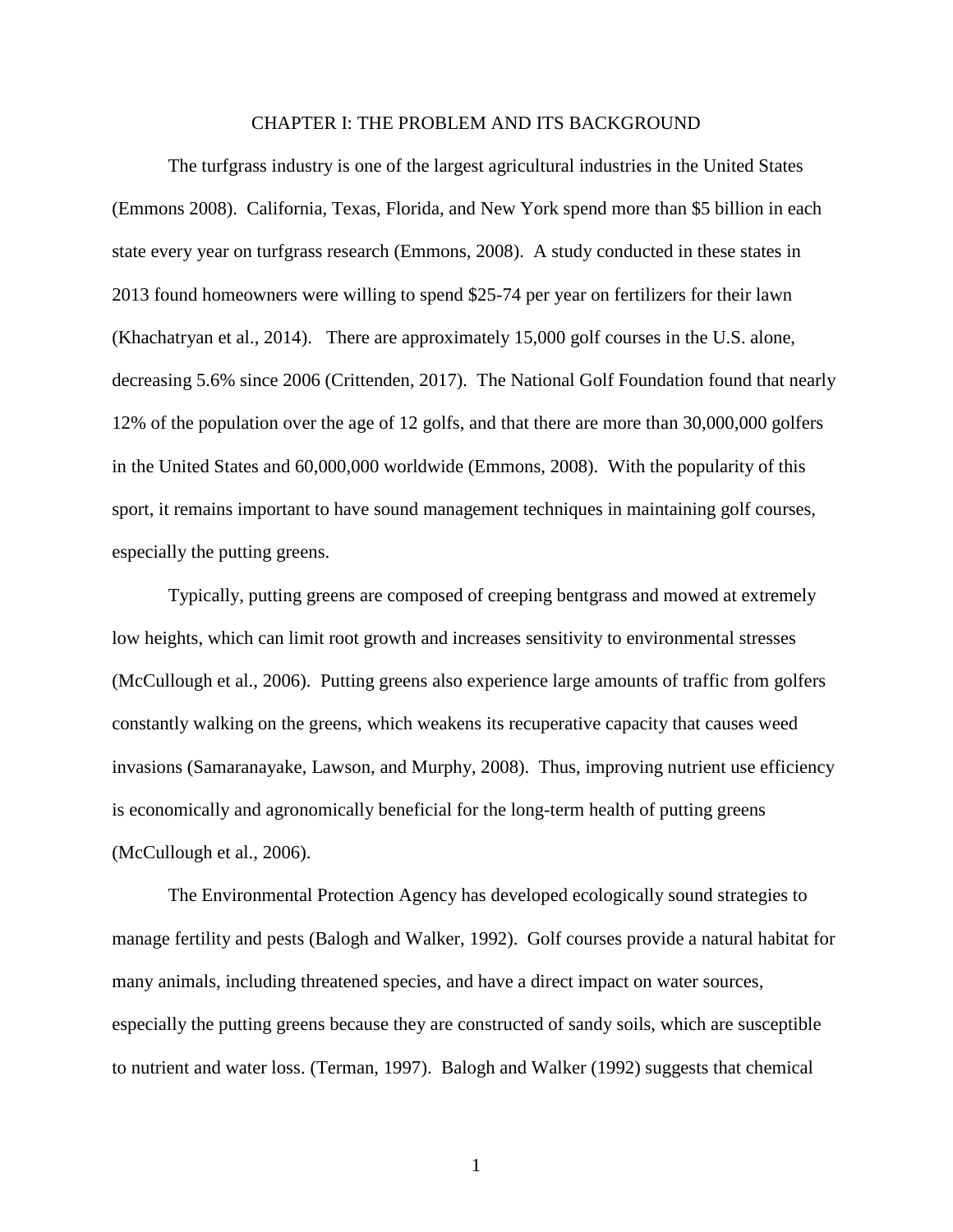# CHAPTER I: THE PROBLEM AND ITS BACKGROUND

The turfgrass industry is one of the largest agricultural industries in the United States (Emmons 2008). California, Texas, Florida, and New York spend more than $5 billion in each state every year on turfgrass research (Emmons, 2008). A study conducted in these states in 2013 found homeowners were willing to spend $25-74 per year on fertilizers for their lawn (Khachatryan et al., 2014). There are approximately 15,000 golf courses in the U.S. alone, decreasing 5.6% since 2006 (Crittenden, 2017). The National Golf Foundation found that nearly 12% of the population over the age of 12 golfs, and that there are more than 30,000,000 golfers in the United States and 60,000,000 worldwide (Emmons, 2008). With the popularity of this sport, it remains important to have sound management techniques in maintaining golf courses, especially the putting greens.

Typically, putting greens are composed of creeping bentgrass and mowed at extremely low heights, which can limit root growth and increases sensitivity to environmental stresses (McCullough et al., 2006). Putting greens also experience large amounts of traffic from golfers constantly walking on the greens, which weakens its recuperative capacity that causes weed invasions (Samaranayake, Lawson, and Murphy, 2008). Thus, improving nutrient use efficiency is economically and agronomically beneficial for the long-term health of putting greens (McCullough et al., 2006).

The Environmental Protection Agency has developed ecologically sound strategies to manage fertility and pests (Balogh and Walker, 1992). Golf courses provide a natural habitat for many animals, including threatened species, and have a direct impact on water sources, especially the putting greens because they are constructed of sandy soils, which are susceptible to nutrient and water loss. (Terman, 1997). Balogh and Walker (1992) suggests that chemical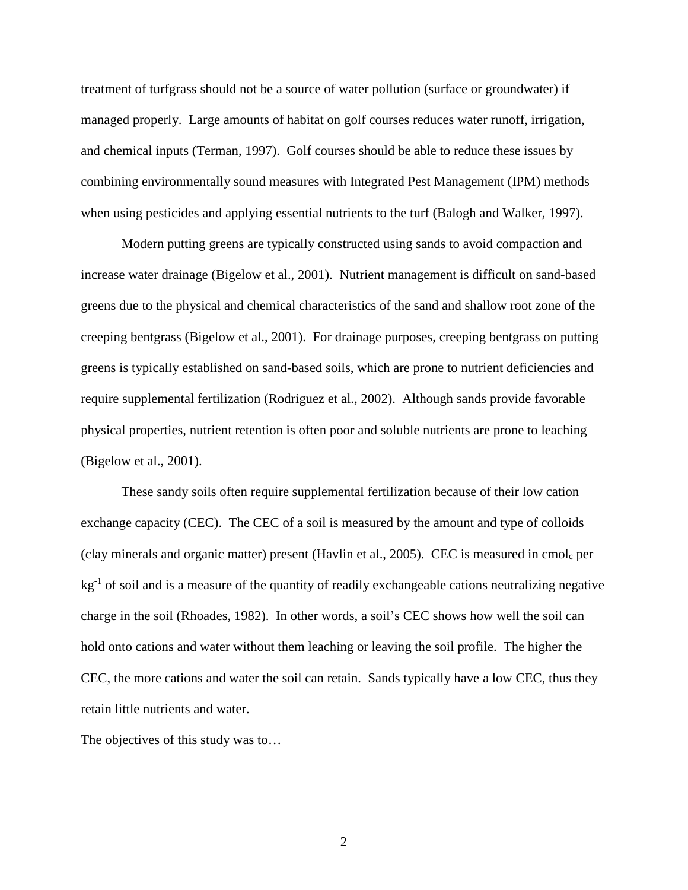treatment of turfgrass should not be a source of water pollution (surface or groundwater) if managed properly. Large amounts of habitat on golf courses reduces water runoff, irrigation, and chemical inputs (Terman, 1997). Golf courses should be able to reduce these issues by combining environmentally sound measures with Integrated Pest Management (IPM) methods when using pesticides and applying essential nutrients to the turf (Balogh and Walker, 1997).

Modern putting greens are typically constructed using sands to avoid compaction and increase water drainage (Bigelow et al., 2001). Nutrient management is difficult on sand-based greens due to the physical and chemical characteristics of the sand and shallow root zone of the creeping bentgrass (Bigelow et al., 2001). For drainage purposes, creeping bentgrass on putting greens is typically established on sand-based soils, which are prone to nutrient deficiencies and require supplemental fertilization (Rodriguez et al., 2002). Although sands provide favorable physical properties, nutrient retention is often poor and soluble nutrients are prone to leaching (Bigelow et al., 2001).

These sandy soils often require supplemental fertilization because of their low cation exchange capacity (CEC). The CEC of a soil is measured by the amount and type of colloids (clay minerals and organic matter) present (Havlin et al., 2005). CEC is measured in $cmol_c$ per $kg^{-1}$ of soil and is a measure of the quantity of readily exchangeable cations neutralizing negative charge in the soil (Rhoades, 1982). In other words, a soil's CEC shows how well the soil can hold onto cations and water without them leaching or leaving the soil profile. The higher the CEC, the more cations and water the soil can retain. Sands typically have a low CEC, thus they retain little nutrients and water.

The objectives of this study was to…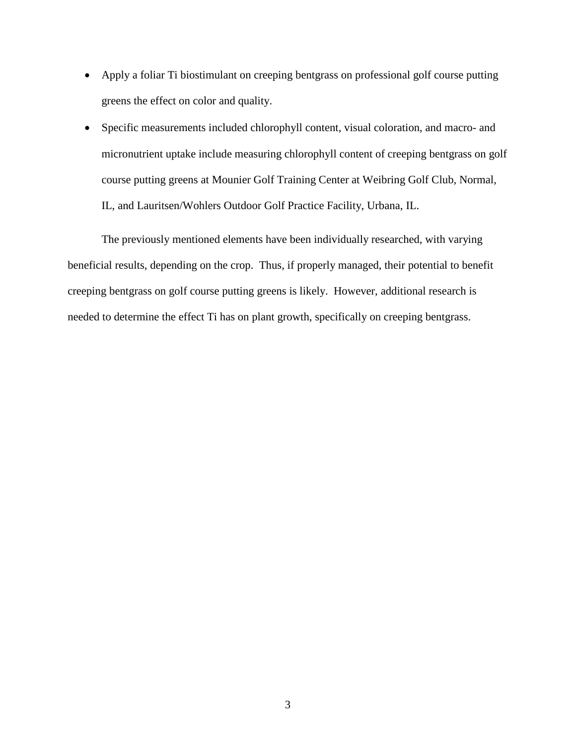- Apply a foliar Ti biostimulant on creeping bentgrass on professional golf course putting greens the effect on color and quality.
- Specific measurements included chlorophyll content, visual coloration, and macro- and micronutrient uptake include measuring chlorophyll content of creeping bentgrass on golf course putting greens at Mounier Golf Training Center at Weibring Golf Club, Normal, IL, and Lauritsen/Wohlers Outdoor Golf Practice Facility, Urbana, IL.

The previously mentioned elements have been individually researched, with varying beneficial results, depending on the crop. Thus, if properly managed, their potential to benefit creeping bentgrass on golf course putting greens is likely. However, additional research is needed to determine the effect Ti has on plant growth, specifically on creeping bentgrass.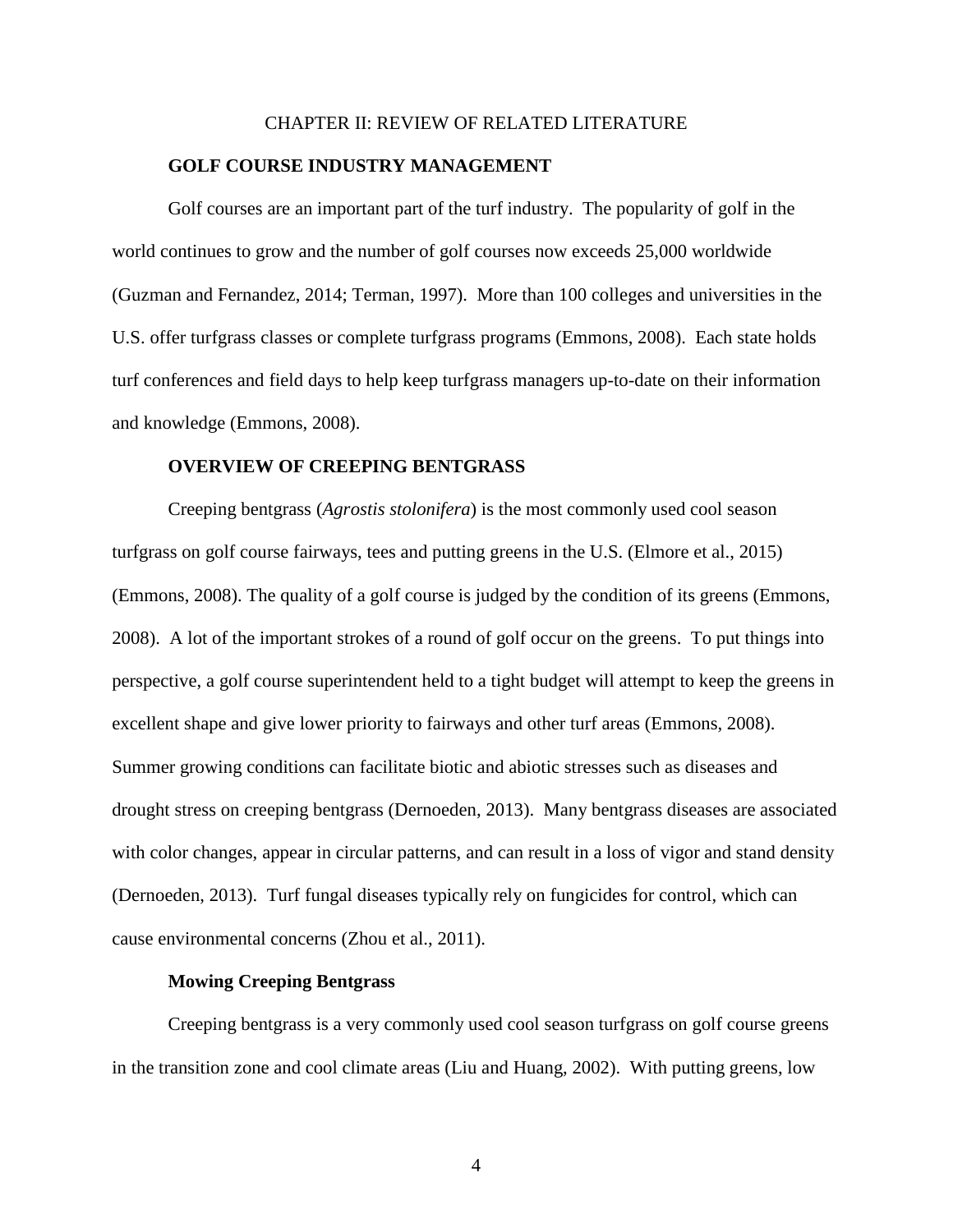# CHAPTER II: REVIEW OF RELATED LITERATURE

## GOLF COURSE INDUSTRY MANAGEMENT

Golf courses are an important part of the turf industry. The popularity of golf in the world continues to grow and the number of golf courses now exceeds 25,000 worldwide (Guzman and Fernandez, 2014; Terman, 1997). More than 100 colleges and universities in the U.S. offer turfgrass classes or complete turfgrass programs (Emmons, 2008). Each state holds turf conferences and field days to help keep turfgrass managers up-to-date on their information and knowledge (Emmons, 2008).

## OVERVIEW OF CREEPING BENTGRASS

Creeping bentgrass (*Agrostis stolonifera*) is the most commonly used cool season turfgrass on golf course fairways, tees and putting greens in the U.S. (Elmore et al., 2015) (Emmons, 2008). The quality of a golf course is judged by the condition of its greens (Emmons, 2008). A lot of the important strokes of a round of golf occur on the greens. To put things into perspective, a golf course superintendent held to a tight budget will attempt to keep the greens in excellent shape and give lower priority to fairways and other turf areas (Emmons, 2008). Summer growing conditions can facilitate biotic and abiotic stresses such as diseases and drought stress on creeping bentgrass (Dernoeden, 2013). Many bentgrass diseases are associated with color changes, appear in circular patterns, and can result in a loss of vigor and stand density (Dernoeden, 2013). Turf fungal diseases typically rely on fungicides for control, which can cause environmental concerns (Zhou et al., 2011).

### Mowing Creeping Bentgrass

Creeping bentgrass is a very commonly used cool season turfgrass on golf course greens in the transition zone and cool climate areas (Liu and Huang, 2002). With putting greens, low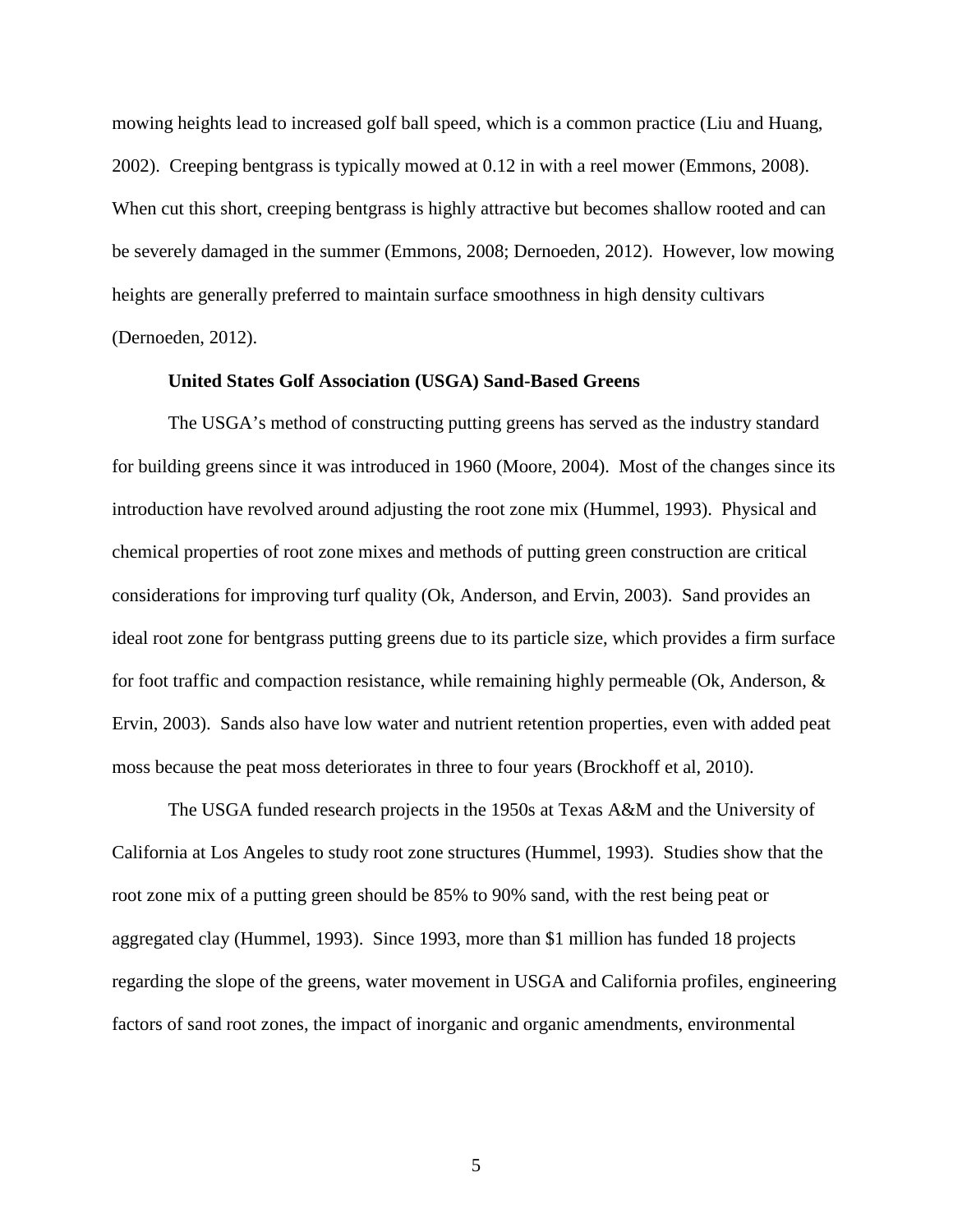mowing heights lead to increased golf ball speed, which is a common practice (Liu and Huang, 2002). Creeping bentgrass is typically mowed at 0.12 in with a reel mower (Emmons, 2008). When cut this short, creeping bentgrass is highly attractive but becomes shallow rooted and can be severely damaged in the summer (Emmons, 2008; Dernoeden, 2012). However, low mowing heights are generally preferred to maintain surface smoothness in high density cultivars (Dernoeden, 2012).

### United States Golf Association (USGA) Sand-Based Greens

The USGA's method of constructing putting greens has served as the industry standard for building greens since it was introduced in 1960 (Moore, 2004). Most of the changes since its introduction have revolved around adjusting the root zone mix (Hummel, 1993). Physical and chemical properties of root zone mixes and methods of putting green construction are critical considerations for improving turf quality (Ok, Anderson, and Ervin, 2003). Sand provides an ideal root zone for bentgrass putting greens due to its particle size, which provides a firm surface for foot traffic and compaction resistance, while remaining highly permeable (Ok, Anderson, & Ervin, 2003). Sands also have low water and nutrient retention properties, even with added peat moss because the peat moss deteriorates in three to four years (Brockhoff et al, 2010).

The USGA funded research projects in the 1950s at Texas A&M and the University of California at Los Angeles to study root zone structures (Hummel, 1993). Studies show that the root zone mix of a putting green should be 85% to 90% sand, with the rest being peat or aggregated clay (Hummel, 1993). Since 1993, more than $1 million has funded 18 projects regarding the slope of the greens, water movement in USGA and California profiles, engineering factors of sand root zones, the impact of inorganic and organic amendments, environmental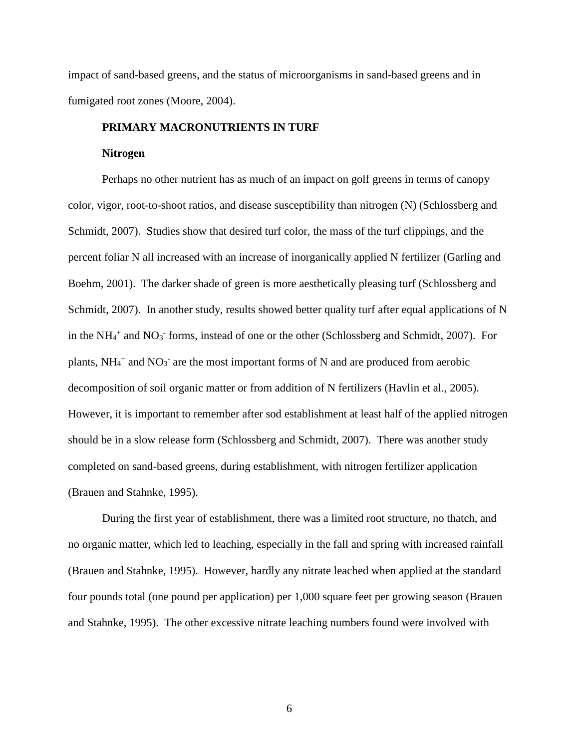impact of sand-based greens, and the status of microorganisms in sand-based greens and in fumigated root zones (Moore, 2004).

## PRIMARY MACRONUTRIENTS IN TURF

### Nitrogen

Perhaps no other nutrient has as much of an impact on golf greens in terms of canopy color, vigor, root-to-shoot ratios, and disease susceptibility than nitrogen (N) (Schlossberg and Schmidt, 2007). Studies show that desired turf color, the mass of the turf clippings, and the percent foliar N all increased with an increase of inorganically applied N fertilizer (Garling and Boehm, 2001). The darker shade of green is more aesthetically pleasing turf (Schlossberg and Schmidt, 2007). In another study, results showed better quality turf after equal applications of N in the $NH_4^+$ and $NO_3^-$ forms, instead of one or the other (Schlossberg and Schmidt, 2007). For plants, $NH_4^+$ and $NO_3^-$ are the most important forms of N and are produced from aerobic decomposition of soil organic matter or from addition of N fertilizers (Havlin et al., 2005). However, it is important to remember after sod establishment at least half of the applied nitrogen should be in a slow release form (Schlossberg and Schmidt, 2007). There was another study completed on sand-based greens, during establishment, with nitrogen fertilizer application (Brauen and Stahnke, 1995).

During the first year of establishment, there was a limited root structure, no thatch, and no organic matter, which led to leaching, especially in the fall and spring with increased rainfall (Brauen and Stahnke, 1995). However, hardly any nitrate leached when applied at the standard four pounds total (one pound per application) per 1,000 square feet per growing season (Brauen and Stahnke, 1995). The other excessive nitrate leaching numbers found were involved with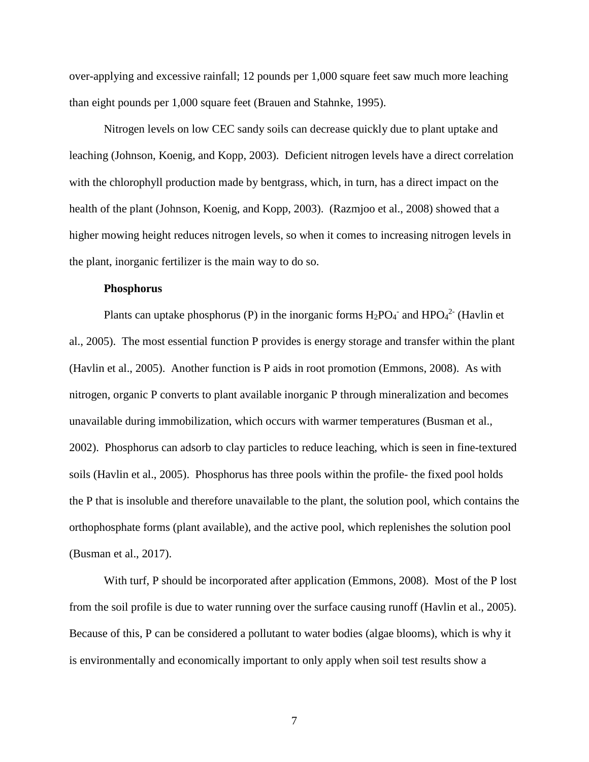over-applying and excessive rainfall; 12 pounds per 1,000 square feet saw much more leaching than eight pounds per 1,000 square feet (Brauen and Stahnke, 1995).

Nitrogen levels on low CEC sandy soils can decrease quickly due to plant uptake and leaching (Johnson, Koenig, and Kopp, 2003). Deficient nitrogen levels have a direct correlation with the chlorophyll production made by bentgrass, which, in turn, has a direct impact on the health of the plant (Johnson, Koenig, and Kopp, 2003). (Razmjoo et al., 2008) showed that a higher mowing height reduces nitrogen levels, so when it comes to increasing nitrogen levels in the plant, inorganic fertilizer is the main way to do so.

**Phosphorus**

Plants can uptake phosphorus (P) in the inorganic forms $H_2PO_4^-$ and $HPO_4^{2-}$ (Havlin et al., 2005). The most essential function P provides is energy storage and transfer within the plant (Havlin et al., 2005). Another function is P aids in root promotion (Emmons, 2008). As with nitrogen, organic P converts to plant available inorganic P through mineralization and becomes unavailable during immobilization, which occurs with warmer temperatures (Busman et al., 2002). Phosphorus can adsorb to clay particles to reduce leaching, which is seen in fine-textured soils (Havlin et al., 2005). Phosphorus has three pools within the profile- the fixed pool holds the P that is insoluble and therefore unavailable to the plant, the solution pool, which contains the orthophosphate forms (plant available), and the active pool, which replenishes the solution pool (Busman et al., 2017).

With turf, P should be incorporated after application (Emmons, 2008). Most of the P lost from the soil profile is due to water running over the surface causing runoff (Havlin et al., 2005). Because of this, P can be considered a pollutant to water bodies (algae blooms), which is why it is environmentally and economically important to only apply when soil test results show a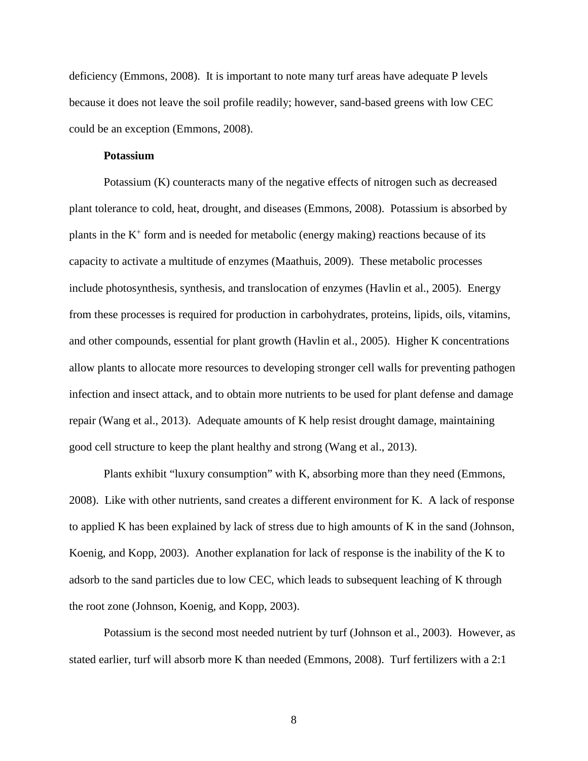deficiency (Emmons, 2008). It is important to note many turf areas have adequate P levels because it does not leave the soil profile readily; however, sand-based greens with low CEC could be an exception (Emmons, 2008).

### Potassium

Potassium (K) counteracts many of the negative effects of nitrogen such as decreased plant tolerance to cold, heat, drought, and diseases (Emmons, 2008). Potassium is absorbed by plants in the $K^+$ form and is needed for metabolic (energy making) reactions because of its capacity to activate a multitude of enzymes (Maathuis, 2009). These metabolic processes include photosynthesis, synthesis, and translocation of enzymes (Havlin et al., 2005). Energy from these processes is required for production in carbohydrates, proteins, lipids, oils, vitamins, and other compounds, essential for plant growth (Havlin et al., 2005). Higher K concentrations allow plants to allocate more resources to developing stronger cell walls for preventing pathogen infection and insect attack, and to obtain more nutrients to be used for plant defense and damage repair (Wang et al., 2013). Adequate amounts of K help resist drought damage, maintaining good cell structure to keep the plant healthy and strong (Wang et al., 2013).

Plants exhibit "luxury consumption" with K, absorbing more than they need (Emmons, 2008). Like with other nutrients, sand creates a different environment for K. A lack of response to applied K has been explained by lack of stress due to high amounts of K in the sand (Johnson, Koenig, and Kopp, 2003). Another explanation for lack of response is the inability of the K to adsorb to the sand particles due to low CEC, which leads to subsequent leaching of K through the root zone (Johnson, Koenig, and Kopp, 2003).

Potassium is the second most needed nutrient by turf (Johnson et al., 2003). However, as stated earlier, turf will absorb more K than needed (Emmons, 2008). Turf fertilizers with a 2:1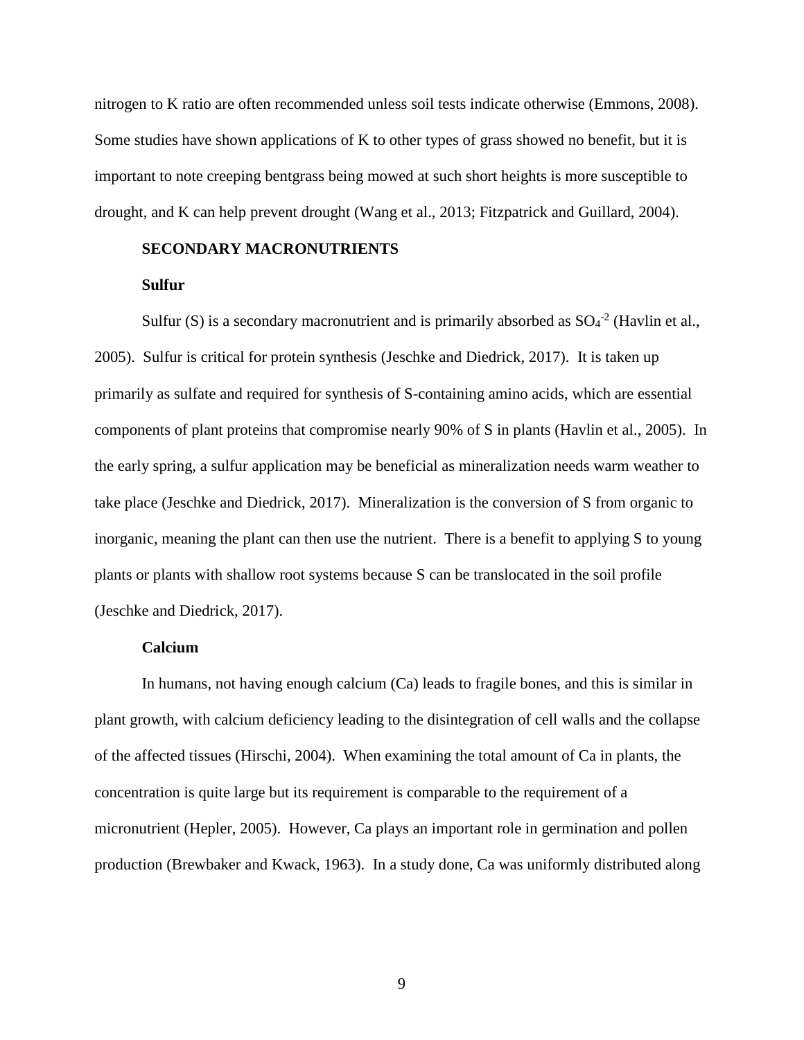nitrogen to K ratio are often recommended unless soil tests indicate otherwise (Emmons, 2008). Some studies have shown applications of K to other types of grass showed no benefit, but it is important to note creeping bentgrass being mowed at such short heights is more susceptible to drought, and K can help prevent drought (Wang et al., 2013; Fitzpatrick and Guillard, 2004).

## SECONDARY MACRONUTRIENTS

### Sulfur

Sulfur (S) is a secondary macronutrient and is primarily absorbed as $SO_4^{-2}$ (Havlin et al., 2005). Sulfur is critical for protein synthesis (Jeschke and Diedrick, 2017). It is taken up primarily as sulfate and required for synthesis of S-containing amino acids, which are essential components of plant proteins that compromise nearly 90% of S in plants (Havlin et al., 2005). In the early spring, a sulfur application may be beneficial as mineralization needs warm weather to take place (Jeschke and Diedrick, 2017). Mineralization is the conversion of S from organic to inorganic, meaning the plant can then use the nutrient. There is a benefit to applying S to young plants or plants with shallow root systems because S can be translocated in the soil profile (Jeschke and Diedrick, 2017).

### Calcium

In humans, not having enough calcium (Ca) leads to fragile bones, and this is similar in plant growth, with calcium deficiency leading to the disintegration of cell walls and the collapse of the affected tissues (Hirschi, 2004). When examining the total amount of Ca in plants, the concentration is quite large but its requirement is comparable to the requirement of a micronutrient (Hepler, 2005). However, Ca plays an important role in germination and pollen production (Brewbaker and Kwack, 1963). In a study done, Ca was uniformly distributed along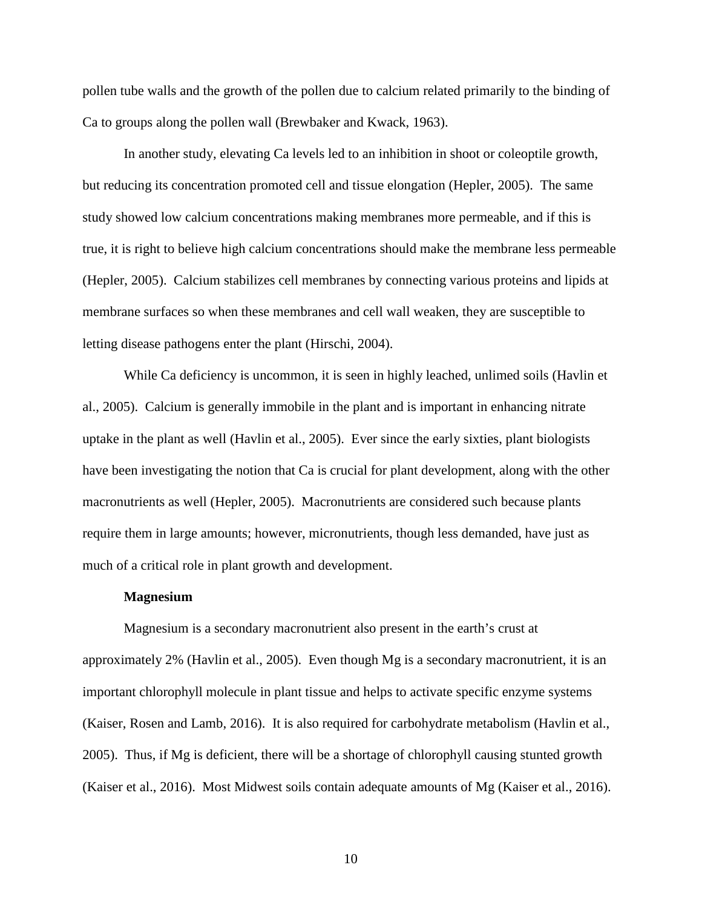pollen tube walls and the growth of the pollen due to calcium related primarily to the binding of Ca to groups along the pollen wall (Brewbaker and Kwack, 1963).

In another study, elevating Ca levels led to an inhibition in shoot or coleoptile growth, but reducing its concentration promoted cell and tissue elongation (Hepler, 2005). The same study showed low calcium concentrations making membranes more permeable, and if this is true, it is right to believe high calcium concentrations should make the membrane less permeable (Hepler, 2005). Calcium stabilizes cell membranes by connecting various proteins and lipids at membrane surfaces so when these membranes and cell wall weaken, they are susceptible to letting disease pathogens enter the plant (Hirschi, 2004).

While Ca deficiency is uncommon, it is seen in highly leached, unlimed soils (Havlin et al., 2005). Calcium is generally immobile in the plant and is important in enhancing nitrate uptake in the plant as well (Havlin et al., 2005). Ever since the early sixties, plant biologists have been investigating the notion that Ca is crucial for plant development, along with the other macronutrients as well (Hepler, 2005). Macronutrients are considered such because plants require them in large amounts; however, micronutrients, though less demanded, have just as much of a critical role in plant growth and development.

**Magnesium**

Magnesium is a secondary macronutrient also present in the earth's crust at approximately 2% (Havlin et al., 2005). Even though Mg is a secondary macronutrient, it is an important chlorophyll molecule in plant tissue and helps to activate specific enzyme systems (Kaiser, Rosen and Lamb, 2016). It is also required for carbohydrate metabolism (Havlin et al., 2005). Thus, if Mg is deficient, there will be a shortage of chlorophyll causing stunted growth (Kaiser et al., 2016). Most Midwest soils contain adequate amounts of Mg (Kaiser et al., 2016).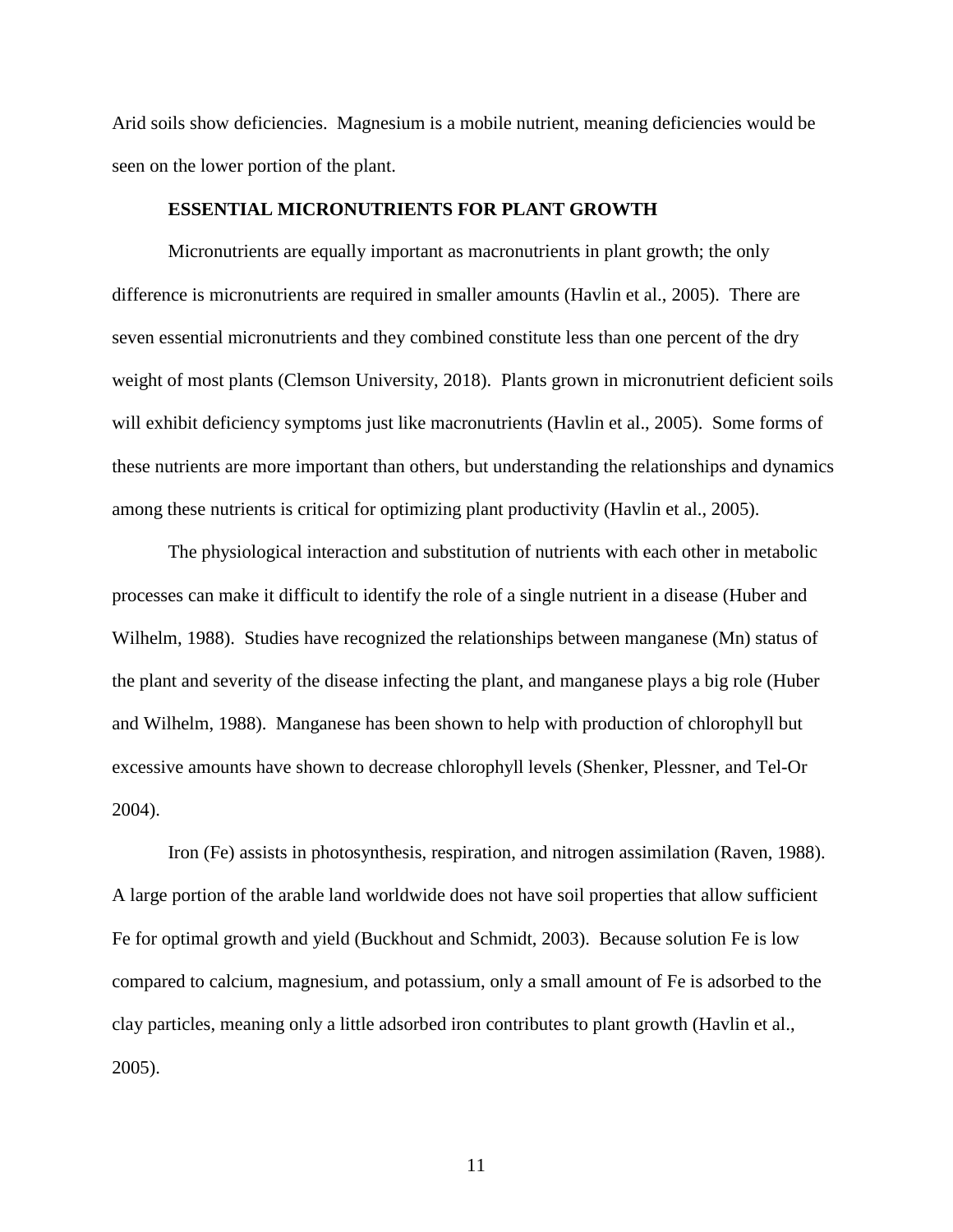Arid soils show deficiencies. Magnesium is a mobile nutrient, meaning deficiencies would be seen on the lower portion of the plant.

## ESSENTIAL MICRONUTRIENTS FOR PLANT GROWTH

Micronutrients are equally important as macronutrients in plant growth; the only difference is micronutrients are required in smaller amounts (Havlin et al., 2005). There are seven essential micronutrients and they combined constitute less than one percent of the dry weight of most plants (Clemson University, 2018). Plants grown in micronutrient deficient soils will exhibit deficiency symptoms just like macronutrients (Havlin et al., 2005). Some forms of these nutrients are more important than others, but understanding the relationships and dynamics among these nutrients is critical for optimizing plant productivity (Havlin et al., 2005).

The physiological interaction and substitution of nutrients with each other in metabolic processes can make it difficult to identify the role of a single nutrient in a disease (Huber and Wilhelm, 1988). Studies have recognized the relationships between manganese (Mn) status of the plant and severity of the disease infecting the plant, and manganese plays a big role (Huber and Wilhelm, 1988). Manganese has been shown to help with production of chlorophyll but excessive amounts have shown to decrease chlorophyll levels (Shenker, Plessner, and Tel-Or 2004).

Iron (Fe) assists in photosynthesis, respiration, and nitrogen assimilation (Raven, 1988). A large portion of the arable land worldwide does not have soil properties that allow sufficient Fe for optimal growth and yield (Buckhout and Schmidt, 2003). Because solution Fe is low compared to calcium, magnesium, and potassium, only a small amount of Fe is adsorbed to the clay particles, meaning only a little adsorbed iron contributes to plant growth (Havlin et al., 2005).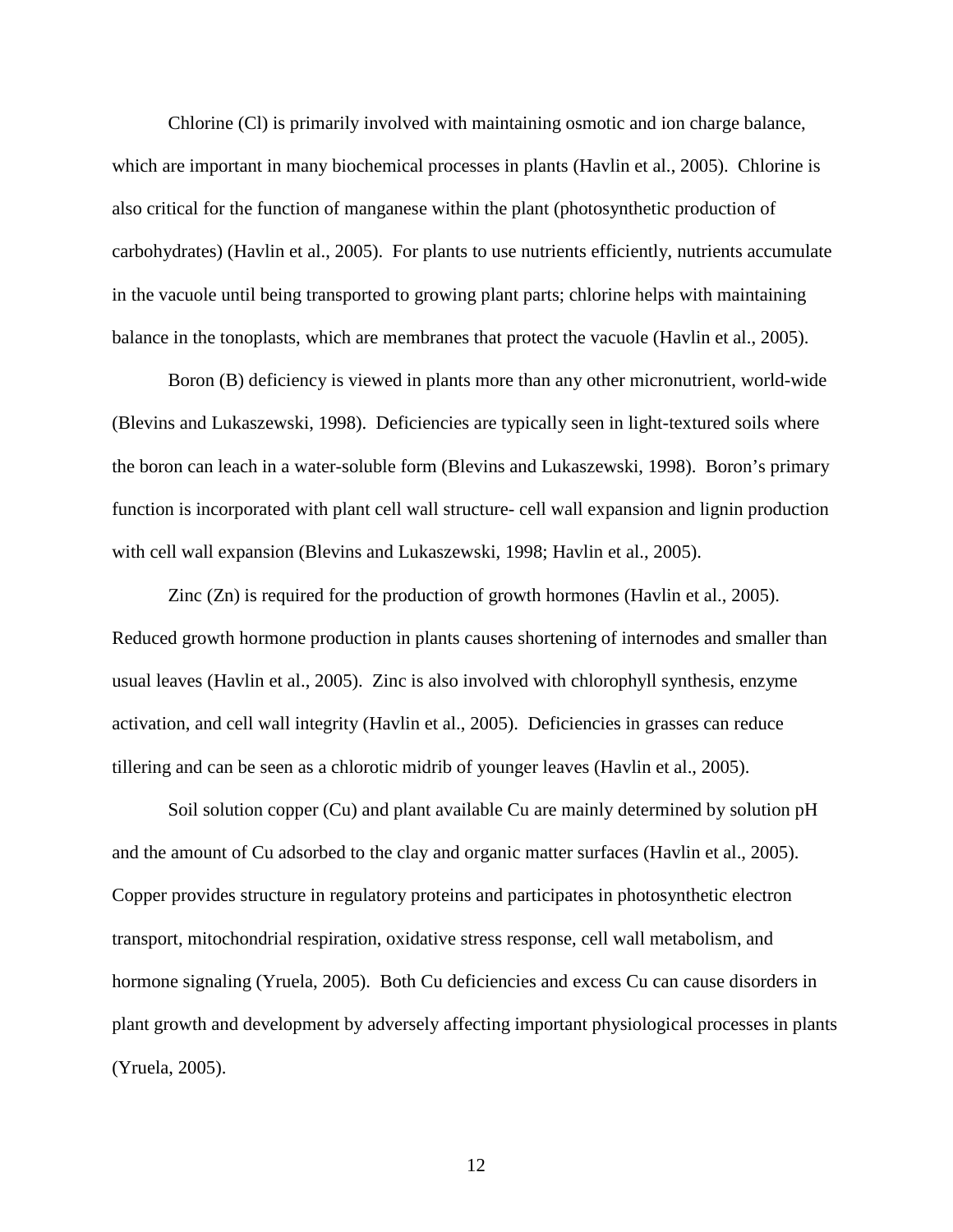Chlorine (Cl) is primarily involved with maintaining osmotic and ion charge balance, which are important in many biochemical processes in plants (Havlin et al., 2005). Chlorine is also critical for the function of manganese within the plant (photosynthetic production of carbohydrates) (Havlin et al., 2005). For plants to use nutrients efficiently, nutrients accumulate in the vacuole until being transported to growing plant parts; chlorine helps with maintaining balance in the tonoplasts, which are membranes that protect the vacuole (Havlin et al., 2005).

Boron (B) deficiency is viewed in plants more than any other micronutrient, world-wide (Blevins and Lukaszewski, 1998). Deficiencies are typically seen in light-textured soils where the boron can leach in a water-soluble form (Blevins and Lukaszewski, 1998). Boron's primary function is incorporated with plant cell wall structure- cell wall expansion and lignin production with cell wall expansion (Blevins and Lukaszewski, 1998; Havlin et al., 2005).

Zinc (Zn) is required for the production of growth hormones (Havlin et al., 2005). Reduced growth hormone production in plants causes shortening of internodes and smaller than usual leaves (Havlin et al., 2005). Zinc is also involved with chlorophyll synthesis, enzyme activation, and cell wall integrity (Havlin et al., 2005). Deficiencies in grasses can reduce tillering and can be seen as a chlorotic midrib of younger leaves (Havlin et al., 2005).

Soil solution copper (Cu) and plant available Cu are mainly determined by solution pH and the amount of Cu adsorbed to the clay and organic matter surfaces (Havlin et al., 2005). Copper provides structure in regulatory proteins and participates in photosynthetic electron transport, mitochondrial respiration, oxidative stress response, cell wall metabolism, and hormone signaling (Yruela, 2005). Both Cu deficiencies and excess Cu can cause disorders in plant growth and development by adversely affecting important physiological processes in plants (Yruela, 2005).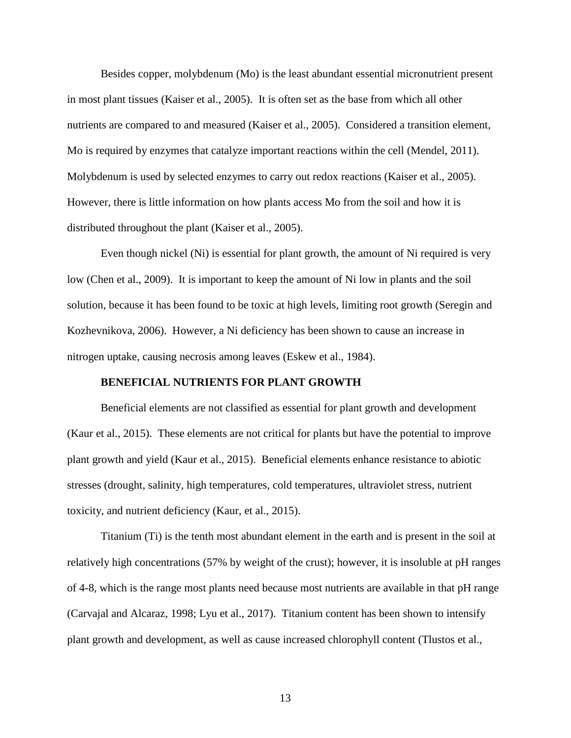Besides copper, molybdenum (Mo) is the least abundant essential micronutrient present in most plant tissues (Kaiser et al., 2005). It is often set as the base from which all other nutrients are compared to and measured (Kaiser et al., 2005). Considered a transition element, Mo is required by enzymes that catalyze important reactions within the cell (Mendel, 2011). Molybdenum is used by selected enzymes to carry out redox reactions (Kaiser et al., 2005). However, there is little information on how plants access Mo from the soil and how it is distributed throughout the plant (Kaiser et al., 2005).

Even though nickel (Ni) is essential for plant growth, the amount of Ni required is very low (Chen et al., 2009). It is important to keep the amount of Ni low in plants and the soil solution, because it has been found to be toxic at high levels, limiting root growth (Seregin and Kozhevnikova, 2006). However, a Ni deficiency has been shown to cause an increase in nitrogen uptake, causing necrosis among leaves (Eskew et al., 1984).

## BENEFICIAL NUTRIENTS FOR PLANT GROWTH

Beneficial elements are not classified as essential for plant growth and development (Kaur et al., 2015). These elements are not critical for plants but have the potential to improve plant growth and yield (Kaur et al., 2015). Beneficial elements enhance resistance to abiotic stresses (drought, salinity, high temperatures, cold temperatures, ultraviolet stress, nutrient toxicity, and nutrient deficiency (Kaur, et al., 2015).

Titanium (Ti) is the tenth most abundant element in the earth and is present in the soil at relatively high concentrations (57% by weight of the crust); however, it is insoluble at pH ranges of 4-8, which is the range most plants need because most nutrients are available in that pH range (Carvajal and Alcaraz, 1998; Lyu et al., 2017). Titanium content has been shown to intensify plant growth and development, as well as cause increased chlorophyll content (Tlustos et al.,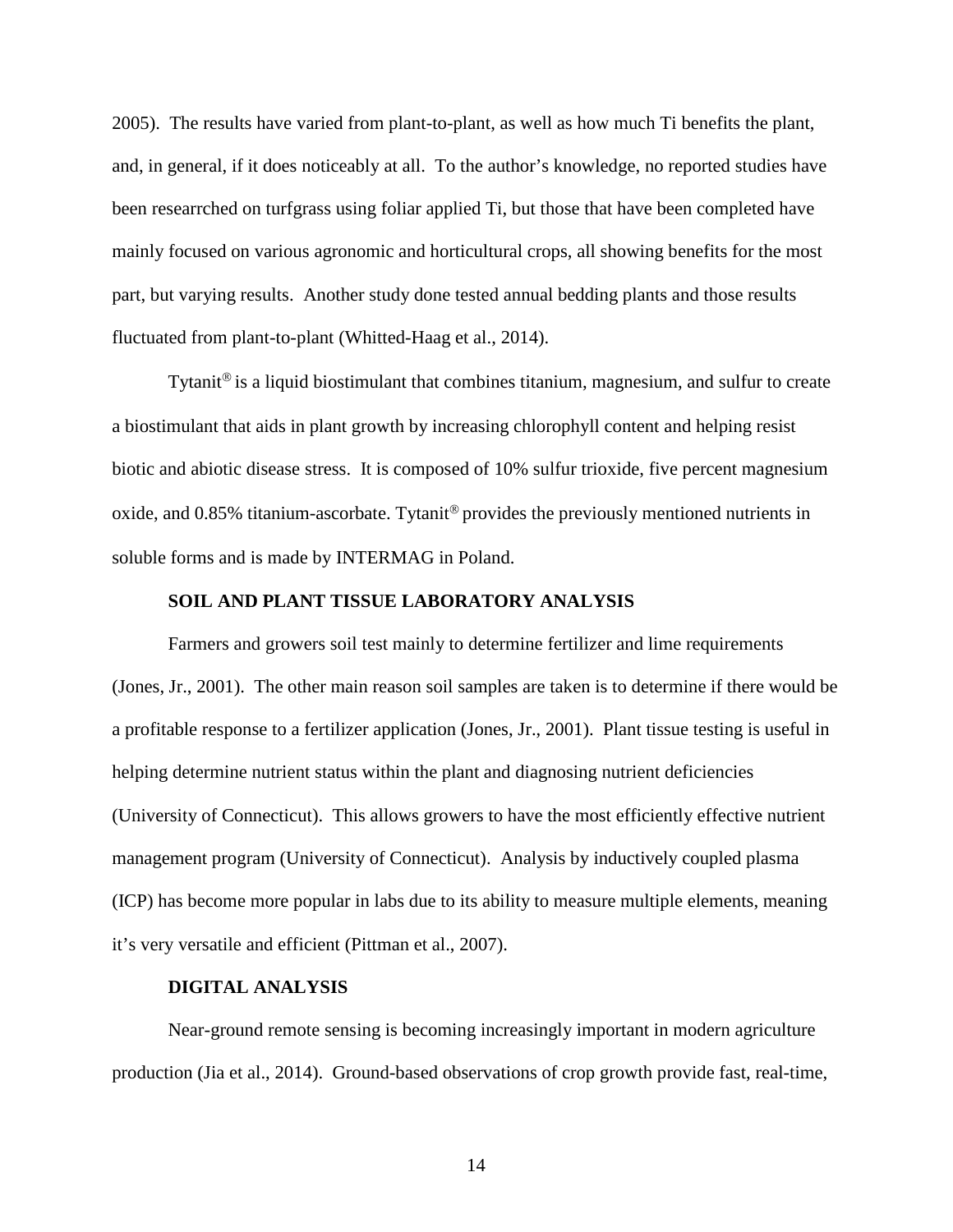2005). The results have varied from plant-to-plant, as well as how much Ti benefits the plant, and, in general, if it does noticeably at all. To the author's knowledge, no reported studies have been researrched on turfgrass using foliar applied Ti, but those that have been completed have mainly focused on various agronomic and horticultural crops, all showing benefits for the most part, but varying results. Another study done tested annual bedding plants and those results fluctuated from plant-to-plant (Whitted-Haag et al., 2014).

Tytanit® is a liquid biostimulant that combines titanium, magnesium, and sulfur to create a biostimulant that aids in plant growth by increasing chlorophyll content and helping resist biotic and abiotic disease stress. It is composed of 10% sulfur trioxide, five percent magnesium oxide, and 0.85% titanium-ascorbate. Tytanit® provides the previously mentioned nutrients in soluble forms and is made by INTERMAG in Poland.

## SOIL AND PLANT TISSUE LABORATORY ANALYSIS

Farmers and growers soil test mainly to determine fertilizer and lime requirements (Jones, Jr., 2001). The other main reason soil samples are taken is to determine if there would be a profitable response to a fertilizer application (Jones, Jr., 2001). Plant tissue testing is useful in helping determine nutrient status within the plant and diagnosing nutrient deficiencies (University of Connecticut). This allows growers to have the most efficiently effective nutrient management program (University of Connecticut). Analysis by inductively coupled plasma (ICP) has become more popular in labs due to its ability to measure multiple elements, meaning it's very versatile and efficient (Pittman et al., 2007).

## DIGITAL ANALYSIS

Near-ground remote sensing is becoming increasingly important in modern agriculture production (Jia et al., 2014). Ground-based observations of crop growth provide fast, real-time,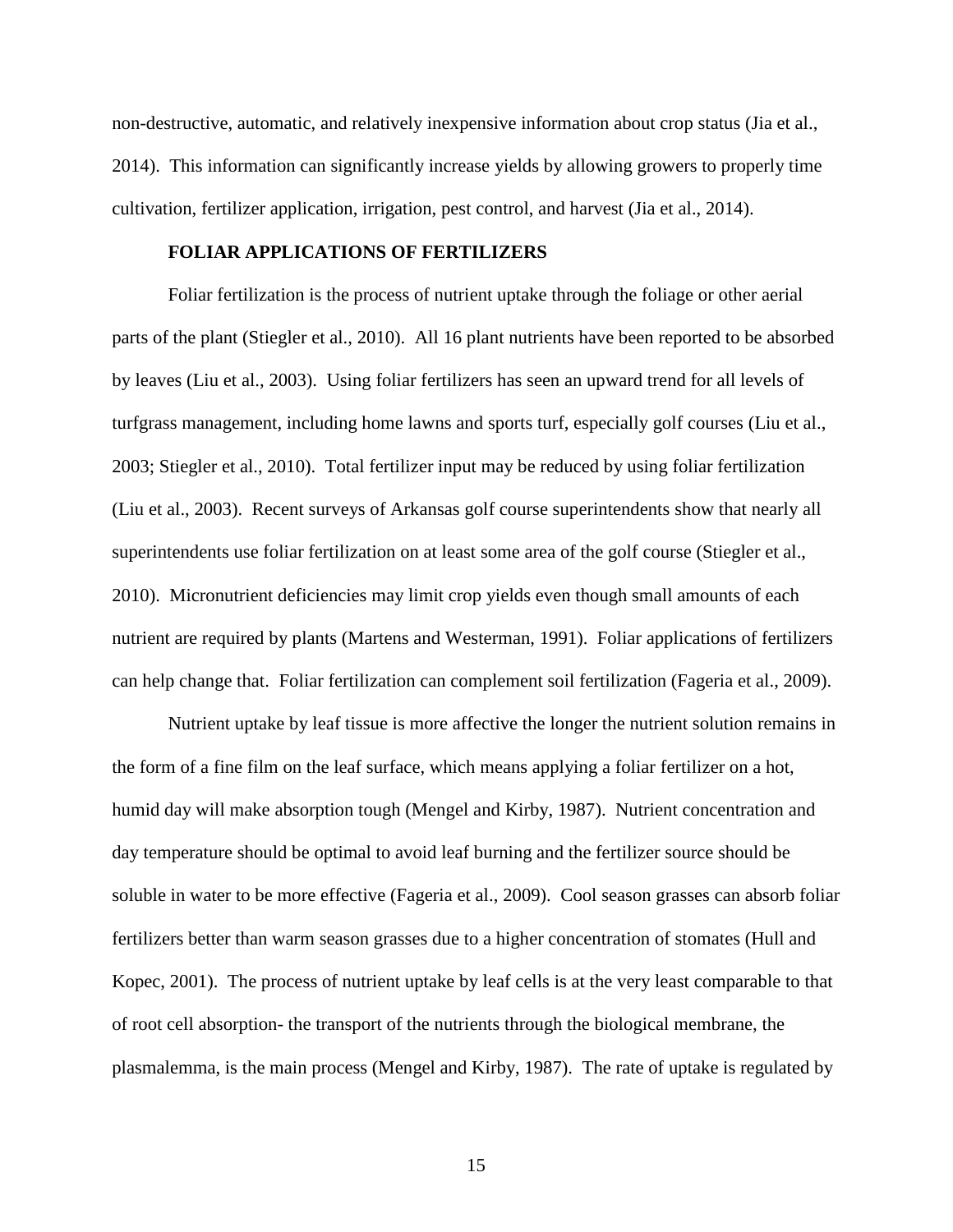non-destructive, automatic, and relatively inexpensive information about crop status (Jia et al., 2014). This information can significantly increase yields by allowing growers to properly time cultivation, fertilizer application, irrigation, pest control, and harvest (Jia et al., 2014).

## FOLIAR APPLICATIONS OF FERTILIZERS

Foliar fertilization is the process of nutrient uptake through the foliage or other aerial parts of the plant (Stiegler et al., 2010). All 16 plant nutrients have been reported to be absorbed by leaves (Liu et al., 2003). Using foliar fertilizers has seen an upward trend for all levels of turfgrass management, including home lawns and sports turf, especially golf courses (Liu et al., 2003; Stiegler et al., 2010). Total fertilizer input may be reduced by using foliar fertilization (Liu et al., 2003). Recent surveys of Arkansas golf course superintendents show that nearly all superintendents use foliar fertilization on at least some area of the golf course (Stiegler et al., 2010). Micronutrient deficiencies may limit crop yields even though small amounts of each nutrient are required by plants (Martens and Westerman, 1991). Foliar applications of fertilizers can help change that. Foliar fertilization can complement soil fertilization (Fageria et al., 2009).

Nutrient uptake by leaf tissue is more affective the longer the nutrient solution remains in the form of a fine film on the leaf surface, which means applying a foliar fertilizer on a hot, humid day will make absorption tough (Mengel and Kirby, 1987). Nutrient concentration and day temperature should be optimal to avoid leaf burning and the fertilizer source should be soluble in water to be more effective (Fageria et al., 2009). Cool season grasses can absorb foliar fertilizers better than warm season grasses due to a higher concentration of stomates (Hull and Kopec, 2001). The process of nutrient uptake by leaf cells is at the very least comparable to that of root cell absorption- the transport of the nutrients through the biological membrane, the plasmalemma, is the main process (Mengel and Kirby, 1987). The rate of uptake is regulated by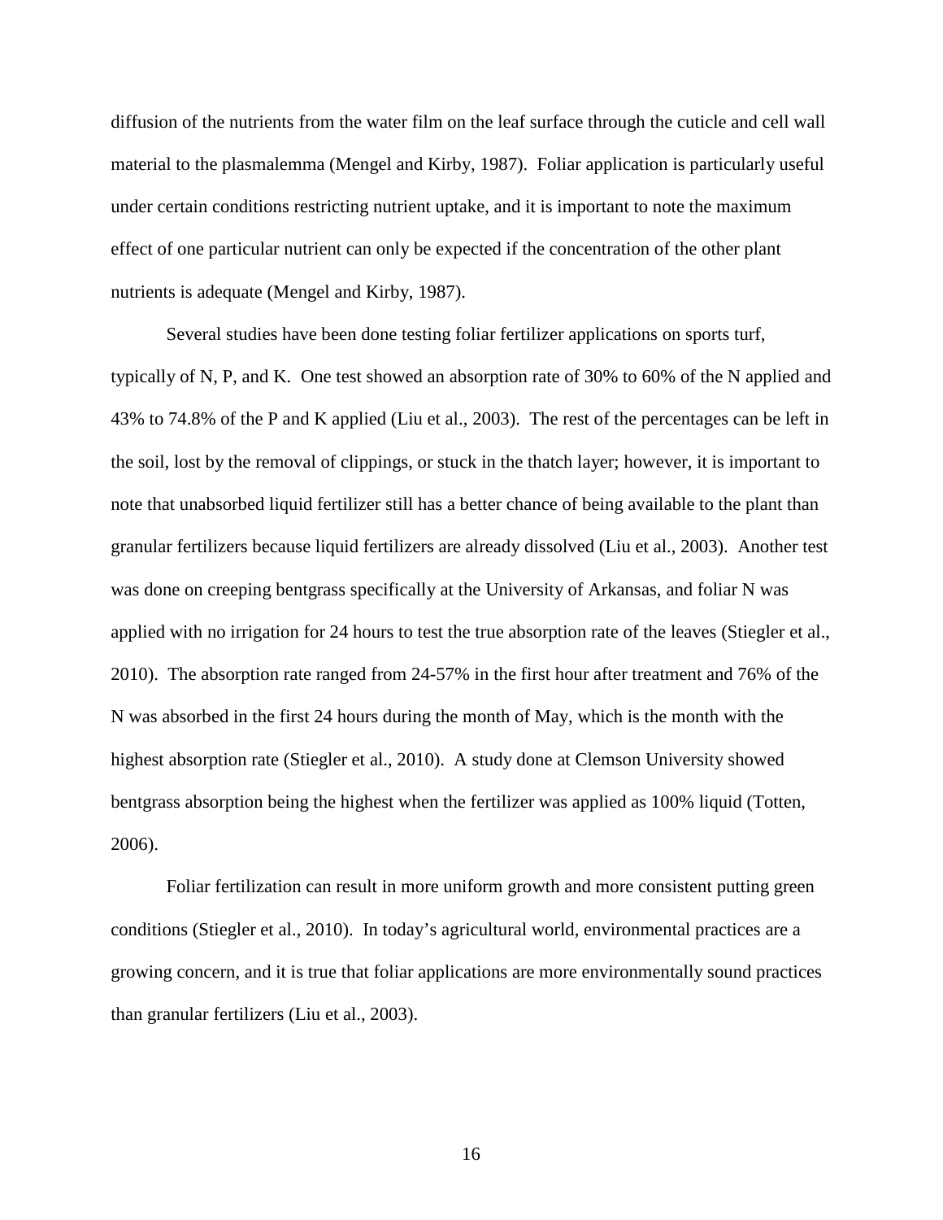diffusion of the nutrients from the water film on the leaf surface through the cuticle and cell wall material to the plasmalemma (Mengel and Kirby, 1987). Foliar application is particularly useful under certain conditions restricting nutrient uptake, and it is important to note the maximum effect of one particular nutrient can only be expected if the concentration of the other plant nutrients is adequate (Mengel and Kirby, 1987).

Several studies have been done testing foliar fertilizer applications on sports turf, typically of N, P, and K. One test showed an absorption rate of 30% to 60% of the N applied and 43% to 74.8% of the P and K applied (Liu et al., 2003). The rest of the percentages can be left in the soil, lost by the removal of clippings, or stuck in the thatch layer; however, it is important to note that unabsorbed liquid fertilizer still has a better chance of being available to the plant than granular fertilizers because liquid fertilizers are already dissolved (Liu et al., 2003). Another test was done on creeping bentgrass specifically at the University of Arkansas, and foliar N was applied with no irrigation for 24 hours to test the true absorption rate of the leaves (Stiegler et al., 2010). The absorption rate ranged from 24-57% in the first hour after treatment and 76% of the N was absorbed in the first 24 hours during the month of May, which is the month with the highest absorption rate (Stiegler et al., 2010). A study done at Clemson University showed bentgrass absorption being the highest when the fertilizer was applied as 100% liquid (Totten, 2006).

Foliar fertilization can result in more uniform growth and more consistent putting green conditions (Stiegler et al., 2010). In today's agricultural world, environmental practices are a growing concern, and it is true that foliar applications are more environmentally sound practices than granular fertilizers (Liu et al., 2003).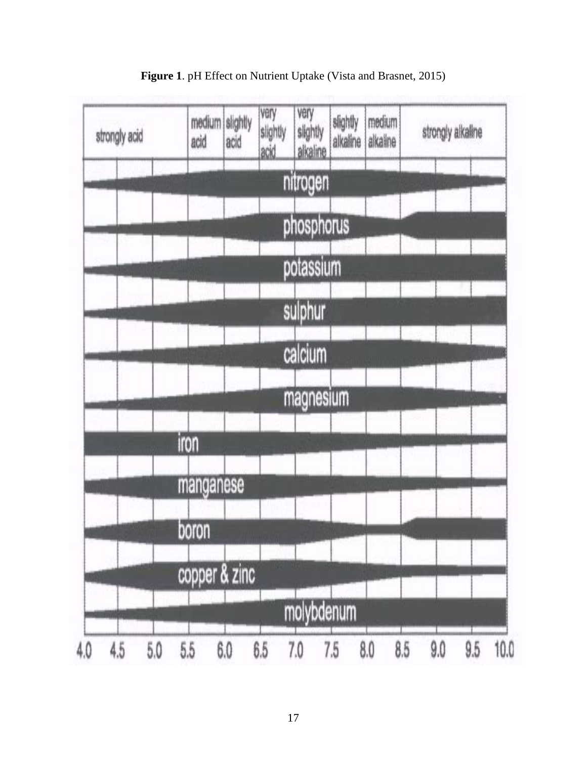**Figure 1**. pH Effect on Nutrient Uptake (Vista and Brasnet, 2015)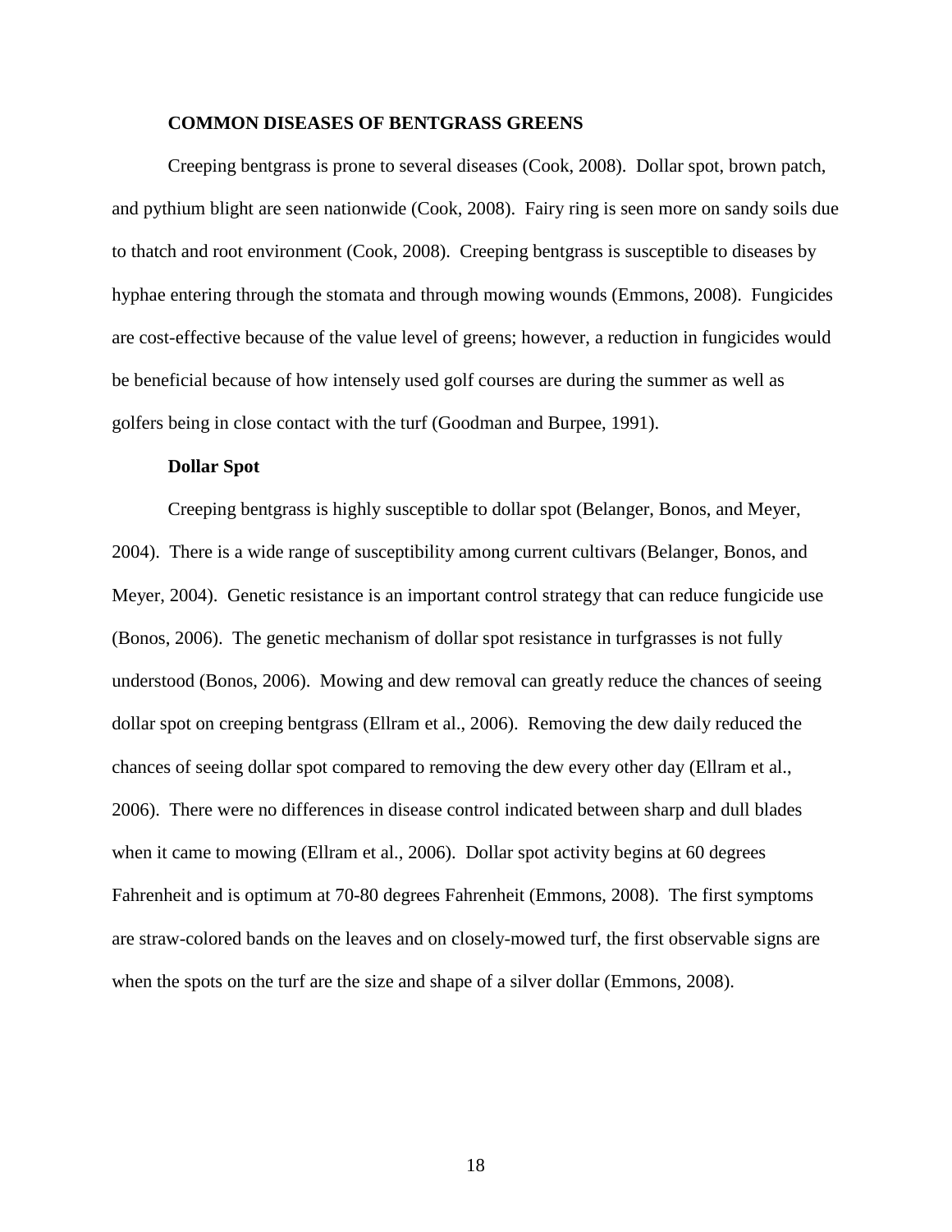## COMMON DISEASES OF BENTGRASS GREENS

Creeping bentgrass is prone to several diseases (Cook, 2008). Dollar spot, brown patch, and pythium blight are seen nationwide (Cook, 2008). Fairy ring is seen more on sandy soils due to thatch and root environment (Cook, 2008). Creeping bentgrass is susceptible to diseases by hyphae entering through the stomata and through mowing wounds (Emmons, 2008). Fungicides are cost-effective because of the value level of greens; however, a reduction in fungicides would be beneficial because of how intensely used golf courses are during the summer as well as golfers being in close contact with the turf (Goodman and Burpee, 1991).

### Dollar Spot

Creeping bentgrass is highly susceptible to dollar spot (Belanger, Bonos, and Meyer, 2004). There is a wide range of susceptibility among current cultivars (Belanger, Bonos, and Meyer, 2004). Genetic resistance is an important control strategy that can reduce fungicide use (Bonos, 2006). The genetic mechanism of dollar spot resistance in turfgrasses is not fully understood (Bonos, 2006). Mowing and dew removal can greatly reduce the chances of seeing dollar spot on creeping bentgrass (Ellram et al., 2006). Removing the dew daily reduced the chances of seeing dollar spot compared to removing the dew every other day (Ellram et al., 2006). There were no differences in disease control indicated between sharp and dull blades when it came to mowing (Ellram et al., 2006). Dollar spot activity begins at 60 degrees Fahrenheit and is optimum at 70-80 degrees Fahrenheit (Emmons, 2008). The first symptoms are straw-colored bands on the leaves and on closely-mowed turf, the first observable signs are when the spots on the turf are the size and shape of a silver dollar (Emmons, 2008).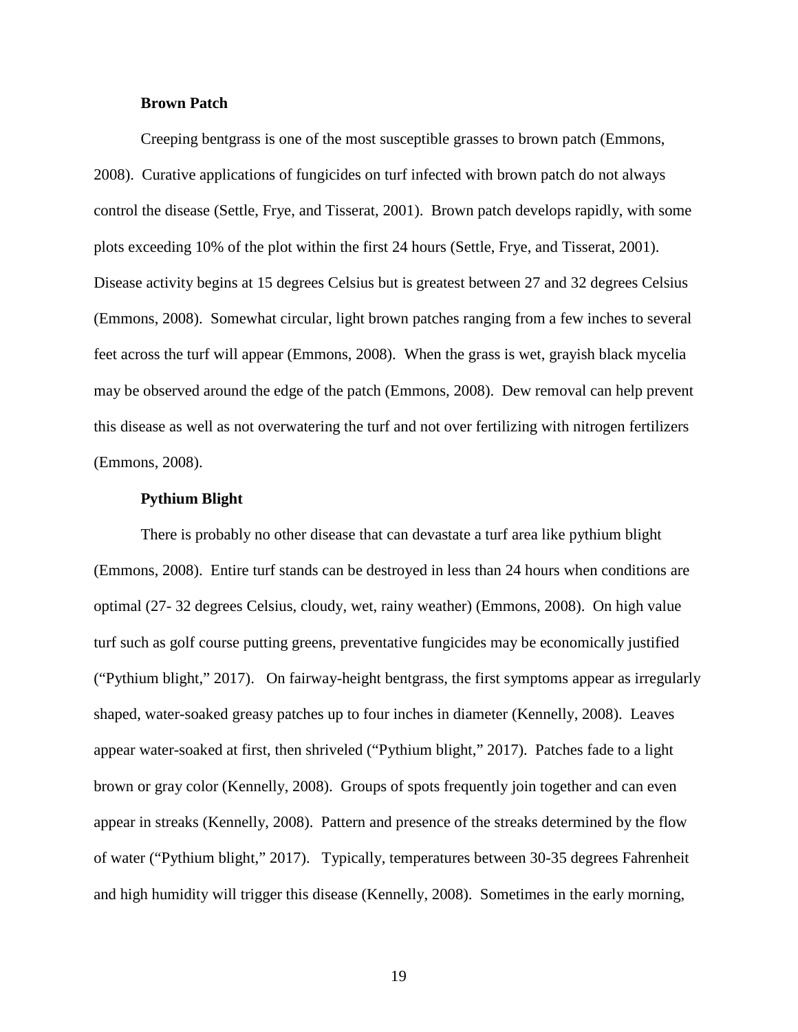### Brown Patch

Creeping bentgrass is one of the most susceptible grasses to brown patch (Emmons, 2008). Curative applications of fungicides on turf infected with brown patch do not always control the disease (Settle, Frye, and Tisserat, 2001). Brown patch develops rapidly, with some plots exceeding 10% of the plot within the first 24 hours (Settle, Frye, and Tisserat, 2001). Disease activity begins at 15 degrees Celsius but is greatest between 27 and 32 degrees Celsius (Emmons, 2008). Somewhat circular, light brown patches ranging from a few inches to several feet across the turf will appear (Emmons, 2008). When the grass is wet, grayish black mycelia may be observed around the edge of the patch (Emmons, 2008). Dew removal can help prevent this disease as well as not overwatering the turf and not over fertilizing with nitrogen fertilizers (Emmons, 2008).

### Pythium Blight

There is probably no other disease that can devastate a turf area like pythium blight (Emmons, 2008). Entire turf stands can be destroyed in less than 24 hours when conditions are optimal (27- 32 degrees Celsius, cloudy, wet, rainy weather) (Emmons, 2008). On high value turf such as golf course putting greens, preventative fungicides may be economically justified ("Pythium blight," 2017). On fairway-height bentgrass, the first symptoms appear as irregularly shaped, water-soaked greasy patches up to four inches in diameter (Kennelly, 2008). Leaves appear water-soaked at first, then shriveled ("Pythium blight," 2017). Patches fade to a light brown or gray color (Kennelly, 2008). Groups of spots frequently join together and can even appear in streaks (Kennelly, 2008). Pattern and presence of the streaks determined by the flow of water ("Pythium blight," 2017). Typically, temperatures between 30-35 degrees Fahrenheit and high humidity will trigger this disease (Kennelly, 2008). Sometimes in the early morning,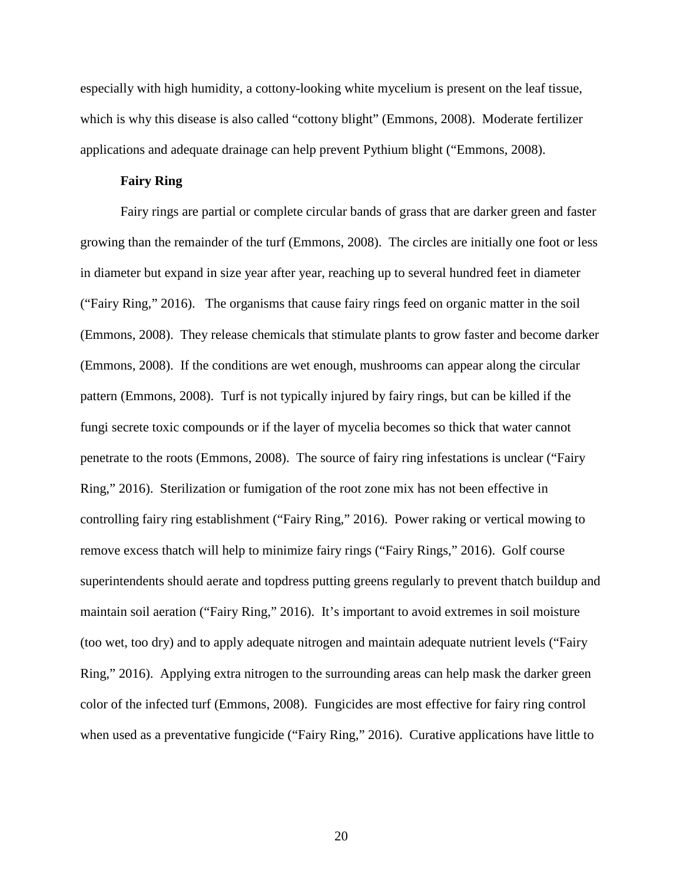especially with high humidity, a cottony-looking white mycelium is present on the leaf tissue, which is why this disease is also called "cottony blight" (Emmons, 2008). Moderate fertilizer applications and adequate drainage can help prevent Pythium blight ("Emmons, 2008).

**Fairy Ring**

Fairy rings are partial or complete circular bands of grass that are darker green and faster growing than the remainder of the turf (Emmons, 2008). The circles are initially one foot or less in diameter but expand in size year after year, reaching up to several hundred feet in diameter ("Fairy Ring," 2016). The organisms that cause fairy rings feed on organic matter in the soil (Emmons, 2008). They release chemicals that stimulate plants to grow faster and become darker (Emmons, 2008). If the conditions are wet enough, mushrooms can appear along the circular pattern (Emmons, 2008). Turf is not typically injured by fairy rings, but can be killed if the fungi secrete toxic compounds or if the layer of mycelia becomes so thick that water cannot penetrate to the roots (Emmons, 2008). The source of fairy ring infestations is unclear ("Fairy Ring," 2016). Sterilization or fumigation of the root zone mix has not been effective in controlling fairy ring establishment ("Fairy Ring," 2016). Power raking or vertical mowing to remove excess thatch will help to minimize fairy rings ("Fairy Rings," 2016). Golf course superintendents should aerate and topdress putting greens regularly to prevent thatch buildup and maintain soil aeration ("Fairy Ring," 2016). It's important to avoid extremes in soil moisture (too wet, too dry) and to apply adequate nitrogen and maintain adequate nutrient levels ("Fairy Ring," 2016). Applying extra nitrogen to the surrounding areas can help mask the darker green color of the infected turf (Emmons, 2008). Fungicides are most effective for fairy ring control when used as a preventative fungicide ("Fairy Ring," 2016). Curative applications have little to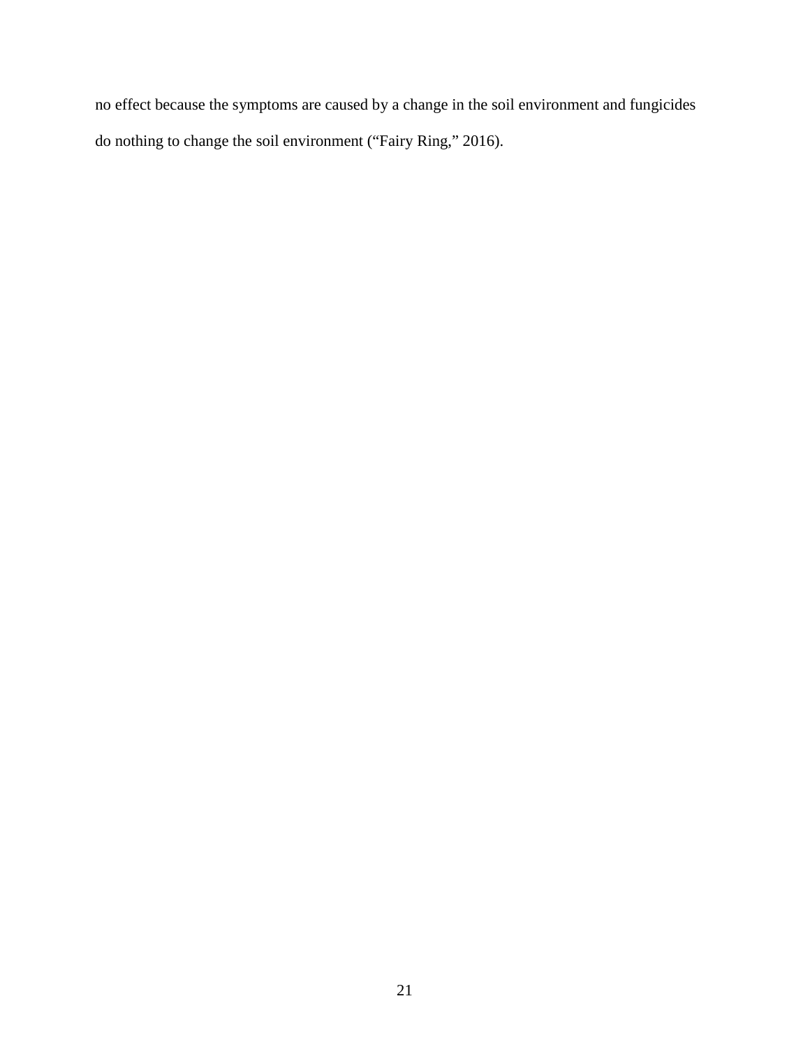no effect because the symptoms are caused by a change in the soil environment and fungicides do nothing to change the soil environment ("Fairy Ring," 2016).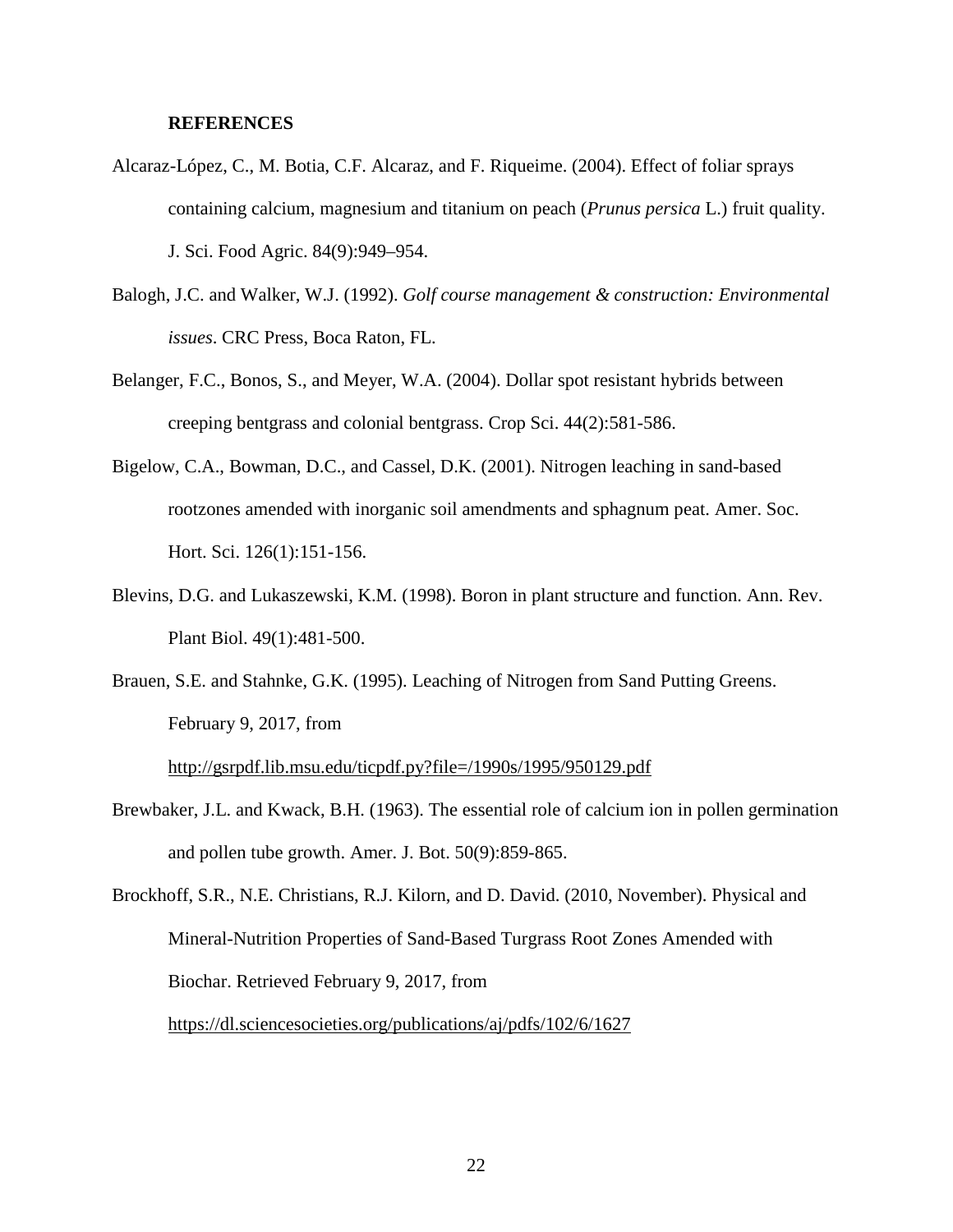## REFERENCES

Alcaraz-López, C., M. Botia, C.F. Alcaraz, and F. Riqueime. (2004). Effect of foliar sprays containing calcium, magnesium and titanium on peach (*Prunus persica* L.) fruit quality. J. Sci. Food Agric. 84(9):949–954.

Balogh, J.C. and Walker, W.J. (1992). *Golf course management & construction: Environmental issues*. CRC Press, Boca Raton, FL.

Belanger, F.C., Bonos, S., and Meyer, W.A. (2004). Dollar spot resistant hybrids between creeping bentgrass and colonial bentgrass. Crop Sci. 44(2):581-586.

Bigelow, C.A., Bowman, D.C., and Cassel, D.K. (2001). Nitrogen leaching in sand-based rootzones amended with inorganic soil amendments and sphagnum peat. Amer. Soc. Hort. Sci. 126(1):151-156.

Blevins, D.G. and Lukaszewski, K.M. (1998). Boron in plant structure and function. Ann. Rev. Plant Biol. 49(1):481-500.

Brauen, S.E. and Stahnke, G.K. (1995). Leaching of Nitrogen from Sand Putting Greens. February 9, 2017, from http://gsrpdf.lib.msu.edu/ticpdf.py?file=/1990s/1995/950129.pdf

Brewbaker, J.L. and Kwack, B.H. (1963). The essential role of calcium ion in pollen germination and pollen tube growth. Amer. J. Bot. 50(9):859-865.

Brockhoff, S.R., N.E. Christians, R.J. Kilorn, and D. David. (2010, November). Physical and Mineral-Nutrition Properties of Sand-Based Turgrass Root Zones Amended with Biochar. Retrieved February 9, 2017, from https://dl.sciencesocieties.org/publications/aj/pdfs/102/6/1627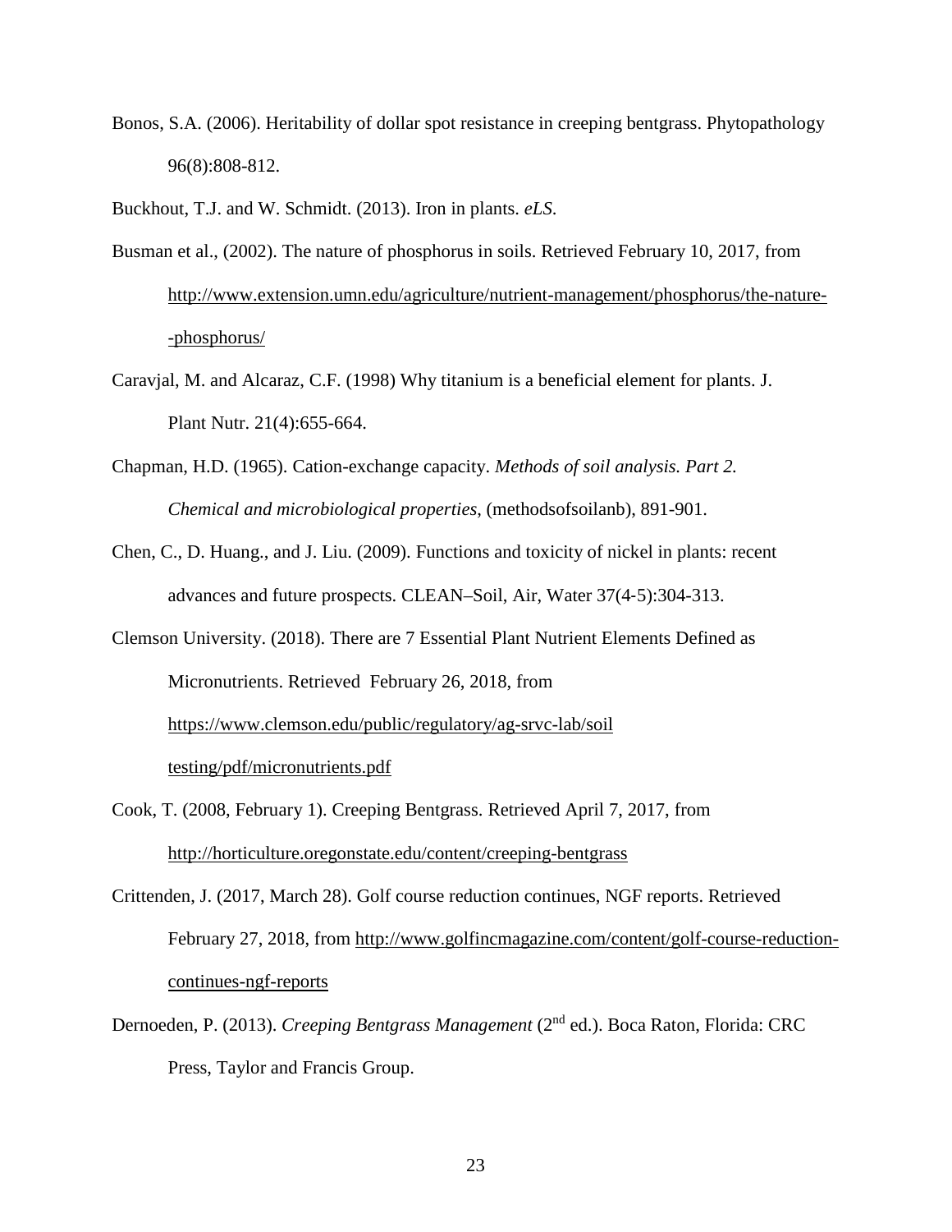Bonos, S.A. (2006). Heritability of dollar spot resistance in creeping bentgrass. Phytopathology 96(8):808-812.

Buckhout, T.J. and W. Schmidt. (2013). Iron in plants. *eLS*.

Busman et al., (2002). The nature of phosphorus in soils. Retrieved February 10, 2017, from http://www.extension.umn.edu/agriculture/nutrient-management/phosphorus/the-nature--phosphorus/

Caravjal, M. and Alcaraz, C.F. (1998) Why titanium is a beneficial element for plants. J. Plant Nutr. 21(4):655-664.

Chapman, H.D. (1965). Cation-exchange capacity. *Methods of soil analysis. Part 2. Chemical and microbiological properties*, (methodsofsoilanb), 891-901.

Chen, C., D. Huang., and J. Liu. (2009). Functions and toxicity of nickel in plants: recent advances and future prospects. CLEAN–Soil, Air, Water 37(4-5):304-313.

Clemson University. (2018). There are 7 Essential Plant Nutrient Elements Defined as Micronutrients. Retrieved February 26, 2018, from https://www.clemson.edu/public/regulatory/ag-srvc-lab/soil testing/pdf/micronutrients.pdf

Cook, T. (2008, February 1). Creeping Bentgrass. Retrieved April 7, 2017, from http://horticulture.oregonstate.edu/content/creeping-bentgrass

Crittenden, J. (2017, March 28). Golf course reduction continues, NGF reports. Retrieved February 27, 2018, from http://www.golfincmagazine.com/content/golf-course-reduction-continues-ngf-reports

Dernoeden, P. (2013). *Creeping Bentgrass Management* (2nd ed.). Boca Raton, Florida: CRC Press, Taylor and Francis Group.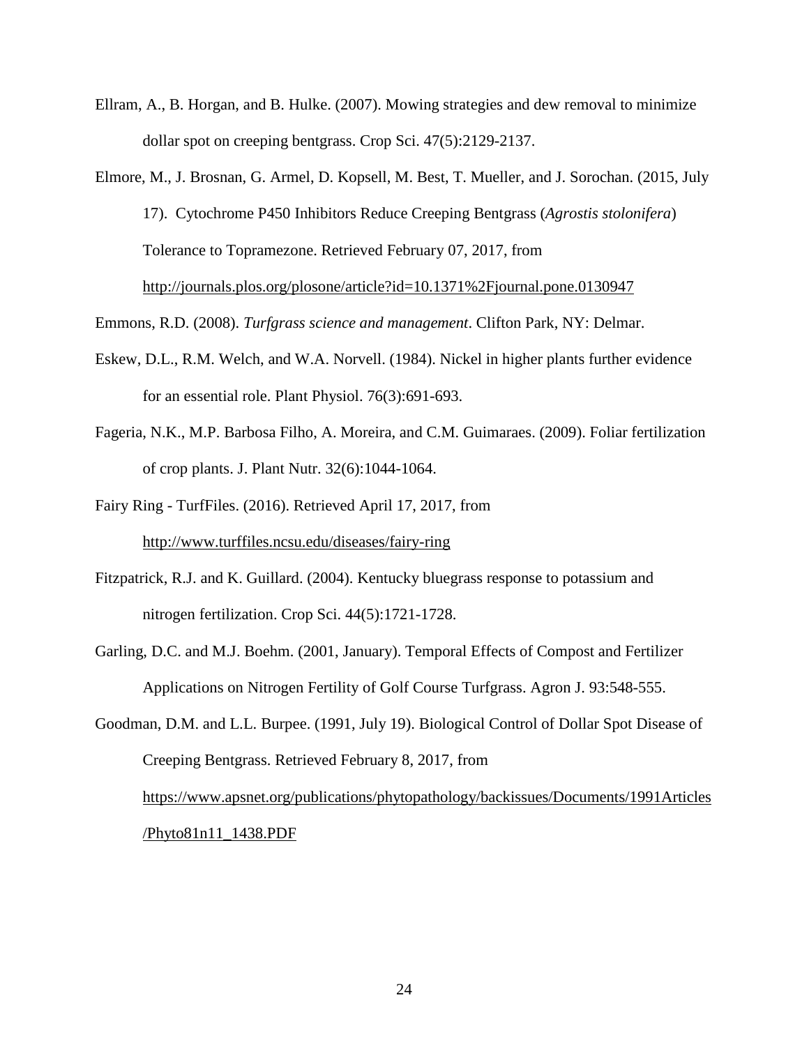Ellram, A., B. Horgan, and B. Hulke. (2007). Mowing strategies and dew removal to minimize dollar spot on creeping bentgrass. Crop Sci. 47(5):2129-2137.

Elmore, M., J. Brosnan, G. Armel, D. Kopsell, M. Best, T. Mueller, and J. Sorochan. (2015, July 17). Cytochrome P450 Inhibitors Reduce Creeping Bentgrass (*Agrostis stolonifera*) Tolerance to Topramezone. Retrieved February 07, 2017, from http://journals.plos.org/plosone/article?id=10.1371%2Fjournal.pone.0130947

Emmons, R.D. (2008). *Turfgrass science and management*. Clifton Park, NY: Delmar.

Eskew, D.L., R.M. Welch, and W.A. Norvell. (1984). Nickel in higher plants further evidence for an essential role. Plant Physiol. 76(3):691-693.

Fageria, N.K., M.P. Barbosa Filho, A. Moreira, and C.M. Guimaraes. (2009). Foliar fertilization of crop plants. J. Plant Nutr. 32(6):1044-1064.

Fairy Ring - TurfFiles. (2016). Retrieved April 17, 2017, from http://www.turffiles.ncsu.edu/diseases/fairy-ring

Fitzpatrick, R.J. and K. Guillard. (2004). Kentucky bluegrass response to potassium and nitrogen fertilization. Crop Sci. 44(5):1721-1728.

Garling, D.C. and M.J. Boehm. (2001, January). Temporal Effects of Compost and Fertilizer Applications on Nitrogen Fertility of Golf Course Turfgrass. Agron J. 93:548-555.

Goodman, D.M. and L.L. Burpee. (1991, July 19). Biological Control of Dollar Spot Disease of Creeping Bentgrass. Retrieved February 8, 2017, from https://www.apsnet.org/publications/phytopathology/backissues/Documents/1991Articles/Phyto81n11_1438.PDF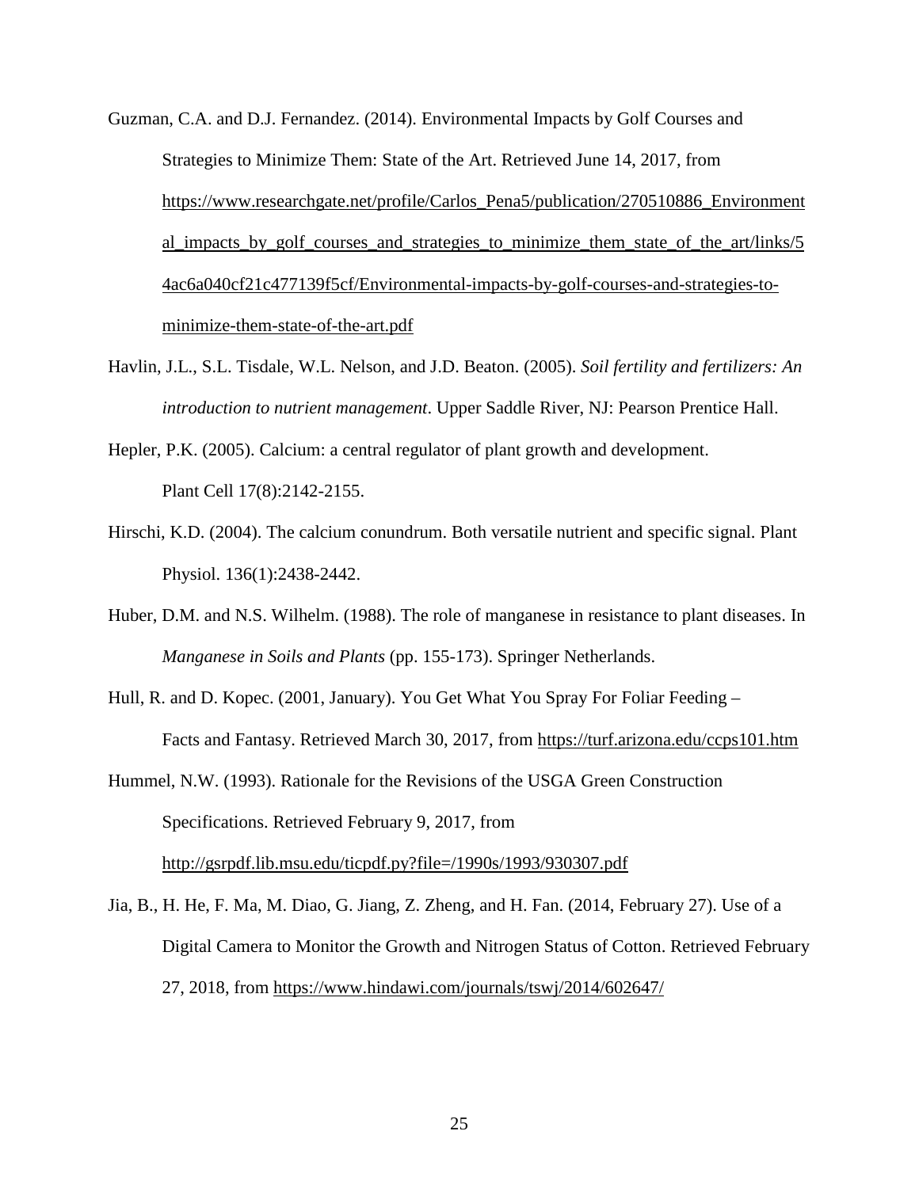Guzman, C.A. and D.J. Fernandez. (2014). Environmental Impacts by Golf Courses and Strategies to Minimize Them: State of the Art. Retrieved June 14, 2017, from https://www.researchgate.net/profile/Carlos_Pena5/publication/270510886_Environmental_impacts_by_golf_courses_and_strategies_to_minimize_them_state_of_the_art/links/54ac6a040cf21c477139f5cf/Environmental-impacts-by-golf-courses-and-strategies-to-minimize-them-state-of-the-art.pdf

Havlin, J.L., S.L. Tisdale, W.L. Nelson, and J.D. Beaton. (2005). *Soil fertility and fertilizers: An introduction to nutrient management*. Upper Saddle River, NJ: Pearson Prentice Hall.

Hepler, P.K. (2005). Calcium: a central regulator of plant growth and development. Plant Cell 17(8):2142-2155.

Hirschi, K.D. (2004). The calcium conundrum. Both versatile nutrient and specific signal. Plant Physiol. 136(1):2438-2442.

Huber, D.M. and N.S. Wilhelm. (1988). The role of manganese in resistance to plant diseases. In *Manganese in Soils and Plants* (pp. 155-173). Springer Netherlands.

Hull, R. and D. Kopec. (2001, January). You Get What You Spray For Foliar Feeding – Facts and Fantasy. Retrieved March 30, 2017, from https://turf.arizona.edu/ccps101.htm

Hummel, N.W. (1993). Rationale for the Revisions of the USGA Green Construction Specifications. Retrieved February 9, 2017, from http://gsrpdf.lib.msu.edu/ticpdf.py?file=/1990s/1993/930307.pdf

Jia, B., H. He, F. Ma, M. Diao, G. Jiang, Z. Zheng, and H. Fan. (2014, February 27). Use of a Digital Camera to Monitor the Growth and Nitrogen Status of Cotton. Retrieved February 27, 2018, from https://www.hindawi.com/journals/tswj/2014/602647/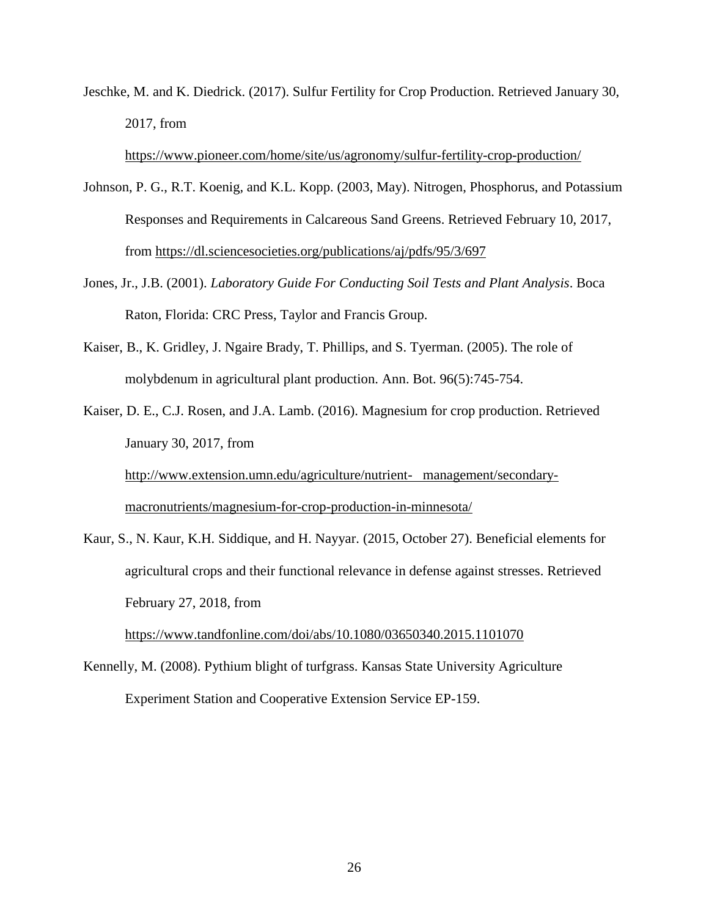Jeschke, M. and K. Diedrick. (2017). Sulfur Fertility for Crop Production. Retrieved January 30, 2017, from https://www.pioneer.com/home/site/us/agronomy/sulfur-fertility-crop-production/

Johnson, P. G., R.T. Koenig, and K.L. Kopp. (2003, May). Nitrogen, Phosphorus, and Potassium Responses and Requirements in Calcareous Sand Greens. Retrieved February 10, 2017, from https://dl.sciencesocieties.org/publications/aj/pdfs/95/3/697

Jones, Jr., J.B. (2001). *Laboratory Guide For Conducting Soil Tests and Plant Analysis*. Boca Raton, Florida: CRC Press, Taylor and Francis Group.

Kaiser, B., K. Gridley, J. Ngaire Brady, T. Phillips, and S. Tyerman. (2005). The role of molybdenum in agricultural plant production. Ann. Bot. 96(5):745-754.

Kaiser, D. E., C.J. Rosen, and J.A. Lamb. (2016). Magnesium for crop production. Retrieved January 30, 2017, from http://www.extension.umn.edu/agriculture/nutrient- management/secondary-macronutrients/magnesium-for-crop-production-in-minnesota/

Kaur, S., N. Kaur, K.H. Siddique, and H. Nayyar. (2015, October 27). Beneficial elements for agricultural crops and their functional relevance in defense against stresses. Retrieved February 27, 2018, from https://www.tandfonline.com/doi/abs/10.1080/03650340.2015.1101070

Kennelly, M. (2008). Pythium blight of turfgrass. Kansas State University Agriculture Experiment Station and Cooperative Extension Service EP-159.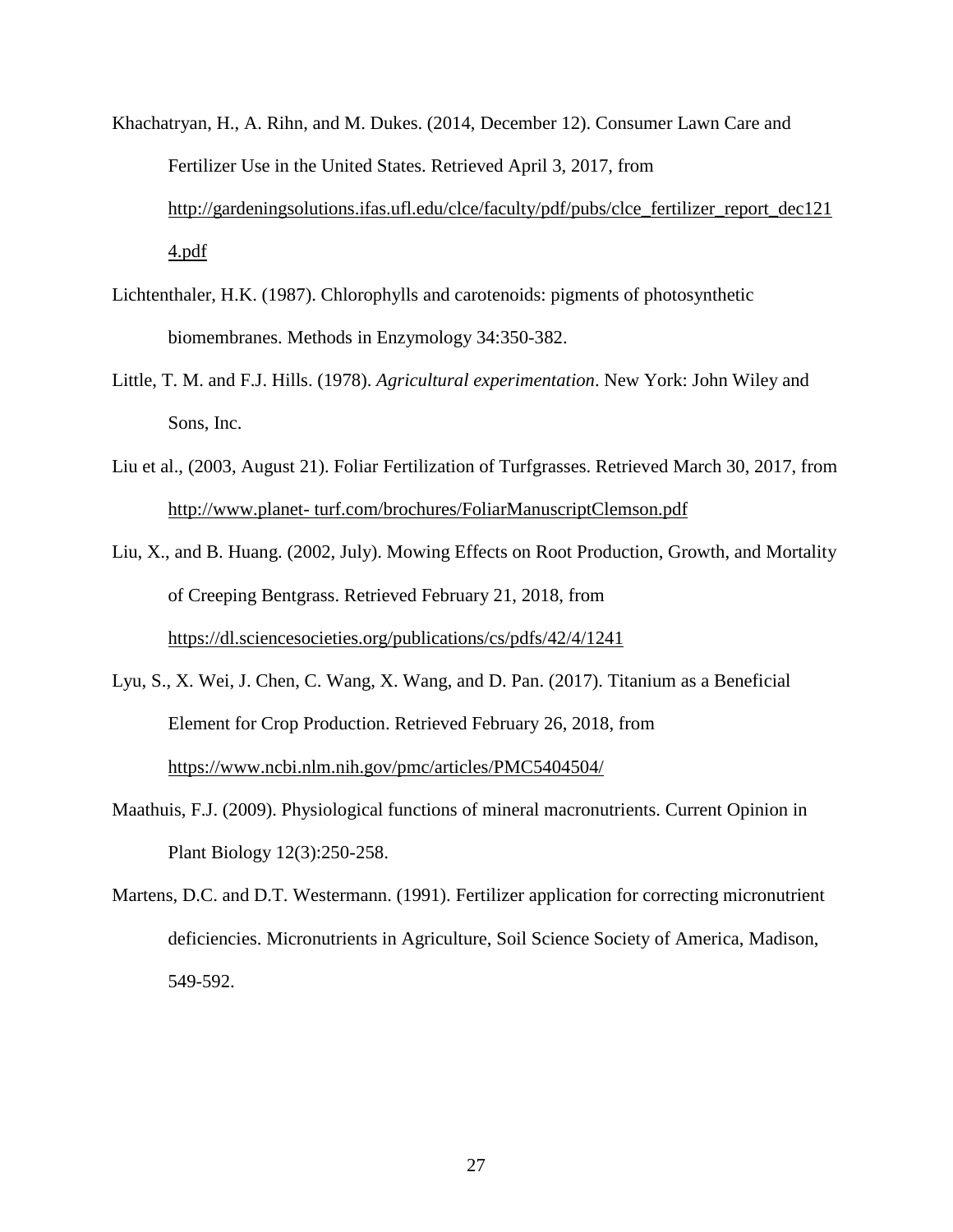Khachatryan, H., A. Rihn, and M. Dukes. (2014, December 12). Consumer Lawn Care and Fertilizer Use in the United States. Retrieved April 3, 2017, from http://gardeningsolutions.ifas.ufl.edu/clce/faculty/pdf/pubs/clce_fertilizer_report_dec1214.pdf

Lichtenthaler, H.K. (1987). Chlorophylls and carotenoids: pigments of photosynthetic biomembranes. Methods in Enzymology 34:350-382.

Little, T. M. and F.J. Hills. (1978). *Agricultural experimentation*. New York: John Wiley and Sons, Inc.

Liu et al., (2003, August 21). Foliar Fertilization of Turfgrasses. Retrieved March 30, 2017, from http://www.planet- turf.com/brochures/FoliarManuscriptClemson.pdf

Liu, X., and B. Huang. (2002, July). Mowing Effects on Root Production, Growth, and Mortality of Creeping Bentgrass. Retrieved February 21, 2018, from https://dl.sciencesocieties.org/publications/cs/pdfs/42/4/1241

Lyu, S., X. Wei, J. Chen, C. Wang, X. Wang, and D. Pan. (2017). Titanium as a Beneficial Element for Crop Production. Retrieved February 26, 2018, from https://www.ncbi.nlm.nih.gov/pmc/articles/PMC5404504/

Maathuis, F.J. (2009). Physiological functions of mineral macronutrients. Current Opinion in Plant Biology 12(3):250-258.

Martens, D.C. and D.T. Westermann. (1991). Fertilizer application for correcting micronutrient deficiencies. Micronutrients in Agriculture, Soil Science Society of America, Madison, 549-592.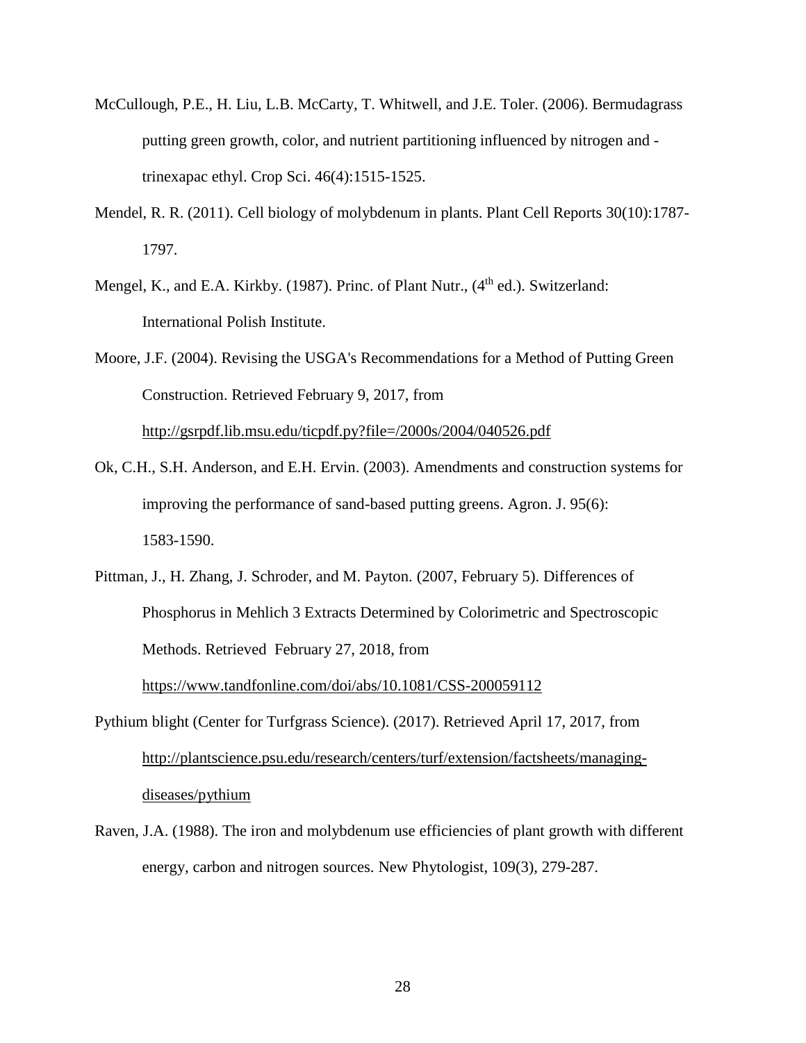McCullough, P.E., H. Liu, L.B. McCarty, T. Whitwell, and J.E. Toler. (2006). Bermudagrass putting green growth, color, and nutrient partitioning influenced by nitrogen and - trinexapac ethyl. Crop Sci. 46(4):1515-1525.

Mendel, R. R. (2011). Cell biology of molybdenum in plants. Plant Cell Reports 30(10):1787-1797.

Mengel, K., and E.A. Kirkby. (1987). Princ. of Plant Nutr., (4th ed.). Switzerland: International Polish Institute.

Moore, J.F. (2004). Revising the USGA's Recommendations for a Method of Putting Green Construction. Retrieved February 9, 2017, from http://gsrpdf.lib.msu.edu/ticpdf.py?file=/2000s/2004/040526.pdf

Ok, C.H., S.H. Anderson, and E.H. Ervin. (2003). Amendments and construction systems for improving the performance of sand-based putting greens. Agron. J. 95(6): 1583-1590.

Pittman, J., H. Zhang, J. Schroder, and M. Payton. (2007, February 5). Differences of Phosphorus in Mehlich 3 Extracts Determined by Colorimetric and Spectroscopic Methods. Retrieved February 27, 2018, from https://www.tandfonline.com/doi/abs/10.1081/CSS-200059112

Pythium blight (Center for Turfgrass Science). (2017). Retrieved April 17, 2017, from http://plantscience.psu.edu/research/centers/turf/extension/factsheets/managing-diseases/pythium

Raven, J.A. (1988). The iron and molybdenum use efficiencies of plant growth with different energy, carbon and nitrogen sources. New Phytologist, 109(3), 279-287.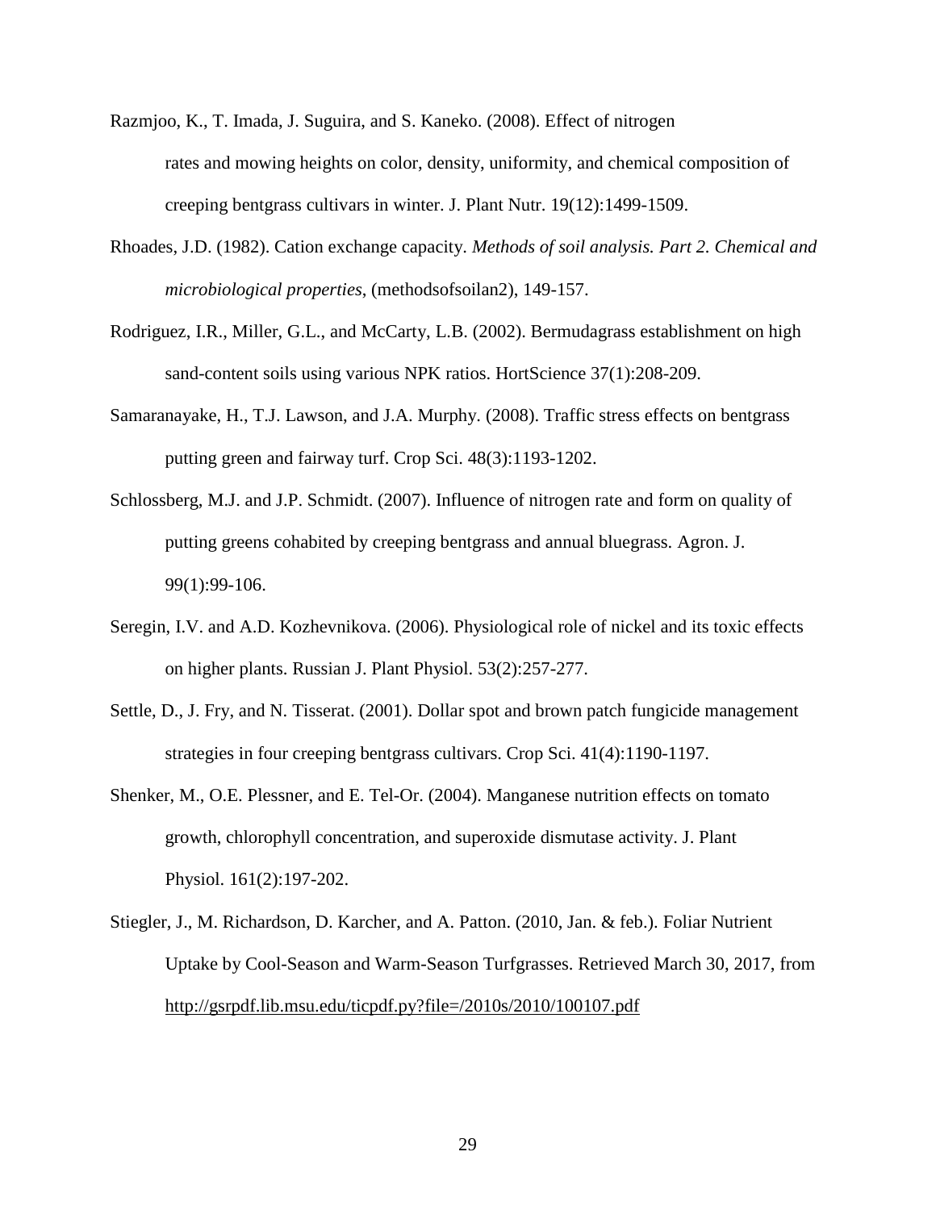Razmjoo, K., T. Imada, J. Suguira, and S. Kaneko. (2008). Effect of nitrogen rates and mowing heights on color, density, uniformity, and chemical composition of creeping bentgrass cultivars in winter. J. Plant Nutr. 19(12):1499-1509.

Rhoades, J.D. (1982). Cation exchange capacity. *Methods of soil analysis. Part 2. Chemical and microbiological properties*, (methodsofsoilan2), 149-157.

Rodriguez, I.R., Miller, G.L., and McCarty, L.B. (2002). Bermudagrass establishment on high sand-content soils using various NPK ratios. HortScience 37(1):208-209.

Samaranayake, H., T.J. Lawson, and J.A. Murphy. (2008). Traffic stress effects on bentgrass putting green and fairway turf. Crop Sci. 48(3):1193-1202.

Schlossberg, M.J. and J.P. Schmidt. (2007). Influence of nitrogen rate and form on quality of putting greens cohabited by creeping bentgrass and annual bluegrass. Agron. J. 99(1):99-106.

Seregin, I.V. and A.D. Kozhevnikova. (2006). Physiological role of nickel and its toxic effects on higher plants. Russian J. Plant Physiol. 53(2):257-277.

Settle, D., J. Fry, and N. Tisserat. (2001). Dollar spot and brown patch fungicide management strategies in four creeping bentgrass cultivars. Crop Sci. 41(4):1190-1197.

Shenker, M., O.E. Plessner, and E. Tel-Or. (2004). Manganese nutrition effects on tomato growth, chlorophyll concentration, and superoxide dismutase activity. J. Plant Physiol. 161(2):197-202.

Stiegler, J., M. Richardson, D. Karcher, and A. Patton. (2010, Jan. & feb.). Foliar Nutrient Uptake by Cool-Season and Warm-Season Turfgrasses. Retrieved March 30, 2017, from http://gsrpdf.lib.msu.edu/ticpdf.py?file=/2010s/2010/100107.pdf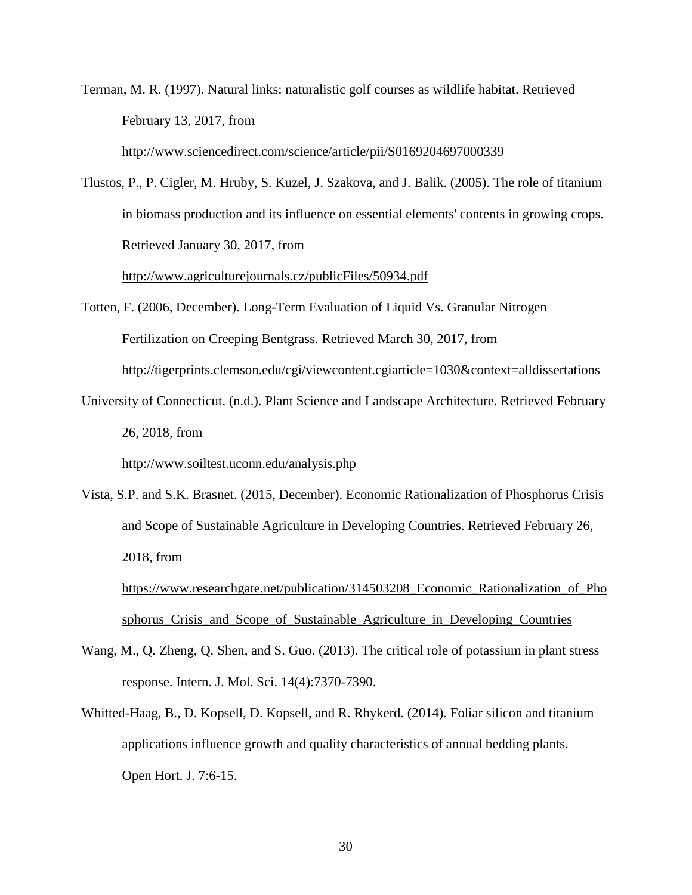Terman, M. R. (1997). Natural links: naturalistic golf courses as wildlife habitat. Retrieved February 13, 2017, from http://www.sciencedirect.com/science/article/pii/S0169204697000339

Tlustos, P., P. Cigler, M. Hruby, S. Kuzel, J. Szakova, and J. Balik. (2005). The role of titanium in biomass production and its influence on essential elements' contents in growing crops. Retrieved January 30, 2017, from http://www.agriculturejournals.cz/publicFiles/50934.pdf

Totten, F. (2006, December). Long-Term Evaluation of Liquid Vs. Granular Nitrogen Fertilization on Creeping Bentgrass. Retrieved March 30, 2017, from http://tigerprints.clemson.edu/cgi/viewcontent.cgiarticle=1030&context=alldissertations

University of Connecticut. (n.d.). Plant Science and Landscape Architecture. Retrieved February 26, 2018, from http://www.soiltest.uconn.edu/analysis.php

Vista, S.P. and S.K. Brasnet. (2015, December). Economic Rationalization of Phosphorus Crisis and Scope of Sustainable Agriculture in Developing Countries. Retrieved February 26, 2018, from https://www.researchgate.net/publication/314503208_Economic_Rationalization_of_Phosphorus_Crisis_and_Scope_of_Sustainable_Agriculture_in_Developing_Countries

Wang, M., Q. Zheng, Q. Shen, and S. Guo. (2013). The critical role of potassium in plant stress response. Intern. J. Mol. Sci. 14(4):7370-7390.

Whitted-Haag, B., D. Kopsell, D. Kopsell, and R. Rhykerd. (2014). Foliar silicon and titanium applications influence growth and quality characteristics of annual bedding plants. Open Hort. J. 7:6-15.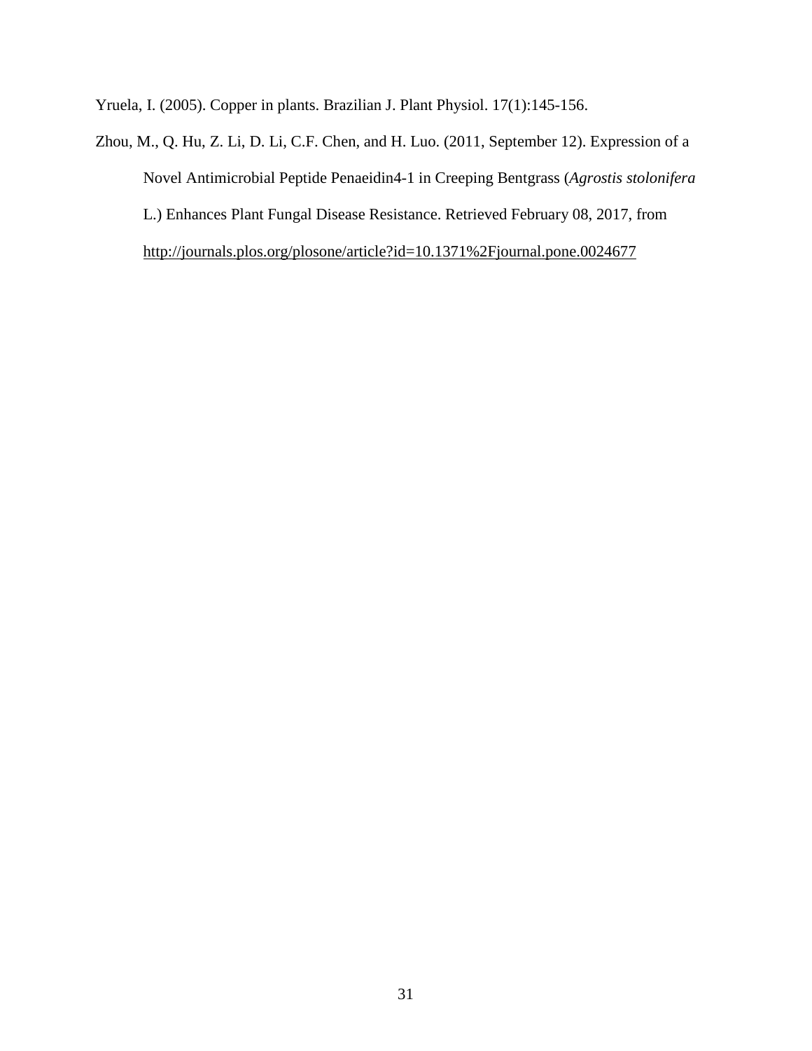Yruela, I. (2005). Copper in plants. Brazilian J. Plant Physiol. 17(1):145-156.

Zhou, M., Q. Hu, Z. Li, D. Li, C.F. Chen, and H. Luo. (2011, September 12). Expression of a Novel Antimicrobial Peptide Penaeidin4-1 in Creeping Bentgrass (*Agrostis stolonifera* L.) Enhances Plant Fungal Disease Resistance. Retrieved February 08, 2017, from http://journals.plos.org/plosone/article?id=10.1371%2Fjournal.pone.0024677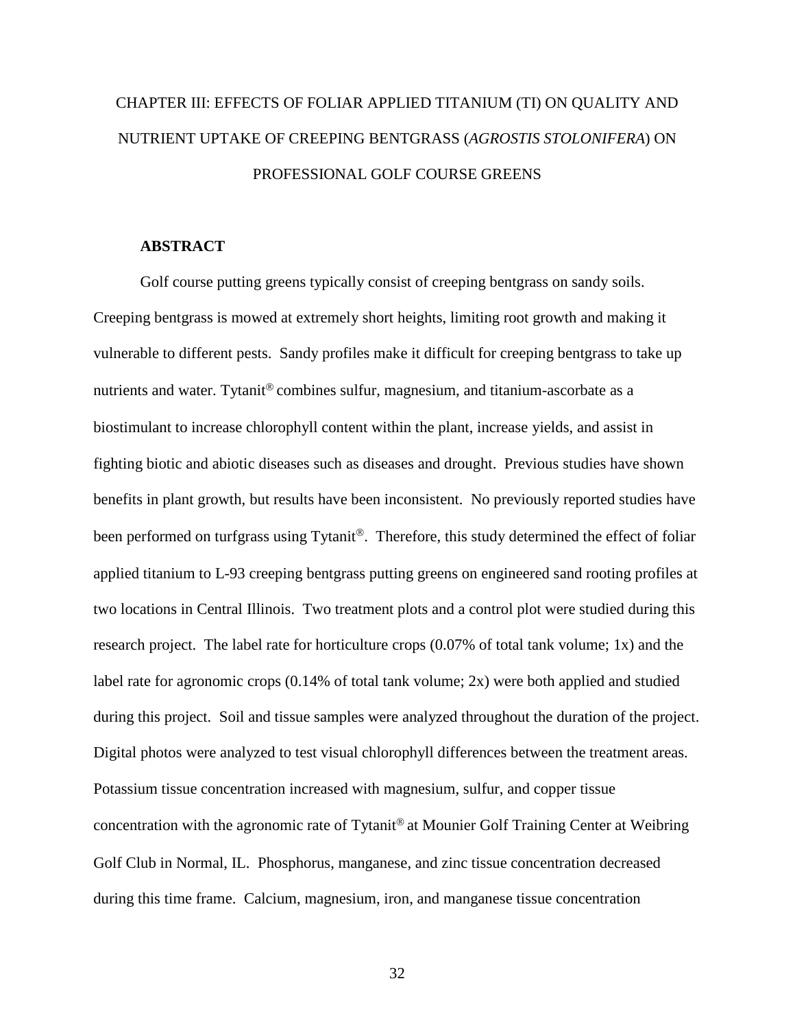# CHAPTER III: EFFECTS OF FOLIAR APPLIED TITANIUM (TI) ON QUALITY AND NUTRIENT UPTAKE OF CREEPING BENTGRASS (*AGROSTIS STOLONIFERA*) ON PROFESSIONAL GOLF COURSE GREENS

## ABSTRACT

Golf course putting greens typically consist of creeping bentgrass on sandy soils. Creeping bentgrass is mowed at extremely short heights, limiting root growth and making it vulnerable to different pests. Sandy profiles make it difficult for creeping bentgrass to take up nutrients and water. Tytanit® combines sulfur, magnesium, and titanium-ascorbate as a biostimulant to increase chlorophyll content within the plant, increase yields, and assist in fighting biotic and abiotic diseases such as diseases and drought. Previous studies have shown benefits in plant growth, but results have been inconsistent. No previously reported studies have been performed on turfgrass using Tytanit®. Therefore, this study determined the effect of foliar applied titanium to L-93 creeping bentgrass putting greens on engineered sand rooting profiles at two locations in Central Illinois. Two treatment plots and a control plot were studied during this research project. The label rate for horticulture crops (0.07% of total tank volume; 1x) and the label rate for agronomic crops (0.14% of total tank volume; 2x) were both applied and studied during this project. Soil and tissue samples were analyzed throughout the duration of the project. Digital photos were analyzed to test visual chlorophyll differences between the treatment areas. Potassium tissue concentration increased with magnesium, sulfur, and copper tissue concentration with the agronomic rate of Tytanit® at Mounier Golf Training Center at Weibring Golf Club in Normal, IL. Phosphorus, manganese, and zinc tissue concentration decreased during this time frame. Calcium, magnesium, iron, and manganese tissue concentration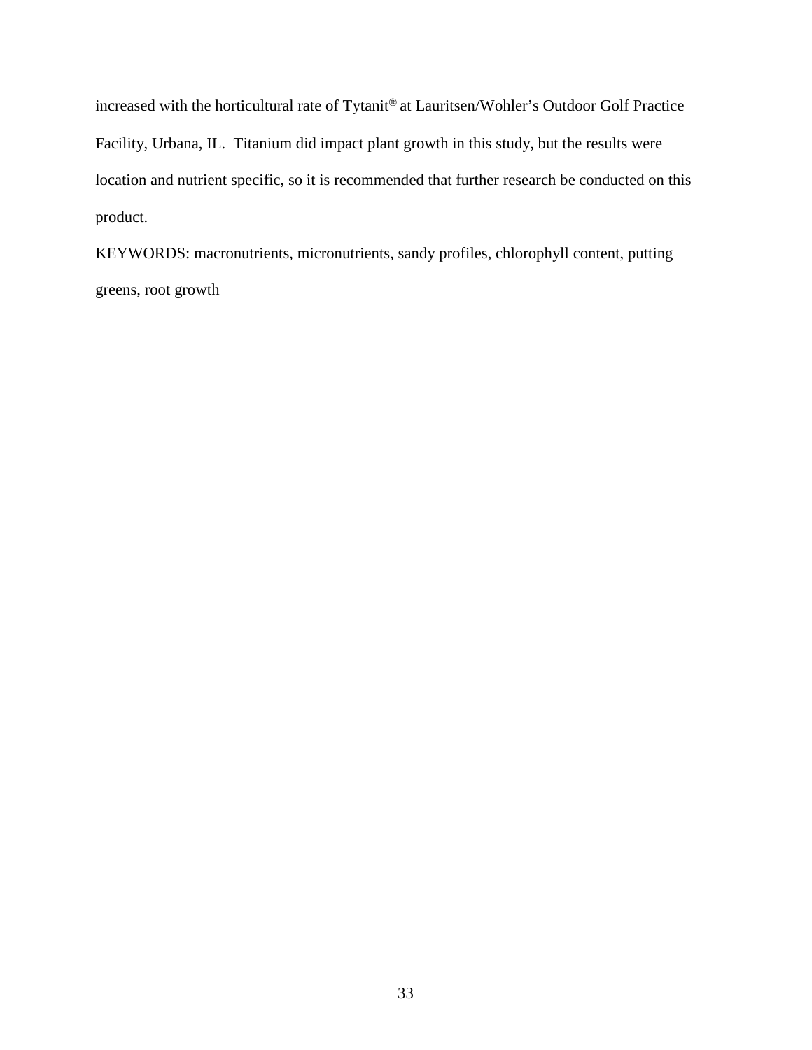increased with the horticultural rate of Tytanit® at Lauritsen/Wohler's Outdoor Golf Practice Facility, Urbana, IL. Titanium did impact plant growth in this study, but the results were location and nutrient specific, so it is recommended that further research be conducted on this product.

KEYWORDS: macronutrients, micronutrients, sandy profiles, chlorophyll content, putting greens, root growth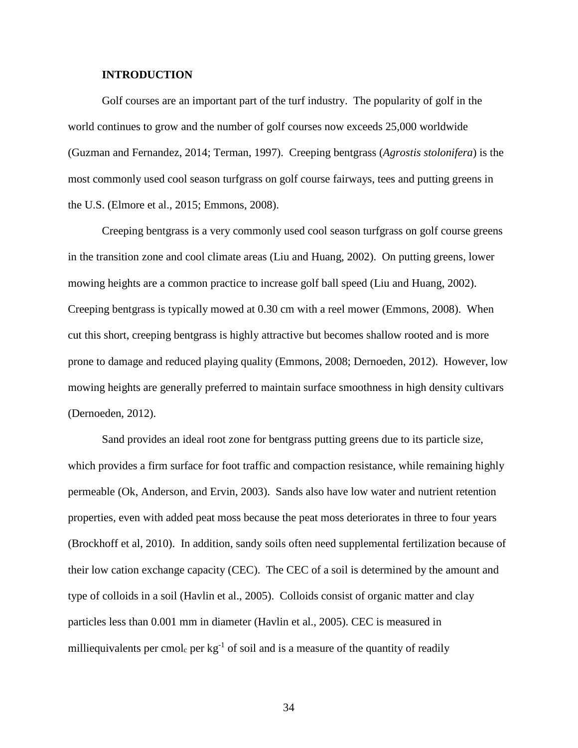## INTRODUCTION

Golf courses are an important part of the turf industry. The popularity of golf in the world continues to grow and the number of golf courses now exceeds 25,000 worldwide (Guzman and Fernandez, 2014; Terman, 1997). Creeping bentgrass (*Agrostis stolonifera*) is the most commonly used cool season turfgrass on golf course fairways, tees and putting greens in the U.S. (Elmore et al., 2015; Emmons, 2008).

Creeping bentgrass is a very commonly used cool season turfgrass on golf course greens in the transition zone and cool climate areas (Liu and Huang, 2002). On putting greens, lower mowing heights are a common practice to increase golf ball speed (Liu and Huang, 2002). Creeping bentgrass is typically mowed at 0.30 cm with a reel mower (Emmons, 2008). When cut this short, creeping bentgrass is highly attractive but becomes shallow rooted and is more prone to damage and reduced playing quality (Emmons, 2008; Dernoeden, 2012). However, low mowing heights are generally preferred to maintain surface smoothness in high density cultivars (Dernoeden, 2012).

Sand provides an ideal root zone for bentgrass putting greens due to its particle size, which provides a firm surface for foot traffic and compaction resistance, while remaining highly permeable (Ok, Anderson, and Ervin, 2003). Sands also have low water and nutrient retention properties, even with added peat moss because the peat moss deteriorates in three to four years (Brockhoff et al, 2010). In addition, sandy soils often need supplemental fertilization because of their low cation exchange capacity (CEC). The CEC of a soil is determined by the amount and type of colloids in a soil (Havlin et al., 2005). Colloids consist of organic matter and clay particles less than 0.001 mm in diameter (Havlin et al., 2005). CEC is measured in milliequivalents per $cmol_c$ per $kg^{-1}$ of soil and is a measure of the quantity of readily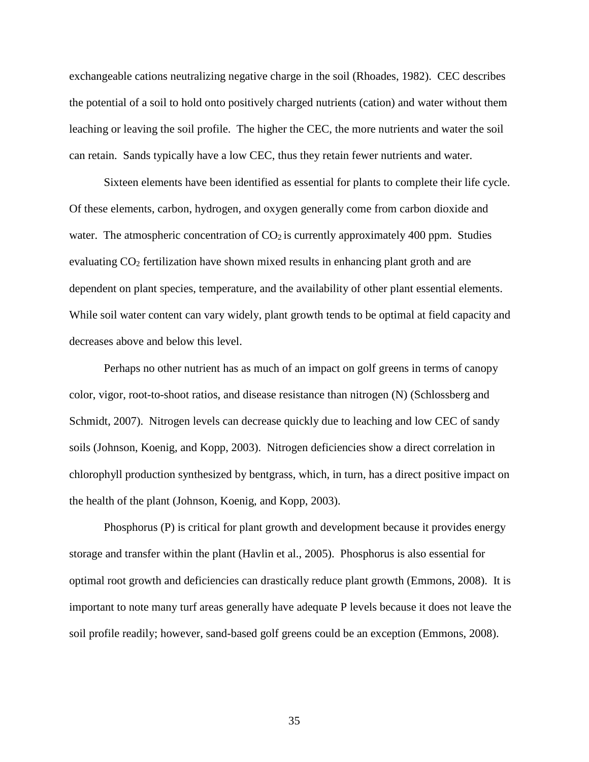exchangeable cations neutralizing negative charge in the soil (Rhoades, 1982). CEC describes the potential of a soil to hold onto positively charged nutrients (cation) and water without them leaching or leaving the soil profile. The higher the CEC, the more nutrients and water the soil can retain. Sands typically have a low CEC, thus they retain fewer nutrients and water.

Sixteen elements have been identified as essential for plants to complete their life cycle. Of these elements, carbon, hydrogen, and oxygen generally come from carbon dioxide and water. The atmospheric concentration of $CO_2$ is currently approximately 400 ppm. Studies evaluating $CO_2$ fertilization have shown mixed results in enhancing plant groth and are dependent on plant species, temperature, and the availability of other plant essential elements. While soil water content can vary widely, plant growth tends to be optimal at field capacity and decreases above and below this level.

Perhaps no other nutrient has as much of an impact on golf greens in terms of canopy color, vigor, root-to-shoot ratios, and disease resistance than nitrogen (N) (Schlossberg and Schmidt, 2007). Nitrogen levels can decrease quickly due to leaching and low CEC of sandy soils (Johnson, Koenig, and Kopp, 2003). Nitrogen deficiencies show a direct correlation in chlorophyll production synthesized by bentgrass, which, in turn, has a direct positive impact on the health of the plant (Johnson, Koenig, and Kopp, 2003).

Phosphorus (P) is critical for plant growth and development because it provides energy storage and transfer within the plant (Havlin et al., 2005). Phosphorus is also essential for optimal root growth and deficiencies can drastically reduce plant growth (Emmons, 2008). It is important to note many turf areas generally have adequate P levels because it does not leave the soil profile readily; however, sand-based golf greens could be an exception (Emmons, 2008).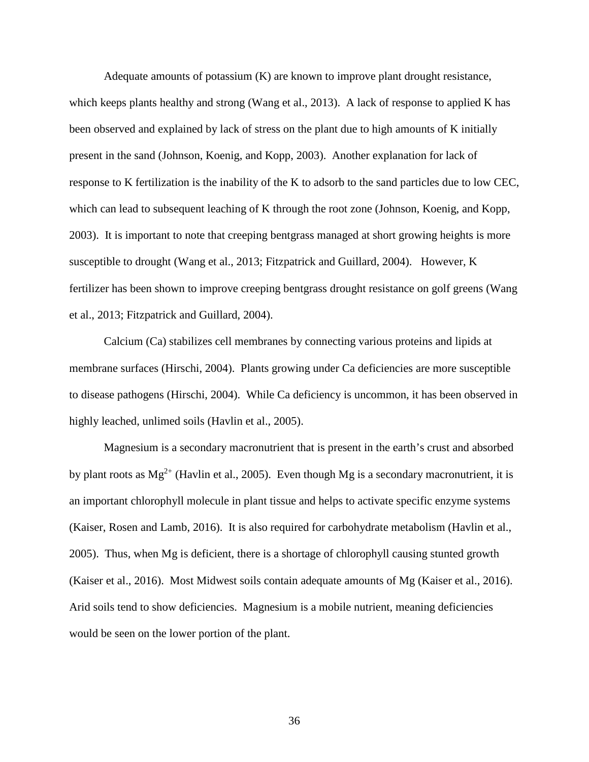Adequate amounts of potassium (K) are known to improve plant drought resistance, which keeps plants healthy and strong (Wang et al., 2013). A lack of response to applied K has been observed and explained by lack of stress on the plant due to high amounts of K initially present in the sand (Johnson, Koenig, and Kopp, 2003). Another explanation for lack of response to K fertilization is the inability of the K to adsorb to the sand particles due to low CEC, which can lead to subsequent leaching of K through the root zone (Johnson, Koenig, and Kopp, 2003). It is important to note that creeping bentgrass managed at short growing heights is more susceptible to drought (Wang et al., 2013; Fitzpatrick and Guillard, 2004). However, K fertilizer has been shown to improve creeping bentgrass drought resistance on golf greens (Wang et al., 2013; Fitzpatrick and Guillard, 2004).

Calcium (Ca) stabilizes cell membranes by connecting various proteins and lipids at membrane surfaces (Hirschi, 2004). Plants growing under Ca deficiencies are more susceptible to disease pathogens (Hirschi, 2004). While Ca deficiency is uncommon, it has been observed in highly leached, unlimed soils (Havlin et al., 2005).

Magnesium is a secondary macronutrient that is present in the earth's crust and absorbed by plant roots as $Mg^{2+}$ (Havlin et al., 2005). Even though Mg is a secondary macronutrient, it is an important chlorophyll molecule in plant tissue and helps to activate specific enzyme systems (Kaiser, Rosen and Lamb, 2016). It is also required for carbohydrate metabolism (Havlin et al., 2005). Thus, when Mg is deficient, there is a shortage of chlorophyll causing stunted growth (Kaiser et al., 2016). Most Midwest soils contain adequate amounts of Mg (Kaiser et al., 2016). Arid soils tend to show deficiencies. Magnesium is a mobile nutrient, meaning deficiencies would be seen on the lower portion of the plant.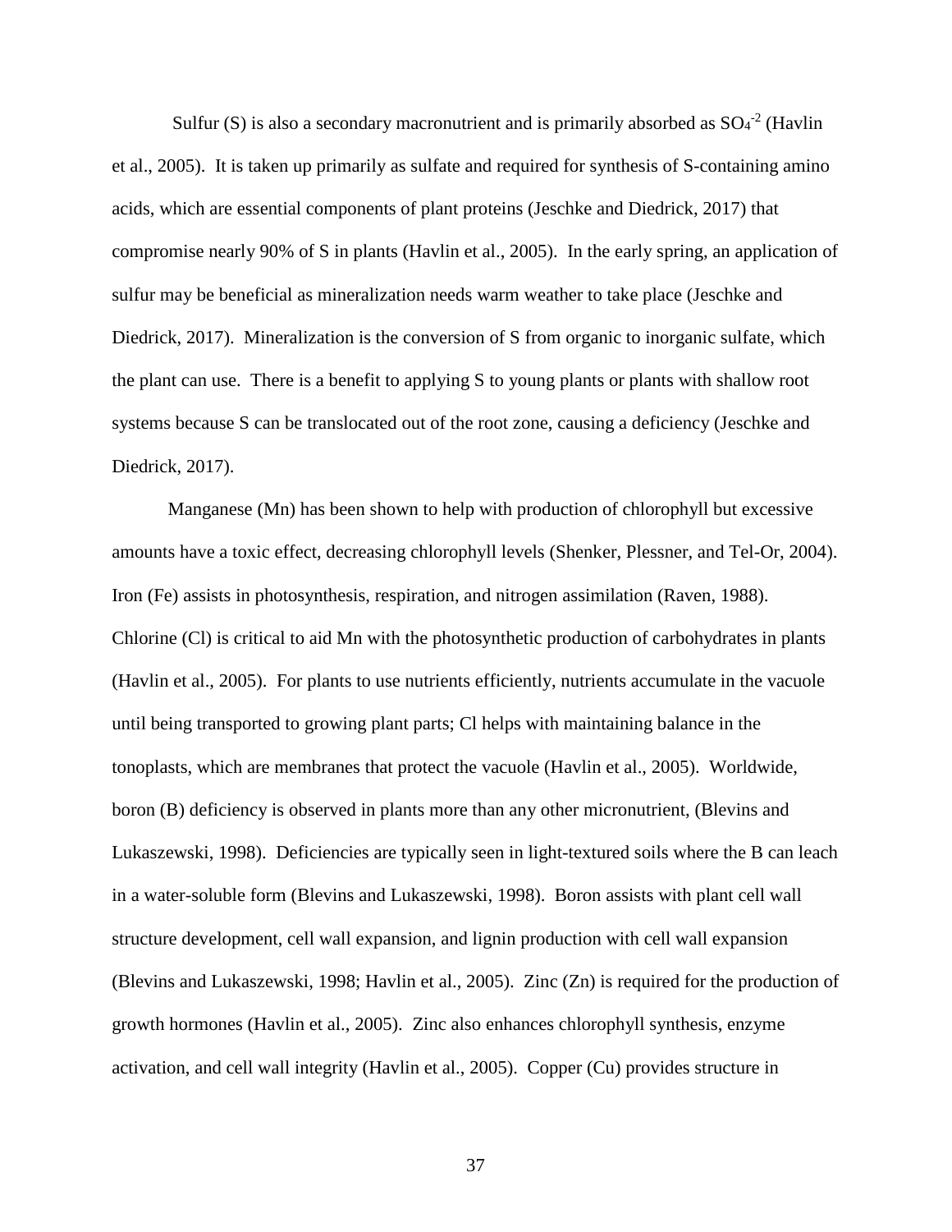Sulfur (S) is also a secondary macronutrient and is primarily absorbed as $SO_4^{-2}$ (Havlin et al., 2005). It is taken up primarily as sulfate and required for synthesis of S-containing amino acids, which are essential components of plant proteins (Jeschke and Diedrick, 2017) that compromise nearly 90% of S in plants (Havlin et al., 2005). In the early spring, an application of sulfur may be beneficial as mineralization needs warm weather to take place (Jeschke and Diedrick, 2017). Mineralization is the conversion of S from organic to inorganic sulfate, which the plant can use. There is a benefit to applying S to young plants or plants with shallow root systems because S can be translocated out of the root zone, causing a deficiency (Jeschke and Diedrick, 2017).

Manganese (Mn) has been shown to help with production of chlorophyll but excessive amounts have a toxic effect, decreasing chlorophyll levels (Shenker, Plessner, and Tel-Or, 2004). Iron (Fe) assists in photosynthesis, respiration, and nitrogen assimilation (Raven, 1988). Chlorine (Cl) is critical to aid Mn with the photosynthetic production of carbohydrates in plants (Havlin et al., 2005). For plants to use nutrients efficiently, nutrients accumulate in the vacuole until being transported to growing plant parts; Cl helps with maintaining balance in the tonoplasts, which are membranes that protect the vacuole (Havlin et al., 2005). Worldwide, boron (B) deficiency is observed in plants more than any other micronutrient, (Blevins and Lukaszewski, 1998). Deficiencies are typically seen in light-textured soils where the B can leach in a water-soluble form (Blevins and Lukaszewski, 1998). Boron assists with plant cell wall structure development, cell wall expansion, and lignin production with cell wall expansion (Blevins and Lukaszewski, 1998; Havlin et al., 2005). Zinc (Zn) is required for the production of growth hormones (Havlin et al., 2005). Zinc also enhances chlorophyll synthesis, enzyme activation, and cell wall integrity (Havlin et al., 2005). Copper (Cu) provides structure in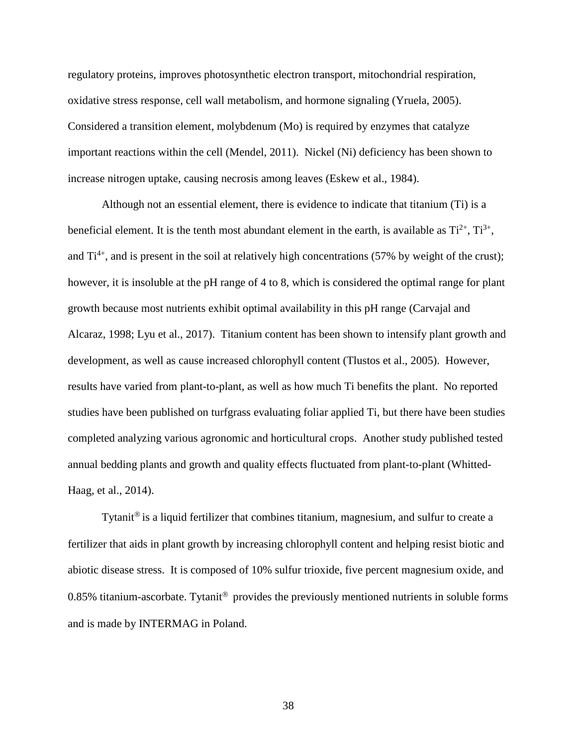regulatory proteins, improves photosynthetic electron transport, mitochondrial respiration, oxidative stress response, cell wall metabolism, and hormone signaling (Yruela, 2005). Considered a transition element, molybdenum (Mo) is required by enzymes that catalyze important reactions within the cell (Mendel, 2011). Nickel (Ni) deficiency has been shown to increase nitrogen uptake, causing necrosis among leaves (Eskew et al., 1984).

Although not an essential element, there is evidence to indicate that titanium (Ti) is a beneficial element. It is the tenth most abundant element in the earth, is available as $Ti^{2+}$, $Ti^{3+}$, and $Ti^{4+}$, and is present in the soil at relatively high concentrations (57% by weight of the crust); however, it is insoluble at the pH range of 4 to 8, which is considered the optimal range for plant growth because most nutrients exhibit optimal availability in this pH range (Carvajal and Alcaraz, 1998; Lyu et al., 2017). Titanium content has been shown to intensify plant growth and development, as well as cause increased chlorophyll content (Tlustos et al., 2005). However, results have varied from plant-to-plant, as well as how much Ti benefits the plant. No reported studies have been published on turfgrass evaluating foliar applied Ti, but there have been studies completed analyzing various agronomic and horticultural crops. Another study published tested annual bedding plants and growth and quality effects fluctuated from plant-to-plant (Whitted-Haag, et al., 2014).

Tytanit® is a liquid fertilizer that combines titanium, magnesium, and sulfur to create a fertilizer that aids in plant growth by increasing chlorophyll content and helping resist biotic and abiotic disease stress. It is composed of 10% sulfur trioxide, five percent magnesium oxide, and 0.85% titanium-ascorbate. Tytanit® provides the previously mentioned nutrients in soluble forms and is made by INTERMAG in Poland.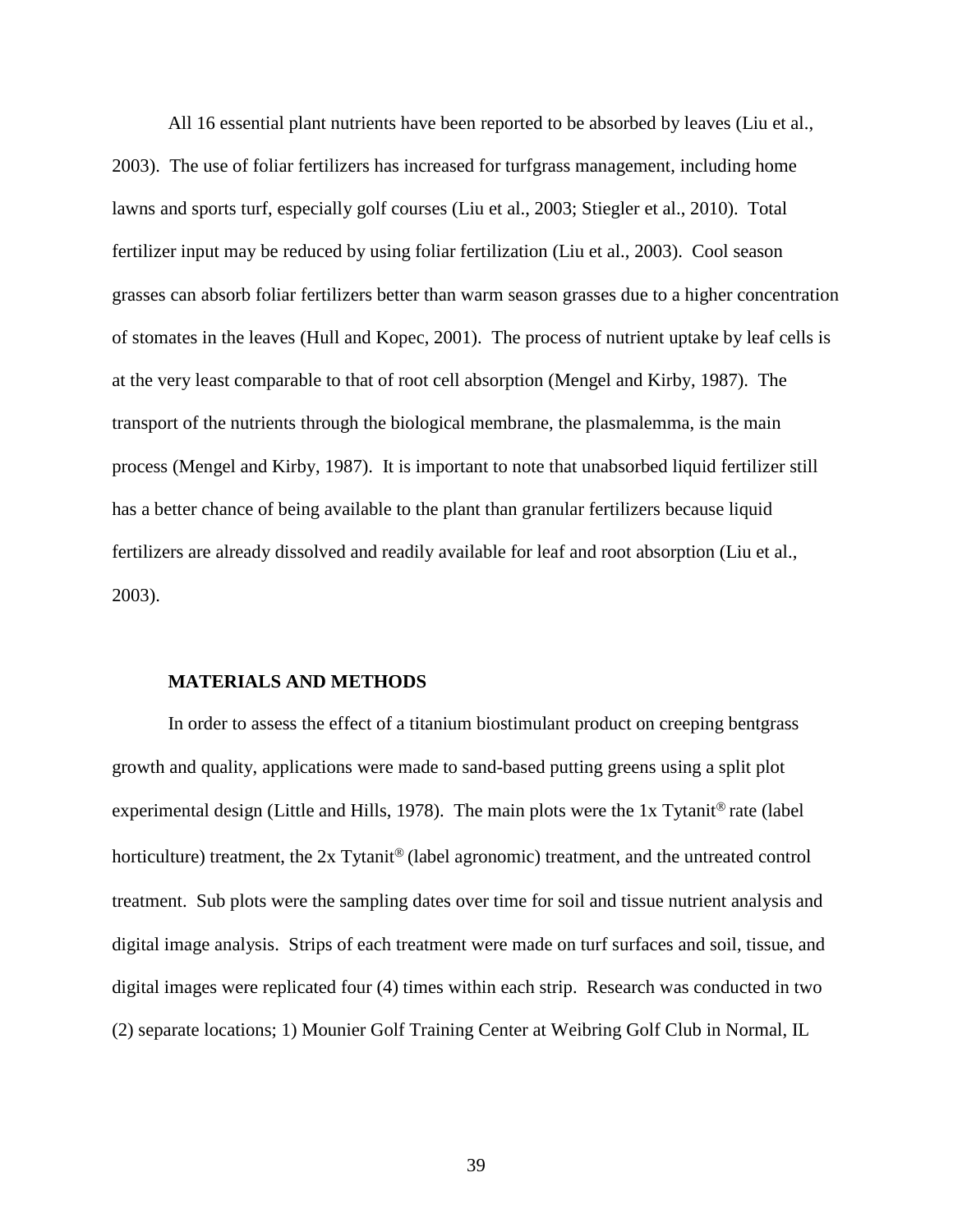All 16 essential plant nutrients have been reported to be absorbed by leaves (Liu et al., 2003). The use of foliar fertilizers has increased for turfgrass management, including home lawns and sports turf, especially golf courses (Liu et al., 2003; Stiegler et al., 2010). Total fertilizer input may be reduced by using foliar fertilization (Liu et al., 2003). Cool season grasses can absorb foliar fertilizers better than warm season grasses due to a higher concentration of stomates in the leaves (Hull and Kopec, 2001). The process of nutrient uptake by leaf cells is at the very least comparable to that of root cell absorption (Mengel and Kirby, 1987). The transport of the nutrients through the biological membrane, the plasmalemma, is the main process (Mengel and Kirby, 1987). It is important to note that unabsorbed liquid fertilizer still has a better chance of being available to the plant than granular fertilizers because liquid fertilizers are already dissolved and readily available for leaf and root absorption (Liu et al., 2003).

## MATERIALS AND METHODS

In order to assess the effect of a titanium biostimulant product on creeping bentgrass growth and quality, applications were made to sand-based putting greens using a split plot experimental design (Little and Hills, 1978). The main plots were the 1x Tytanit® rate (label horticulture) treatment, the 2x Tytanit® (label agronomic) treatment, and the untreated control treatment. Sub plots were the sampling dates over time for soil and tissue nutrient analysis and digital image analysis. Strips of each treatment were made on turf surfaces and soil, tissue, and digital images were replicated four (4) times within each strip. Research was conducted in two (2) separate locations; 1) Mounier Golf Training Center at Weibring Golf Club in Normal, IL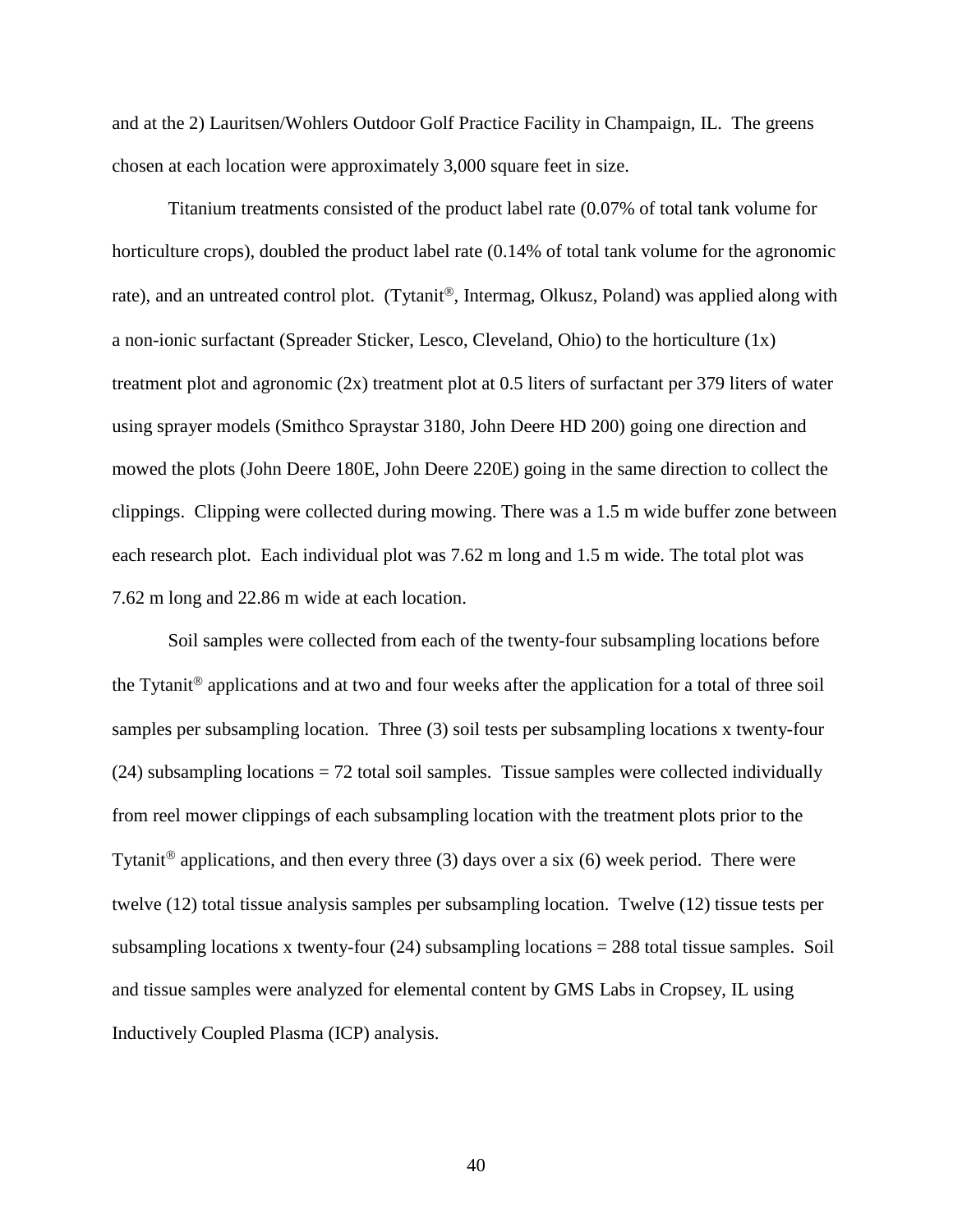and at the 2) Lauritsen/Wohlers Outdoor Golf Practice Facility in Champaign, IL. The greens chosen at each location were approximately 3,000 square feet in size.

Titanium treatments consisted of the product label rate (0.07% of total tank volume for horticulture crops), doubled the product label rate (0.14% of total tank volume for the agronomic rate), and an untreated control plot. (Tytanit®, Intermag, Olkusz, Poland) was applied along with a non-ionic surfactant (Spreader Sticker, Lesco, Cleveland, Ohio) to the horticulture (1x) treatment plot and agronomic (2x) treatment plot at 0.5 liters of surfactant per 379 liters of water using sprayer models (Smithco Spraystar 3180, John Deere HD 200) going one direction and mowed the plots (John Deere 180E, John Deere 220E) going in the same direction to collect the clippings. Clipping were collected during mowing. There was a 1.5 m wide buffer zone between each research plot. Each individual plot was 7.62 m long and 1.5 m wide. The total plot was 7.62 m long and 22.86 m wide at each location.

Soil samples were collected from each of the twenty-four subsampling locations before the Tytanit® applications and at two and four weeks after the application for a total of three soil samples per subsampling location. Three (3) soil tests per subsampling locations x twenty-four (24) subsampling locations = 72 total soil samples. Tissue samples were collected individually from reel mower clippings of each subsampling location with the treatment plots prior to the Tytanit® applications, and then every three (3) days over a six (6) week period. There were twelve (12) total tissue analysis samples per subsampling location. Twelve (12) tissue tests per subsampling locations x twenty-four (24) subsampling locations = 288 total tissue samples. Soil and tissue samples were analyzed for elemental content by GMS Labs in Cropsey, IL using Inductively Coupled Plasma (ICP) analysis.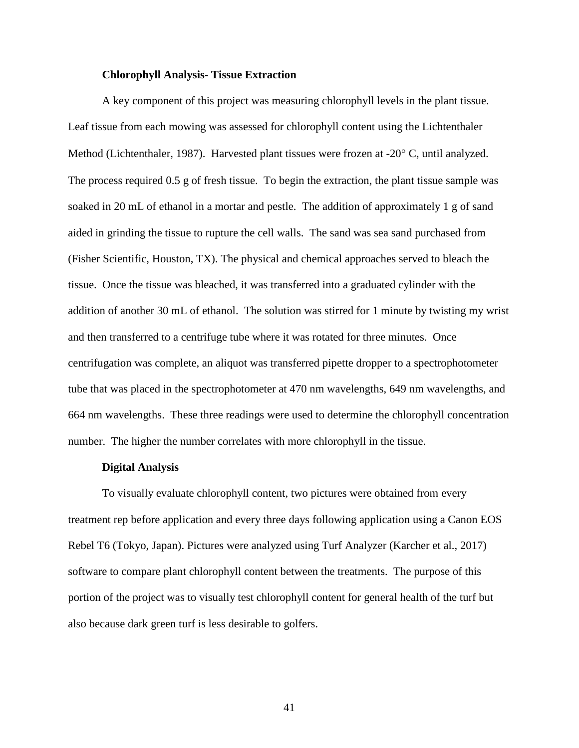**Chlorophyll Analysis- Tissue Extraction**

A key component of this project was measuring chlorophyll levels in the plant tissue. Leaf tissue from each mowing was assessed for chlorophyll content using the Lichtenthaler Method (Lichtenthaler, 1987). Harvested plant tissues were frozen at -20° C, until analyzed. The process required 0.5 g of fresh tissue. To begin the extraction, the plant tissue sample was soaked in 20 mL of ethanol in a mortar and pestle. The addition of approximately 1 g of sand aided in grinding the tissue to rupture the cell walls. The sand was sea sand purchased from (Fisher Scientific, Houston, TX). The physical and chemical approaches served to bleach the tissue. Once the tissue was bleached, it was transferred into a graduated cylinder with the addition of another 30 mL of ethanol. The solution was stirred for 1 minute by twisting my wrist and then transferred to a centrifuge tube where it was rotated for three minutes. Once centrifugation was complete, an aliquot was transferred pipette dropper to a spectrophotometer tube that was placed in the spectrophotometer at 470 nm wavelengths, 649 nm wavelengths, and 664 nm wavelengths. These three readings were used to determine the chlorophyll concentration number. The higher the number correlates with more chlorophyll in the tissue.

**Digital Analysis**

To visually evaluate chlorophyll content, two pictures were obtained from every treatment rep before application and every three days following application using a Canon EOS Rebel T6 (Tokyo, Japan). Pictures were analyzed using Turf Analyzer (Karcher et al., 2017) software to compare plant chlorophyll content between the treatments. The purpose of this portion of the project was to visually test chlorophyll content for general health of the turf but also because dark green turf is less desirable to golfers.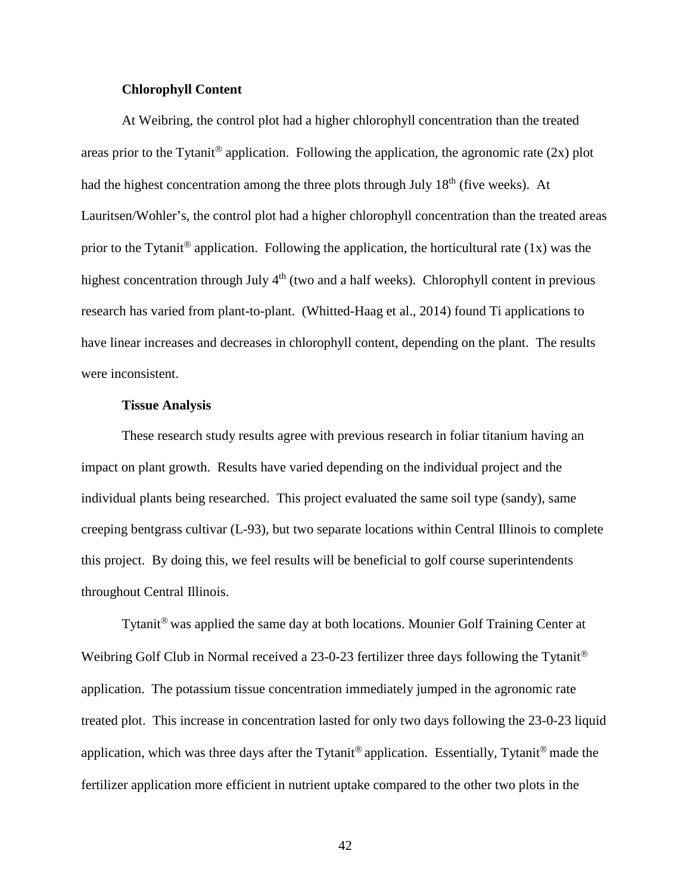### Chlorophyll Content

At Weibring, the control plot had a higher chlorophyll concentration than the treated areas prior to the Tytanit® application. Following the application, the agronomic rate (2x) plot had the highest concentration among the three plots through July 18th (five weeks). At Lauritsen/Wohler's, the control plot had a higher chlorophyll concentration than the treated areas prior to the Tytanit® application. Following the application, the horticultural rate (1x) was the highest concentration through July 4th (two and a half weeks). Chlorophyll content in previous research has varied from plant-to-plant. (Whitted-Haag et al., 2014) found Ti applications to have linear increases and decreases in chlorophyll content, depending on the plant. The results were inconsistent.

### Tissue Analysis

These research study results agree with previous research in foliar titanium having an impact on plant growth. Results have varied depending on the individual project and the individual plants being researched. This project evaluated the same soil type (sandy), same creeping bentgrass cultivar (L-93), but two separate locations within Central Illinois to complete this project. By doing this, we feel results will be beneficial to golf course superintendents throughout Central Illinois.

Tytanit® was applied the same day at both locations. Mounier Golf Training Center at Weibring Golf Club in Normal received a 23-0-23 fertilizer three days following the Tytanit® application. The potassium tissue concentration immediately jumped in the agronomic rate treated plot. This increase in concentration lasted for only two days following the 23-0-23 liquid application, which was three days after the Tytanit® application. Essentially, Tytanit® made the fertilizer application more efficient in nutrient uptake compared to the other two plots in the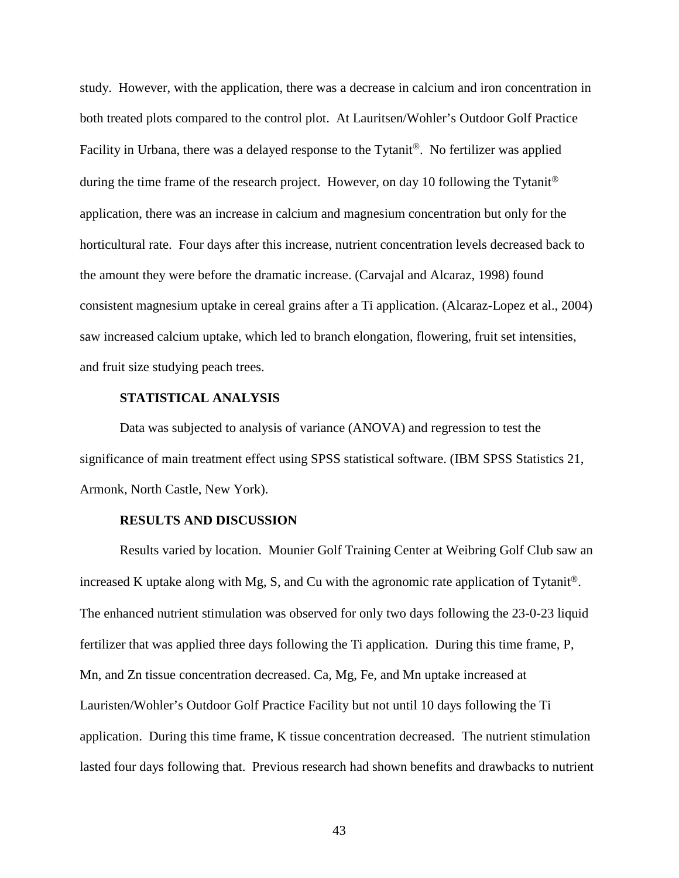study. However, with the application, there was a decrease in calcium and iron concentration in both treated plots compared to the control plot. At Lauritsen/Wohler's Outdoor Golf Practice Facility in Urbana, there was a delayed response to the Tytanit®. No fertilizer was applied during the time frame of the research project. However, on day 10 following the Tytanit® application, there was an increase in calcium and magnesium concentration but only for the horticultural rate. Four days after this increase, nutrient concentration levels decreased back to the amount they were before the dramatic increase. (Carvajal and Alcaraz, 1998) found consistent magnesium uptake in cereal grains after a Ti application. (Alcaraz-Lopez et al., 2004) saw increased calcium uptake, which led to branch elongation, flowering, fruit set intensities, and fruit size studying peach trees.

## STATISTICAL ANALYSIS

Data was subjected to analysis of variance (ANOVA) and regression to test the significance of main treatment effect using SPSS statistical software. (IBM SPSS Statistics 21, Armonk, North Castle, New York).

## RESULTS AND DISCUSSION

Results varied by location. Mounier Golf Training Center at Weibring Golf Club saw an increased K uptake along with Mg, S, and Cu with the agronomic rate application of Tytanit®. The enhanced nutrient stimulation was observed for only two days following the 23-0-23 liquid fertilizer that was applied three days following the Ti application. During this time frame, P, Mn, and Zn tissue concentration decreased. Ca, Mg, Fe, and Mn uptake increased at Lauristen/Wohler's Outdoor Golf Practice Facility but not until 10 days following the Ti application. During this time frame, K tissue concentration decreased. The nutrient stimulation lasted four days following that. Previous research had shown benefits and drawbacks to nutrient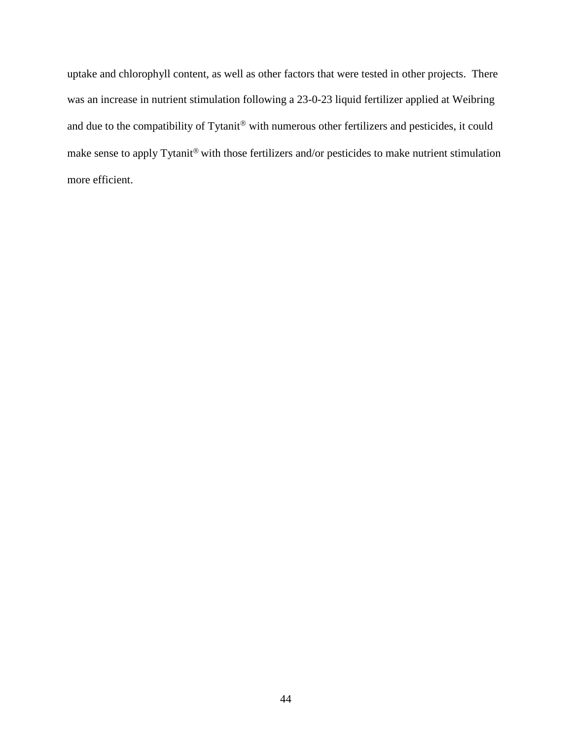uptake and chlorophyll content, as well as other factors that were tested in other projects. There was an increase in nutrient stimulation following a 23-0-23 liquid fertilizer applied at Weibring and due to the compatibility of Tytanit® with numerous other fertilizers and pesticides, it could make sense to apply Tytanit® with those fertilizers and/or pesticides to make nutrient stimulation more efficient.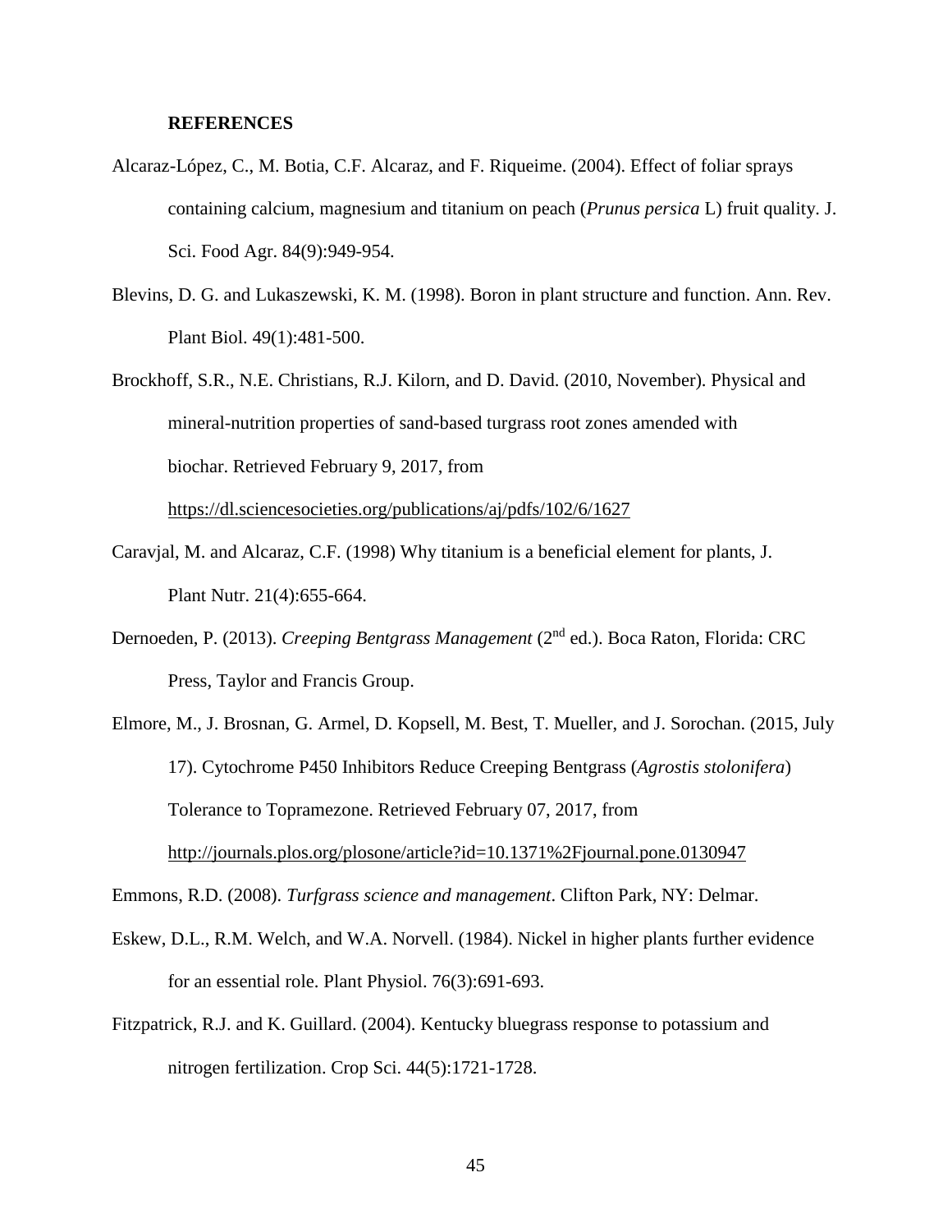**REFERENCES**

Alcaraz-López, C., M. Botia, C.F. Alcaraz, and F. Riqueime. (2004). Effect of foliar sprays containing calcium, magnesium and titanium on peach (*Prunus persica* L) fruit quality. J. Sci. Food Agr. 84(9):949-954.

Blevins, D. G. and Lukaszewski, K. M. (1998). Boron in plant structure and function. Ann. Rev. Plant Biol. 49(1):481-500.

Brockhoff, S.R., N.E. Christians, R.J. Kilorn, and D. David. (2010, November). Physical and mineral-nutrition properties of sand-based turgrass root zones amended with biochar. Retrieved February 9, 2017, from https://dl.sciencesocieties.org/publications/aj/pdfs/102/6/1627

Caravjal, M. and Alcaraz, C.F. (1998) Why titanium is a beneficial element for plants, J. Plant Nutr. 21(4):655-664.

Dernoeden, P. (2013). *Creeping Bentgrass Management* (2nd ed.). Boca Raton, Florida: CRC Press, Taylor and Francis Group.

Elmore, M., J. Brosnan, G. Armel, D. Kopsell, M. Best, T. Mueller, and J. Sorochan. (2015, July 17). Cytochrome P450 Inhibitors Reduce Creeping Bentgrass (*Agrostis stolonifera*) Tolerance to Topramezone. Retrieved February 07, 2017, from http://journals.plos.org/plosone/article?id=10.1371%2Fjournal.pone.0130947

Emmons, R.D. (2008). *Turfgrass science and management*. Clifton Park, NY: Delmar.

Eskew, D.L., R.M. Welch, and W.A. Norvell. (1984). Nickel in higher plants further evidence for an essential role. Plant Physiol. 76(3):691-693.

Fitzpatrick, R.J. and K. Guillard. (2004). Kentucky bluegrass response to potassium and nitrogen fertilization. Crop Sci. 44(5):1721-1728.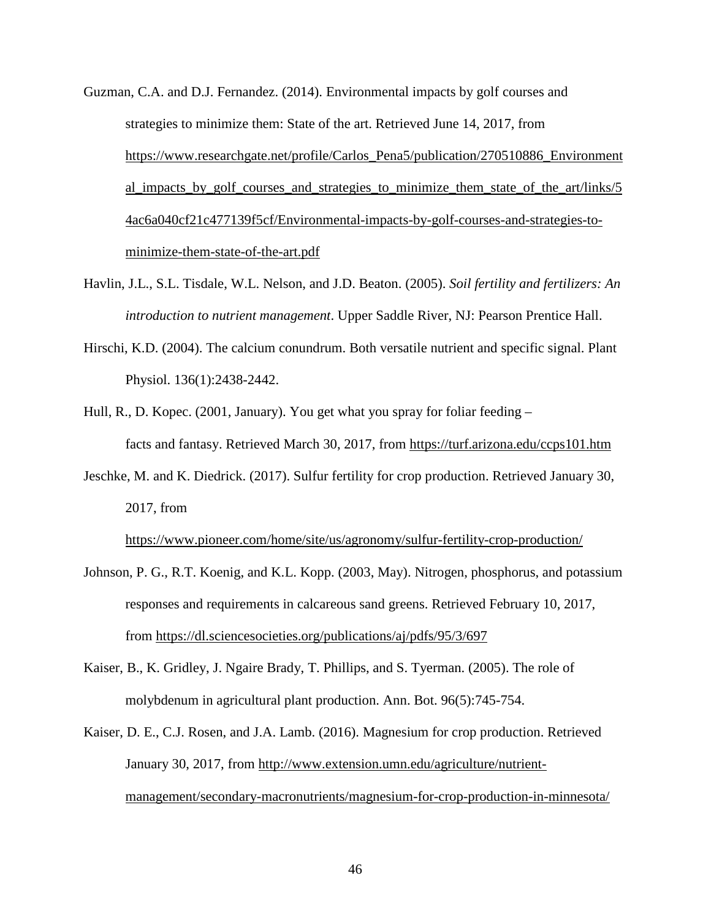Guzman, C.A. and D.J. Fernandez. (2014). Environmental impacts by golf courses and strategies to minimize them: State of the art. Retrieved June 14, 2017, from https://www.researchgate.net/profile/Carlos_Pena5/publication/270510886_Environmental_impacts_by_golf_courses_and_strategies_to_minimize_them_state_of_the_art/links/54ac6a040cf21c477139f5cf/Environmental-impacts-by-golf-courses-and-strategies-to-minimize-them-state-of-the-art.pdf

Havlin, J.L., S.L. Tisdale, W.L. Nelson, and J.D. Beaton. (2005). *Soil fertility and fertilizers: An introduction to nutrient management*. Upper Saddle River, NJ: Pearson Prentice Hall.

Hirschi, K.D. (2004). The calcium conundrum. Both versatile nutrient and specific signal. Plant Physiol. 136(1):2438-2442.

Hull, R., D. Kopec. (2001, January). You get what you spray for foliar feeding – facts and fantasy. Retrieved March 30, 2017, from https://turf.arizona.edu/ccps101.htm

Jeschke, M. and K. Diedrick. (2017). Sulfur fertility for crop production. Retrieved January 30, 2017, from https://www.pioneer.com/home/site/us/agronomy/sulfur-fertility-crop-production/

Johnson, P. G., R.T. Koenig, and K.L. Kopp. (2003, May). Nitrogen, phosphorus, and potassium responses and requirements in calcareous sand greens. Retrieved February 10, 2017, from https://dl.sciencesocieties.org/publications/aj/pdfs/95/3/697

Kaiser, B., K. Gridley, J. Ngaire Brady, T. Phillips, and S. Tyerman. (2005). The role of molybdenum in agricultural plant production. Ann. Bot. 96(5):745-754.

Kaiser, D. E., C.J. Rosen, and J.A. Lamb. (2016). Magnesium for crop production. Retrieved January 30, 2017, from http://www.extension.umn.edu/agriculture/nutrient-management/secondary-macronutrients/magnesium-for-crop-production-in-minnesota/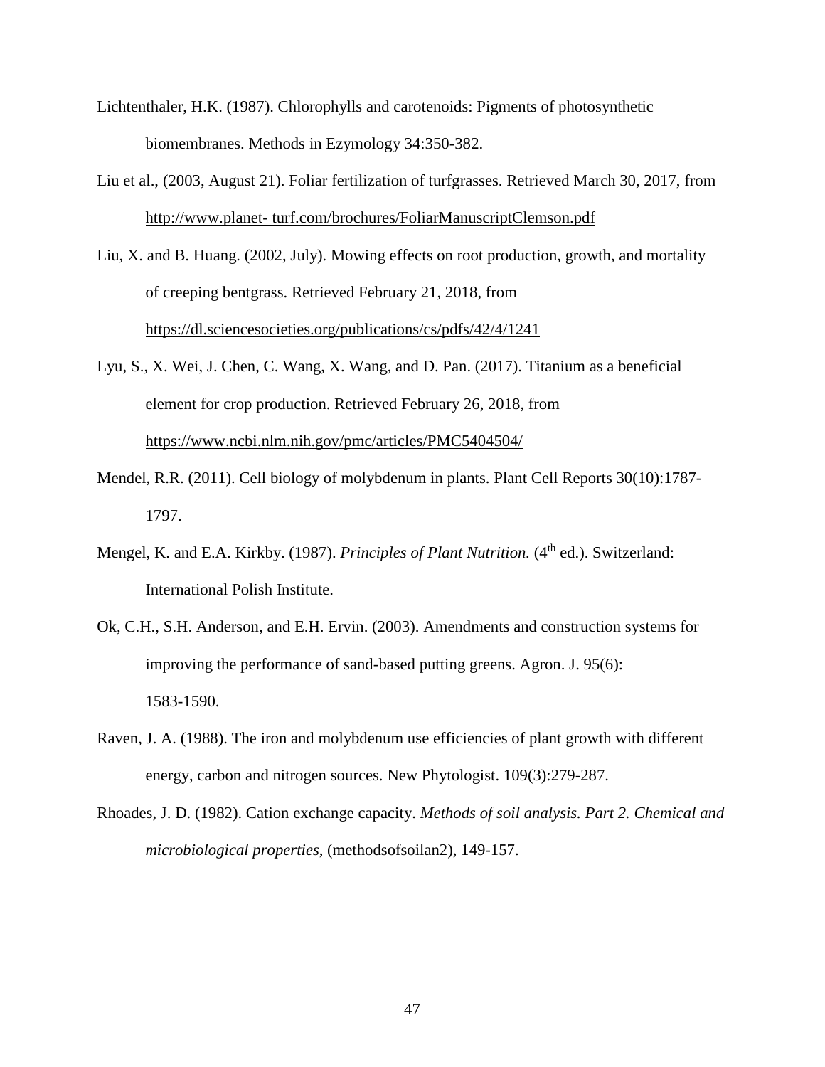Lichtenthaler, H.K. (1987). Chlorophylls and carotenoids: Pigments of photosynthetic biomembranes. Methods in Ezymology 34:350-382.

Liu et al., (2003, August 21). Foliar fertilization of turfgrasses. Retrieved March 30, 2017, from http://www.planet- turf.com/brochures/FoliarManuscriptClemson.pdf

Liu, X. and B. Huang. (2002, July). Mowing effects on root production, growth, and mortality of creeping bentgrass. Retrieved February 21, 2018, from https://dl.sciencesocieties.org/publications/cs/pdfs/42/4/1241

Lyu, S., X. Wei, J. Chen, C. Wang, X. Wang, and D. Pan. (2017). Titanium as a beneficial element for crop production. Retrieved February 26, 2018, from https://www.ncbi.nlm.nih.gov/pmc/articles/PMC5404504/

Mendel, R.R. (2011). Cell biology of molybdenum in plants. Plant Cell Reports 30(10):1787-1797.

Mengel, K. and E.A. Kirkby. (1987). *Principles of Plant Nutrition.* (4th ed.). Switzerland: International Polish Institute.

Ok, C.H., S.H. Anderson, and E.H. Ervin. (2003). Amendments and construction systems for improving the performance of sand-based putting greens. Agron. J. 95(6): 1583-1590.

Raven, J. A. (1988). The iron and molybdenum use efficiencies of plant growth with different energy, carbon and nitrogen sources. New Phytologist. 109(3):279-287.

Rhoades, J. D. (1982). Cation exchange capacity. *Methods of soil analysis. Part 2. Chemical and microbiological properties*, (methodsofsoilan2), 149-157.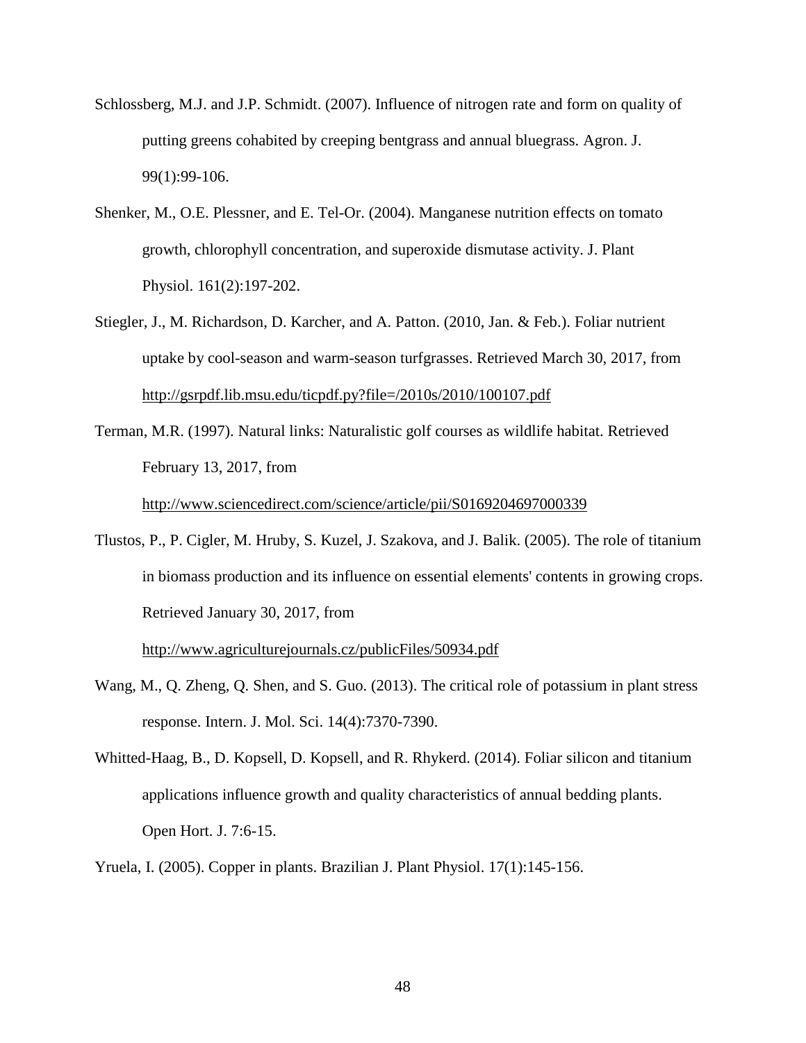Schlossberg, M.J. and J.P. Schmidt. (2007). Influence of nitrogen rate and form on quality of putting greens cohabited by creeping bentgrass and annual bluegrass. Agron. J. 99(1):99-106.

Shenker, M., O.E. Plessner, and E. Tel-Or. (2004). Manganese nutrition effects on tomato growth, chlorophyll concentration, and superoxide dismutase activity. J. Plant Physiol. 161(2):197-202.

Stiegler, J., M. Richardson, D. Karcher, and A. Patton. (2010, Jan. & Feb.). Foliar nutrient uptake by cool-season and warm-season turfgrasses. Retrieved March 30, 2017, from http://gsrpdf.lib.msu.edu/ticpdf.py?file=/2010s/2010/100107.pdf

Terman, M.R. (1997). Natural links: Naturalistic golf courses as wildlife habitat. Retrieved February 13, 2017, from http://www.sciencedirect.com/science/article/pii/S0169204697000339

Tlustos, P., P. Cigler, M. Hruby, S. Kuzel, J. Szakova, and J. Balik. (2005). The role of titanium in biomass production and its influence on essential elements' contents in growing crops. Retrieved January 30, 2017, from http://www.agriculturejournals.cz/publicFiles/50934.pdf

Wang, M., Q. Zheng, Q. Shen, and S. Guo. (2013). The critical role of potassium in plant stress response. Intern. J. Mol. Sci. 14(4):7370-7390.

Whitted-Haag, B., D. Kopsell, D. Kopsell, and R. Rhykerd. (2014). Foliar silicon and titanium applications influence growth and quality characteristics of annual bedding plants. Open Hort. J. 7:6-15.

Yruela, I. (2005). Copper in plants. Brazilian J. Plant Physiol. 17(1):145-156.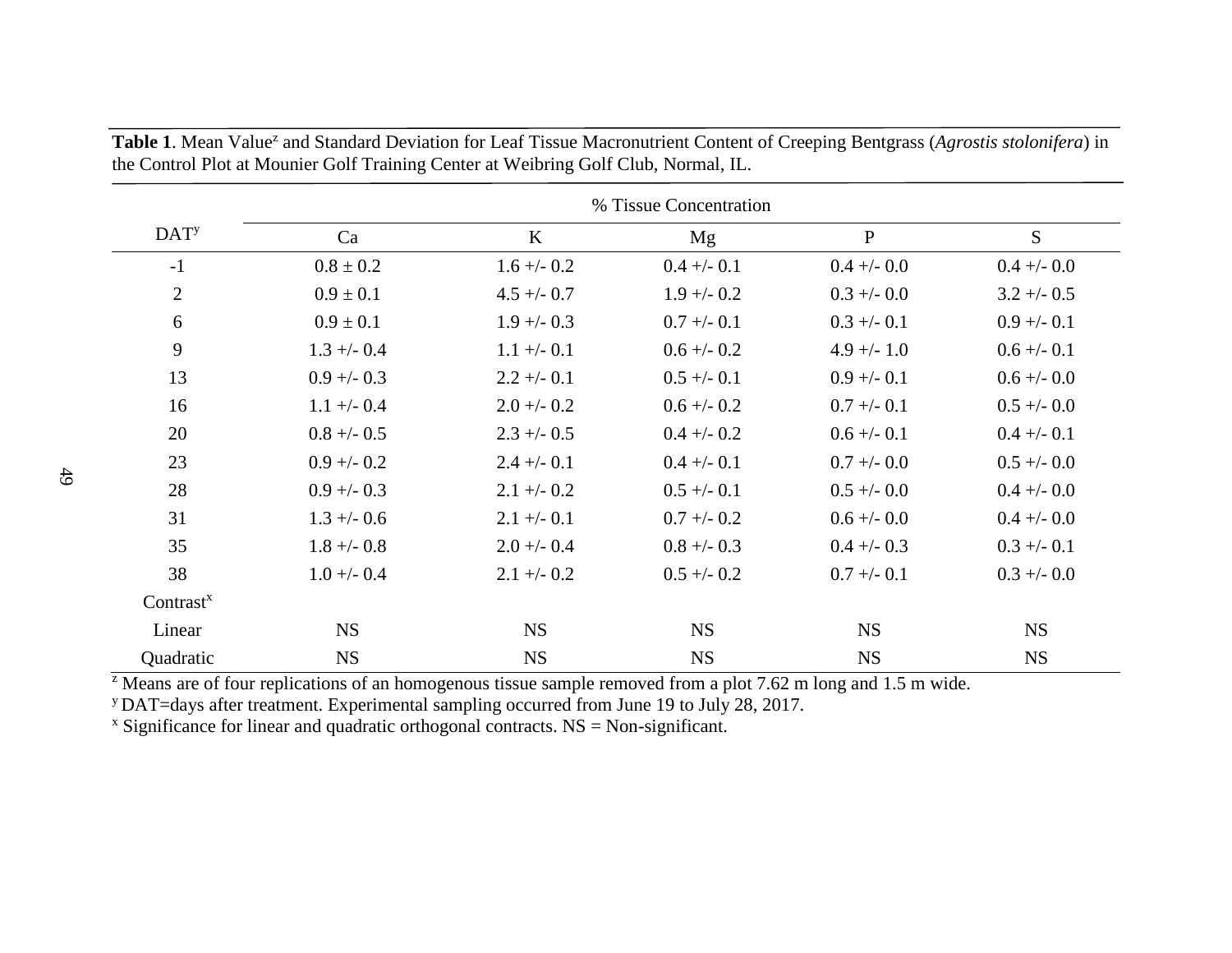**Table 1**. Mean Value[z] and Standard Deviation for Leaf Tissue Macronutrient Content of Creeping Bentgrass (*Agrostis stolonifera*) in the Control Plot at Mounier Golf Training Center at Weibring Golf Club, Normal, IL.

| DAT[y] | % Tissue Concentration | | | | |
|---|---|---|---|---|---|
| | Ca | K | Mg | P | S |
| -1 | 0.8 ± 0.2 | 1.6 +/- 0.2 | 0.4 +/- 0.1 | 0.4 +/- 0.0 | 0.4 +/- 0.0 |
| 2 | 0.9 ± 0.1 | 4.5 +/- 0.7 | 1.9 +/- 0.2 | 0.3 +/- 0.0 | 3.2 +/- 0.5 |
| 6 | 0.9 ± 0.1 | 1.9 +/- 0.3 | 0.7 +/- 0.1 | 0.3 +/- 0.1 | 0.9 +/- 0.1 |
| 9 | 1.3 +/- 0.4 | 1.1 +/- 0.1 | 0.6 +/- 0.2 | 4.9 +/- 1.0 | 0.6 +/- 0.1 |
| 13 | 0.9 +/- 0.3 | 2.2 +/- 0.1 | 0.5 +/- 0.1 | 0.9 +/- 0.1 | 0.6 +/- 0.0 |
| 16 | 1.1 +/- 0.4 | 2.0 +/- 0.2 | 0.6 +/- 0.2 | 0.7 +/- 0.1 | 0.5 +/- 0.0 |
| 20 | 0.8 +/- 0.5 | 2.3 +/- 0.5 | 0.4 +/- 0.2 | 0.6 +/- 0.1 | 0.4 +/- 0.1 |
| 23 | 0.9 +/- 0.2 | 2.4 +/- 0.1 | 0.4 +/- 0.1 | 0.7 +/- 0.0 | 0.5 +/- 0.0 |
| 28 | 0.9 +/- 0.3 | 2.1 +/- 0.2 | 0.5 +/- 0.1 | 0.5 +/- 0.0 | 0.4 +/- 0.0 |
| 31 | 1.3 +/- 0.6 | 2.1 +/- 0.1 | 0.7 +/- 0.2 | 0.6 +/- 0.0 | 0.4 +/- 0.0 |
| 35 | 1.8 +/- 0.8 | 2.0 +/- 0.4 | 0.8 +/- 0.3 | 0.4 +/- 0.3 | 0.3 +/- 0.1 |
| 38 | 1.0 +/- 0.4 | 2.1 +/- 0.2 | 0.5 +/- 0.2 | 0.7 +/- 0.1 | 0.3 +/- 0.0 |
| Contrast[x] | | | | | |
| Linear | NS | NS | NS | NS | NS |
| Quadratic | NS | NS | NS | NS | NS |

[z] Means are of four replications of an homogenous tissue sample removed from a plot 7.62 m long and 1.5 m wide.
[y] DAT=days after treatment. Experimental sampling occurred from June 19 to July 28, 2017.
[x] Significance for linear and quadratic orthogonal contracts. NS = Non-significant.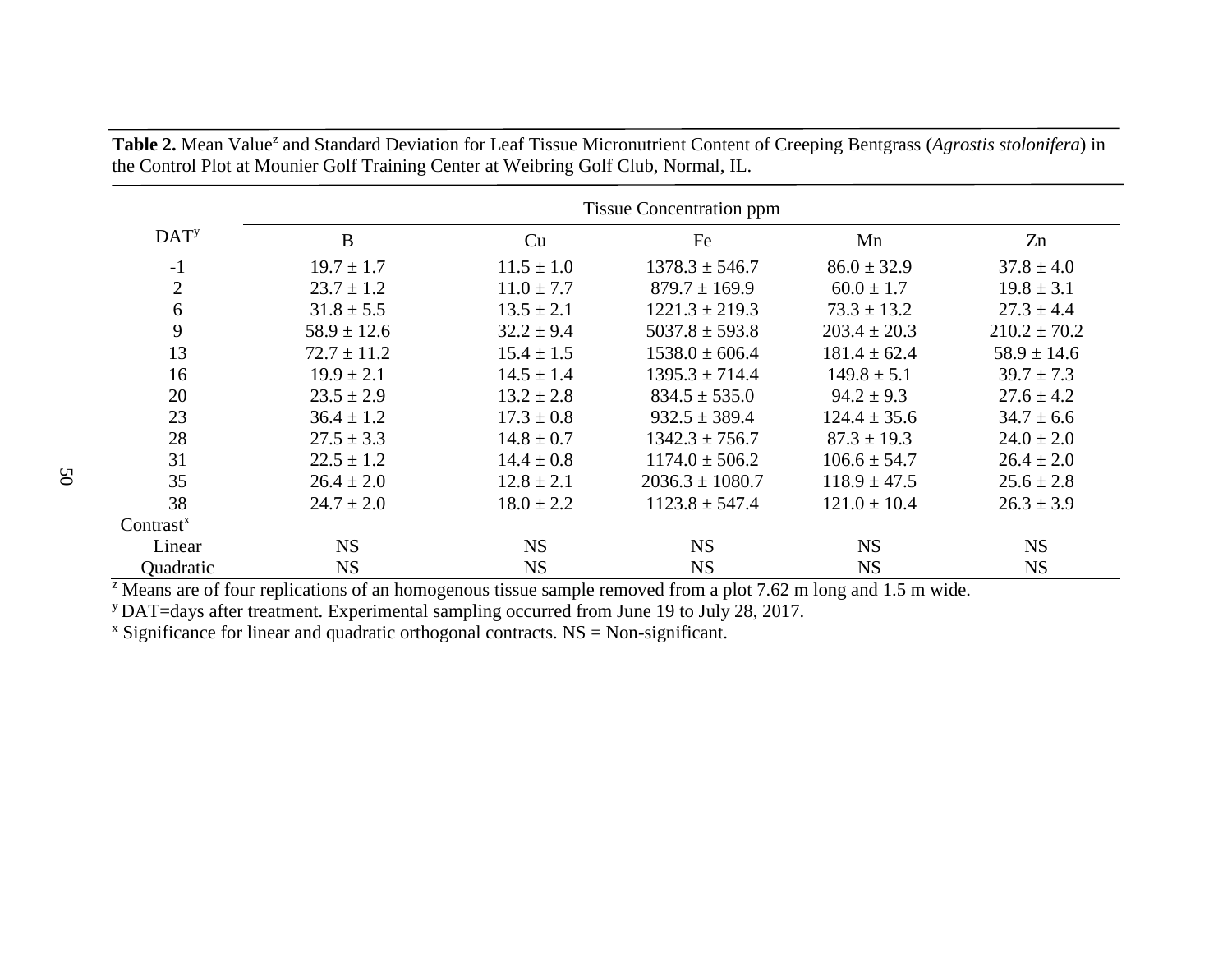**Table 2.** Mean Value[z] and Standard Deviation for Leaf Tissue Micronutrient Content of Creeping Bentgrass (*Agrostis stolonifera*) in the Control Plot at Mounier Golf Training Center at Weibring Golf Club, Normal, IL.

| DAT[y] | Tissue Concentration ppm | | | | |
|---|---|---|---|---|---|
| | B | Cu | Fe | Mn | Zn |
| -1 | 19.7 ± 1.7 | 11.5 ± 1.0 | 1378.3 ± 546.7 | 86.0 ± 32.9 | 37.8 ± 4.0 |
| 2 | 23.7 ± 1.2 | 11.0 ± 7.7 | 879.7 ± 169.9 | 60.0 ± 1.7 | 19.8 ± 3.1 |
| 6 | 31.8 ± 5.5 | 13.5 ± 2.1 | 1221.3 ± 219.3 | 73.3 ± 13.2 | 27.3 ± 4.4 |
| 9 | 58.9 ± 12.6 | 32.2 ± 9.4 | 5037.8 ± 593.8 | 203.4 ± 20.3 | 210.2 ± 70.2 |
| 13 | 72.7 ± 11.2 | 15.4 ± 1.5 | 1538.0 ± 606.4 | 181.4 ± 62.4 | 58.9 ± 14.6 |
| 16 | 19.9 ± 2.1 | 14.5 ± 1.4 | 1395.3 ± 714.4 | 149.8 ± 5.1 | 39.7 ± 7.3 |
| 20 | 23.5 ± 2.9 | 13.2 ± 2.8 | 834.5 ± 535.0 | 94.2 ± 9.3 | 27.6 ± 4.2 |
| 23 | 36.4 ± 1.2 | 17.3 ± 0.8 | 932.5 ± 389.4 | 124.4 ± 35.6 | 34.7 ± 6.6 |
| 28 | 27.5 ± 3.3 | 14.8 ± 0.7 | 1342.3 ± 756.7 | 87.3 ± 19.3 | 24.0 ± 2.0 |
| 31 | 22.5 ± 1.2 | 14.4 ± 0.8 | 1174.0 ± 506.2 | 106.6 ± 54.7 | 26.4 ± 2.0 |
| 35 | 26.4 ± 2.0 | 12.8 ± 2.1 | 2036.3 ± 1080.7 | 118.9 ± 47.5 | 25.6 ± 2.8 |
| 38 | 24.7 ± 2.0 | 18.0 ± 2.2 | 1123.8 ± 547.4 | 121.0 ± 10.4 | 26.3 ± 3.9 |
| Contrast[x] | | | | | |
| Linear | NS | NS | NS | NS | NS |
| Quadratic | NS | NS | NS | NS | NS |

[z] Means are of four replications of an homogenous tissue sample removed from a plot 7.62 m long and 1.5 m wide.

[y] DAT=days after treatment. Experimental sampling occurred from June 19 to July 28, 2017.

[x] Significance for linear and quadratic orthogonal contracts. NS = Non-significant.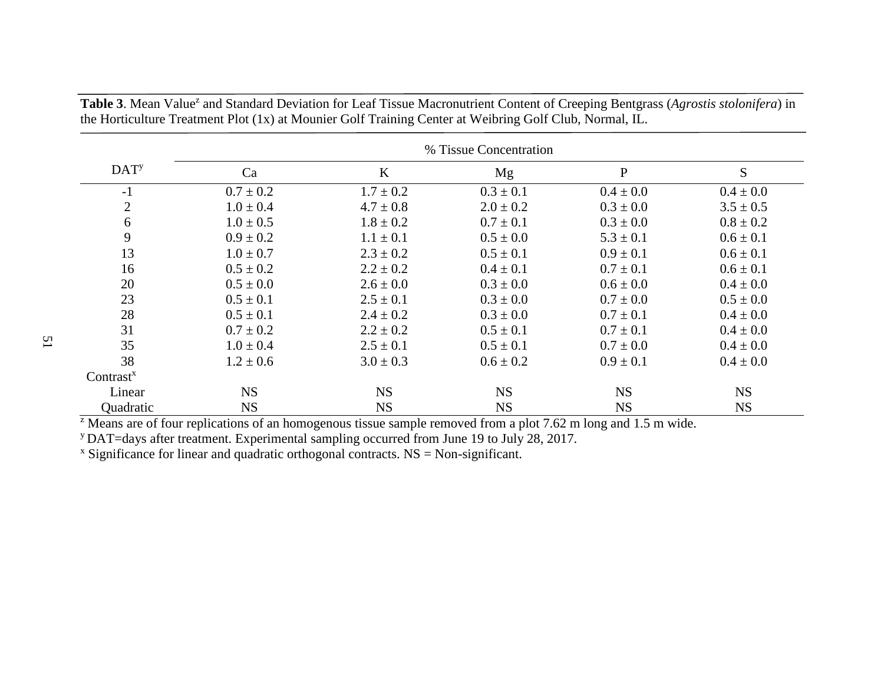**Table 3**. Mean Value[z] and Standard Deviation for Leaf Tissue Macronutrient Content of Creeping Bentgrass (*Agrostis stolonifera*) in the Horticulture Treatment Plot (1x) at Mounier Golf Training Center at Weibring Golf Club, Normal, IL.

| DAT[y] | % Tissue Concentration | | | | |
|---|---|---|---|---|---|
| | Ca | K | Mg | P | S |
| -1 | 0.7 ± 0.2 | 1.7 ± 0.2 | 0.3 ± 0.1 | 0.4 ± 0.0 | 0.4 ± 0.0 |
| 2 | 1.0 ± 0.4 | 4.7 ± 0.8 | 2.0 ± 0.2 | 0.3 ± 0.0 | 3.5 ± 0.5 |
| 6 | 1.0 ± 0.5 | 1.8 ± 0.2 | 0.7 ± 0.1 | 0.3 ± 0.0 | 0.8 ± 0.2 |
| 9 | 0.9 ± 0.2 | 1.1 ± 0.1 | 0.5 ± 0.0 | 5.3 ± 0.1 | 0.6 ± 0.1 |
| 13 | 1.0 ± 0.7 | 2.3 ± 0.2 | 0.5 ± 0.1 | 0.9 ± 0.1 | 0.6 ± 0.1 |
| 16 | 0.5 ± 0.2 | 2.2 ± 0.2 | 0.4 ± 0.1 | 0.7 ± 0.1 | 0.6 ± 0.1 |
| 20 | 0.5 ± 0.0 | 2.6 ± 0.0 | 0.3 ± 0.0 | 0.6 ± 0.0 | 0.4 ± 0.0 |
| 23 | 0.5 ± 0.1 | 2.5 ± 0.1 | 0.3 ± 0.0 | 0.7 ± 0.0 | 0.5 ± 0.0 |
| 28 | 0.5 ± 0.1 | 2.4 ± 0.2 | 0.3 ± 0.0 | 0.7 ± 0.1 | 0.4 ± 0.0 |
| 31 | 0.7 ± 0.2 | 2.2 ± 0.2 | 0.5 ± 0.1 | 0.7 ± 0.1 | 0.4 ± 0.0 |
| 35 | 1.0 ± 0.4 | 2.5 ± 0.1 | 0.5 ± 0.1 | 0.7 ± 0.0 | 0.4 ± 0.0 |
| 38 | 1.2 ± 0.6 | 3.0 ± 0.3 | 0.6 ± 0.2 | 0.9 ± 0.1 | 0.4 ± 0.0 |
| Contrast[x] | | | | | |
| Linear | NS | NS | NS | NS | NS |
| Quadratic | NS | NS | NS | NS | NS |

[z] Means are of four replications of an homogenous tissue sample removed from a plot 7.62 m long and 1.5 m wide.

[y] DAT=days after treatment. Experimental sampling occurred from June 19 to July 28, 2017.

[x] Significance for linear and quadratic orthogonal contracts. NS = Non-significant.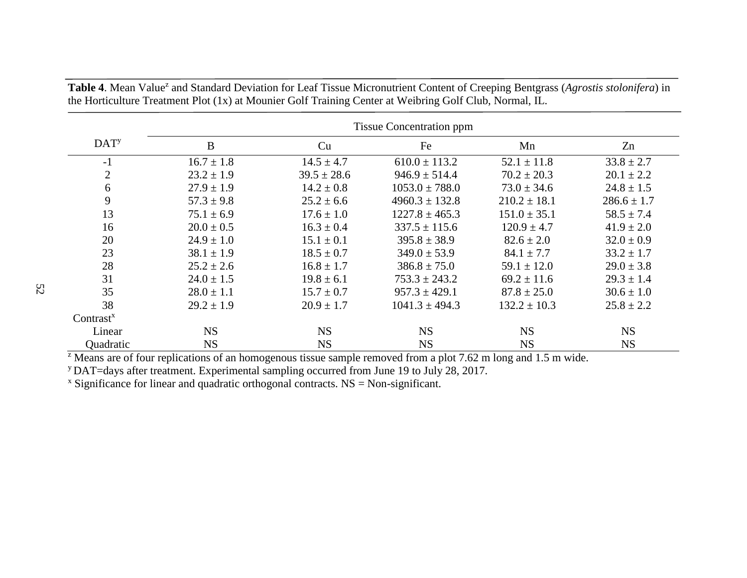**Table 4**. Mean Value[z] and Standard Deviation for Leaf Tissue Micronutrient Content of Creeping Bentgrass (*Agrostis stolonifera*) in the Horticulture Treatment Plot (1x) at Mounier Golf Training Center at Weibring Golf Club, Normal, IL.

| DAT[y] | Tissue Concentration ppm | | | | |
|---|---|---|---|---|---|
| | B | Cu | Fe | Mn | Zn |
| -1 | 16.7 ± 1.8 | 14.5 ± 4.7 | 610.0 ± 113.2 | 52.1 ± 11.8 | 33.8 ± 2.7 |
| 2 | 23.2 ± 1.9 | 39.5 ± 28.6 | 946.9 ± 514.4 | 70.2 ± 20.3 | 20.1 ± 2.2 |
| 6 | 27.9 ± 1.9 | 14.2 ± 0.8 | 1053.0 ± 788.0 | 73.0 ± 34.6 | 24.8 ± 1.5 |
| 9 | 57.3 ± 9.8 | 25.2 ± 6.6 | 4960.3 ± 132.8 | 210.2 ± 18.1 | 286.6 ± 1.7 |
| 13 | 75.1 ± 6.9 | 17.6 ± 1.0 | 1227.8 ± 465.3 | 151.0 ± 35.1 | 58.5 ± 7.4 |
| 16 | 20.0 ± 0.5 | 16.3 ± 0.4 | 337.5 ± 115.6 | 120.9 ± 4.7 | 41.9 ± 2.0 |
| 20 | 24.9 ± 1.0 | 15.1 ± 0.1 | 395.8 ± 38.9 | 82.6 ± 2.0 | 32.0 ± 0.9 |
| 23 | 38.1 ± 1.9 | 18.5 ± 0.7 | 349.0 ± 53.9 | 84.1 ± 7.7 | 33.2 ± 1.7 |
| 28 | 25.2 ± 2.6 | 16.8 ± 1.7 | 386.8 ± 75.0 | 59.1 ± 12.0 | 29.0 ± 3.8 |
| 31 | 24.0 ± 1.5 | 19.8 ± 6.1 | 753.3 ± 243.2 | 69.2 ± 11.6 | 29.3 ± 1.4 |
| 35 | 28.0 ± 1.1 | 15.7 ± 0.7 | 957.3 ± 429.1 | 87.8 ± 25.0 | 30.6 ± 1.0 |
| 38 | 29.2 ± 1.9 | 20.9 ± 1.7 | 1041.3 ± 494.3 | 132.2 ± 10.3 | 25.8 ± 2.2 |
| Contrast[x] | | | | | |
| Linear | NS | NS | NS | NS | NS |
| Quadratic | NS | NS | NS | NS | NS |

[z] Means are of four replications of an homogenous tissue sample removed from a plot 7.62 m long and 1.5 m wide.

[y] DAT=days after treatment. Experimental sampling occurred from June 19 to July 28, 2017.

[x] Significance for linear and quadratic orthogonal contracts. NS = Non-significant.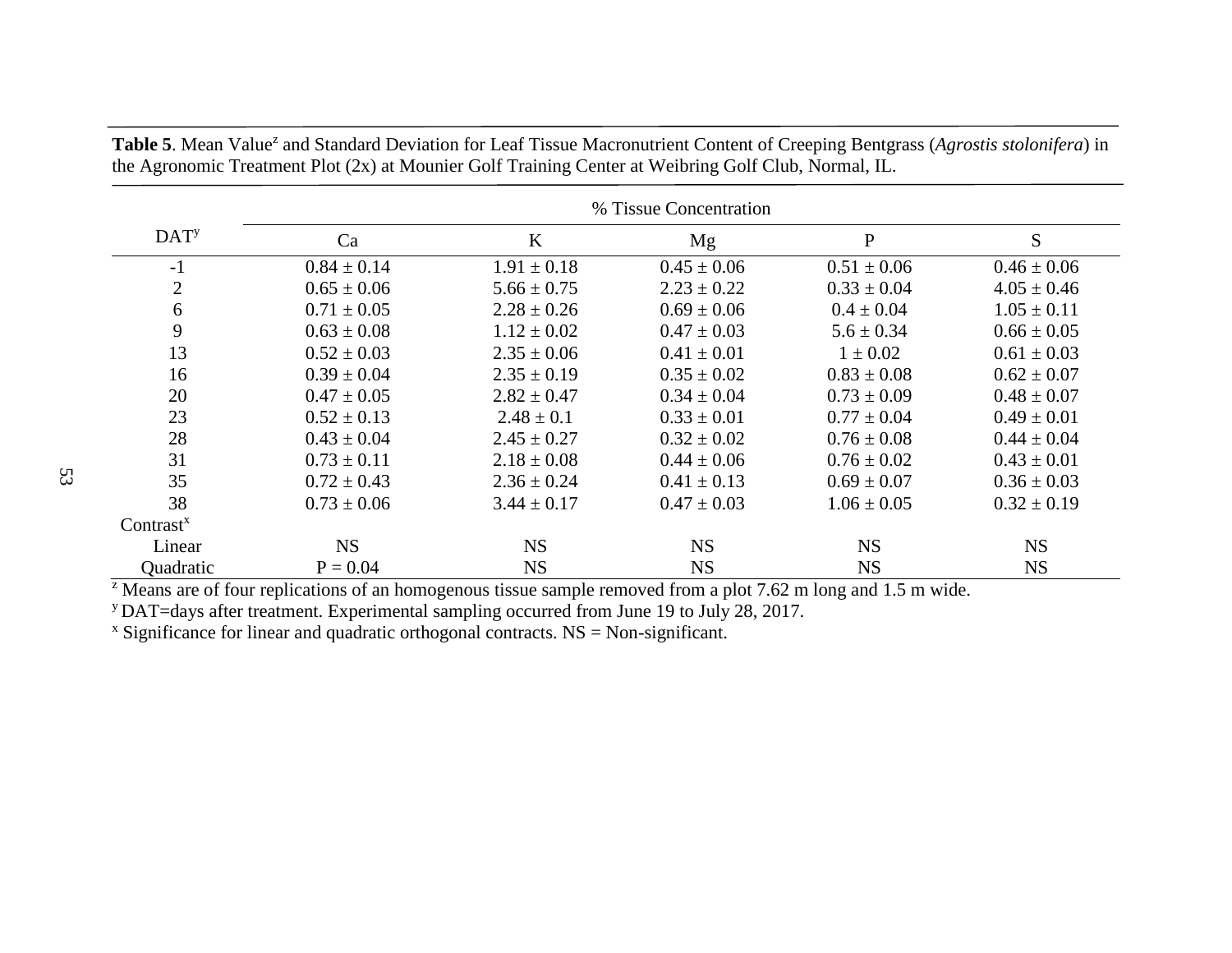**Table 5**. Mean Value[z] and Standard Deviation for Leaf Tissue Macronutrient Content of Creeping Bentgrass (*Agrostis stolonifera*) in the Agronomic Treatment Plot (2x) at Mounier Golf Training Center at Weibring Golf Club, Normal, IL.

| DAT[y] | % Tissue Concentration | | | | |
|---|---|---|---|---|---|
| | Ca | K | Mg | P | S |
| -1 | 0.84 ± 0.14 | 1.91 ± 0.18 | 0.45 ± 0.06 | 0.51 ± 0.06 | 0.46 ± 0.06 |
| 2 | 0.65 ± 0.06 | 5.66 ± 0.75 | 2.23 ± 0.22 | 0.33 ± 0.04 | 4.05 ± 0.46 |
| 6 | 0.71 ± 0.05 | 2.28 ± 0.26 | 0.69 ± 0.06 | 0.4 ± 0.04 | 1.05 ± 0.11 |
| 9 | 0.63 ± 0.08 | 1.12 ± 0.02 | 0.47 ± 0.03 | 5.6 ± 0.34 | 0.66 ± 0.05 |
| 13 | 0.52 ± 0.03 | 2.35 ± 0.06 | 0.41 ± 0.01 | 1 ± 0.02 | 0.61 ± 0.03 |
| 16 | 0.39 ± 0.04 | 2.35 ± 0.19 | 0.35 ± 0.02 | 0.83 ± 0.08 | 0.62 ± 0.07 |
| 20 | 0.47 ± 0.05 | 2.82 ± 0.47 | 0.34 ± 0.04 | 0.73 ± 0.09 | 0.48 ± 0.07 |
| 23 | 0.52 ± 0.13 | 2.48 ± 0.1 | 0.33 ± 0.01 | 0.77 ± 0.04 | 0.49 ± 0.01 |
| 28 | 0.43 ± 0.04 | 2.45 ± 0.27 | 0.32 ± 0.02 | 0.76 ± 0.08 | 0.44 ± 0.04 |
| 31 | 0.73 ± 0.11 | 2.18 ± 0.08 | 0.44 ± 0.06 | 0.76 ± 0.02 | 0.43 ± 0.01 |
| 35 | 0.72 ± 0.43 | 2.36 ± 0.24 | 0.41 ± 0.13 | 0.69 ± 0.07 | 0.36 ± 0.03 |
| 38 | 0.73 ± 0.06 | 3.44 ± 0.17 | 0.47 ± 0.03 | 1.06 ± 0.05 | 0.32 ± 0.19 |
| Contrast[x] | | | | | |
| Linear | NS | NS | NS | NS | NS |
| Quadratic | P = 0.04 | NS | NS | NS | NS |

[z] Means are of four replications of an homogenous tissue sample removed from a plot 7.62 m long and 1.5 m wide.

[y] DAT=days after treatment. Experimental sampling occurred from June 19 to July 28, 2017.

[x] Significance for linear and quadratic orthogonal contracts. NS = Non-significant.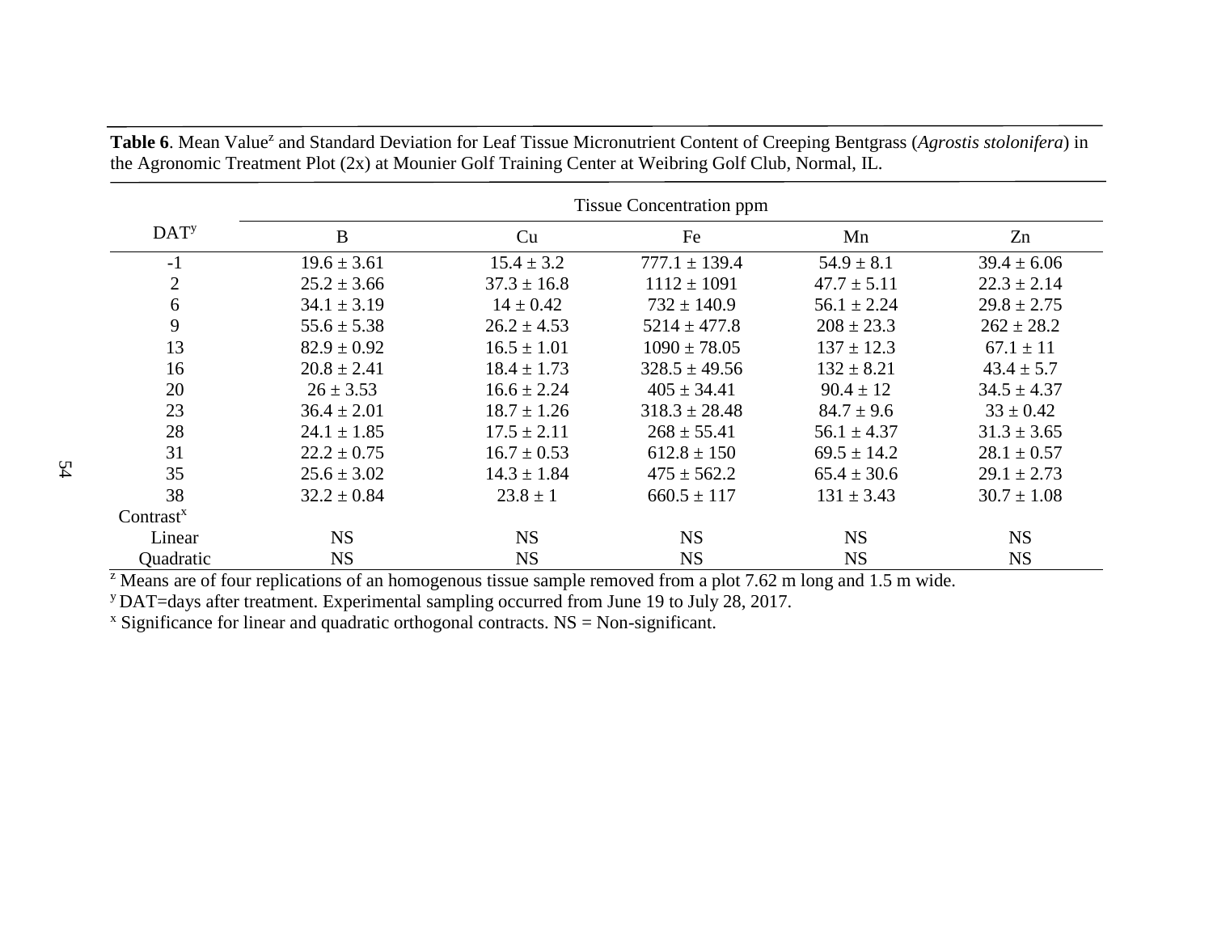**Table 6**. Mean Value[z] and Standard Deviation for Leaf Tissue Micronutrient Content of Creeping Bentgrass (*Agrostis stolonifera*) in the Agronomic Treatment Plot (2x) at Mounier Golf Training Center at Weibring Golf Club, Normal, IL.

| DAT[y] | Tissue Concentration ppm | | | | |
|---|---|---|---|---|---|
| | B | Cu | Fe | Mn | Zn |
| -1 | 19.6 ± 3.61 | 15.4 ± 3.2 | 777.1 ± 139.4 | 54.9 ± 8.1 | 39.4 ± 6.06 |
| 2 | 25.2 ± 3.66 | 37.3 ± 16.8 | 1112 ± 1091 | 47.7 ± 5.11 | 22.3 ± 2.14 |
| 6 | 34.1 ± 3.19 | 14 ± 0.42 | 732 ± 140.9 | 56.1 ± 2.24 | 29.8 ± 2.75 |
| 9 | 55.6 ± 5.38 | 26.2 ± 4.53 | 5214 ± 477.8 | 208 ± 23.3 | 262 ± 28.2 |
| 13 | 82.9 ± 0.92 | 16.5 ± 1.01 | 1090 ± 78.05 | 137 ± 12.3 | 67.1 ± 11 |
| 16 | 20.8 ± 2.41 | 18.4 ± 1.73 | 328.5 ± 49.56 | 132 ± 8.21 | 43.4 ± 5.7 |
| 20 | 26 ± 3.53 | 16.6 ± 2.24 | 405 ± 34.41 | 90.4 ± 12 | 34.5 ± 4.37 |
| 23 | 36.4 ± 2.01 | 18.7 ± 1.26 | 318.3 ± 28.48 | 84.7 ± 9.6 | 33 ± 0.42 |
| 28 | 24.1 ± 1.85 | 17.5 ± 2.11 | 268 ± 55.41 | 56.1 ± 4.37 | 31.3 ± 3.65 |
| 31 | 22.2 ± 0.75 | 16.7 ± 0.53 | 612.8 ± 150 | 69.5 ± 14.2 | 28.1 ± 0.57 |
| 35 | 25.6 ± 3.02 | 14.3 ± 1.84 | 475 ± 562.2 | 65.4 ± 30.6 | 29.1 ± 2.73 |
| 38 | 32.2 ± 0.84 | 23.8 ± 1 | 660.5 ± 117 | 131 ± 3.43 | 30.7 ± 1.08 |
| Contrast[x] | | | | | |
| Linear | NS | NS | NS | NS | NS |
| Quadratic | NS | NS | NS | NS | NS |

[z] Means are of four replications of an homogenous tissue sample removed from a plot 7.62 m long and 1.5 m wide.
[y] DAT=days after treatment. Experimental sampling occurred from June 19 to July 28, 2017.
[x] Significance for linear and quadratic orthogonal contracts. NS = Non-significant.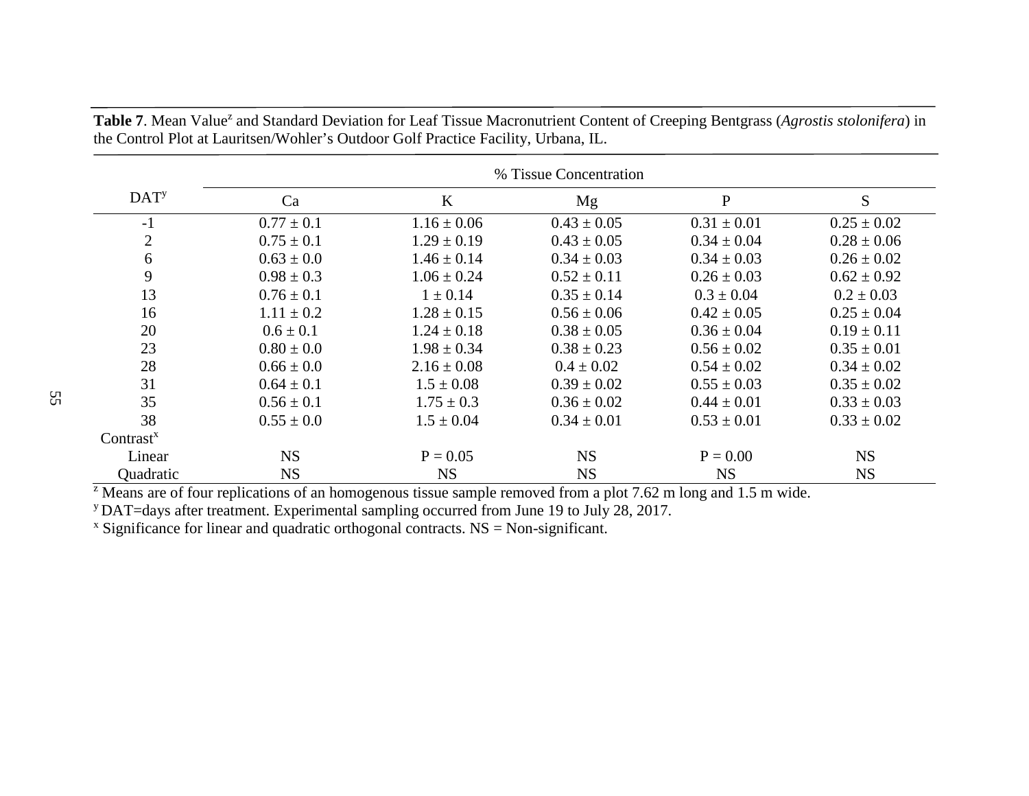**Table 7**. Mean Value[z] and Standard Deviation for Leaf Tissue Macronutrient Content of Creeping Bentgrass (*Agrostis stolonifera*) in the Control Plot at Lauritsen/Wohler's Outdoor Golf Practice Facility, Urbana, IL.

| DAT[y] | % Tissue Concentration | | | | |
|---|---|---|---|---|---|
| | Ca | K | Mg | P | S |
| -1 | 0.77 ± 0.1 | 1.16 ± 0.06 | 0.43 ± 0.05 | 0.31 ± 0.01 | 0.25 ± 0.02 |
| 2 | 0.75 ± 0.1 | 1.29 ± 0.19 | 0.43 ± 0.05 | 0.34 ± 0.04 | 0.28 ± 0.06 |
| 6 | 0.63 ± 0.0 | 1.46 ± 0.14 | 0.34 ± 0.03 | 0.34 ± 0.03 | 0.26 ± 0.02 |
| 9 | 0.98 ± 0.3 | 1.06 ± 0.24 | 0.52 ± 0.11 | 0.26 ± 0.03 | 0.62 ± 0.92 |
| 13 | 0.76 ± 0.1 | 1 ± 0.14 | 0.35 ± 0.14 | 0.3 ± 0.04 | 0.2 ± 0.03 |
| 16 | 1.11 ± 0.2 | 1.28 ± 0.15 | 0.56 ± 0.06 | 0.42 ± 0.05 | 0.25 ± 0.04 |
| 20 | 0.6 ± 0.1 | 1.24 ± 0.18 | 0.38 ± 0.05 | 0.36 ± 0.04 | 0.19 ± 0.11 |
| 23 | 0.80 ± 0.0 | 1.98 ± 0.34 | 0.38 ± 0.23 | 0.56 ± 0.02 | 0.35 ± 0.01 |
| 28 | 0.66 ± 0.0 | 2.16 ± 0.08 | 0.4 ± 0.02 | 0.54 ± 0.02 | 0.34 ± 0.02 |
| 31 | 0.64 ± 0.1 | 1.5 ± 0.08 | 0.39 ± 0.02 | 0.55 ± 0.03 | 0.35 ± 0.02 |
| 35 | 0.56 ± 0.1 | 1.75 ± 0.3 | 0.36 ± 0.02 | 0.44 ± 0.01 | 0.33 ± 0.03 |
| 38 | 0.55 ± 0.0 | 1.5 ± 0.04 | 0.34 ± 0.01 | 0.53 ± 0.01 | 0.33 ± 0.02 |
| Contrast[x] | | | | | |
| Linear | NS | P = 0.05 | NS | P = 0.00 | NS |
| Quadratic | NS | NS | NS | NS | NS |

[z] Means are of four replications of an homogenous tissue sample removed from a plot 7.62 m long and 1.5 m wide.

[y] DAT=days after treatment. Experimental sampling occurred from June 19 to July 28, 2017.

[x] Significance for linear and quadratic orthogonal contracts. NS = Non-significant.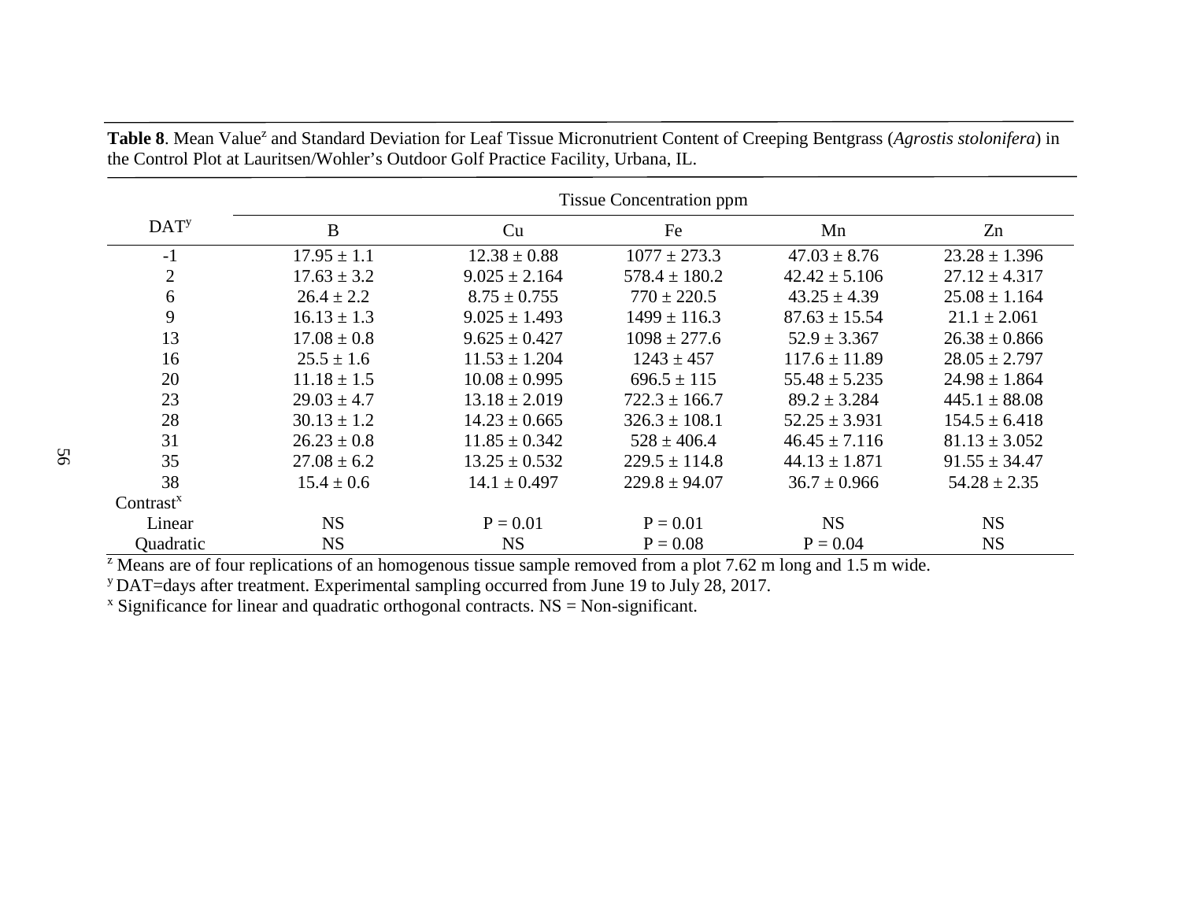**Table 8**. Mean Value[z] and Standard Deviation for Leaf Tissue Micronutrient Content of Creeping Bentgrass (*Agrostis stolonifera*) in the Control Plot at Lauritsen/Wohler's Outdoor Golf Practice Facility, Urbana, IL.

| DAT[y] | Tissue Concentration ppm | | | | |
|---|---|---|---|---|---|
| | B | Cu | Fe | Mn | Zn |
| -1 | 17.95 ± 1.1 | 12.38 ± 0.88 | 1077 ± 273.3 | 47.03 ± 8.76 | 23.28 ± 1.396 |
| 2 | 17.63 ± 3.2 | 9.025 ± 2.164 | 578.4 ± 180.2 | 42.42 ± 5.106 | 27.12 ± 4.317 |
| 6 | 26.4 ± 2.2 | 8.75 ± 0.755 | 770 ± 220.5 | 43.25 ± 4.39 | 25.08 ± 1.164 |
| 9 | 16.13 ± 1.3 | 9.025 ± 1.493 | 1499 ± 116.3 | 87.63 ± 15.54 | 21.1 ± 2.061 |
| 13 | 17.08 ± 0.8 | 9.625 ± 0.427 | 1098 ± 277.6 | 52.9 ± 3.367 | 26.38 ± 0.866 |
| 16 | 25.5 ± 1.6 | 11.53 ± 1.204 | 1243 ± 457 | 117.6 ± 11.89 | 28.05 ± 2.797 |
| 20 | 11.18 ± 1.5 | 10.08 ± 0.995 | 696.5 ± 115 | 55.48 ± 5.235 | 24.98 ± 1.864 |
| 23 | 29.03 ± 4.7 | 13.18 ± 2.019 | 722.3 ± 166.7 | 89.2 ± 3.284 | 445.1 ± 88.08 |
| 28 | 30.13 ± 1.2 | 14.23 ± 0.665 | 326.3 ± 108.1 | 52.25 ± 3.931 | 154.5 ± 6.418 |
| 31 | 26.23 ± 0.8 | 11.85 ± 0.342 | 528 ± 406.4 | 46.45 ± 7.116 | 81.13 ± 3.052 |
| 35 | 27.08 ± 6.2 | 13.25 ± 0.532 | 229.5 ± 114.8 | 44.13 ± 1.871 | 91.55 ± 34.47 |
| 38 | 15.4 ± 0.6 | 14.1 ± 0.497 | 229.8 ± 94.07 | 36.7 ± 0.966 | 54.28 ± 2.35 |
| Contrast[x] | | | | | |
| Linear | NS | P = 0.01 | P = 0.01 | NS | NS |
| Quadratic | NS | NS | P = 0.08 | P = 0.04 | NS |

[z] Means are of four replications of an homogenous tissue sample removed from a plot 7.62 m long and 1.5 m wide.

[y] DAT=days after treatment. Experimental sampling occurred from June 19 to July 28, 2017.

[x] Significance for linear and quadratic orthogonal contracts. NS = Non-significant.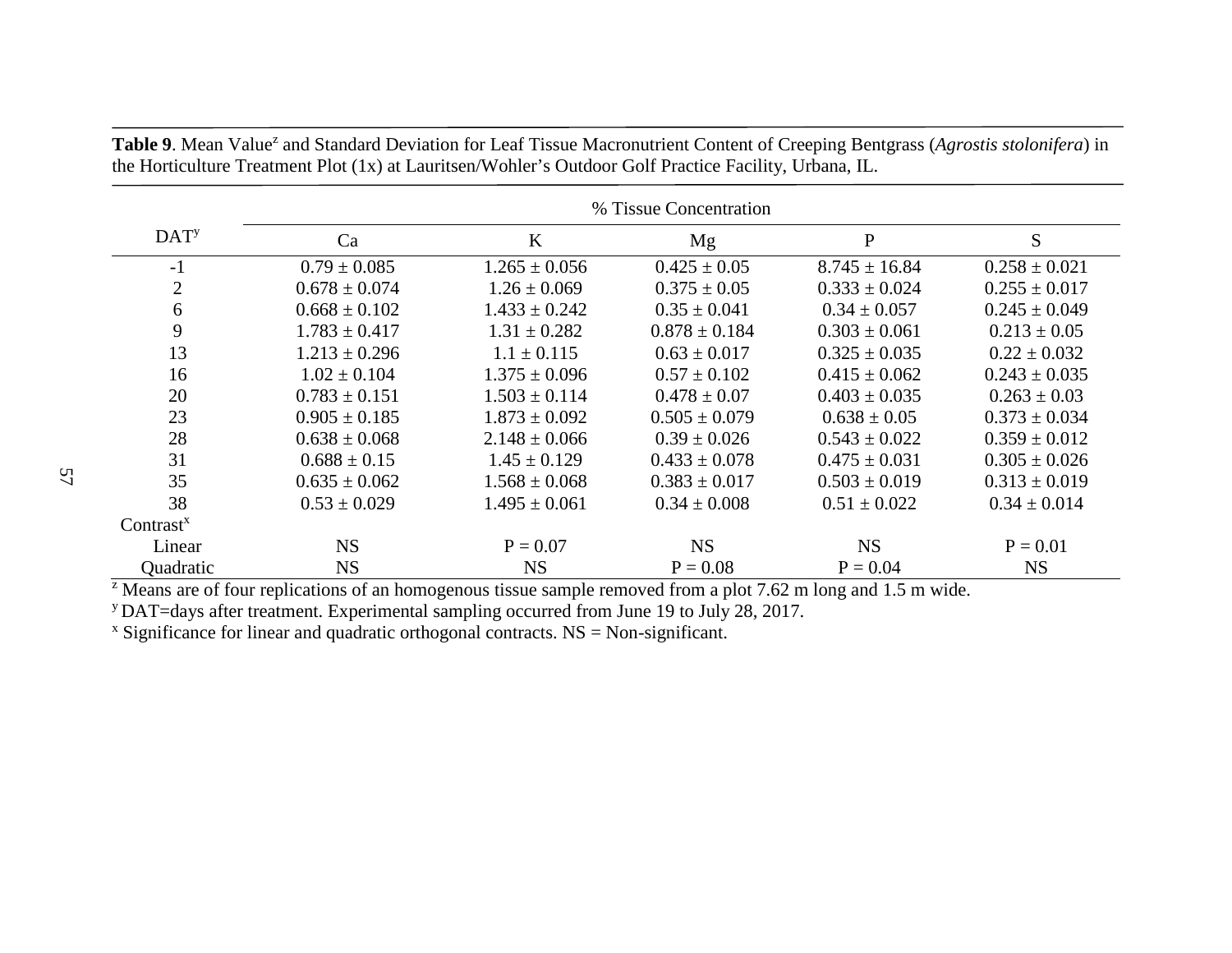**Table 9**. Mean Value[z] and Standard Deviation for Leaf Tissue Macronutrient Content of Creeping Bentgrass (*Agrostis stolonifera*) in the Horticulture Treatment Plot (1x) at Lauritsen/Wohler's Outdoor Golf Practice Facility, Urbana, IL.

| DAT[y] | % Tissue Concentration | | | | |
|---|---|---|---|---|---|
| | Ca | K | Mg | P | S |
| -1 | 0.79 ± 0.085 | 1.265 ± 0.056 | 0.425 ± 0.05 | 8.745 ± 16.84 | 0.258 ± 0.021 |
| 2 | 0.678 ± 0.074 | 1.26 ± 0.069 | 0.375 ± 0.05 | 0.333 ± 0.024 | 0.255 ± 0.017 |
| 6 | 0.668 ± 0.102 | 1.433 ± 0.242 | 0.35 ± 0.041 | 0.34 ± 0.057 | 0.245 ± 0.049 |
| 9 | 1.783 ± 0.417 | 1.31 ± 0.282 | 0.878 ± 0.184 | 0.303 ± 0.061 | 0.213 ± 0.05 |
| 13 | 1.213 ± 0.296 | 1.1 ± 0.115 | 0.63 ± 0.017 | 0.325 ± 0.035 | 0.22 ± 0.032 |
| 16 | 1.02 ± 0.104 | 1.375 ± 0.096 | 0.57 ± 0.102 | 0.415 ± 0.062 | 0.243 ± 0.035 |
| 20 | 0.783 ± 0.151 | 1.503 ± 0.114 | 0.478 ± 0.07 | 0.403 ± 0.035 | 0.263 ± 0.03 |
| 23 | 0.905 ± 0.185 | 1.873 ± 0.092 | 0.505 ± 0.079 | 0.638 ± 0.05 | 0.373 ± 0.034 |
| 28 | 0.638 ± 0.068 | 2.148 ± 0.066 | 0.39 ± 0.026 | 0.543 ± 0.022 | 0.359 ± 0.012 |
| 31 | 0.688 ± 0.15 | 1.45 ± 0.129 | 0.433 ± 0.078 | 0.475 ± 0.031 | 0.305 ± 0.026 |
| 35 | 0.635 ± 0.062 | 1.568 ± 0.068 | 0.383 ± 0.017 | 0.503 ± 0.019 | 0.313 ± 0.019 |
| 38 | 0.53 ± 0.029 | 1.495 ± 0.061 | 0.34 ± 0.008 | 0.51 ± 0.022 | 0.34 ± 0.014 |
| Contrast[x] | | | | | |
| Linear | NS | P = 0.07 | NS | NS | P = 0.01 |
| Quadratic | NS | NS | P = 0.08 | P = 0.04 | NS |

[z] Means are of four replications of an homogenous tissue sample removed from a plot 7.62 m long and 1.5 m wide.

[y] DAT=days after treatment. Experimental sampling occurred from June 19 to July 28, 2017.

[x] Significance for linear and quadratic orthogonal contracts. NS = Non-significant.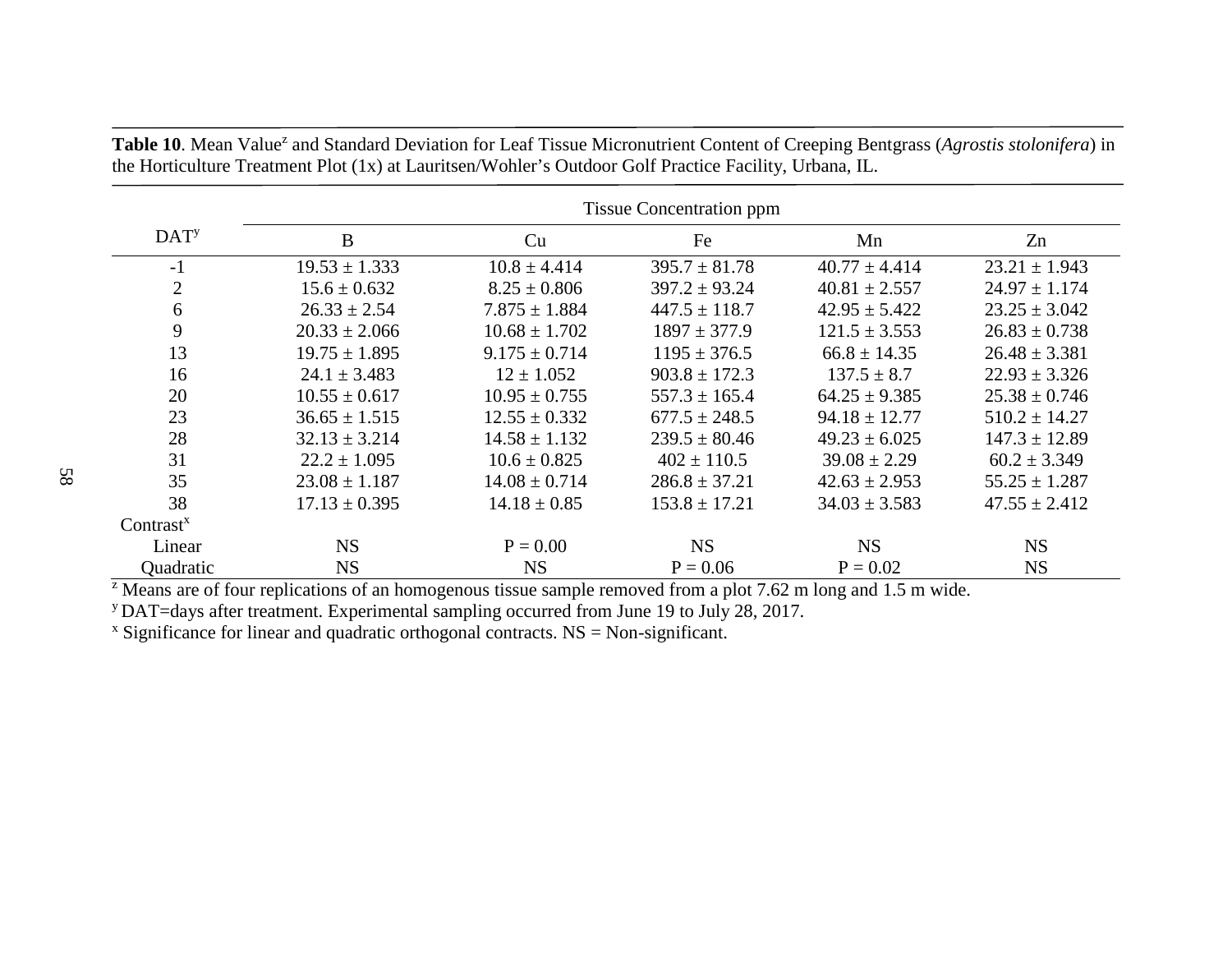**Table 10**. Mean Value[z] and Standard Deviation for Leaf Tissue Micronutrient Content of Creeping Bentgrass (*Agrostis stolonifera*) in the Horticulture Treatment Plot (1x) at Lauritsen/Wohler's Outdoor Golf Practice Facility, Urbana, IL.

| DAT[y] | Tissue Concentration ppm | | | | |
|---|---|---|---|---|---|
| | B | Cu | Fe | Mn | Zn |
| -1 | 19.53 ± 1.333 | 10.8 ± 4.414 | 395.7 ± 81.78 | 40.77 ± 4.414 | 23.21 ± 1.943 |
| 2 | 15.6 ± 0.632 | 8.25 ± 0.806 | 397.2 ± 93.24 | 40.81 ± 2.557 | 24.97 ± 1.174 |
| 6 | 26.33 ± 2.54 | 7.875 ± 1.884 | 447.5 ± 118.7 | 42.95 ± 5.422 | 23.25 ± 3.042 |
| 9 | 20.33 ± 2.066 | 10.68 ± 1.702 | 1897 ± 377.9 | 121.5 ± 3.553 | 26.83 ± 0.738 |
| 13 | 19.75 ± 1.895 | 9.175 ± 0.714 | 1195 ± 376.5 | 66.8 ± 14.35 | 26.48 ± 3.381 |
| 16 | 24.1 ± 3.483 | 12 ± 1.052 | 903.8 ± 172.3 | 137.5 ± 8.7 | 22.93 ± 3.326 |
| 20 | 10.55 ± 0.617 | 10.95 ± 0.755 | 557.3 ± 165.4 | 64.25 ± 9.385 | 25.38 ± 0.746 |
| 23 | 36.65 ± 1.515 | 12.55 ± 0.332 | 677.5 ± 248.5 | 94.18 ± 12.77 | 510.2 ± 14.27 |
| 28 | 32.13 ± 3.214 | 14.58 ± 1.132 | 239.5 ± 80.46 | 49.23 ± 6.025 | 147.3 ± 12.89 |
| 31 | 22.2 ± 1.095 | 10.6 ± 0.825 | 402 ± 110.5 | 39.08 ± 2.29 | 60.2 ± 3.349 |
| 35 | 23.08 ± 1.187 | 14.08 ± 0.714 | 286.8 ± 37.21 | 42.63 ± 2.953 | 55.25 ± 1.287 |
| 38 | 17.13 ± 0.395 | 14.18 ± 0.85 | 153.8 ± 17.21 | 34.03 ± 3.583 | 47.55 ± 2.412 |
| Contrast[x] | | | | | |
| Linear | NS | P = 0.00 | NS | NS | NS |
| Quadratic | NS | NS | P = 0.06 | P = 0.02 | NS |

[z] Means are of four replications of an homogenous tissue sample removed from a plot 7.62 m long and 1.5 m wide.

[y] DAT=days after treatment. Experimental sampling occurred from June 19 to July 28, 2017.

[x] Significance for linear and quadratic orthogonal contracts. NS = Non-significant.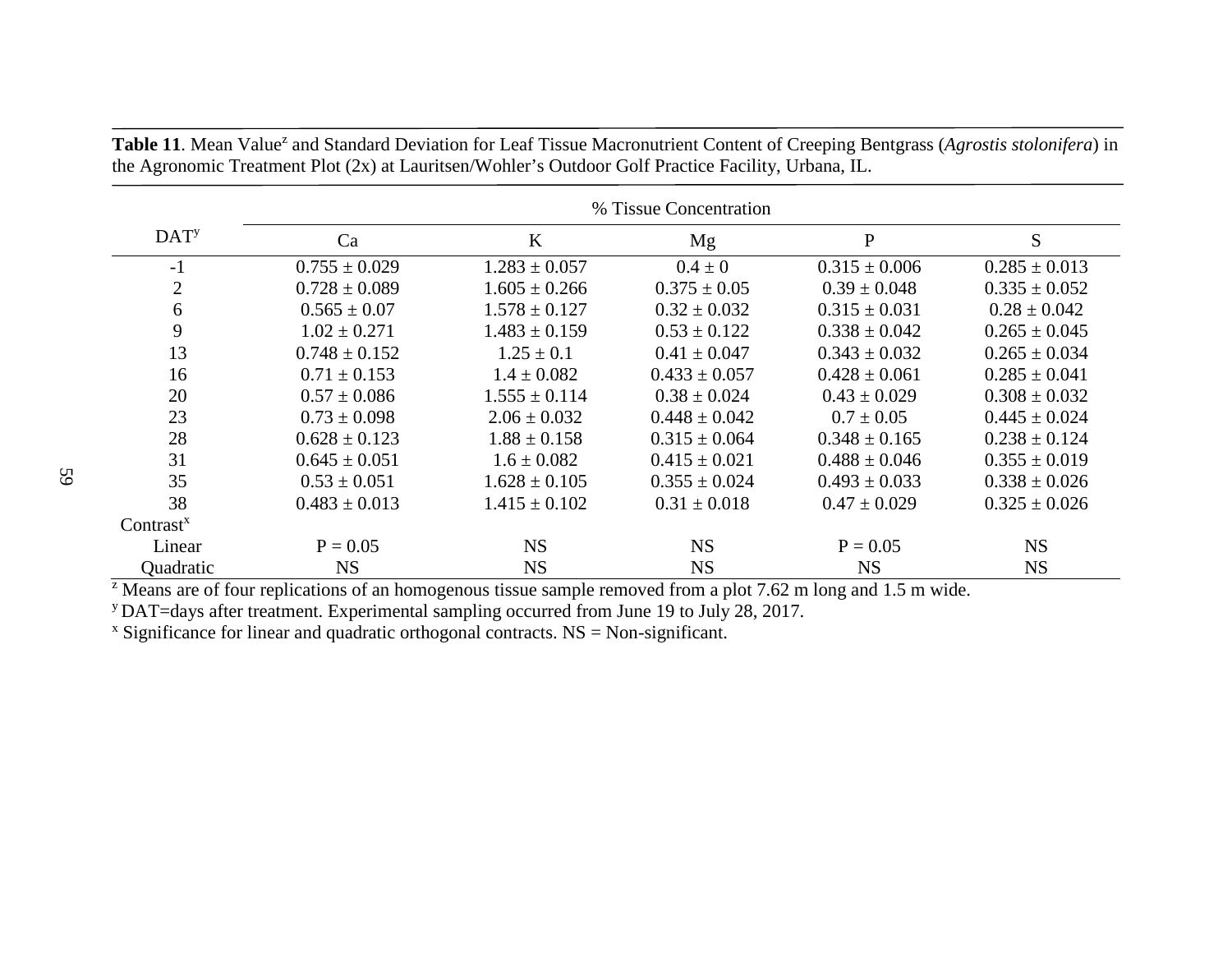**Table 11**. Mean Value[z] and Standard Deviation for Leaf Tissue Macronutrient Content of Creeping Bentgrass (*Agrostis stolonifera*) in the Agronomic Treatment Plot (2x) at Lauritsen/Wohler's Outdoor Golf Practice Facility, Urbana, IL.

| DAT[y] | % Tissue Concentration | | | | |
|---|---|---|---|---|---|
| | Ca | K | Mg | P | S |
| -1 | 0.755 ± 0.029 | 1.283 ± 0.057 | 0.4 ± 0 | 0.315 ± 0.006 | 0.285 ± 0.013 |
| 2 | 0.728 ± 0.089 | 1.605 ± 0.266 | 0.375 ± 0.05 | 0.39 ± 0.048 | 0.335 ± 0.052 |
| 6 | 0.565 ± 0.07 | 1.578 ± 0.127 | 0.32 ± 0.032 | 0.315 ± 0.031 | 0.28 ± 0.042 |
| 9 | 1.02 ± 0.271 | 1.483 ± 0.159 | 0.53 ± 0.122 | 0.338 ± 0.042 | 0.265 ± 0.045 |
| 13 | 0.748 ± 0.152 | 1.25 ± 0.1 | 0.41 ± 0.047 | 0.343 ± 0.032 | 0.265 ± 0.034 |
| 16 | 0.71 ± 0.153 | 1.4 ± 0.082 | 0.433 ± 0.057 | 0.428 ± 0.061 | 0.285 ± 0.041 |
| 20 | 0.57 ± 0.086 | 1.555 ± 0.114 | 0.38 ± 0.024 | 0.43 ± 0.029 | 0.308 ± 0.032 |
| 23 | 0.73 ± 0.098 | 2.06 ± 0.032 | 0.448 ± 0.042 | 0.7 ± 0.05 | 0.445 ± 0.024 |
| 28 | 0.628 ± 0.123 | 1.88 ± 0.158 | 0.315 ± 0.064 | 0.348 ± 0.165 | 0.238 ± 0.124 |
| 31 | 0.645 ± 0.051 | 1.6 ± 0.082 | 0.415 ± 0.021 | 0.488 ± 0.046 | 0.355 ± 0.019 |
| 35 | 0.53 ± 0.051 | 1.628 ± 0.105 | 0.355 ± 0.024 | 0.493 ± 0.033 | 0.338 ± 0.026 |
| 38 | 0.483 ± 0.013 | 1.415 ± 0.102 | 0.31 ± 0.018 | 0.47 ± 0.029 | 0.325 ± 0.026 |
| Contrast[x] | | | | | |
| Linear | P = 0.05 | NS | NS | P = 0.05 | NS |
| Quadratic | NS | NS | NS | NS | NS |

[z] Means are of four replications of an homogenous tissue sample removed from a plot 7.62 m long and 1.5 m wide.

[y] DAT=days after treatment. Experimental sampling occurred from June 19 to July 28, 2017.

[x] Significance for linear and quadratic orthogonal contracts. NS = Non-significant.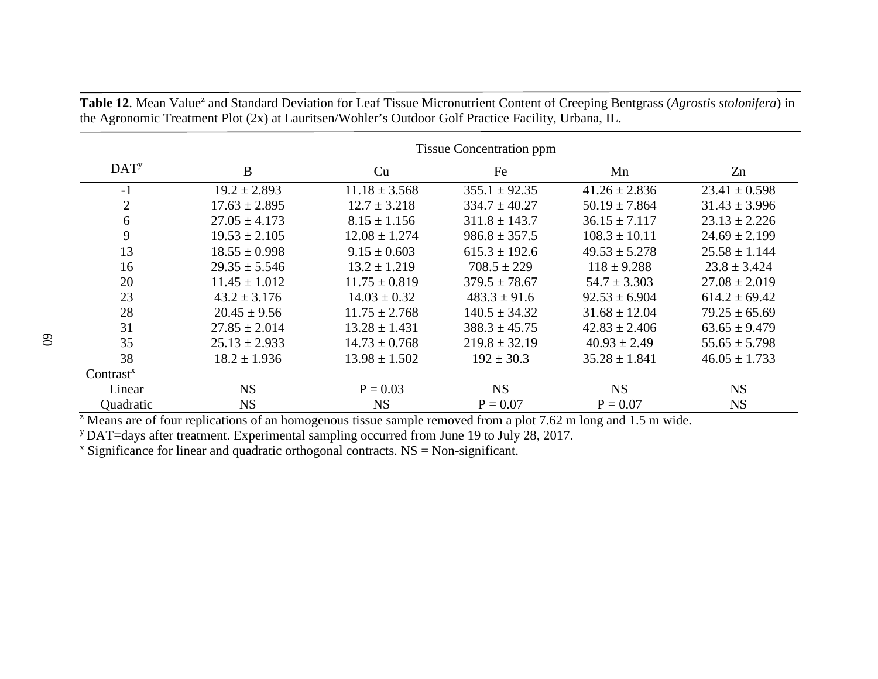**Table 12**. Mean Value[z] and Standard Deviation for Leaf Tissue Micronutrient Content of Creeping Bentgrass (*Agrostis stolonifera*) in the Agronomic Treatment Plot (2x) at Lauritsen/Wohler's Outdoor Golf Practice Facility, Urbana, IL.

| DAT[y] | Tissue Concentration ppm | | | | |
|---|---|---|---|---|---|
| | B | Cu | Fe | Mn | Zn |
| -1 | 19.2 ± 2.893 | 11.18 ± 3.568 | 355.1 ± 92.35 | 41.26 ± 2.836 | 23.41 ± 0.598 |
| 2 | 17.63 ± 2.895 | 12.7 ± 3.218 | 334.7 ± 40.27 | 50.19 ± 7.864 | 31.43 ± 3.996 |
| 6 | 27.05 ± 4.173 | 8.15 ± 1.156 | 311.8 ± 143.7 | 36.15 ± 7.117 | 23.13 ± 2.226 |
| 9 | 19.53 ± 2.105 | 12.08 ± 1.274 | 986.8 ± 357.5 | 108.3 ± 10.11 | 24.69 ± 2.199 |
| 13 | 18.55 ± 0.998 | 9.15 ± 0.603 | 615.3 ± 192.6 | 49.53 ± 5.278 | 25.58 ± 1.144 |
| 16 | 29.35 ± 5.546 | 13.2 ± 1.219 | 708.5 ± 229 | 118 ± 9.288 | 23.8 ± 3.424 |
| 20 | 11.45 ± 1.012 | 11.75 ± 0.819 | 379.5 ± 78.67 | 54.7 ± 3.303 | 27.08 ± 2.019 |
| 23 | 43.2 ± 3.176 | 14.03 ± 0.32 | 483.3 ± 91.6 | 92.53 ± 6.904 | 614.2 ± 69.42 |
| 28 | 20.45 ± 9.56 | 11.75 ± 2.768 | 140.5 ± 34.32 | 31.68 ± 12.04 | 79.25 ± 65.69 |
| 31 | 27.85 ± 2.014 | 13.28 ± 1.431 | 388.3 ± 45.75 | 42.83 ± 2.406 | 63.65 ± 9.479 |
| 35 | 25.13 ± 2.933 | 14.73 ± 0.768 | 219.8 ± 32.19 | 40.93 ± 2.49 | 55.65 ± 5.798 |
| 38 | 18.2 ± 1.936 | 13.98 ± 1.502 | 192 ± 30.3 | 35.28 ± 1.841 | 46.05 ± 1.733 |
| Contrast[x] | | | | | |
| Linear | NS | P = 0.03 | NS | NS | NS |
| Quadratic | NS | NS | P = 0.07 | P = 0.07 | NS |

[z] Means are of four replications of an homogenous tissue sample removed from a plot 7.62 m long and 1.5 m wide.
[y] DAT=days after treatment. Experimental sampling occurred from June 19 to July 28, 2017.
[x] Significance for linear and quadratic orthogonal contracts. NS = Non-significant.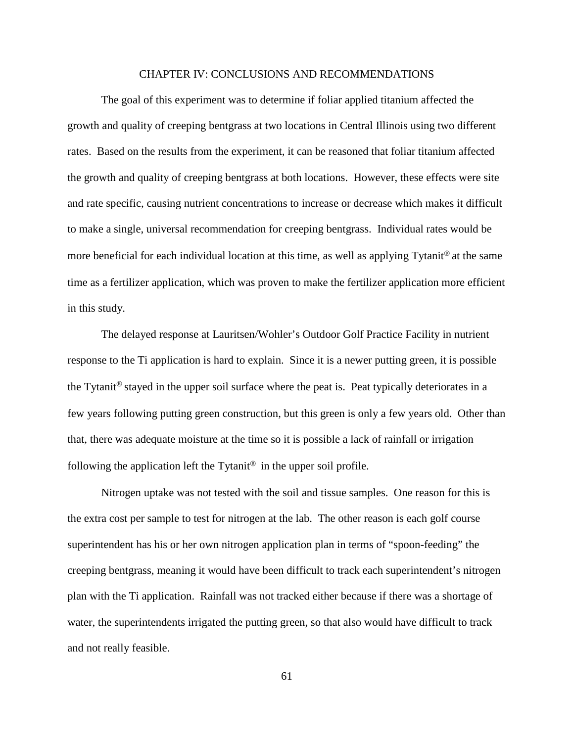# CHAPTER IV: CONCLUSIONS AND RECOMMENDATIONS

The goal of this experiment was to determine if foliar applied titanium affected the growth and quality of creeping bentgrass at two locations in Central Illinois using two different rates. Based on the results from the experiment, it can be reasoned that foliar titanium affected the growth and quality of creeping bentgrass at both locations. However, these effects were site and rate specific, causing nutrient concentrations to increase or decrease which makes it difficult to make a single, universal recommendation for creeping bentgrass. Individual rates would be more beneficial for each individual location at this time, as well as applying Tytanit® at the same time as a fertilizer application, which was proven to make the fertilizer application more efficient in this study.

The delayed response at Lauritsen/Wohler's Outdoor Golf Practice Facility in nutrient response to the Ti application is hard to explain. Since it is a newer putting green, it is possible the Tytanit® stayed in the upper soil surface where the peat is. Peat typically deteriorates in a few years following putting green construction, but this green is only a few years old. Other than that, there was adequate moisture at the time so it is possible a lack of rainfall or irrigation following the application left the Tytanit® in the upper soil profile.

Nitrogen uptake was not tested with the soil and tissue samples. One reason for this is the extra cost per sample to test for nitrogen at the lab. The other reason is each golf course superintendent has his or her own nitrogen application plan in terms of "spoon-feeding" the creeping bentgrass, meaning it would have been difficult to track each superintendent's nitrogen plan with the Ti application. Rainfall was not tracked either because if there was a shortage of water, the superintendents irrigated the putting green, so that also would have difficult to track and not really feasible.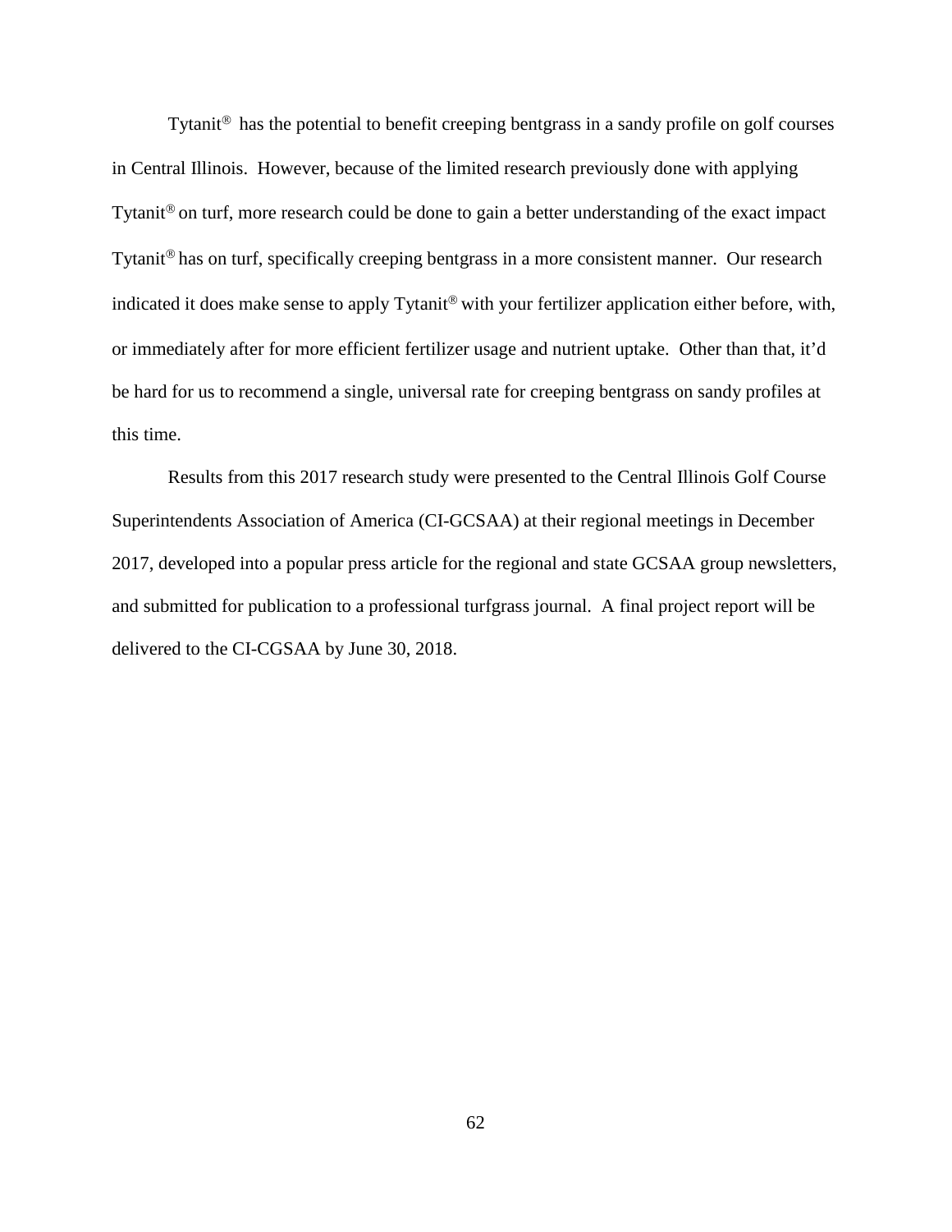Tytanit® has the potential to benefit creeping bentgrass in a sandy profile on golf courses in Central Illinois. However, because of the limited research previously done with applying Tytanit® on turf, more research could be done to gain a better understanding of the exact impact Tytanit® has on turf, specifically creeping bentgrass in a more consistent manner. Our research indicated it does make sense to apply Tytanit® with your fertilizer application either before, with, or immediately after for more efficient fertilizer usage and nutrient uptake. Other than that, it'd be hard for us to recommend a single, universal rate for creeping bentgrass on sandy profiles at this time.

Results from this 2017 research study were presented to the Central Illinois Golf Course Superintendents Association of America (CI-GCSAA) at their regional meetings in December 2017, developed into a popular press article for the regional and state GCSAA group newsletters, and submitted for publication to a professional turfgrass journal. A final project report will be delivered to the CI-CGSAA by June 30, 2018.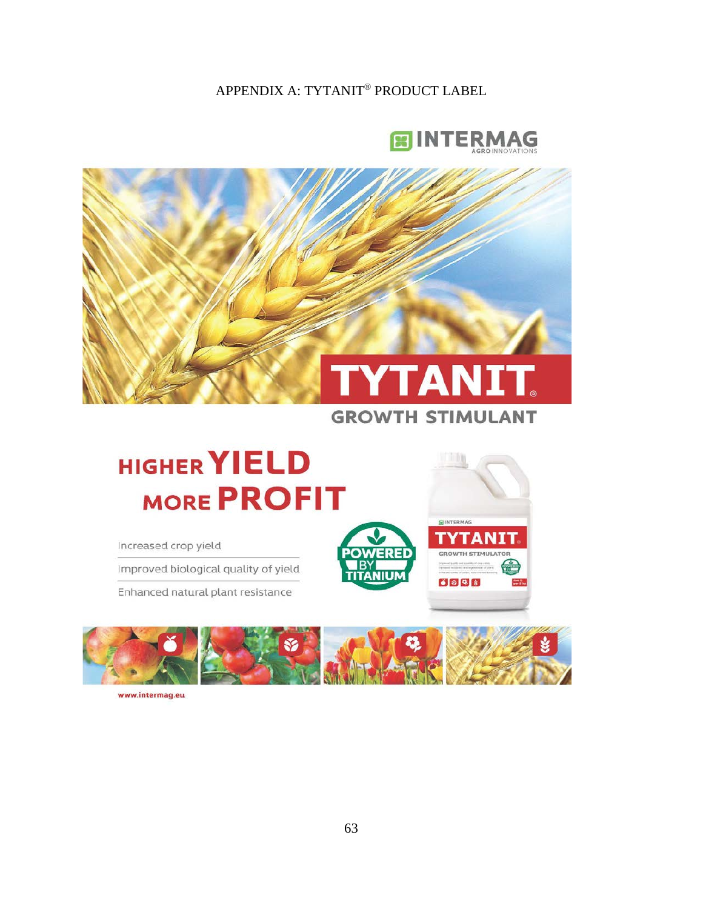# APPENDIX A: TYTANIT® PRODUCT LABEL

INTERMAG AGRO INNOVATIONS

TYTANIT®

GROWTH STIMULANT

HIGHER YIELD MORE PROFIT

Increased crop yield

Improved biological quality of yield

Enhanced natural plant resistance

POWERED BY TITANIUM

www.intermag.eu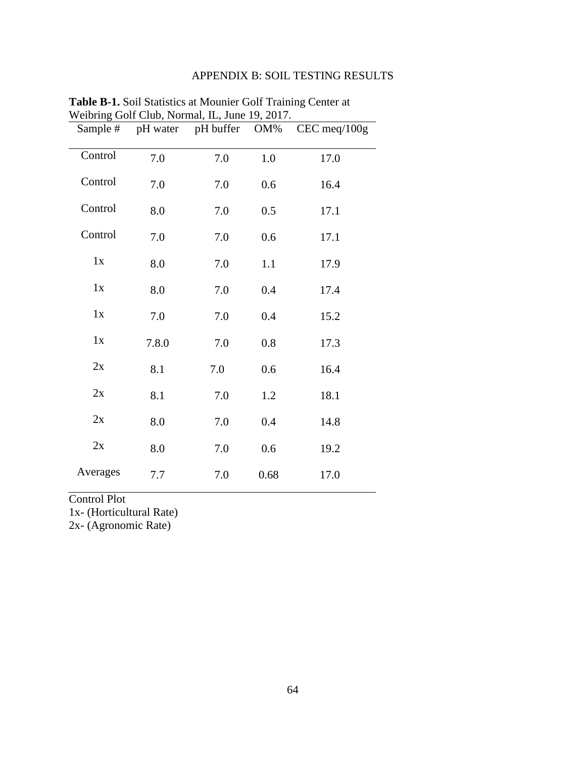# APPENDIX B: SOIL TESTING RESULTS

**Table B-1.** Soil Statistics at Mounier Golf Training Center at Weibring Golf Club, Normal, IL, June 19, 2017.

| Sample # | pH water | pH buffer | OM% | CEC meq/100g |
|---|---|---|---|---|
| Control | 7.0 | 7.0 | 1.0 | 17.0 |
| Control | 7.0 | 7.0 | 0.6 | 16.4 |
| Control | 8.0 | 7.0 | 0.5 | 17.1 |
| Control | 7.0 | 7.0 | 0.6 | 17.1 |
| 1x | 8.0 | 7.0 | 1.1 | 17.9 |
| 1x | 8.0 | 7.0 | 0.4 | 17.4 |
| 1x | 7.0 | 7.0 | 0.4 | 15.2 |
| 1x | 7.8.0 | 7.0 | 0.8 | 17.3 |
| 2x | 8.1 | 7.0 | 0.6 | 16.4 |
| 2x | 8.1 | 7.0 | 1.2 | 18.1 |
| 2x | 8.0 | 7.0 | 0.4 | 14.8 |
| 2x | 8.0 | 7.0 | 0.6 | 19.2 |
| Averages | 7.7 | 7.0 | 0.68 | 17.0 |

Control Plot
1x- (Horticultural Rate)
2x- (Agronomic Rate)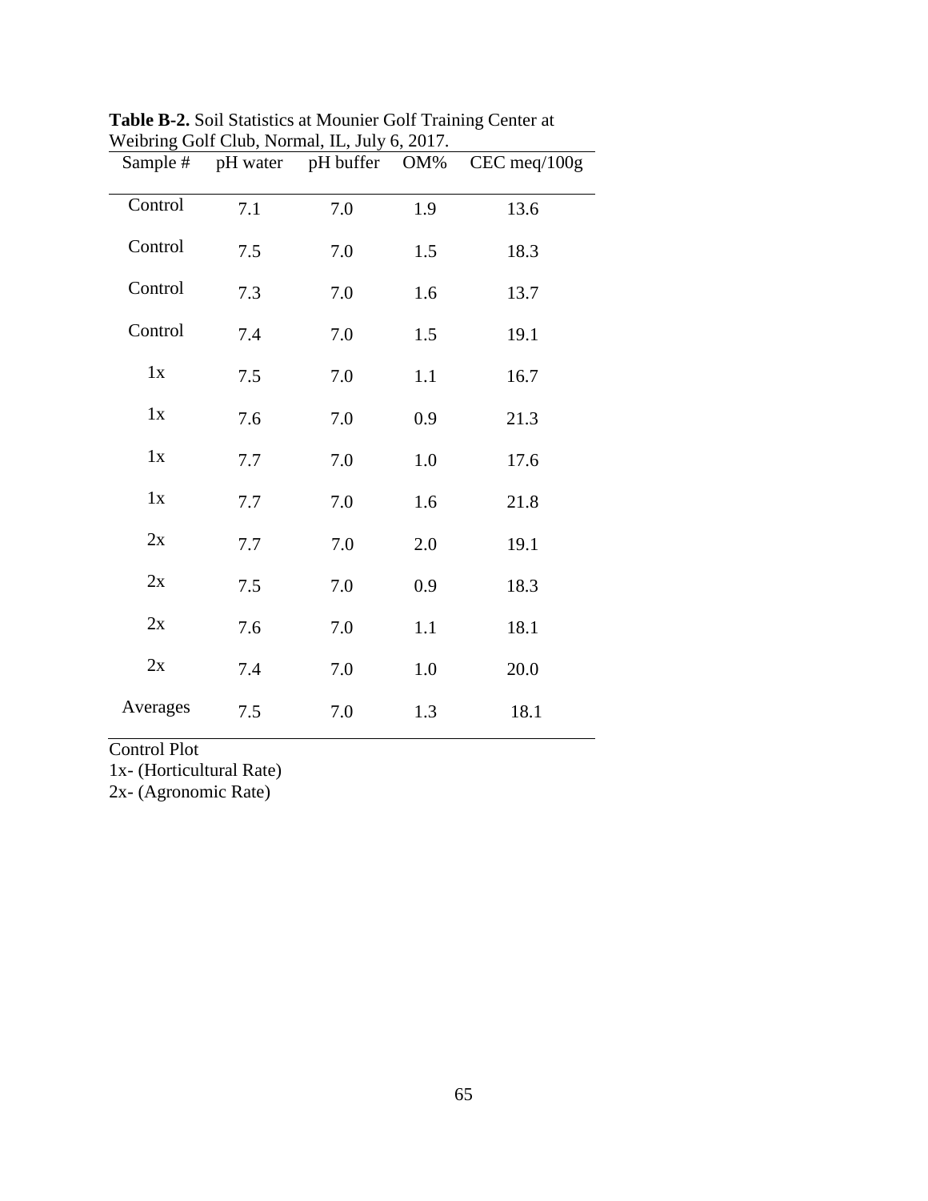**Table B-2.** Soil Statistics at Mounier Golf Training Center at Weibring Golf Club, Normal, IL, July 6, 2017.

| Sample # | pH water | pH buffer | OM% | CEC meq/100g |
|---|---|---|---|---|
| Control | 7.1 | 7.0 | 1.9 | 13.6 |
| Control | 7.5 | 7.0 | 1.5 | 18.3 |
| Control | 7.3 | 7.0 | 1.6 | 13.7 |
| Control | 7.4 | 7.0 | 1.5 | 19.1 |
| 1x | 7.5 | 7.0 | 1.1 | 16.7 |
| 1x | 7.6 | 7.0 | 0.9 | 21.3 |
| 1x | 7.7 | 7.0 | 1.0 | 17.6 |
| 1x | 7.7 | 7.0 | 1.6 | 21.8 |
| 2x | 7.7 | 7.0 | 2.0 | 19.1 |
| 2x | 7.5 | 7.0 | 0.9 | 18.3 |
| 2x | 7.6 | 7.0 | 1.1 | 18.1 |
| 2x | 7.4 | 7.0 | 1.0 | 20.0 |
| Averages | 7.5 | 7.0 | 1.3 | 18.1 |

Control Plot
1x- (Horticultural Rate)
2x- (Agronomic Rate)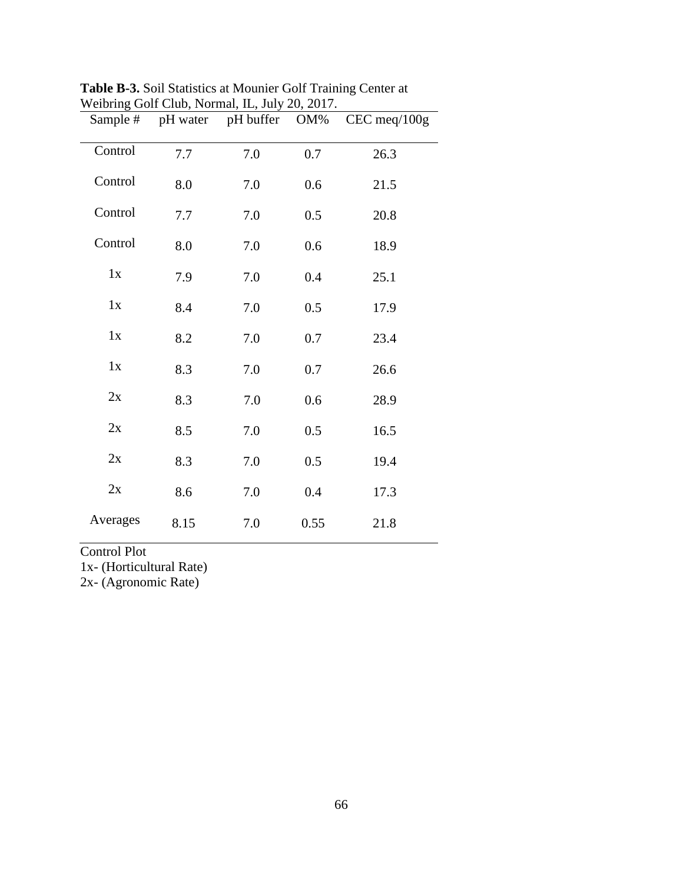**Table B-3.** Soil Statistics at Mounier Golf Training Center at Weibring Golf Club, Normal, IL, July 20, 2017.

| Sample # | pH water | pH buffer | OM% | CEC meq/100g |
|---|---|---|---|---|
| Control | 7.7 | 7.0 | 0.7 | 26.3 |
| Control | 8.0 | 7.0 | 0.6 | 21.5 |
| Control | 7.7 | 7.0 | 0.5 | 20.8 |
| Control | 8.0 | 7.0 | 0.6 | 18.9 |
| 1x | 7.9 | 7.0 | 0.4 | 25.1 |
| 1x | 8.4 | 7.0 | 0.5 | 17.9 |
| 1x | 8.2 | 7.0 | 0.7 | 23.4 |
| 1x | 8.3 | 7.0 | 0.7 | 26.6 |
| 2x | 8.3 | 7.0 | 0.6 | 28.9 |
| 2x | 8.5 | 7.0 | 0.5 | 16.5 |
| 2x | 8.3 | 7.0 | 0.5 | 19.4 |
| 2x | 8.6 | 7.0 | 0.4 | 17.3 |
| Averages | 8.15 | 7.0 | 0.55 | 21.8 |

Control Plot
1x- (Horticultural Rate)
2x- (Agronomic Rate)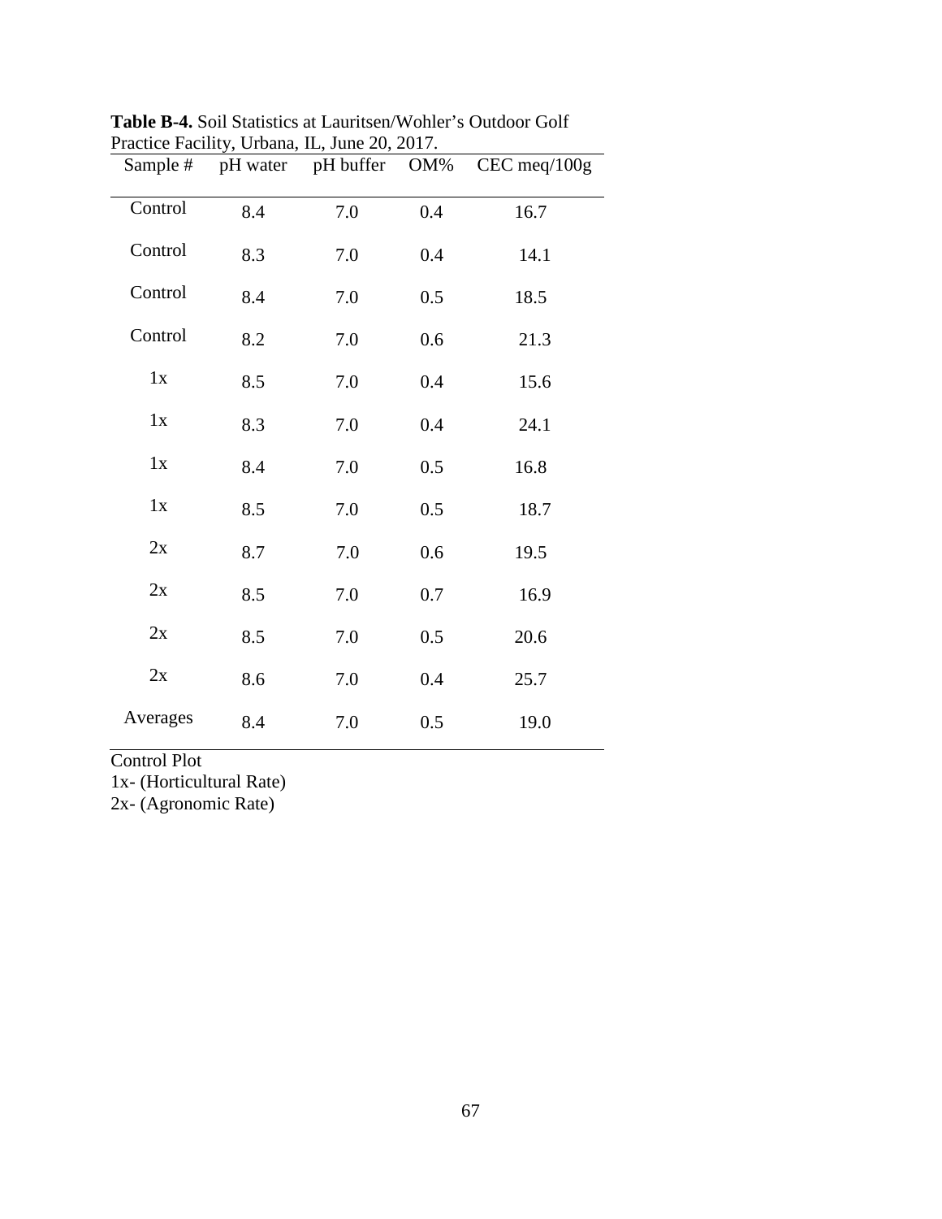**Table B-4.** Soil Statistics at Lauritsen/Wohler's Outdoor Golf Practice Facility, Urbana, IL, June 20, 2017.

| Sample # | pH water | pH buffer | OM% | CEC meq/100g |
|---|---|---|---|---|
| Control | 8.4 | 7.0 | 0.4 | 16.7 |
| Control | 8.3 | 7.0 | 0.4 | 14.1 |
| Control | 8.4 | 7.0 | 0.5 | 18.5 |
| Control | 8.2 | 7.0 | 0.6 | 21.3 |
| 1x | 8.5 | 7.0 | 0.4 | 15.6 |
| 1x | 8.3 | 7.0 | 0.4 | 24.1 |
| 1x | 8.4 | 7.0 | 0.5 | 16.8 |
| 1x | 8.5 | 7.0 | 0.5 | 18.7 |
| 2x | 8.7 | 7.0 | 0.6 | 19.5 |
| 2x | 8.5 | 7.0 | 0.7 | 16.9 |
| 2x | 8.5 | 7.0 | 0.5 | 20.6 |
| 2x | 8.6 | 7.0 | 0.4 | 25.7 |
| Averages | 8.4 | 7.0 | 0.5 | 19.0 |

Control Plot
1x- (Horticultural Rate)
2x- (Agronomic Rate)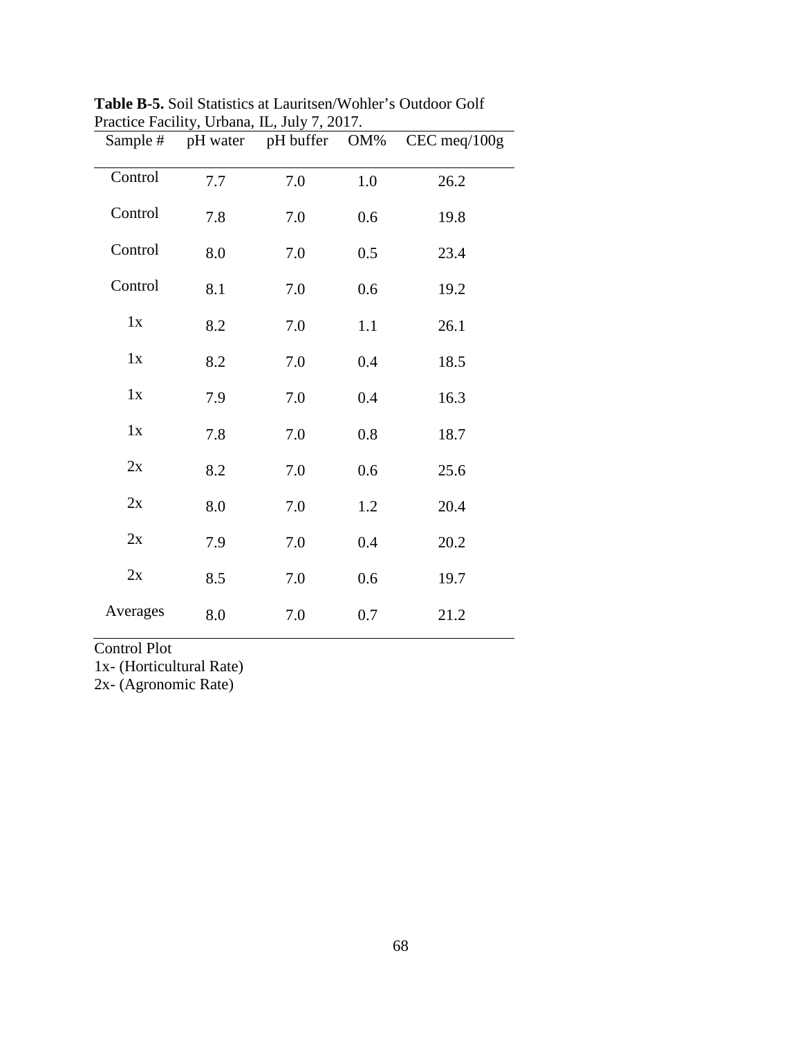**Table B-5.** Soil Statistics at Lauritsen/Wohler's Outdoor Golf Practice Facility, Urbana, IL, July 7, 2017.

| Sample # | pH water | pH buffer | OM% | CEC meq/100g |
|---|---|---|---|---|
| Control | 7.7 | 7.0 | 1.0 | 26.2 |
| Control | 7.8 | 7.0 | 0.6 | 19.8 |
| Control | 8.0 | 7.0 | 0.5 | 23.4 |
| Control | 8.1 | 7.0 | 0.6 | 19.2 |
| 1x | 8.2 | 7.0 | 1.1 | 26.1 |
| 1x | 8.2 | 7.0 | 0.4 | 18.5 |
| 1x | 7.9 | 7.0 | 0.4 | 16.3 |
| 1x | 7.8 | 7.0 | 0.8 | 18.7 |
| 2x | 8.2 | 7.0 | 0.6 | 25.6 |
| 2x | 8.0 | 7.0 | 1.2 | 20.4 |
| 2x | 7.9 | 7.0 | 0.4 | 20.2 |
| 2x | 8.5 | 7.0 | 0.6 | 19.7 |
| Averages | 8.0 | 7.0 | 0.7 | 21.2 |

Control Plot
1x- (Horticultural Rate)
2x- (Agronomic Rate)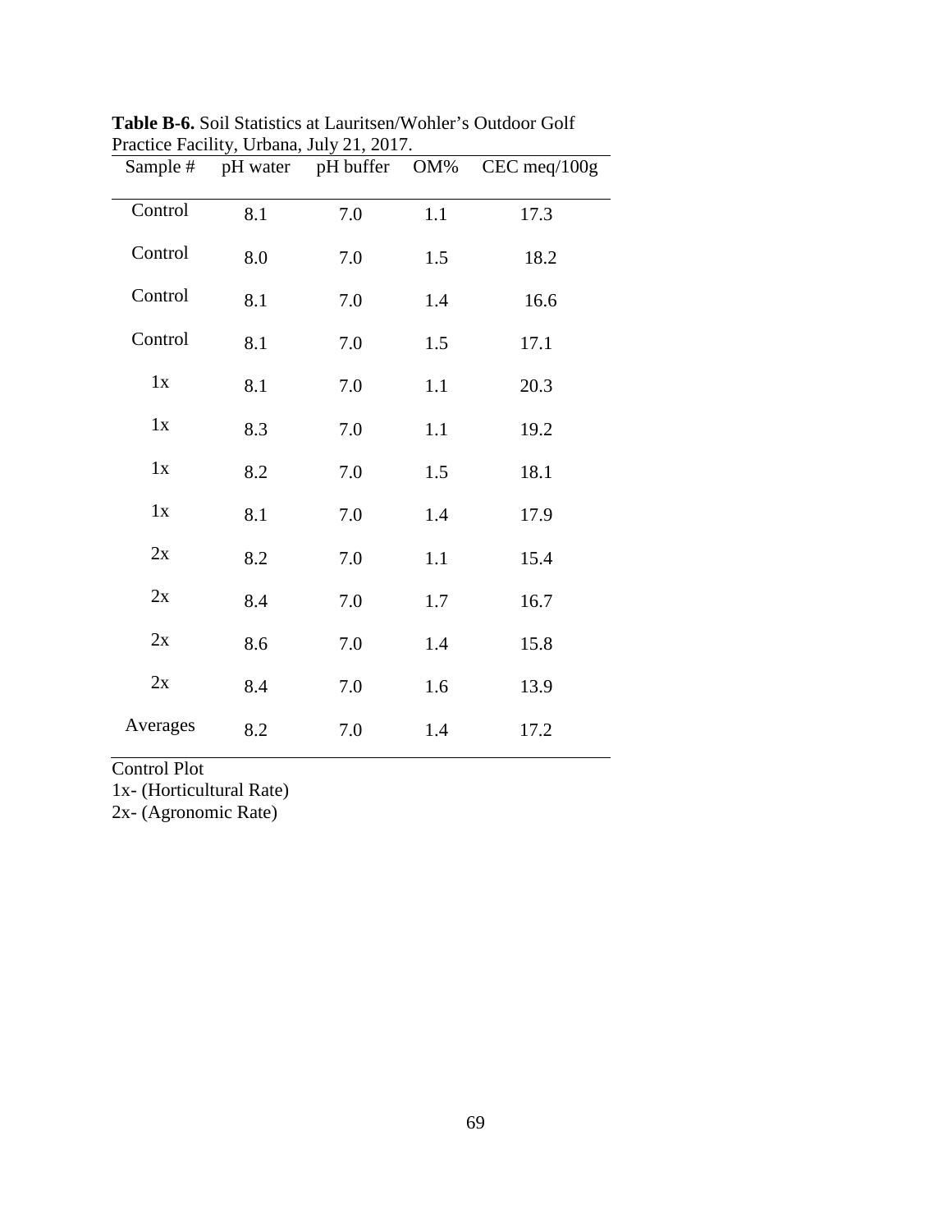**Table B-6.** Soil Statistics at Lauritsen/Wohler's Outdoor Golf Practice Facility, Urbana, July 21, 2017.

| Sample # | pH water | pH buffer | OM% | CEC meq/100g |
|---|---|---|---|---|
| Control | 8.1 | 7.0 | 1.1 | 17.3 |
| Control | 8.0 | 7.0 | 1.5 | 18.2 |
| Control | 8.1 | 7.0 | 1.4 | 16.6 |
| Control | 8.1 | 7.0 | 1.5 | 17.1 |
| 1x | 8.1 | 7.0 | 1.1 | 20.3 |
| 1x | 8.3 | 7.0 | 1.1 | 19.2 |
| 1x | 8.2 | 7.0 | 1.5 | 18.1 |
| 1x | 8.1 | 7.0 | 1.4 | 17.9 |
| 2x | 8.2 | 7.0 | 1.1 | 15.4 |
| 2x | 8.4 | 7.0 | 1.7 | 16.7 |
| 2x | 8.6 | 7.0 | 1.4 | 15.8 |
| 2x | 8.4 | 7.0 | 1.6 | 13.9 |
| Averages | 8.2 | 7.0 | 1.4 | 17.2 |

Control Plot
1x- (Horticultural Rate)
2x- (Agronomic Rate)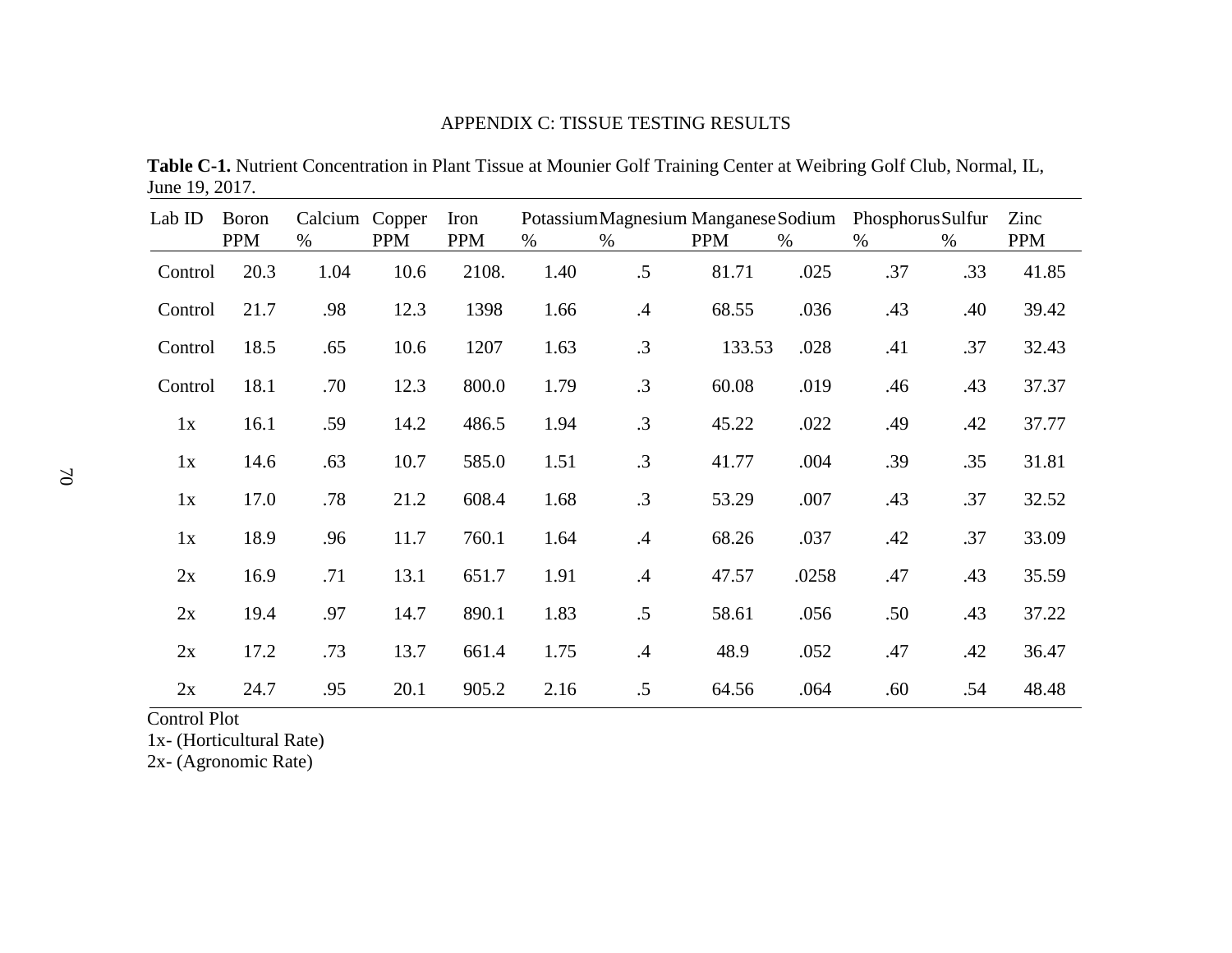# APPENDIX C: TISSUE TESTING RESULTS

**Table C-1.** Nutrient Concentration in Plant Tissue at Mounier Golf Training Center at Weibring Golf Club, Normal, IL, June 19, 2017.

| Lab ID | Boron PPM | Calcium % | Copper PPM | Iron PPM | Potassium % | Magnesium % | Manganese PPM | Sodium % | Phosphorus % | Sulfur % | Zinc PPM |
|---|---|---|---|---|---|---|---|---|---|---|---|
| Control | 20.3 | 1.04 | 10.6 | 2108. | 1.40 | .5 | 81.71 | .025 | .37 | .33 | 41.85 |
| Control | 21.7 | .98 | 12.3 | 1398 | 1.66 | .4 | 68.55 | .036 | .43 | .40 | 39.42 |
| Control | 18.5 | .65 | 10.6 | 1207 | 1.63 | .3 | 133.53 | .028 | .41 | .37 | 32.43 |
| Control | 18.1 | .70 | 12.3 | 800.0 | 1.79 | .3 | 60.08 | .019 | .46 | .43 | 37.37 |
| 1x | 16.1 | .59 | 14.2 | 486.5 | 1.94 | .3 | 45.22 | .022 | .49 | .42 | 37.77 |
| 1x | 14.6 | .63 | 10.7 | 585.0 | 1.51 | .3 | 41.77 | .004 | .39 | .35 | 31.81 |
| 1x | 17.0 | .78 | 21.2 | 608.4 | 1.68 | .3 | 53.29 | .007 | .43 | .37 | 32.52 |
| 1x | 18.9 | .96 | 11.7 | 760.1 | 1.64 | .4 | 68.26 | .037 | .42 | .37 | 33.09 |
| 2x | 16.9 | .71 | 13.1 | 651.7 | 1.91 | .4 | 47.57 | .0258 | .47 | .43 | 35.59 |
| 2x | 19.4 | .97 | 14.7 | 890.1 | 1.83 | .5 | 58.61 | .056 | .50 | .43 | 37.22 |
| 2x | 17.2 | .73 | 13.7 | 661.4 | 1.75 | .4 | 48.9 | .052 | .47 | .42 | 36.47 |
| 2x | 24.7 | .95 | 20.1 | 905.2 | 2.16 | .5 | 64.56 | .064 | .60 | .54 | 48.48 |

Control Plot
1x- (Horticultural Rate)
2x- (Agronomic Rate)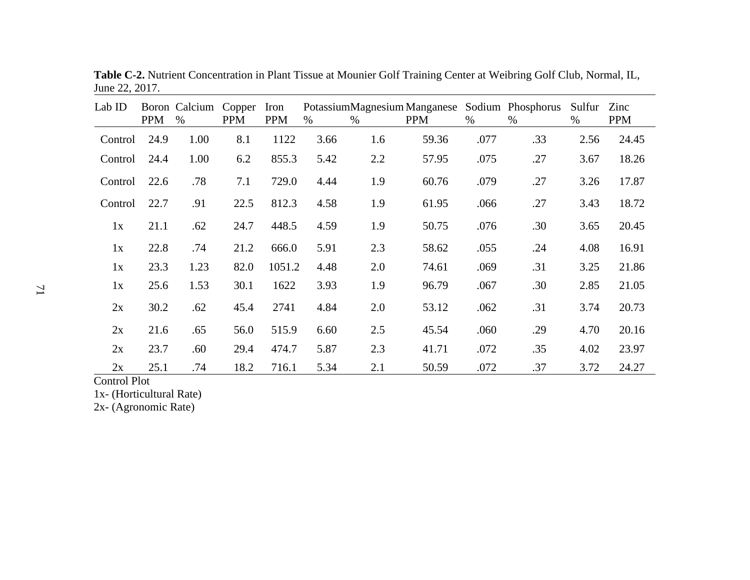**Table C-2.** Nutrient Concentration in Plant Tissue at Mounier Golf Training Center at Weibring Golf Club, Normal, IL, June 22, 2017.

| Lab ID | Boron PPM | Calcium % | Copper PPM | Iron PPM | Potassium % | Magnesium % | Manganese PPM | Sodium % | Phosphorus % | Sulfur % | Zinc PPM |
|---|---|---|---|---|---|---|---|---|---|---|---|
| Control | 24.9 | 1.00 | 8.1 | 1122 | 3.66 | 1.6 | 59.36 | .077 | .33 | 2.56 | 24.45 |
| Control | 24.4 | 1.00 | 6.2 | 855.3 | 5.42 | 2.2 | 57.95 | .075 | .27 | 3.67 | 18.26 |
| Control | 22.6 | .78 | 7.1 | 729.0 | 4.44 | 1.9 | 60.76 | .079 | .27 | 3.26 | 17.87 |
| Control | 22.7 | .91 | 22.5 | 812.3 | 4.58 | 1.9 | 61.95 | .066 | .27 | 3.43 | 18.72 |
| 1x | 21.1 | .62 | 24.7 | 448.5 | 4.59 | 1.9 | 50.75 | .076 | .30 | 3.65 | 20.45 |
| 1x | 22.8 | .74 | 21.2 | 666.0 | 5.91 | 2.3 | 58.62 | .055 | .24 | 4.08 | 16.91 |
| 1x | 23.3 | 1.23 | 82.0 | 1051.2 | 4.48 | 2.0 | 74.61 | .069 | .31 | 3.25 | 21.86 |
| 1x | 25.6 | 1.53 | 30.1 | 1622 | 3.93 | 1.9 | 96.79 | .067 | .30 | 2.85 | 21.05 |
| 2x | 30.2 | .62 | 45.4 | 2741 | 4.84 | 2.0 | 53.12 | .062 | .31 | 3.74 | 20.73 |
| 2x | 21.6 | .65 | 56.0 | 515.9 | 6.60 | 2.5 | 45.54 | .060 | .29 | 4.70 | 20.16 |
| 2x | 23.7 | .60 | 29.4 | 474.7 | 5.87 | 2.3 | 41.71 | .072 | .35 | 4.02 | 23.97 |
| 2x | 25.1 | .74 | 18.2 | 716.1 | 5.34 | 2.1 | 50.59 | .072 | .37 | 3.72 | 24.27 |

Control Plot
1x- (Horticultural Rate)
2x- (Agronomic Rate)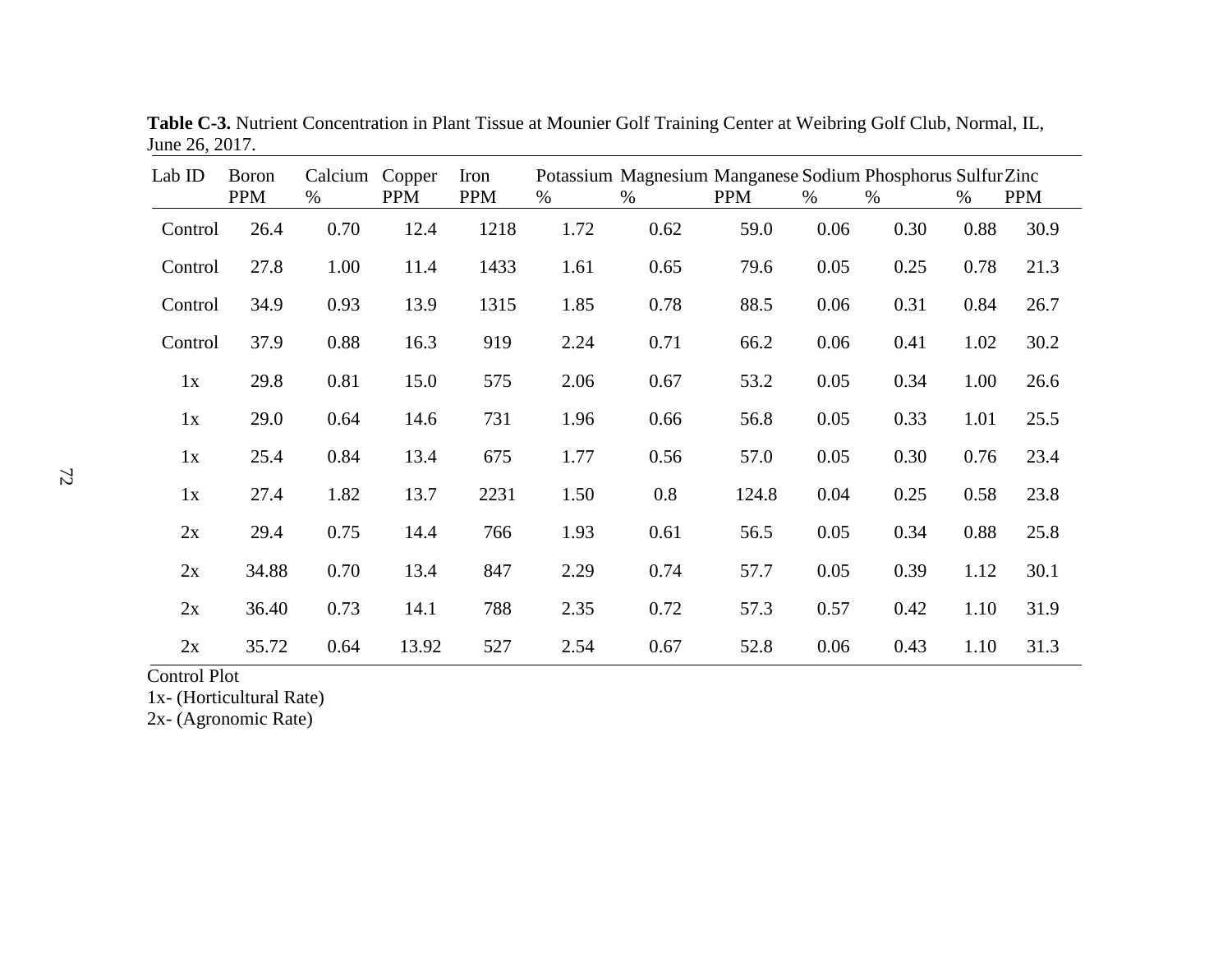**Table C-3.** Nutrient Concentration in Plant Tissue at Mounier Golf Training Center at Weibring Golf Club, Normal, IL, June 26, 2017.

| Lab ID | Boron PPM | Calcium % | Copper PPM | Iron PPM | Potassium % | Magnesium % | Manganese PPM | Sodium % | Phosphorus % | Sulfur % | Zinc PPM |
|---|---|---|---|---|---|---|---|---|---|---|---|
| Control | 26.4 | 0.70 | 12.4 | 1218 | 1.72 | 0.62 | 59.0 | 0.06 | 0.30 | 0.88 | 30.9 |
| Control | 27.8 | 1.00 | 11.4 | 1433 | 1.61 | 0.65 | 79.6 | 0.05 | 0.25 | 0.78 | 21.3 |
| Control | 34.9 | 0.93 | 13.9 | 1315 | 1.85 | 0.78 | 88.5 | 0.06 | 0.31 | 0.84 | 26.7 |
| Control | 37.9 | 0.88 | 16.3 | 919 | 2.24 | 0.71 | 66.2 | 0.06 | 0.41 | 1.02 | 30.2 |
| 1x | 29.8 | 0.81 | 15.0 | 575 | 2.06 | 0.67 | 53.2 | 0.05 | 0.34 | 1.00 | 26.6 |
| 1x | 29.0 | 0.64 | 14.6 | 731 | 1.96 | 0.66 | 56.8 | 0.05 | 0.33 | 1.01 | 25.5 |
| 1x | 25.4 | 0.84 | 13.4 | 675 | 1.77 | 0.56 | 57.0 | 0.05 | 0.30 | 0.76 | 23.4 |
| 1x | 27.4 | 1.82 | 13.7 | 2231 | 1.50 | 0.8 | 124.8 | 0.04 | 0.25 | 0.58 | 23.8 |
| 2x | 29.4 | 0.75 | 14.4 | 766 | 1.93 | 0.61 | 56.5 | 0.05 | 0.34 | 0.88 | 25.8 |
| 2x | 34.88 | 0.70 | 13.4 | 847 | 2.29 | 0.74 | 57.7 | 0.05 | 0.39 | 1.12 | 30.1 |
| 2x | 36.40 | 0.73 | 14.1 | 788 | 2.35 | 0.72 | 57.3 | 0.57 | 0.42 | 1.10 | 31.9 |
| 2x | 35.72 | 0.64 | 13.92 | 527 | 2.54 | 0.67 | 52.8 | 0.06 | 0.43 | 1.10 | 31.3 |

Control Plot
1x- (Horticultural Rate)
2x- (Agronomic Rate)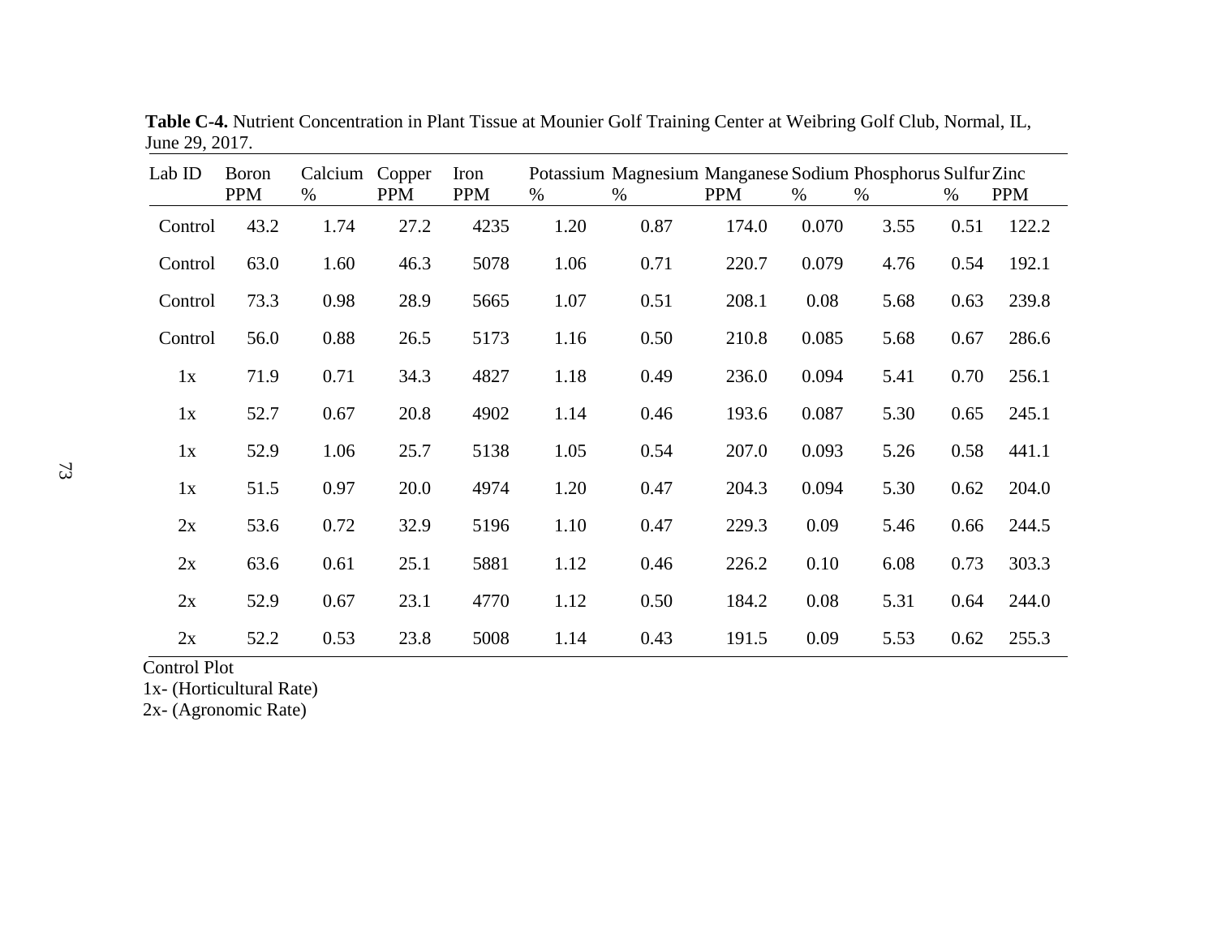**Table C-4.** Nutrient Concentration in Plant Tissue at Mounier Golf Training Center at Weibring Golf Club, Normal, IL, June 29, 2017.

| Lab ID | Boron PPM | Calcium % | Copper PPM | Iron PPM | Potassium % | Magnesium % | Manganese PPM | Sodium % | Phosphorus % | Sulfur % | Zinc PPM |
|---|---|---|---|---|---|---|---|---|---|---|---|
| Control | 43.2 | 1.74 | 27.2 | 4235 | 1.20 | 0.87 | 174.0 | 0.070 | 3.55 | 0.51 | 122.2 |
| Control | 63.0 | 1.60 | 46.3 | 5078 | 1.06 | 0.71 | 220.7 | 0.079 | 4.76 | 0.54 | 192.1 |
| Control | 73.3 | 0.98 | 28.9 | 5665 | 1.07 | 0.51 | 208.1 | 0.08 | 5.68 | 0.63 | 239.8 |
| Control | 56.0 | 0.88 | 26.5 | 5173 | 1.16 | 0.50 | 210.8 | 0.085 | 5.68 | 0.67 | 286.6 |
| 1x | 71.9 | 0.71 | 34.3 | 4827 | 1.18 | 0.49 | 236.0 | 0.094 | 5.41 | 0.70 | 256.1 |
| 1x | 52.7 | 0.67 | 20.8 | 4902 | 1.14 | 0.46 | 193.6 | 0.087 | 5.30 | 0.65 | 245.1 |
| 1x | 52.9 | 1.06 | 25.7 | 5138 | 1.05 | 0.54 | 207.0 | 0.093 | 5.26 | 0.58 | 441.1 |
| 1x | 51.5 | 0.97 | 20.0 | 4974 | 1.20 | 0.47 | 204.3 | 0.094 | 5.30 | 0.62 | 204.0 |
| 2x | 53.6 | 0.72 | 32.9 | 5196 | 1.10 | 0.47 | 229.3 | 0.09 | 5.46 | 0.66 | 244.5 |
| 2x | 63.6 | 0.61 | 25.1 | 5881 | 1.12 | 0.46 | 226.2 | 0.10 | 6.08 | 0.73 | 303.3 |
| 2x | 52.9 | 0.67 | 23.1 | 4770 | 1.12 | 0.50 | 184.2 | 0.08 | 5.31 | 0.64 | 244.0 |
| 2x | 52.2 | 0.53 | 23.8 | 5008 | 1.14 | 0.43 | 191.5 | 0.09 | 5.53 | 0.62 | 255.3 |

Control Plot

1x- (Horticultural Rate)

2x- (Agronomic Rate)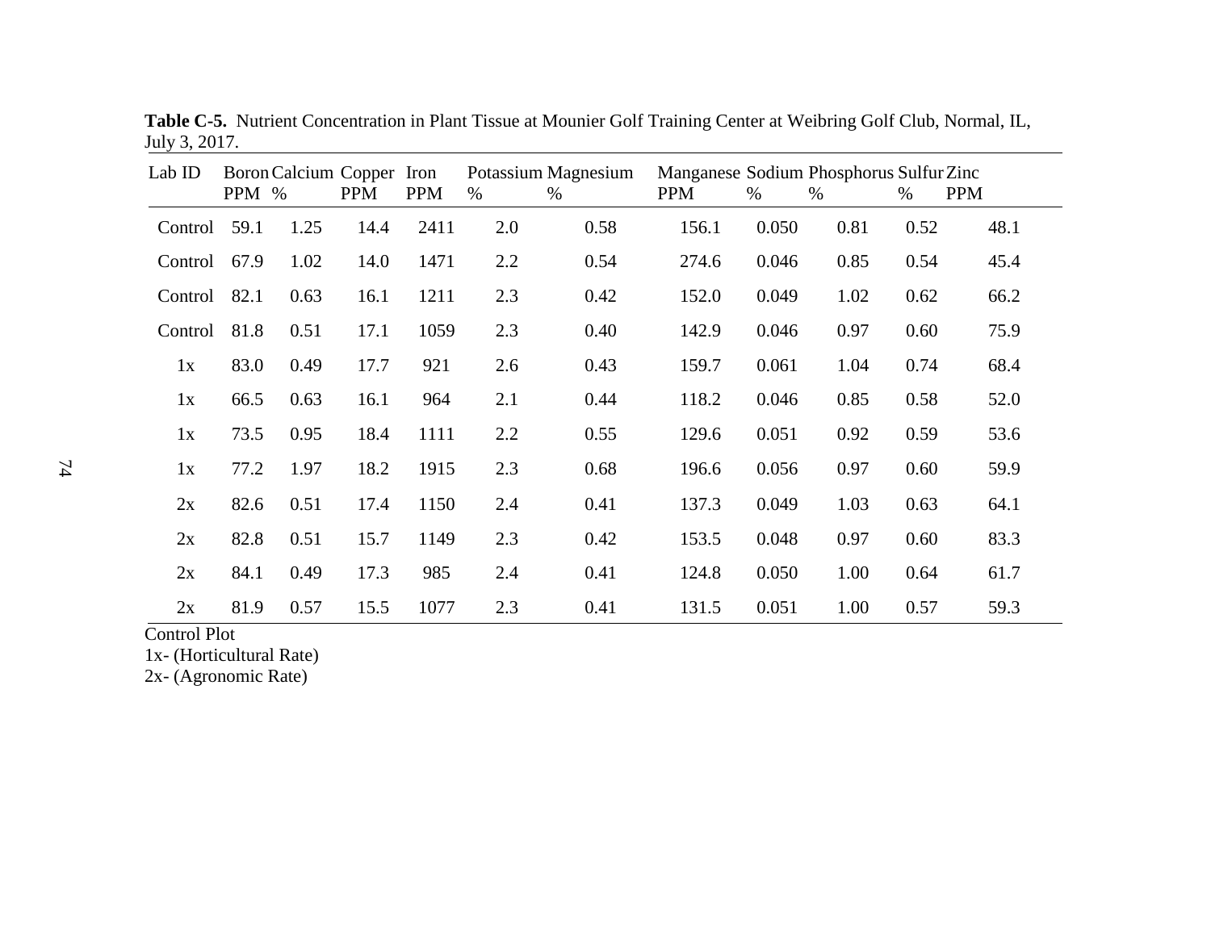**Table C-5.** Nutrient Concentration in Plant Tissue at Mounier Golf Training Center at Weibring Golf Club, Normal, IL, July 3, 2017.

| Lab ID | Boron PPM | Calcium % | Copper PPM | Iron PPM | Potassium % | Magnesium % | Manganese PPM | Sodium % | Phosphorus % | Sulfur % | Zinc PPM |
|---|---|---|---|---|---|---|---|---|---|---|---|
| Control | 59.1 | 1.25 | 14.4 | 2411 | 2.0 | 0.58 | 156.1 | 0.050 | 0.81 | 0.52 | 48.1 |
| Control | 67.9 | 1.02 | 14.0 | 1471 | 2.2 | 0.54 | 274.6 | 0.046 | 0.85 | 0.54 | 45.4 |
| Control | 82.1 | 0.63 | 16.1 | 1211 | 2.3 | 0.42 | 152.0 | 0.049 | 1.02 | 0.62 | 66.2 |
| Control | 81.8 | 0.51 | 17.1 | 1059 | 2.3 | 0.40 | 142.9 | 0.046 | 0.97 | 0.60 | 75.9 |
| 1x | 83.0 | 0.49 | 17.7 | 921 | 2.6 | 0.43 | 159.7 | 0.061 | 1.04 | 0.74 | 68.4 |
| 1x | 66.5 | 0.63 | 16.1 | 964 | 2.1 | 0.44 | 118.2 | 0.046 | 0.85 | 0.58 | 52.0 |
| 1x | 73.5 | 0.95 | 18.4 | 1111 | 2.2 | 0.55 | 129.6 | 0.051 | 0.92 | 0.59 | 53.6 |
| 1x | 77.2 | 1.97 | 18.2 | 1915 | 2.3 | 0.68 | 196.6 | 0.056 | 0.97 | 0.60 | 59.9 |
| 2x | 82.6 | 0.51 | 17.4 | 1150 | 2.4 | 0.41 | 137.3 | 0.049 | 1.03 | 0.63 | 64.1 |
| 2x | 82.8 | 0.51 | 15.7 | 1149 | 2.3 | 0.42 | 153.5 | 0.048 | 0.97 | 0.60 | 83.3 |
| 2x | 84.1 | 0.49 | 17.3 | 985 | 2.4 | 0.41 | 124.8 | 0.050 | 1.00 | 0.64 | 61.7 |
| 2x | 81.9 | 0.57 | 15.5 | 1077 | 2.3 | 0.41 | 131.5 | 0.051 | 1.00 | 0.57 | 59.3 |

Control Plot
1x- (Horticultural Rate)
2x- (Agronomic Rate)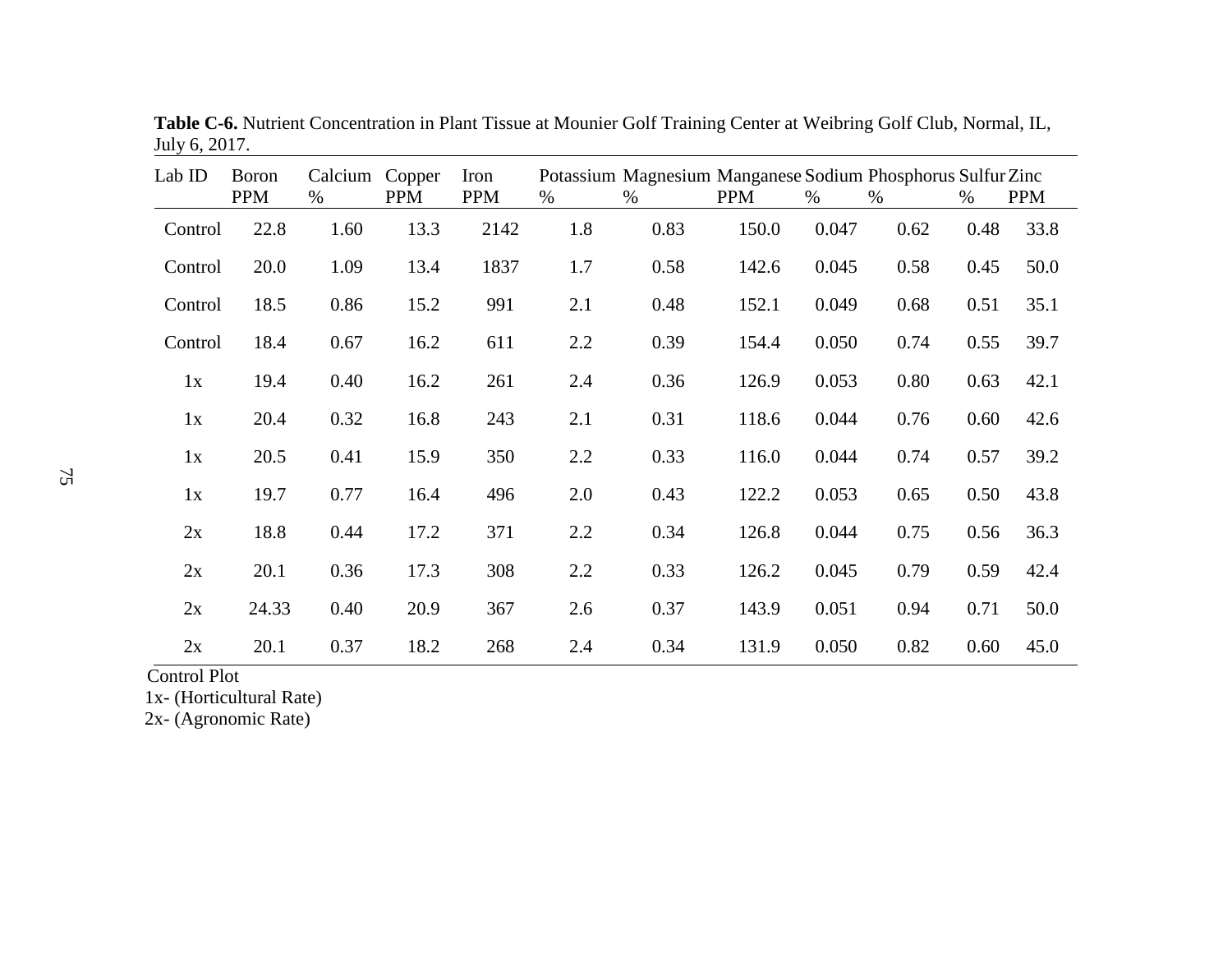**Table C-6.** Nutrient Concentration in Plant Tissue at Mounier Golf Training Center at Weibring Golf Club, Normal, IL, July 6, 2017.

| Lab ID | Boron PPM | Calcium % | Copper PPM | Iron PPM | Potassium % | Magnesium % | Manganese PPM | Sodium % | Phosphorus % | Sulfur % | Zinc PPM |
|---|---|---|---|---|---|---|---|---|---|---|---|
| Control | 22.8 | 1.60 | 13.3 | 2142 | 1.8 | 0.83 | 150.0 | 0.047 | 0.62 | 0.48 | 33.8 |
| Control | 20.0 | 1.09 | 13.4 | 1837 | 1.7 | 0.58 | 142.6 | 0.045 | 0.58 | 0.45 | 50.0 |
| Control | 18.5 | 0.86 | 15.2 | 991 | 2.1 | 0.48 | 152.1 | 0.049 | 0.68 | 0.51 | 35.1 |
| Control | 18.4 | 0.67 | 16.2 | 611 | 2.2 | 0.39 | 154.4 | 0.050 | 0.74 | 0.55 | 39.7 |
| 1x | 19.4 | 0.40 | 16.2 | 261 | 2.4 | 0.36 | 126.9 | 0.053 | 0.80 | 0.63 | 42.1 |
| 1x | 20.4 | 0.32 | 16.8 | 243 | 2.1 | 0.31 | 118.6 | 0.044 | 0.76 | 0.60 | 42.6 |
| 1x | 20.5 | 0.41 | 15.9 | 350 | 2.2 | 0.33 | 116.0 | 0.044 | 0.74 | 0.57 | 39.2 |
| 1x | 19.7 | 0.77 | 16.4 | 496 | 2.0 | 0.43 | 122.2 | 0.053 | 0.65 | 0.50 | 43.8 |
| 2x | 18.8 | 0.44 | 17.2 | 371 | 2.2 | 0.34 | 126.8 | 0.044 | 0.75 | 0.56 | 36.3 |
| 2x | 20.1 | 0.36 | 17.3 | 308 | 2.2 | 0.33 | 126.2 | 0.045 | 0.79 | 0.59 | 42.4 |
| 2x | 24.33 | 0.40 | 20.9 | 367 | 2.6 | 0.37 | 143.9 | 0.051 | 0.94 | 0.71 | 50.0 |
| 2x | 20.1 | 0.37 | 18.2 | 268 | 2.4 | 0.34 | 131.9 | 0.050 | 0.82 | 0.60 | 45.0 |

Control Plot
1x- (Horticultural Rate)
2x- (Agronomic Rate)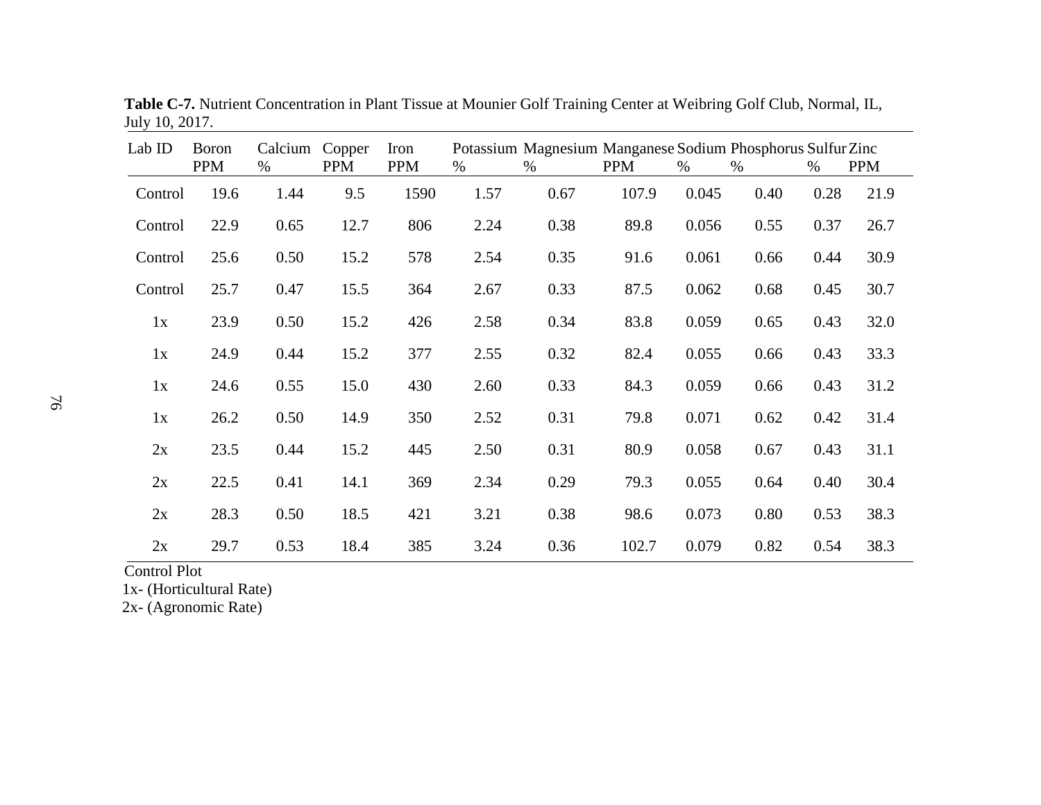**Table C-7.** Nutrient Concentration in Plant Tissue at Mounier Golf Training Center at Weibring Golf Club, Normal, IL, July 10, 2017.

| Lab ID | Boron PPM | Calcium % | Copper PPM | Iron PPM | Potassium % | Magnesium % | Manganese PPM | Sodium % | Phosphorus % | Sulfur % | Zinc PPM |
|---|---|---|---|---|---|---|---|---|---|---|---|
| Control | 19.6 | 1.44 | 9.5 | 1590 | 1.57 | 0.67 | 107.9 | 0.045 | 0.40 | 0.28 | 21.9 |
| Control | 22.9 | 0.65 | 12.7 | 806 | 2.24 | 0.38 | 89.8 | 0.056 | 0.55 | 0.37 | 26.7 |
| Control | 25.6 | 0.50 | 15.2 | 578 | 2.54 | 0.35 | 91.6 | 0.061 | 0.66 | 0.44 | 30.9 |
| Control | 25.7 | 0.47 | 15.5 | 364 | 2.67 | 0.33 | 87.5 | 0.062 | 0.68 | 0.45 | 30.7 |
| 1x | 23.9 | 0.50 | 15.2 | 426 | 2.58 | 0.34 | 83.8 | 0.059 | 0.65 | 0.43 | 32.0 |
| 1x | 24.9 | 0.44 | 15.2 | 377 | 2.55 | 0.32 | 82.4 | 0.055 | 0.66 | 0.43 | 33.3 |
| 1x | 24.6 | 0.55 | 15.0 | 430 | 2.60 | 0.33 | 84.3 | 0.059 | 0.66 | 0.43 | 31.2 |
| 1x | 26.2 | 0.50 | 14.9 | 350 | 2.52 | 0.31 | 79.8 | 0.071 | 0.62 | 0.42 | 31.4 |
| 2x | 23.5 | 0.44 | 15.2 | 445 | 2.50 | 0.31 | 80.9 | 0.058 | 0.67 | 0.43 | 31.1 |
| 2x | 22.5 | 0.41 | 14.1 | 369 | 2.34 | 0.29 | 79.3 | 0.055 | 0.64 | 0.40 | 30.4 |
| 2x | 28.3 | 0.50 | 18.5 | 421 | 3.21 | 0.38 | 98.6 | 0.073 | 0.80 | 0.53 | 38.3 |
| 2x | 29.7 | 0.53 | 18.4 | 385 | 3.24 | 0.36 | 102.7 | 0.079 | 0.82 | 0.54 | 38.3 |

Control Plot
1x- (Horticultural Rate)
2x- (Agronomic Rate)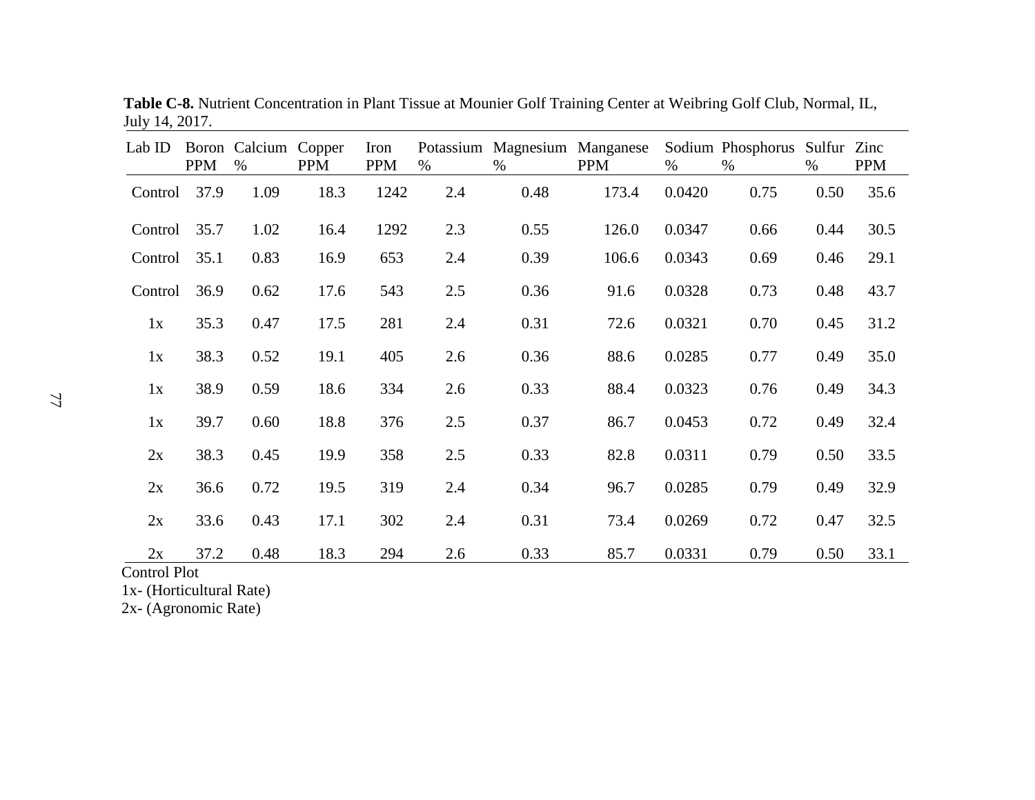**Table C-8.** Nutrient Concentration in Plant Tissue at Mounier Golf Training Center at Weibring Golf Club, Normal, IL, July 14, 2017.

| Lab ID | Boron PPM | Calcium % | Copper PPM | Iron PPM | Potassium % | Magnesium % | Manganese PPM | Sodium % | Phosphorus % | Sulfur % | Zinc PPM |
|---|---|---|---|---|---|---|---|---|---|---|---|
| Control | 37.9 | 1.09 | 18.3 | 1242 | 2.4 | 0.48 | 173.4 | 0.0420 | 0.75 | 0.50 | 35.6 |
| Control | 35.7 | 1.02 | 16.4 | 1292 | 2.3 | 0.55 | 126.0 | 0.0347 | 0.66 | 0.44 | 30.5 |
| Control | 35.1 | 0.83 | 16.9 | 653 | 2.4 | 0.39 | 106.6 | 0.0343 | 0.69 | 0.46 | 29.1 |
| Control | 36.9 | 0.62 | 17.6 | 543 | 2.5 | 0.36 | 91.6 | 0.0328 | 0.73 | 0.48 | 43.7 |
| 1x | 35.3 | 0.47 | 17.5 | 281 | 2.4 | 0.31 | 72.6 | 0.0321 | 0.70 | 0.45 | 31.2 |
| 1x | 38.3 | 0.52 | 19.1 | 405 | 2.6 | 0.36 | 88.6 | 0.0285 | 0.77 | 0.49 | 35.0 |
| 1x | 38.9 | 0.59 | 18.6 | 334 | 2.6 | 0.33 | 88.4 | 0.0323 | 0.76 | 0.49 | 34.3 |
| 1x | 39.7 | 0.60 | 18.8 | 376 | 2.5 | 0.37 | 86.7 | 0.0453 | 0.72 | 0.49 | 32.4 |
| 2x | 38.3 | 0.45 | 19.9 | 358 | 2.5 | 0.33 | 82.8 | 0.0311 | 0.79 | 0.50 | 33.5 |
| 2x | 36.6 | 0.72 | 19.5 | 319 | 2.4 | 0.34 | 96.7 | 0.0285 | 0.79 | 0.49 | 32.9 |
| 2x | 33.6 | 0.43 | 17.1 | 302 | 2.4 | 0.31 | 73.4 | 0.0269 | 0.72 | 0.47 | 32.5 |
| 2x | 37.2 | 0.48 | 18.3 | 294 | 2.6 | 0.33 | 85.7 | 0.0331 | 0.79 | 0.50 | 33.1 |

Control Plot
1x- (Horticultural Rate)
2x- (Agronomic Rate)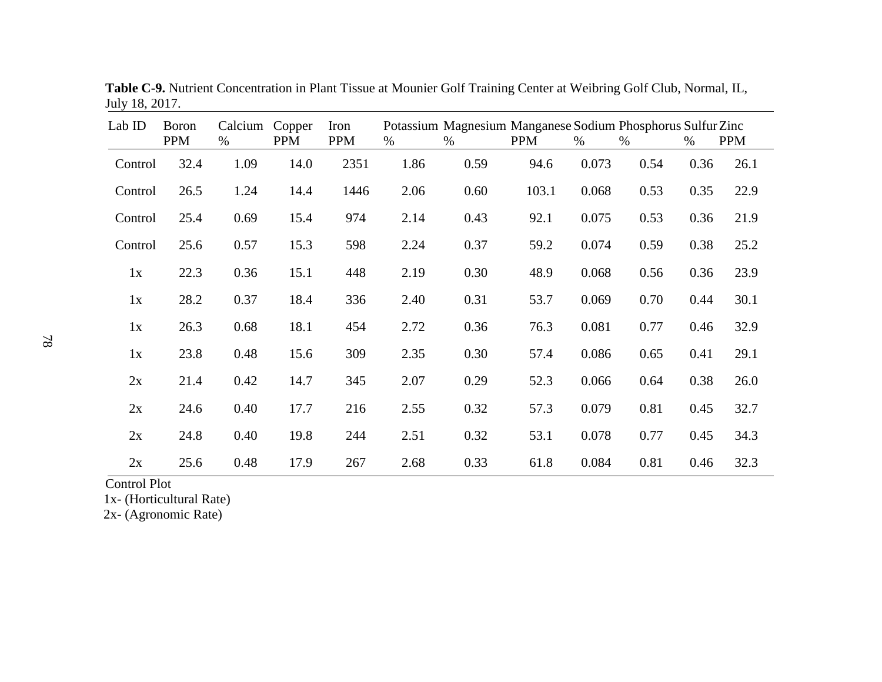**Table C-9.** Nutrient Concentration in Plant Tissue at Mounier Golf Training Center at Weibring Golf Club, Normal, IL, July 18, 2017.

| Lab ID | Boron PPM | Calcium % | Copper PPM | Iron PPM | Potassium % | Magnesium % | Manganese PPM | Sodium % | Phosphorus % | Sulfur % | Zinc PPM |
|---|---|---|---|---|---|---|---|---|---|---|---|
| Control | 32.4 | 1.09 | 14.0 | 2351 | 1.86 | 0.59 | 94.6 | 0.073 | 0.54 | 0.36 | 26.1 |
| Control | 26.5 | 1.24 | 14.4 | 1446 | 2.06 | 0.60 | 103.1 | 0.068 | 0.53 | 0.35 | 22.9 |
| Control | 25.4 | 0.69 | 15.4 | 974 | 2.14 | 0.43 | 92.1 | 0.075 | 0.53 | 0.36 | 21.9 |
| Control | 25.6 | 0.57 | 15.3 | 598 | 2.24 | 0.37 | 59.2 | 0.074 | 0.59 | 0.38 | 25.2 |
| 1x | 22.3 | 0.36 | 15.1 | 448 | 2.19 | 0.30 | 48.9 | 0.068 | 0.56 | 0.36 | 23.9 |
| 1x | 28.2 | 0.37 | 18.4 | 336 | 2.40 | 0.31 | 53.7 | 0.069 | 0.70 | 0.44 | 30.1 |
| 1x | 26.3 | 0.68 | 18.1 | 454 | 2.72 | 0.36 | 76.3 | 0.081 | 0.77 | 0.46 | 32.9 |
| 1x | 23.8 | 0.48 | 15.6 | 309 | 2.35 | 0.30 | 57.4 | 0.086 | 0.65 | 0.41 | 29.1 |
| 2x | 21.4 | 0.42 | 14.7 | 345 | 2.07 | 0.29 | 52.3 | 0.066 | 0.64 | 0.38 | 26.0 |
| 2x | 24.6 | 0.40 | 17.7 | 216 | 2.55 | 0.32 | 57.3 | 0.079 | 0.81 | 0.45 | 32.7 |
| 2x | 24.8 | 0.40 | 19.8 | 244 | 2.51 | 0.32 | 53.1 | 0.078 | 0.77 | 0.45 | 34.3 |
| 2x | 25.6 | 0.48 | 17.9 | 267 | 2.68 | 0.33 | 61.8 | 0.084 | 0.81 | 0.46 | 32.3 |

Control Plot
1x- (Horticultural Rate)
2x- (Agronomic Rate)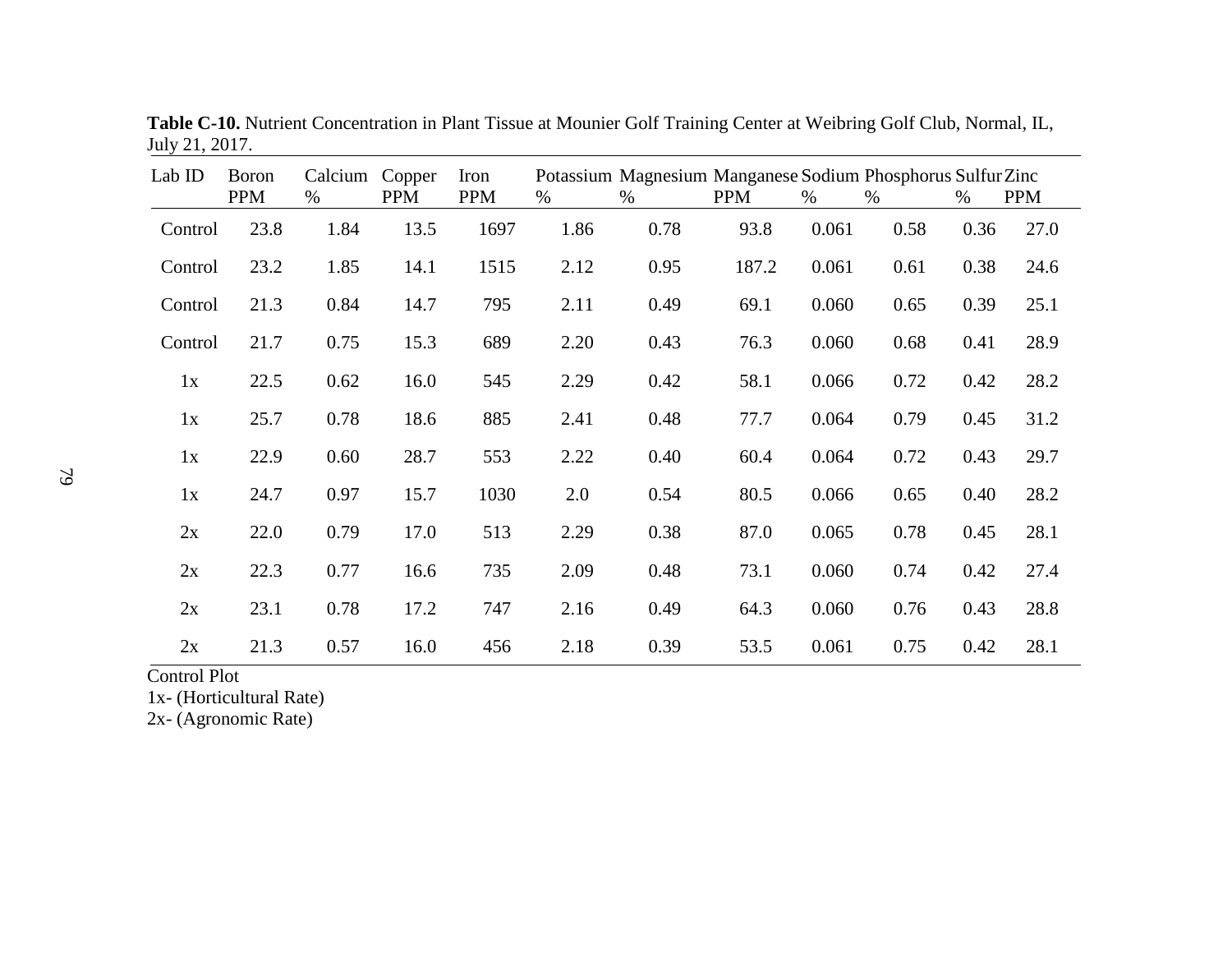**Table C-10.** Nutrient Concentration in Plant Tissue at Mounier Golf Training Center at Weibring Golf Club, Normal, IL, July 21, 2017.

| Lab ID | Boron PPM | Calcium % | Copper PPM | Iron PPM | Potassium % | Magnesium % | Manganese PPM | Sodium % | Phosphorus % | Sulfur % | Zinc PPM |
|---|---|---|---|---|---|---|---|---|---|---|---|
| Control | 23.8 | 1.84 | 13.5 | 1697 | 1.86 | 0.78 | 93.8 | 0.061 | 0.58 | 0.36 | 27.0 |
| Control | 23.2 | 1.85 | 14.1 | 1515 | 2.12 | 0.95 | 187.2 | 0.061 | 0.61 | 0.38 | 24.6 |
| Control | 21.3 | 0.84 | 14.7 | 795 | 2.11 | 0.49 | 69.1 | 0.060 | 0.65 | 0.39 | 25.1 |
| Control | 21.7 | 0.75 | 15.3 | 689 | 2.20 | 0.43 | 76.3 | 0.060 | 0.68 | 0.41 | 28.9 |
| 1x | 22.5 | 0.62 | 16.0 | 545 | 2.29 | 0.42 | 58.1 | 0.066 | 0.72 | 0.42 | 28.2 |
| 1x | 25.7 | 0.78 | 18.6 | 885 | 2.41 | 0.48 | 77.7 | 0.064 | 0.79 | 0.45 | 31.2 |
| 1x | 22.9 | 0.60 | 28.7 | 553 | 2.22 | 0.40 | 60.4 | 0.064 | 0.72 | 0.43 | 29.7 |
| 1x | 24.7 | 0.97 | 15.7 | 1030 | 2.0 | 0.54 | 80.5 | 0.066 | 0.65 | 0.40 | 28.2 |
| 2x | 22.0 | 0.79 | 17.0 | 513 | 2.29 | 0.38 | 87.0 | 0.065 | 0.78 | 0.45 | 28.1 |
| 2x | 22.3 | 0.77 | 16.6 | 735 | 2.09 | 0.48 | 73.1 | 0.060 | 0.74 | 0.42 | 27.4 |
| 2x | 23.1 | 0.78 | 17.2 | 747 | 2.16 | 0.49 | 64.3 | 0.060 | 0.76 | 0.43 | 28.8 |
| 2x | 21.3 | 0.57 | 16.0 | 456 | 2.18 | 0.39 | 53.5 | 0.061 | 0.75 | 0.42 | 28.1 |

Control Plot
1x- (Horticultural Rate)
2x- (Agronomic Rate)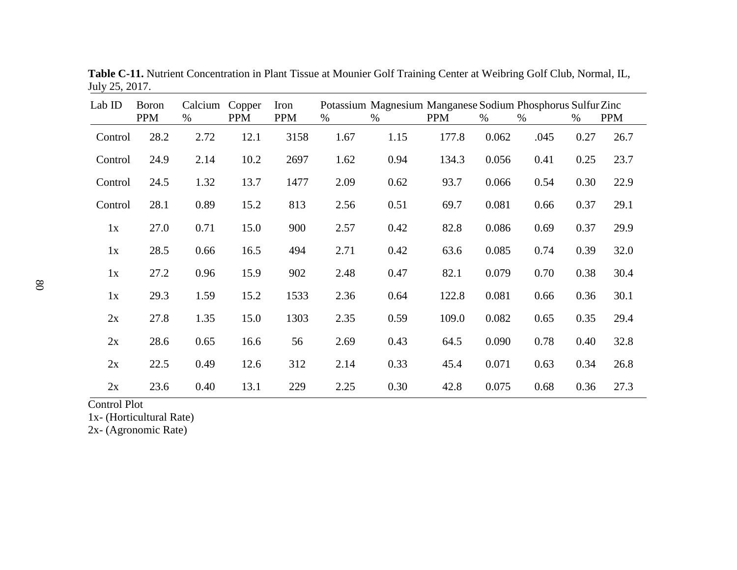**Table C-11.** Nutrient Concentration in Plant Tissue at Mounier Golf Training Center at Weibring Golf Club, Normal, IL, July 25, 2017.

| Lab ID | Boron PPM | Calcium % | Copper PPM | Iron PPM | Potassium % | Magnesium % | Manganese PPM | Sodium % | Phosphorus % | Sulfur % | Zinc PPM |
|---|---|---|---|---|---|---|---|---|---|---|---|
| Control | 28.2 | 2.72 | 12.1 | 3158 | 1.67 | 1.15 | 177.8 | 0.062 | .045 | 0.27 | 26.7 |
| Control | 24.9 | 2.14 | 10.2 | 2697 | 1.62 | 0.94 | 134.3 | 0.056 | 0.41 | 0.25 | 23.7 |
| Control | 24.5 | 1.32 | 13.7 | 1477 | 2.09 | 0.62 | 93.7 | 0.066 | 0.54 | 0.30 | 22.9 |
| Control | 28.1 | 0.89 | 15.2 | 813 | 2.56 | 0.51 | 69.7 | 0.081 | 0.66 | 0.37 | 29.1 |
| 1x | 27.0 | 0.71 | 15.0 | 900 | 2.57 | 0.42 | 82.8 | 0.086 | 0.69 | 0.37 | 29.9 |
| 1x | 28.5 | 0.66 | 16.5 | 494 | 2.71 | 0.42 | 63.6 | 0.085 | 0.74 | 0.39 | 32.0 |
| 1x | 27.2 | 0.96 | 15.9 | 902 | 2.48 | 0.47 | 82.1 | 0.079 | 0.70 | 0.38 | 30.4 |
| 1x | 29.3 | 1.59 | 15.2 | 1533 | 2.36 | 0.64 | 122.8 | 0.081 | 0.66 | 0.36 | 30.1 |
| 2x | 27.8 | 1.35 | 15.0 | 1303 | 2.35 | 0.59 | 109.0 | 0.082 | 0.65 | 0.35 | 29.4 |
| 2x | 28.6 | 0.65 | 16.6 | 56 | 2.69 | 0.43 | 64.5 | 0.090 | 0.78 | 0.40 | 32.8 |
| 2x | 22.5 | 0.49 | 12.6 | 312 | 2.14 | 0.33 | 45.4 | 0.071 | 0.63 | 0.34 | 26.8 |
| 2x | 23.6 | 0.40 | 13.1 | 229 | 2.25 | 0.30 | 42.8 | 0.075 | 0.68 | 0.36 | 27.3 |

Control Plot
1x- (Horticultural Rate)
2x- (Agronomic Rate)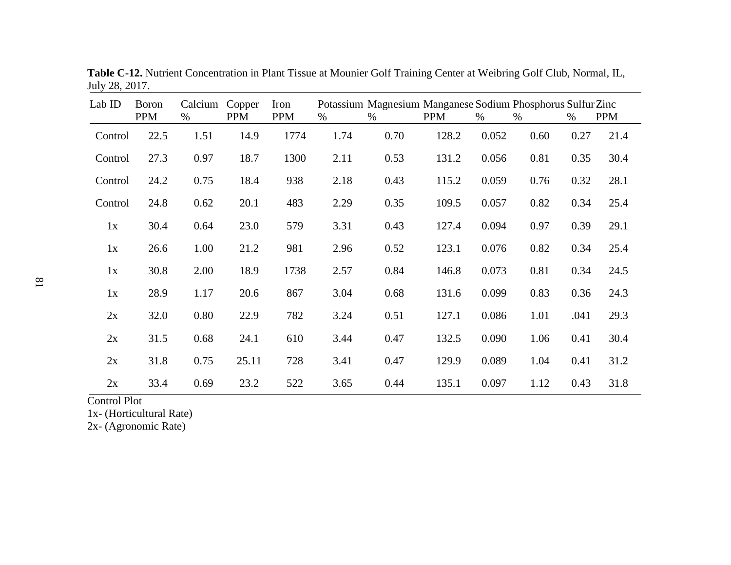**Table C-12.** Nutrient Concentration in Plant Tissue at Mounier Golf Training Center at Weibring Golf Club, Normal, IL, July 28, 2017.

| Lab ID | Boron PPM | Calcium % | Copper PPM | Iron PPM | Potassium % | Magnesium % | Manganese PPM | Sodium % | Phosphorus % | Sulfur % | Zinc PPM |
|---|---|---|---|---|---|---|---|---|---|---|---|
| Control | 22.5 | 1.51 | 14.9 | 1774 | 1.74 | 0.70 | 128.2 | 0.052 | 0.60 | 0.27 | 21.4 |
| Control | 27.3 | 0.97 | 18.7 | 1300 | 2.11 | 0.53 | 131.2 | 0.056 | 0.81 | 0.35 | 30.4 |
| Control | 24.2 | 0.75 | 18.4 | 938 | 2.18 | 0.43 | 115.2 | 0.059 | 0.76 | 0.32 | 28.1 |
| Control | 24.8 | 0.62 | 20.1 | 483 | 2.29 | 0.35 | 109.5 | 0.057 | 0.82 | 0.34 | 25.4 |
| 1x | 30.4 | 0.64 | 23.0 | 579 | 3.31 | 0.43 | 127.4 | 0.094 | 0.97 | 0.39 | 29.1 |
| 1x | 26.6 | 1.00 | 21.2 | 981 | 2.96 | 0.52 | 123.1 | 0.076 | 0.82 | 0.34 | 25.4 |
| 1x | 30.8 | 2.00 | 18.9 | 1738 | 2.57 | 0.84 | 146.8 | 0.073 | 0.81 | 0.34 | 24.5 |
| 1x | 28.9 | 1.17 | 20.6 | 867 | 3.04 | 0.68 | 131.6 | 0.099 | 0.83 | 0.36 | 24.3 |
| 2x | 32.0 | 0.80 | 22.9 | 782 | 3.24 | 0.51 | 127.1 | 0.086 | 1.01 | .041 | 29.3 |
| 2x | 31.5 | 0.68 | 24.1 | 610 | 3.44 | 0.47 | 132.5 | 0.090 | 1.06 | 0.41 | 30.4 |
| 2x | 31.8 | 0.75 | 25.11 | 728 | 3.41 | 0.47 | 129.9 | 0.089 | 1.04 | 0.41 | 31.2 |
| 2x | 33.4 | 0.69 | 23.2 | 522 | 3.65 | 0.44 | 135.1 | 0.097 | 1.12 | 0.43 | 31.8 |

Control Plot
1x- (Horticultural Rate)
2x- (Agronomic Rate)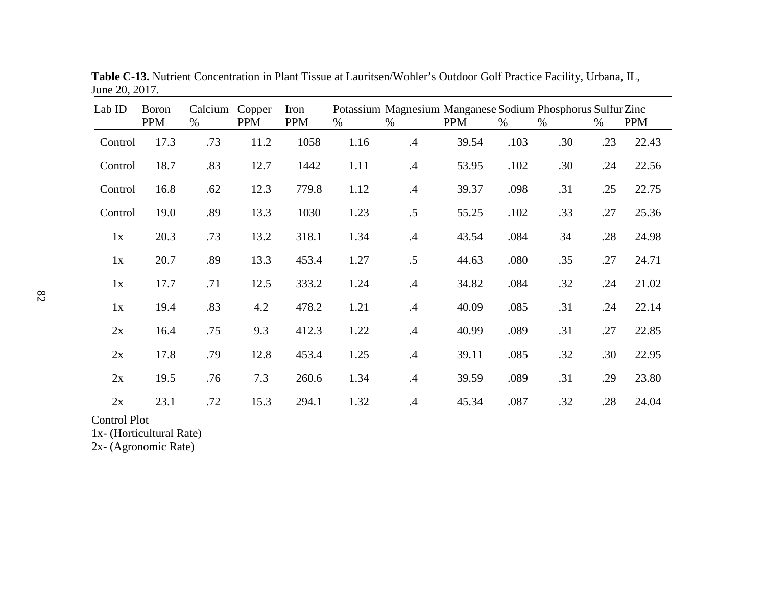**Table C-13.** Nutrient Concentration in Plant Tissue at Lauritsen/Wohler's Outdoor Golf Practice Facility, Urbana, IL, June 20, 2017.

| Lab ID | Boron PPM | Calcium % | Copper PPM | Iron PPM | Potassium % | Magnesium % | Manganese PPM | Sodium % | Phosphorus % | Sulfur % | Zinc PPM |
|---|---|---|---|---|---|---|---|---|---|---|---|
| Control | 17.3 | .73 | 11.2 | 1058 | 1.16 | .4 | 39.54 | .103 | .30 | .23 | 22.43 |
| Control | 18.7 | .83 | 12.7 | 1442 | 1.11 | .4 | 53.95 | .102 | .30 | .24 | 22.56 |
| Control | 16.8 | .62 | 12.3 | 779.8 | 1.12 | .4 | 39.37 | .098 | .31 | .25 | 22.75 |
| Control | 19.0 | .89 | 13.3 | 1030 | 1.23 | .5 | 55.25 | .102 | .33 | .27 | 25.36 |
| 1x | 20.3 | .73 | 13.2 | 318.1 | 1.34 | .4 | 43.54 | .084 | 34 | .28 | 24.98 |
| 1x | 20.7 | .89 | 13.3 | 453.4 | 1.27 | .5 | 44.63 | .080 | .35 | .27 | 24.71 |
| 1x | 17.7 | .71 | 12.5 | 333.2 | 1.24 | .4 | 34.82 | .084 | .32 | .24 | 21.02 |
| 1x | 19.4 | .83 | 4.2 | 478.2 | 1.21 | .4 | 40.09 | .085 | .31 | .24 | 22.14 |
| 2x | 16.4 | .75 | 9.3 | 412.3 | 1.22 | .4 | 40.99 | .089 | .31 | .27 | 22.85 |
| 2x | 17.8 | .79 | 12.8 | 453.4 | 1.25 | .4 | 39.11 | .085 | .32 | .30 | 22.95 |
| 2x | 19.5 | .76 | 7.3 | 260.6 | 1.34 | .4 | 39.59 | .089 | .31 | .29 | 23.80 |
| 2x | 23.1 | .72 | 15.3 | 294.1 | 1.32 | .4 | 45.34 | .087 | .32 | .28 | 24.04 |

Control Plot
1x- (Horticultural Rate)
2x- (Agronomic Rate)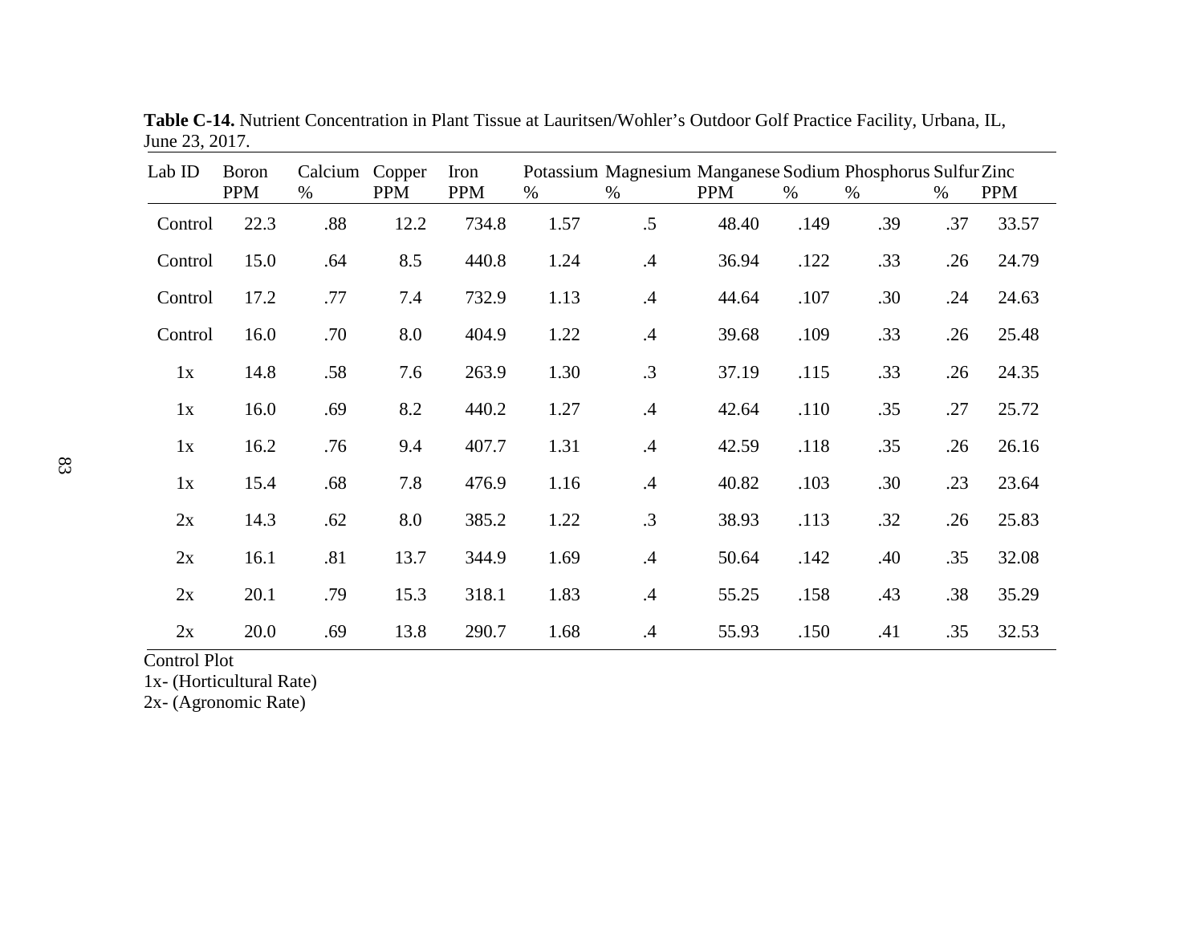**Table C-14.** Nutrient Concentration in Plant Tissue at Lauritsen/Wohler's Outdoor Golf Practice Facility, Urbana, IL, June 23, 2017.

| Lab ID | Boron PPM | Calcium % | Copper PPM | Iron PPM | Potassium % | Magnesium % | Manganese PPM | Sodium % | Phosphorus % | Sulfur % | Zinc PPM |
|---|---|---|---|---|---|---|---|---|---|---|---|
| Control | 22.3 | .88 | 12.2 | 734.8 | 1.57 | .5 | 48.40 | .149 | .39 | .37 | 33.57 |
| Control | 15.0 | .64 | 8.5 | 440.8 | 1.24 | .4 | 36.94 | .122 | .33 | .26 | 24.79 |
| Control | 17.2 | .77 | 7.4 | 732.9 | 1.13 | .4 | 44.64 | .107 | .30 | .24 | 24.63 |
| Control | 16.0 | .70 | 8.0 | 404.9 | 1.22 | .4 | 39.68 | .109 | .33 | .26 | 25.48 |
| 1x | 14.8 | .58 | 7.6 | 263.9 | 1.30 | .3 | 37.19 | .115 | .33 | .26 | 24.35 |
| 1x | 16.0 | .69 | 8.2 | 440.2 | 1.27 | .4 | 42.64 | .110 | .35 | .27 | 25.72 |
| 1x | 16.2 | .76 | 9.4 | 407.7 | 1.31 | .4 | 42.59 | .118 | .35 | .26 | 26.16 |
| 1x | 15.4 | .68 | 7.8 | 476.9 | 1.16 | .4 | 40.82 | .103 | .30 | .23 | 23.64 |
| 2x | 14.3 | .62 | 8.0 | 385.2 | 1.22 | .3 | 38.93 | .113 | .32 | .26 | 25.83 |
| 2x | 16.1 | .81 | 13.7 | 344.9 | 1.69 | .4 | 50.64 | .142 | .40 | .35 | 32.08 |
| 2x | 20.1 | .79 | 15.3 | 318.1 | 1.83 | .4 | 55.25 | .158 | .43 | .38 | 35.29 |
| 2x | 20.0 | .69 | 13.8 | 290.7 | 1.68 | .4 | 55.93 | .150 | .41 | .35 | 32.53 |

Control Plot
1x- (Horticultural Rate)
2x- (Agronomic Rate)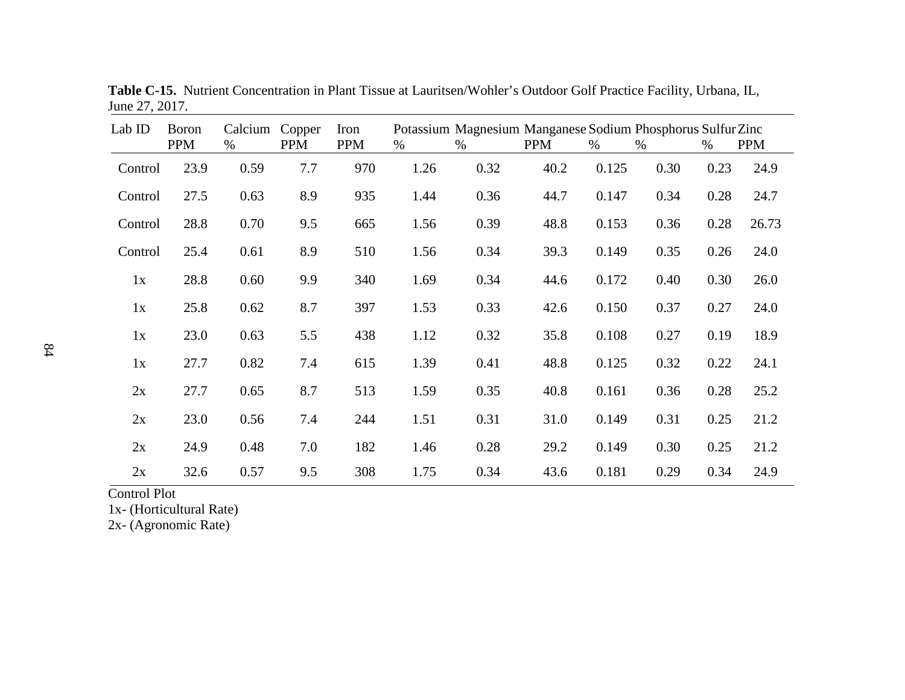**Table C-15.** Nutrient Concentration in Plant Tissue at Lauritsen/Wohler's Outdoor Golf Practice Facility, Urbana, IL, June 27, 2017.

| Lab ID | Boron PPM | Calcium % | Copper PPM | Iron PPM | Potassium % | Magnesium % | Manganese PPM | Sodium % | Phosphorus % | Sulfur % | Zinc PPM |
|---|---|---|---|---|---|---|---|---|---|---|---|
| Control | 23.9 | 0.59 | 7.7 | 970 | 1.26 | 0.32 | 40.2 | 0.125 | 0.30 | 0.23 | 24.9 |
| Control | 27.5 | 0.63 | 8.9 | 935 | 1.44 | 0.36 | 44.7 | 0.147 | 0.34 | 0.28 | 24.7 |
| Control | 28.8 | 0.70 | 9.5 | 665 | 1.56 | 0.39 | 48.8 | 0.153 | 0.36 | 0.28 | 26.73 |
| Control | 25.4 | 0.61 | 8.9 | 510 | 1.56 | 0.34 | 39.3 | 0.149 | 0.35 | 0.26 | 24.0 |
| 1x | 28.8 | 0.60 | 9.9 | 340 | 1.69 | 0.34 | 44.6 | 0.172 | 0.40 | 0.30 | 26.0 |
| 1x | 25.8 | 0.62 | 8.7 | 397 | 1.53 | 0.33 | 42.6 | 0.150 | 0.37 | 0.27 | 24.0 |
| 1x | 23.0 | 0.63 | 5.5 | 438 | 1.12 | 0.32 | 35.8 | 0.108 | 0.27 | 0.19 | 18.9 |
| 1x | 27.7 | 0.82 | 7.4 | 615 | 1.39 | 0.41 | 48.8 | 0.125 | 0.32 | 0.22 | 24.1 |
| 2x | 27.7 | 0.65 | 8.7 | 513 | 1.59 | 0.35 | 40.8 | 0.161 | 0.36 | 0.28 | 25.2 |
| 2x | 23.0 | 0.56 | 7.4 | 244 | 1.51 | 0.31 | 31.0 | 0.149 | 0.31 | 0.25 | 21.2 |
| 2x | 24.9 | 0.48 | 7.0 | 182 | 1.46 | 0.28 | 29.2 | 0.149 | 0.30 | 0.25 | 21.2 |
| 2x | 32.6 | 0.57 | 9.5 | 308 | 1.75 | 0.34 | 43.6 | 0.181 | 0.29 | 0.34 | 24.9 |

Control Plot
1x- (Horticultural Rate)
2x- (Agronomic Rate)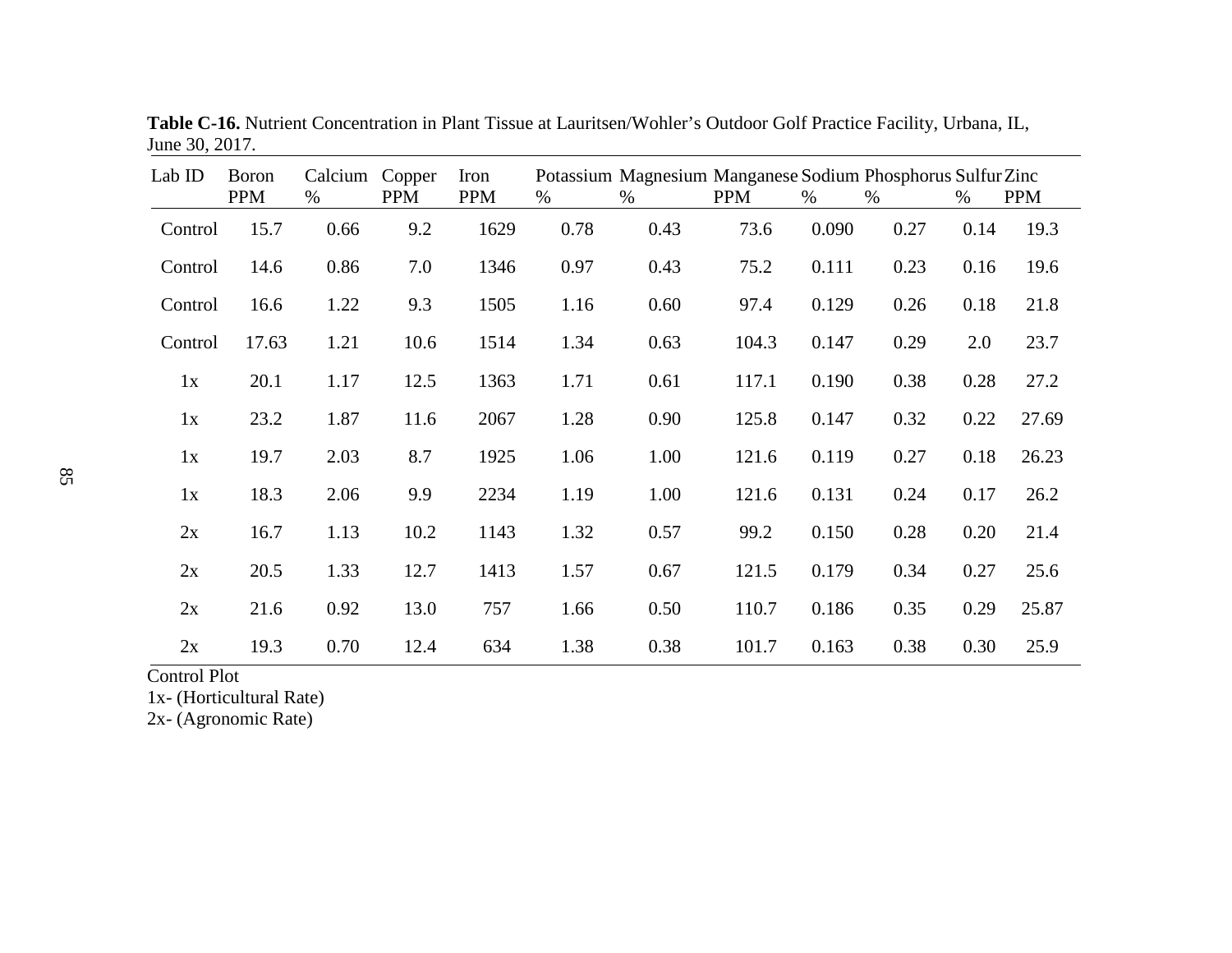**Table C-16.** Nutrient Concentration in Plant Tissue at Lauritsen/Wohler's Outdoor Golf Practice Facility, Urbana, IL, June 30, 2017.

| Lab ID | Boron PPM | Calcium % | Copper PPM | Iron PPM | Potassium % | Magnesium % | Manganese PPM | Sodium % | Phosphorus % | Sulfur % | Zinc PPM |
|---|---|---|---|---|---|---|---|---|---|---|---|
| Control | 15.7 | 0.66 | 9.2 | 1629 | 0.78 | 0.43 | 73.6 | 0.090 | 0.27 | 0.14 | 19.3 |
| Control | 14.6 | 0.86 | 7.0 | 1346 | 0.97 | 0.43 | 75.2 | 0.111 | 0.23 | 0.16 | 19.6 |
| Control | 16.6 | 1.22 | 9.3 | 1505 | 1.16 | 0.60 | 97.4 | 0.129 | 0.26 | 0.18 | 21.8 |
| Control | 17.63 | 1.21 | 10.6 | 1514 | 1.34 | 0.63 | 104.3 | 0.147 | 0.29 | 2.0 | 23.7 |
| 1x | 20.1 | 1.17 | 12.5 | 1363 | 1.71 | 0.61 | 117.1 | 0.190 | 0.38 | 0.28 | 27.2 |
| 1x | 23.2 | 1.87 | 11.6 | 2067 | 1.28 | 0.90 | 125.8 | 0.147 | 0.32 | 0.22 | 27.69 |
| 1x | 19.7 | 2.03 | 8.7 | 1925 | 1.06 | 1.00 | 121.6 | 0.119 | 0.27 | 0.18 | 26.23 |
| 1x | 18.3 | 2.06 | 9.9 | 2234 | 1.19 | 1.00 | 121.6 | 0.131 | 0.24 | 0.17 | 26.2 |
| 2x | 16.7 | 1.13 | 10.2 | 1143 | 1.32 | 0.57 | 99.2 | 0.150 | 0.28 | 0.20 | 21.4 |
| 2x | 20.5 | 1.33 | 12.7 | 1413 | 1.57 | 0.67 | 121.5 | 0.179 | 0.34 | 0.27 | 25.6 |
| 2x | 21.6 | 0.92 | 13.0 | 757 | 1.66 | 0.50 | 110.7 | 0.186 | 0.35 | 0.29 | 25.87 |
| 2x | 19.3 | 0.70 | 12.4 | 634 | 1.38 | 0.38 | 101.7 | 0.163 | 0.38 | 0.30 | 25.9 |

Control Plot
1x- (Horticultural Rate)
2x- (Agronomic Rate)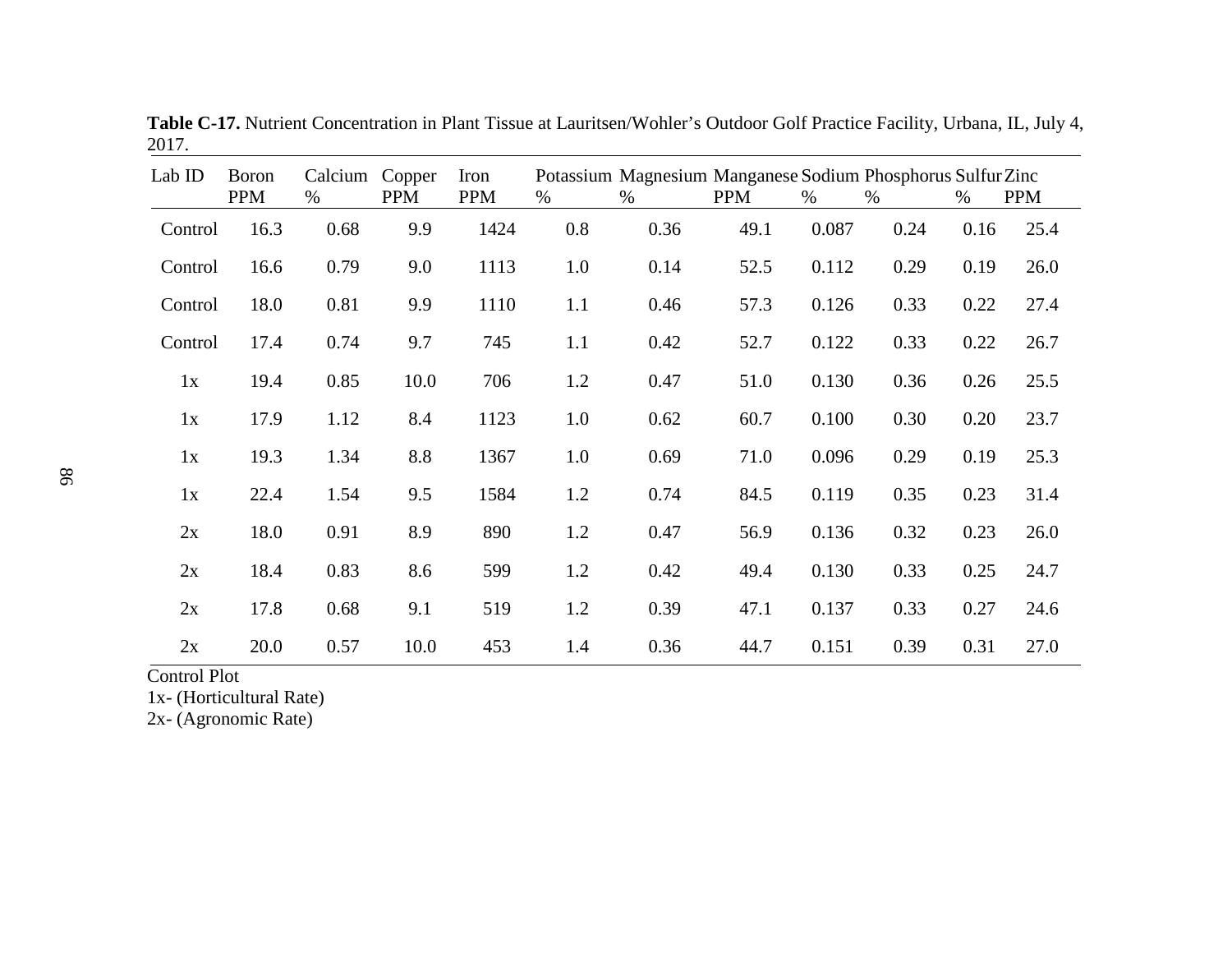**Table C-17.** Nutrient Concentration in Plant Tissue at Lauritsen/Wohler's Outdoor Golf Practice Facility, Urbana, IL, July 4, 2017.

| Lab ID | Boron PPM | Calcium % | Copper PPM | Iron PPM | Potassium % | Magnesium % | Manganese PPM | Sodium % | Phosphorus % | Sulfur % | Zinc PPM |
|---|---|---|---|---|---|---|---|---|---|---|---|
| Control | 16.3 | 0.68 | 9.9 | 1424 | 0.8 | 0.36 | 49.1 | 0.087 | 0.24 | 0.16 | 25.4 |
| Control | 16.6 | 0.79 | 9.0 | 1113 | 1.0 | 0.14 | 52.5 | 0.112 | 0.29 | 0.19 | 26.0 |
| Control | 18.0 | 0.81 | 9.9 | 1110 | 1.1 | 0.46 | 57.3 | 0.126 | 0.33 | 0.22 | 27.4 |
| Control | 17.4 | 0.74 | 9.7 | 745 | 1.1 | 0.42 | 52.7 | 0.122 | 0.33 | 0.22 | 26.7 |
| 1x | 19.4 | 0.85 | 10.0 | 706 | 1.2 | 0.47 | 51.0 | 0.130 | 0.36 | 0.26 | 25.5 |
| 1x | 17.9 | 1.12 | 8.4 | 1123 | 1.0 | 0.62 | 60.7 | 0.100 | 0.30 | 0.20 | 23.7 |
| 1x | 19.3 | 1.34 | 8.8 | 1367 | 1.0 | 0.69 | 71.0 | 0.096 | 0.29 | 0.19 | 25.3 |
| 1x | 22.4 | 1.54 | 9.5 | 1584 | 1.2 | 0.74 | 84.5 | 0.119 | 0.35 | 0.23 | 31.4 |
| 2x | 18.0 | 0.91 | 8.9 | 890 | 1.2 | 0.47 | 56.9 | 0.136 | 0.32 | 0.23 | 26.0 |
| 2x | 18.4 | 0.83 | 8.6 | 599 | 1.2 | 0.42 | 49.4 | 0.130 | 0.33 | 0.25 | 24.7 |
| 2x | 17.8 | 0.68 | 9.1 | 519 | 1.2 | 0.39 | 47.1 | 0.137 | 0.33 | 0.27 | 24.6 |
| 2x | 20.0 | 0.57 | 10.0 | 453 | 1.4 | 0.36 | 44.7 | 0.151 | 0.39 | 0.31 | 27.0 |

Control Plot
1x- (Horticultural Rate)
2x- (Agronomic Rate)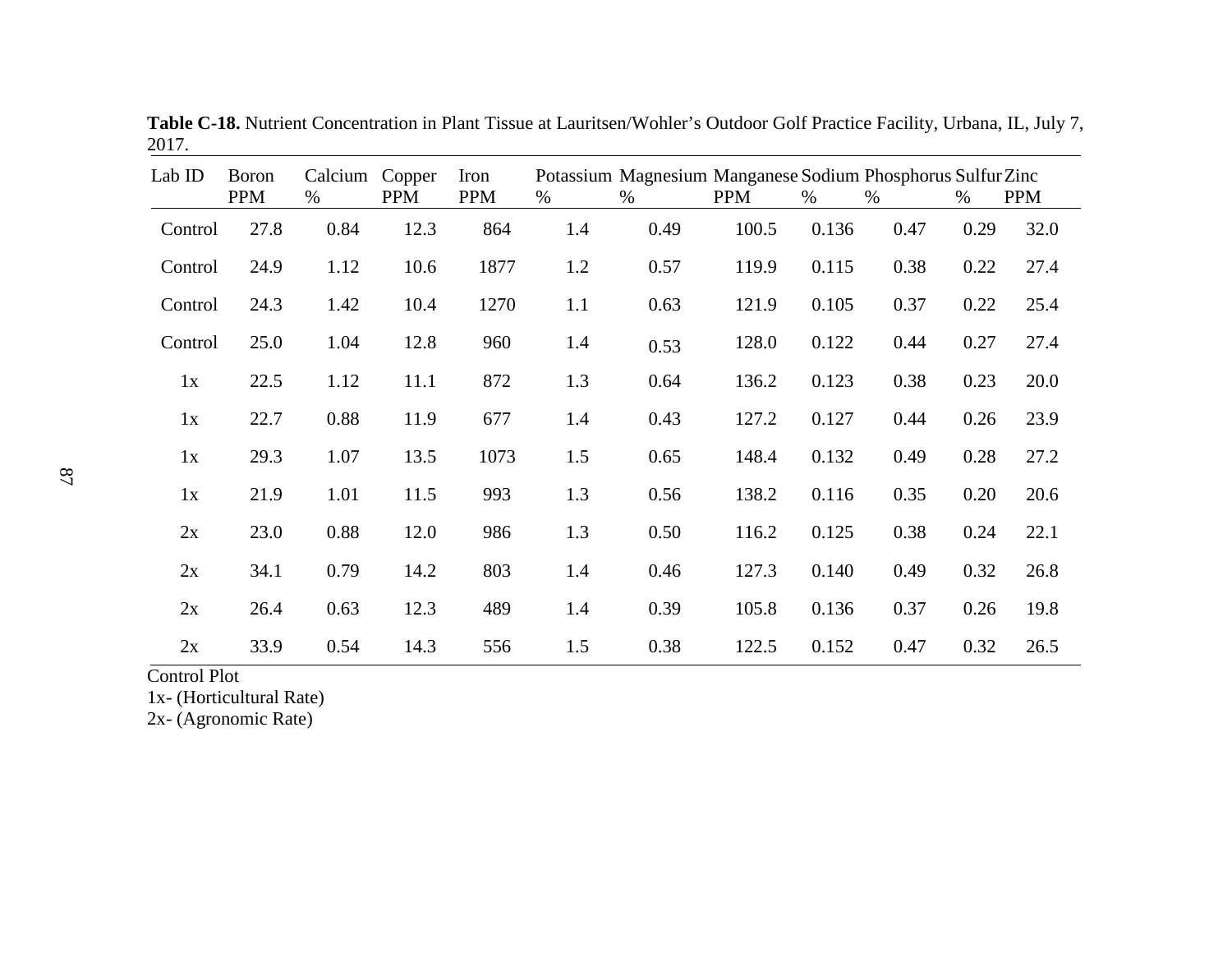**Table C-18.** Nutrient Concentration in Plant Tissue at Lauritsen/Wohler's Outdoor Golf Practice Facility, Urbana, IL, July 7, 2017.

| Lab ID | Boron PPM | Calcium % | Copper PPM | Iron PPM | Potassium % | Magnesium % | Manganese PPM | Sodium % | Phosphorus % | Sulfur % | Zinc PPM |
|---|---|---|---|---|---|---|---|---|---|---|---|
| Control | 27.8 | 0.84 | 12.3 | 864 | 1.4 | 0.49 | 100.5 | 0.136 | 0.47 | 0.29 | 32.0 |
| Control | 24.9 | 1.12 | 10.6 | 1877 | 1.2 | 0.57 | 119.9 | 0.115 | 0.38 | 0.22 | 27.4 |
| Control | 24.3 | 1.42 | 10.4 | 1270 | 1.1 | 0.63 | 121.9 | 0.105 | 0.37 | 0.22 | 25.4 |
| Control | 25.0 | 1.04 | 12.8 | 960 | 1.4 | 0.53 | 128.0 | 0.122 | 0.44 | 0.27 | 27.4 |
| 1x | 22.5 | 1.12 | 11.1 | 872 | 1.3 | 0.64 | 136.2 | 0.123 | 0.38 | 0.23 | 20.0 |
| 1x | 22.7 | 0.88 | 11.9 | 677 | 1.4 | 0.43 | 127.2 | 0.127 | 0.44 | 0.26 | 23.9 |
| 1x | 29.3 | 1.07 | 13.5 | 1073 | 1.5 | 0.65 | 148.4 | 0.132 | 0.49 | 0.28 | 27.2 |
| 1x | 21.9 | 1.01 | 11.5 | 993 | 1.3 | 0.56 | 138.2 | 0.116 | 0.35 | 0.20 | 20.6 |
| 2x | 23.0 | 0.88 | 12.0 | 986 | 1.3 | 0.50 | 116.2 | 0.125 | 0.38 | 0.24 | 22.1 |
| 2x | 34.1 | 0.79 | 14.2 | 803 | 1.4 | 0.46 | 127.3 | 0.140 | 0.49 | 0.32 | 26.8 |
| 2x | 26.4 | 0.63 | 12.3 | 489 | 1.4 | 0.39 | 105.8 | 0.136 | 0.37 | 0.26 | 19.8 |
| 2x | 33.9 | 0.54 | 14.3 | 556 | 1.5 | 0.38 | 122.5 | 0.152 | 0.47 | 0.32 | 26.5 |

Control Plot
1x- (Horticultural Rate)
2x- (Agronomic Rate)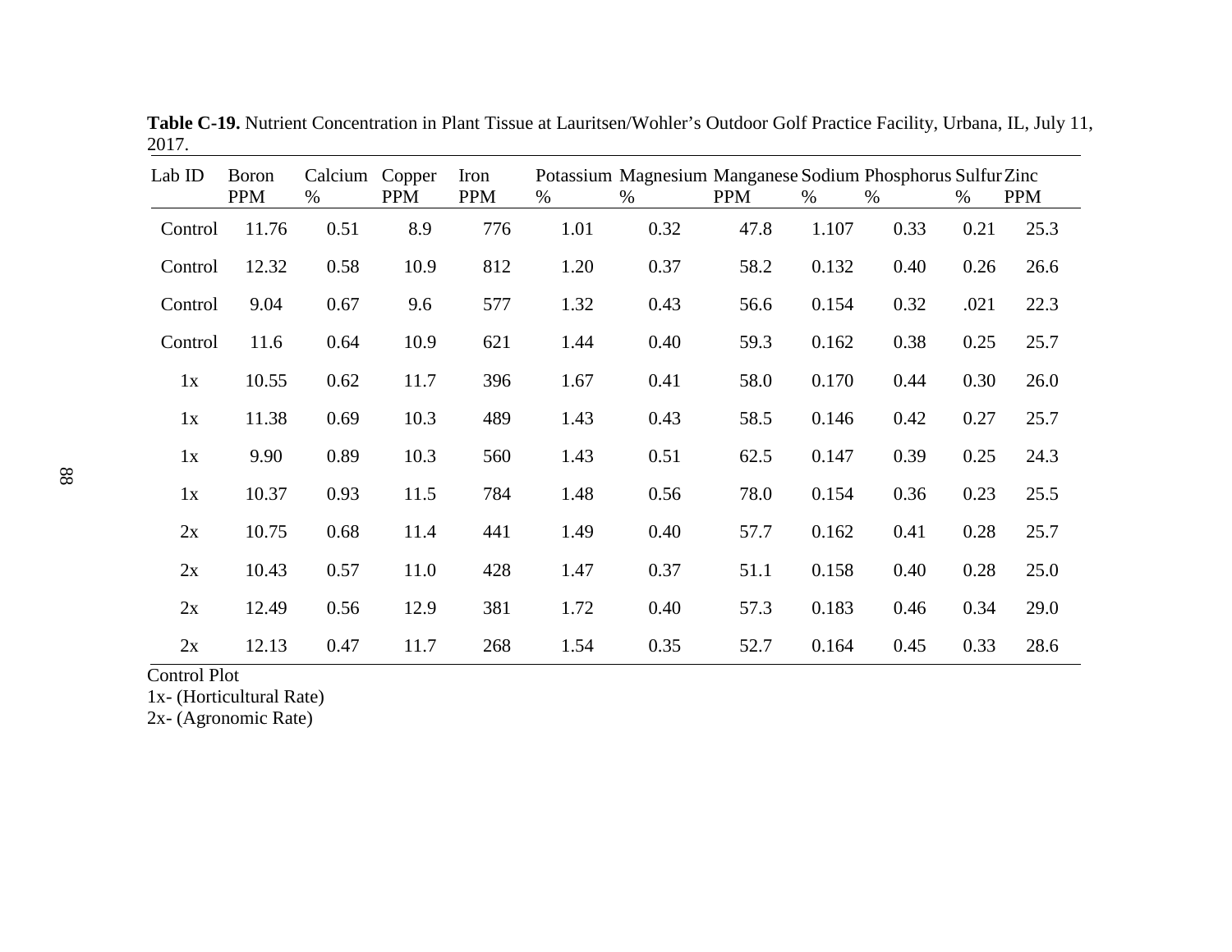**Table C-19.** Nutrient Concentration in Plant Tissue at Lauritsen/Wohler's Outdoor Golf Practice Facility, Urbana, IL, July 11, 2017.

| Lab ID | Boron PPM | Calcium % | Copper PPM | Iron PPM | Potassium % | Magnesium % | Manganese PPM | Sodium % | Phosphorus % | Sulfur % | Zinc PPM |
|---|---|---|---|---|---|---|---|---|---|---|---|
| Control | 11.76 | 0.51 | 8.9 | 776 | 1.01 | 0.32 | 47.8 | 1.107 | 0.33 | 0.21 | 25.3 |
| Control | 12.32 | 0.58 | 10.9 | 812 | 1.20 | 0.37 | 58.2 | 0.132 | 0.40 | 0.26 | 26.6 |
| Control | 9.04 | 0.67 | 9.6 | 577 | 1.32 | 0.43 | 56.6 | 0.154 | 0.32 | .021 | 22.3 |
| Control | 11.6 | 0.64 | 10.9 | 621 | 1.44 | 0.40 | 59.3 | 0.162 | 0.38 | 0.25 | 25.7 |
| 1x | 10.55 | 0.62 | 11.7 | 396 | 1.67 | 0.41 | 58.0 | 0.170 | 0.44 | 0.30 | 26.0 |
| 1x | 11.38 | 0.69 | 10.3 | 489 | 1.43 | 0.43 | 58.5 | 0.146 | 0.42 | 0.27 | 25.7 |
| 1x | 9.90 | 0.89 | 10.3 | 560 | 1.43 | 0.51 | 62.5 | 0.147 | 0.39 | 0.25 | 24.3 |
| 1x | 10.37 | 0.93 | 11.5 | 784 | 1.48 | 0.56 | 78.0 | 0.154 | 0.36 | 0.23 | 25.5 |
| 2x | 10.75 | 0.68 | 11.4 | 441 | 1.49 | 0.40 | 57.7 | 0.162 | 0.41 | 0.28 | 25.7 |
| 2x | 10.43 | 0.57 | 11.0 | 428 | 1.47 | 0.37 | 51.1 | 0.158 | 0.40 | 0.28 | 25.0 |
| 2x | 12.49 | 0.56 | 12.9 | 381 | 1.72 | 0.40 | 57.3 | 0.183 | 0.46 | 0.34 | 29.0 |
| 2x | 12.13 | 0.47 | 11.7 | 268 | 1.54 | 0.35 | 52.7 | 0.164 | 0.45 | 0.33 | 28.6 |

Control Plot

1x- (Horticultural Rate)

2x- (Agronomic Rate)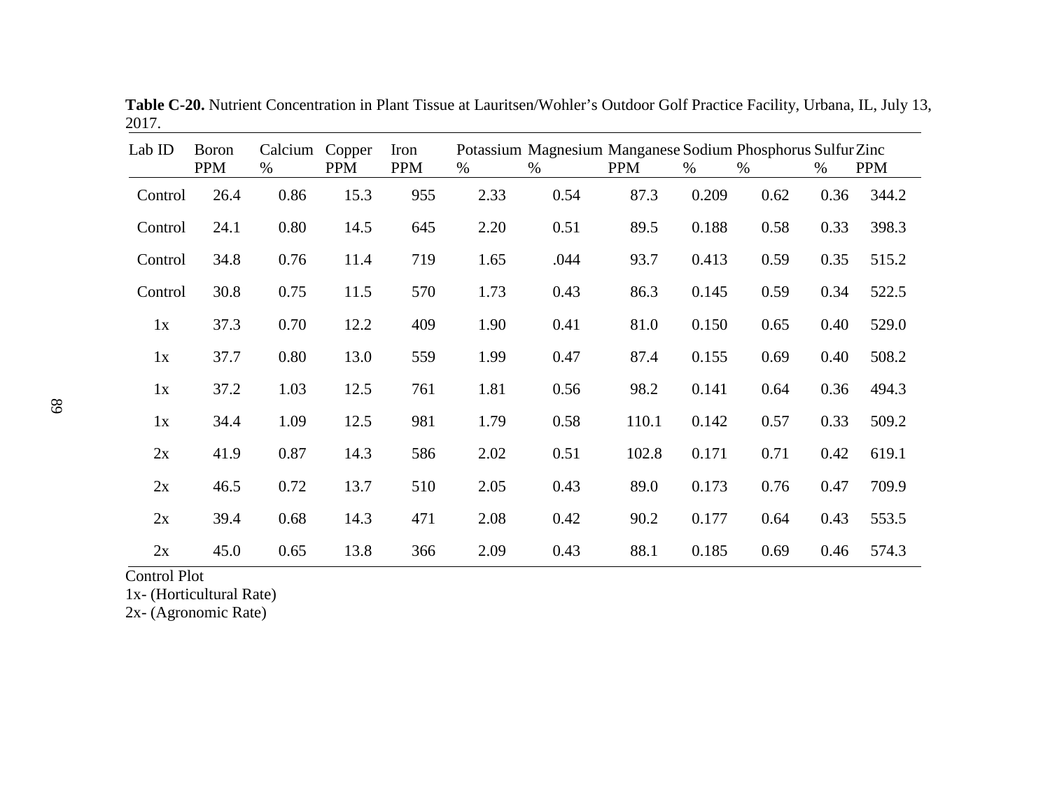**Table C-20.** Nutrient Concentration in Plant Tissue at Lauritsen/Wohler's Outdoor Golf Practice Facility, Urbana, IL, July 13, 2017.

| Lab ID | Boron PPM | Calcium % | Copper PPM | Iron PPM | Potassium % | Magnesium % | Manganese PPM | Sodium % | Phosphorus % | Sulfur % | Zinc PPM |
|---|---|---|---|---|---|---|---|---|---|---|---|
| Control | 26.4 | 0.86 | 15.3 | 955 | 2.33 | 0.54 | 87.3 | 0.209 | 0.62 | 0.36 | 344.2 |
| Control | 24.1 | 0.80 | 14.5 | 645 | 2.20 | 0.51 | 89.5 | 0.188 | 0.58 | 0.33 | 398.3 |
| Control | 34.8 | 0.76 | 11.4 | 719 | 1.65 | .044 | 93.7 | 0.413 | 0.59 | 0.35 | 515.2 |
| Control | 30.8 | 0.75 | 11.5 | 570 | 1.73 | 0.43 | 86.3 | 0.145 | 0.59 | 0.34 | 522.5 |
| 1x | 37.3 | 0.70 | 12.2 | 409 | 1.90 | 0.41 | 81.0 | 0.150 | 0.65 | 0.40 | 529.0 |
| 1x | 37.7 | 0.80 | 13.0 | 559 | 1.99 | 0.47 | 87.4 | 0.155 | 0.69 | 0.40 | 508.2 |
| 1x | 37.2 | 1.03 | 12.5 | 761 | 1.81 | 0.56 | 98.2 | 0.141 | 0.64 | 0.36 | 494.3 |
| 1x | 34.4 | 1.09 | 12.5 | 981 | 1.79 | 0.58 | 110.1 | 0.142 | 0.57 | 0.33 | 509.2 |
| 2x | 41.9 | 0.87 | 14.3 | 586 | 2.02 | 0.51 | 102.8 | 0.171 | 0.71 | 0.42 | 619.1 |
| 2x | 46.5 | 0.72 | 13.7 | 510 | 2.05 | 0.43 | 89.0 | 0.173 | 0.76 | 0.47 | 709.9 |
| 2x | 39.4 | 0.68 | 14.3 | 471 | 2.08 | 0.42 | 90.2 | 0.177 | 0.64 | 0.43 | 553.5 |
| 2x | 45.0 | 0.65 | 13.8 | 366 | 2.09 | 0.43 | 88.1 | 0.185 | 0.69 | 0.46 | 574.3 |

Control Plot
1x- (Horticultural Rate)
2x- (Agronomic Rate)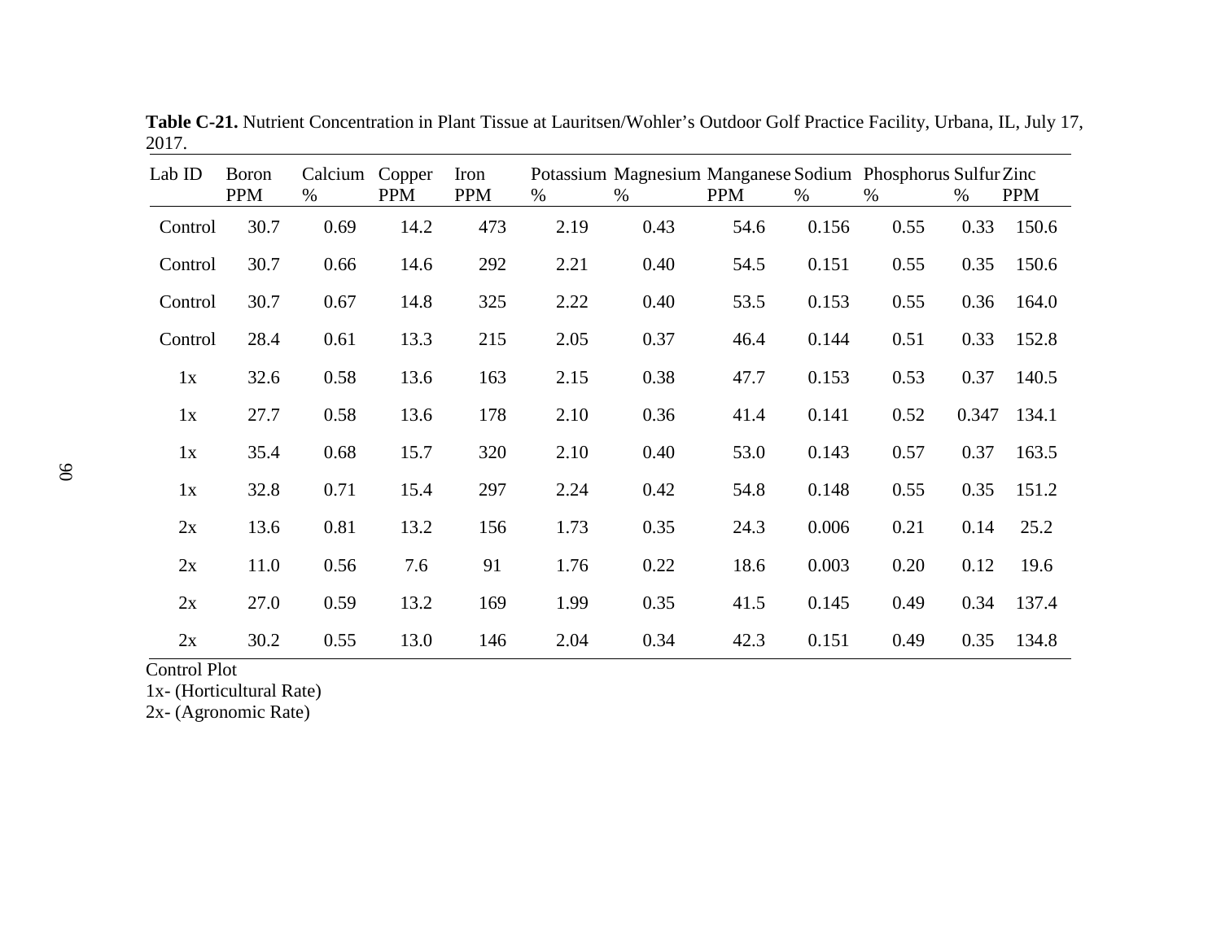**Table C-21.** Nutrient Concentration in Plant Tissue at Lauritsen/Wohler's Outdoor Golf Practice Facility, Urbana, IL, July 17, 2017.

| Lab ID | Boron PPM | Calcium % | Copper PPM | Iron PPM | Potassium % | Magnesium % | Manganese PPM | Sodium % | Phosphorus % | Sulfur % | Zinc PPM |
|---|---|---|---|---|---|---|---|---|---|---|---|
| Control | 30.7 | 0.69 | 14.2 | 473 | 2.19 | 0.43 | 54.6 | 0.156 | 0.55 | 0.33 | 150.6 |
| Control | 30.7 | 0.66 | 14.6 | 292 | 2.21 | 0.40 | 54.5 | 0.151 | 0.55 | 0.35 | 150.6 |
| Control | 30.7 | 0.67 | 14.8 | 325 | 2.22 | 0.40 | 53.5 | 0.153 | 0.55 | 0.36 | 164.0 |
| Control | 28.4 | 0.61 | 13.3 | 215 | 2.05 | 0.37 | 46.4 | 0.144 | 0.51 | 0.33 | 152.8 |
| 1x | 32.6 | 0.58 | 13.6 | 163 | 2.15 | 0.38 | 47.7 | 0.153 | 0.53 | 0.37 | 140.5 |
| 1x | 27.7 | 0.58 | 13.6 | 178 | 2.10 | 0.36 | 41.4 | 0.141 | 0.52 | 0.347 | 134.1 |
| 1x | 35.4 | 0.68 | 15.7 | 320 | 2.10 | 0.40 | 53.0 | 0.143 | 0.57 | 0.37 | 163.5 |
| 1x | 32.8 | 0.71 | 15.4 | 297 | 2.24 | 0.42 | 54.8 | 0.148 | 0.55 | 0.35 | 151.2 |
| 2x | 13.6 | 0.81 | 13.2 | 156 | 1.73 | 0.35 | 24.3 | 0.006 | 0.21 | 0.14 | 25.2 |
| 2x | 11.0 | 0.56 | 7.6 | 91 | 1.76 | 0.22 | 18.6 | 0.003 | 0.20 | 0.12 | 19.6 |
| 2x | 27.0 | 0.59 | 13.2 | 169 | 1.99 | 0.35 | 41.5 | 0.145 | 0.49 | 0.34 | 137.4 |
| 2x | 30.2 | 0.55 | 13.0 | 146 | 2.04 | 0.34 | 42.3 | 0.151 | 0.49 | 0.35 | 134.8 |

Control Plot
1x- (Horticultural Rate)
2x- (Agronomic Rate)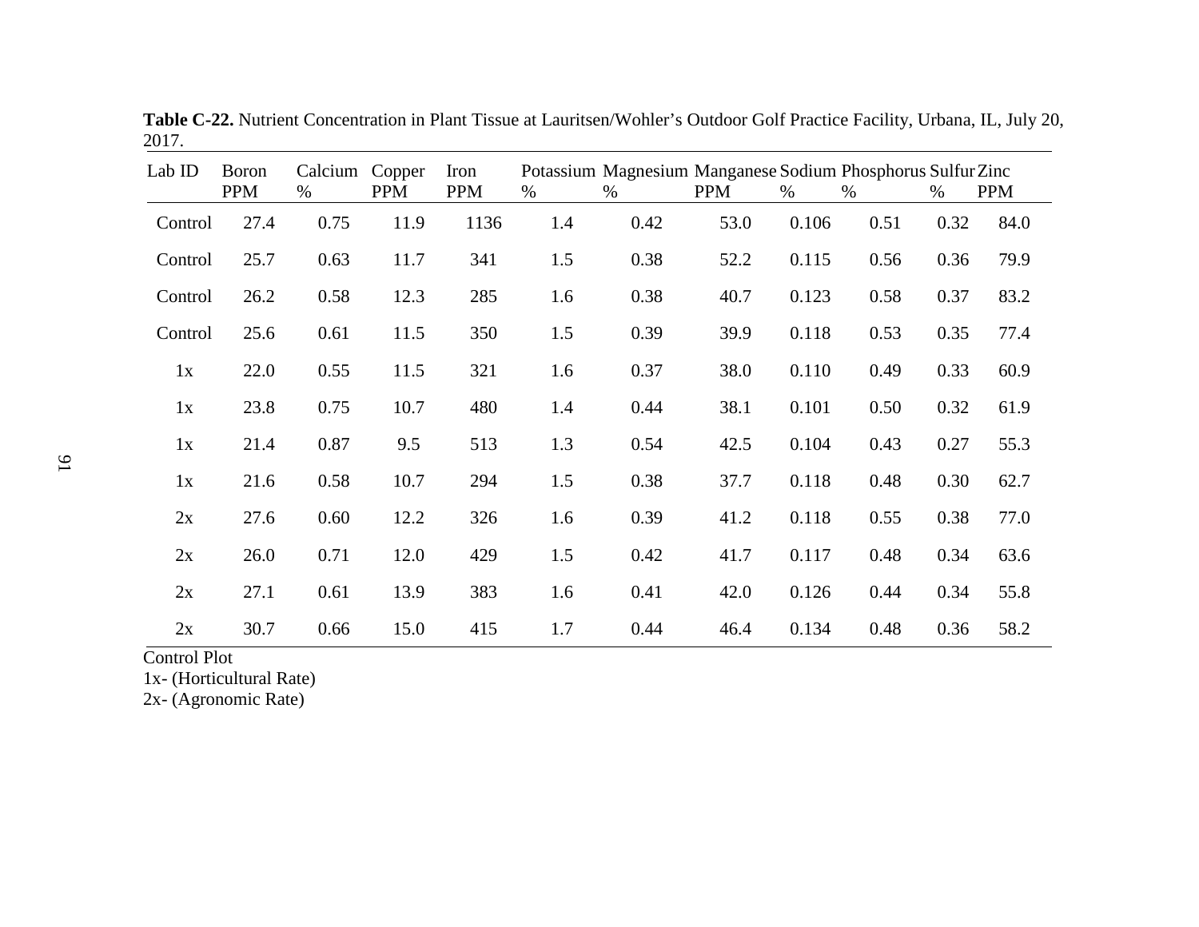**Table C-22.** Nutrient Concentration in Plant Tissue at Lauritsen/Wohler's Outdoor Golf Practice Facility, Urbana, IL, July 20, 2017.

| Lab ID | Boron PPM | Calcium % | Copper PPM | Iron PPM | Potassium % | Magnesium % | Manganese PPM | Sodium % | Phosphorus % | Sulfur % | Zinc PPM |
|---|---|---|---|---|---|---|---|---|---|---|---|
| Control | 27.4 | 0.75 | 11.9 | 1136 | 1.4 | 0.42 | 53.0 | 0.106 | 0.51 | 0.32 | 84.0 |
| Control | 25.7 | 0.63 | 11.7 | 341 | 1.5 | 0.38 | 52.2 | 0.115 | 0.56 | 0.36 | 79.9 |
| Control | 26.2 | 0.58 | 12.3 | 285 | 1.6 | 0.38 | 40.7 | 0.123 | 0.58 | 0.37 | 83.2 |
| Control | 25.6 | 0.61 | 11.5 | 350 | 1.5 | 0.39 | 39.9 | 0.118 | 0.53 | 0.35 | 77.4 |
| 1x | 22.0 | 0.55 | 11.5 | 321 | 1.6 | 0.37 | 38.0 | 0.110 | 0.49 | 0.33 | 60.9 |
| 1x | 23.8 | 0.75 | 10.7 | 480 | 1.4 | 0.44 | 38.1 | 0.101 | 0.50 | 0.32 | 61.9 |
| 1x | 21.4 | 0.87 | 9.5 | 513 | 1.3 | 0.54 | 42.5 | 0.104 | 0.43 | 0.27 | 55.3 |
| 1x | 21.6 | 0.58 | 10.7 | 294 | 1.5 | 0.38 | 37.7 | 0.118 | 0.48 | 0.30 | 62.7 |
| 2x | 27.6 | 0.60 | 12.2 | 326 | 1.6 | 0.39 | 41.2 | 0.118 | 0.55 | 0.38 | 77.0 |
| 2x | 26.0 | 0.71 | 12.0 | 429 | 1.5 | 0.42 | 41.7 | 0.117 | 0.48 | 0.34 | 63.6 |
| 2x | 27.1 | 0.61 | 13.9 | 383 | 1.6 | 0.41 | 42.0 | 0.126 | 0.44 | 0.34 | 55.8 |
| 2x | 30.7 | 0.66 | 15.0 | 415 | 1.7 | 0.44 | 46.4 | 0.134 | 0.48 | 0.36 | 58.2 |

Control Plot
1x- (Horticultural Rate)
2x- (Agronomic Rate)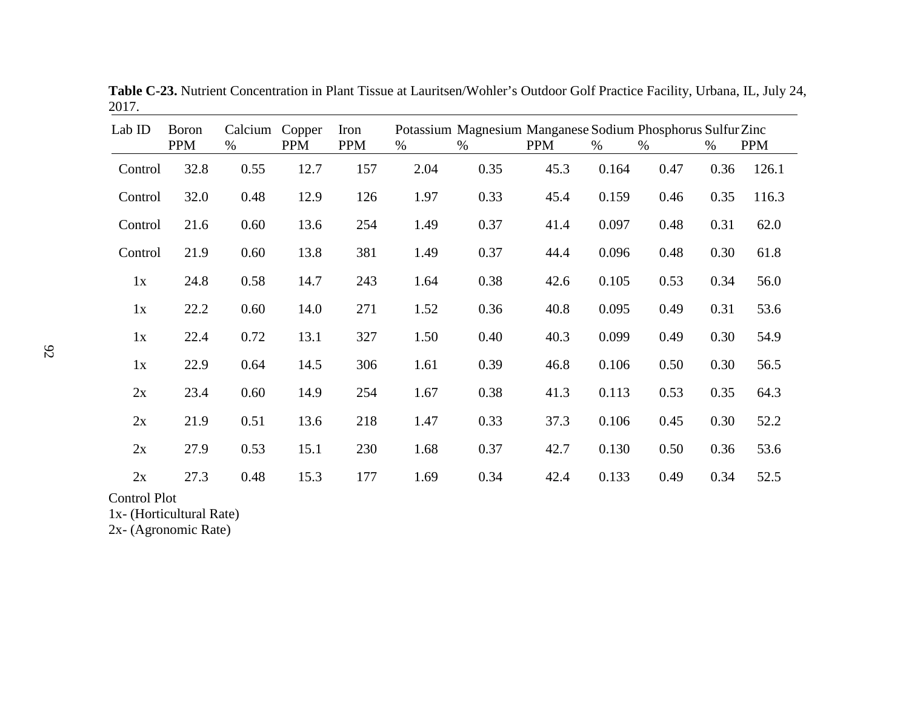**Table C-23.** Nutrient Concentration in Plant Tissue at Lauritsen/Wohler's Outdoor Golf Practice Facility, Urbana, IL, July 24, 2017.

| Lab ID | Boron PPM | Calcium % | Copper PPM | Iron PPM | Potassium % | Magnesium % | Manganese PPM | Sodium % | Phosphorus % | Sulfur % | Zinc PPM |
|---|---|---|---|---|---|---|---|---|---|---|---|
| Control | 32.8 | 0.55 | 12.7 | 157 | 2.04 | 0.35 | 45.3 | 0.164 | 0.47 | 0.36 | 126.1 |
| Control | 32.0 | 0.48 | 12.9 | 126 | 1.97 | 0.33 | 45.4 | 0.159 | 0.46 | 0.35 | 116.3 |
| Control | 21.6 | 0.60 | 13.6 | 254 | 1.49 | 0.37 | 41.4 | 0.097 | 0.48 | 0.31 | 62.0 |
| Control | 21.9 | 0.60 | 13.8 | 381 | 1.49 | 0.37 | 44.4 | 0.096 | 0.48 | 0.30 | 61.8 |
| 1x | 24.8 | 0.58 | 14.7 | 243 | 1.64 | 0.38 | 42.6 | 0.105 | 0.53 | 0.34 | 56.0 |
| 1x | 22.2 | 0.60 | 14.0 | 271 | 1.52 | 0.36 | 40.8 | 0.095 | 0.49 | 0.31 | 53.6 |
| 1x | 22.4 | 0.72 | 13.1 | 327 | 1.50 | 0.40 | 40.3 | 0.099 | 0.49 | 0.30 | 54.9 |
| 1x | 22.9 | 0.64 | 14.5 | 306 | 1.61 | 0.39 | 46.8 | 0.106 | 0.50 | 0.30 | 56.5 |
| 2x | 23.4 | 0.60 | 14.9 | 254 | 1.67 | 0.38 | 41.3 | 0.113 | 0.53 | 0.35 | 64.3 |
| 2x | 21.9 | 0.51 | 13.6 | 218 | 1.47 | 0.33 | 37.3 | 0.106 | 0.45 | 0.30 | 52.2 |
| 2x | 27.9 | 0.53 | 15.1 | 230 | 1.68 | 0.37 | 42.7 | 0.130 | 0.50 | 0.36 | 53.6 |
| 2x | 27.3 | 0.48 | 15.3 | 177 | 1.69 | 0.34 | 42.4 | 0.133 | 0.49 | 0.34 | 52.5 |

Control Plot
1x- (Horticultural Rate)
2x- (Agronomic Rate)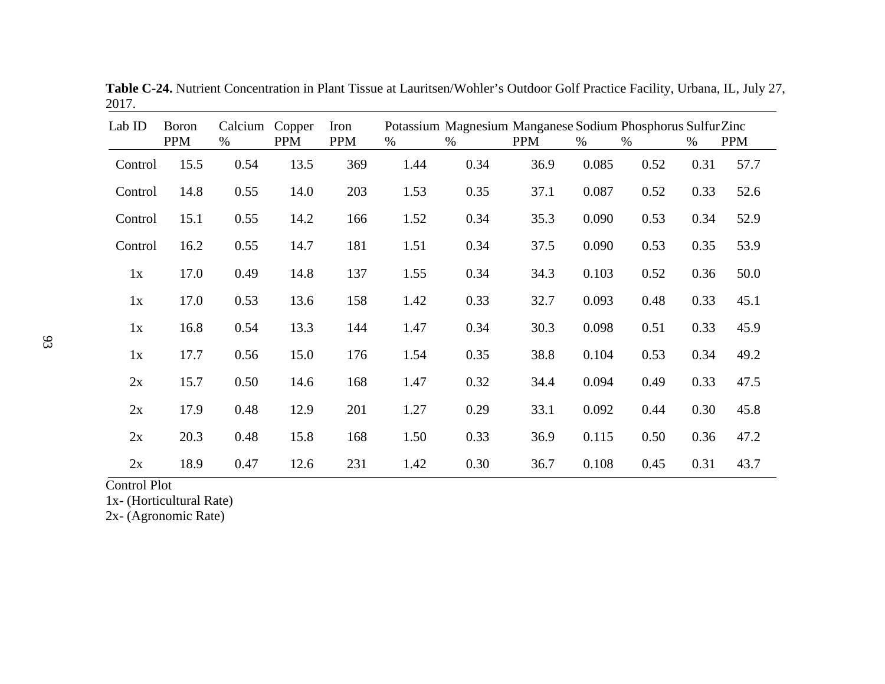**Table C-24.** Nutrient Concentration in Plant Tissue at Lauritsen/Wohler's Outdoor Golf Practice Facility, Urbana, IL, July 27, 2017.

| Lab ID | Boron PPM | Calcium % | Copper PPM | Iron PPM | Potassium % | Magnesium % | Manganese PPM | Sodium % | Phosphorus % | Sulfur % | Zinc PPM |
|---|---|---|---|---|---|---|---|---|---|---|---|
| Control | 15.5 | 0.54 | 13.5 | 369 | 1.44 | 0.34 | 36.9 | 0.085 | 0.52 | 0.31 | 57.7 |
| Control | 14.8 | 0.55 | 14.0 | 203 | 1.53 | 0.35 | 37.1 | 0.087 | 0.52 | 0.33 | 52.6 |
| Control | 15.1 | 0.55 | 14.2 | 166 | 1.52 | 0.34 | 35.3 | 0.090 | 0.53 | 0.34 | 52.9 |
| Control | 16.2 | 0.55 | 14.7 | 181 | 1.51 | 0.34 | 37.5 | 0.090 | 0.53 | 0.35 | 53.9 |
| 1x | 17.0 | 0.49 | 14.8 | 137 | 1.55 | 0.34 | 34.3 | 0.103 | 0.52 | 0.36 | 50.0 |
| 1x | 17.0 | 0.53 | 13.6 | 158 | 1.42 | 0.33 | 32.7 | 0.093 | 0.48 | 0.33 | 45.1 |
| 1x | 16.8 | 0.54 | 13.3 | 144 | 1.47 | 0.34 | 30.3 | 0.098 | 0.51 | 0.33 | 45.9 |
| 1x | 17.7 | 0.56 | 15.0 | 176 | 1.54 | 0.35 | 38.8 | 0.104 | 0.53 | 0.34 | 49.2 |
| 2x | 15.7 | 0.50 | 14.6 | 168 | 1.47 | 0.32 | 34.4 | 0.094 | 0.49 | 0.33 | 47.5 |
| 2x | 17.9 | 0.48 | 12.9 | 201 | 1.27 | 0.29 | 33.1 | 0.092 | 0.44 | 0.30 | 45.8 |
| 2x | 20.3 | 0.48 | 15.8 | 168 | 1.50 | 0.33 | 36.9 | 0.115 | 0.50 | 0.36 | 47.2 |
| 2x | 18.9 | 0.47 | 12.6 | 231 | 1.42 | 0.30 | 36.7 | 0.108 | 0.45 | 0.31 | 43.7 |

Control Plot
1x- (Horticultural Rate)
2x- (Agronomic Rate)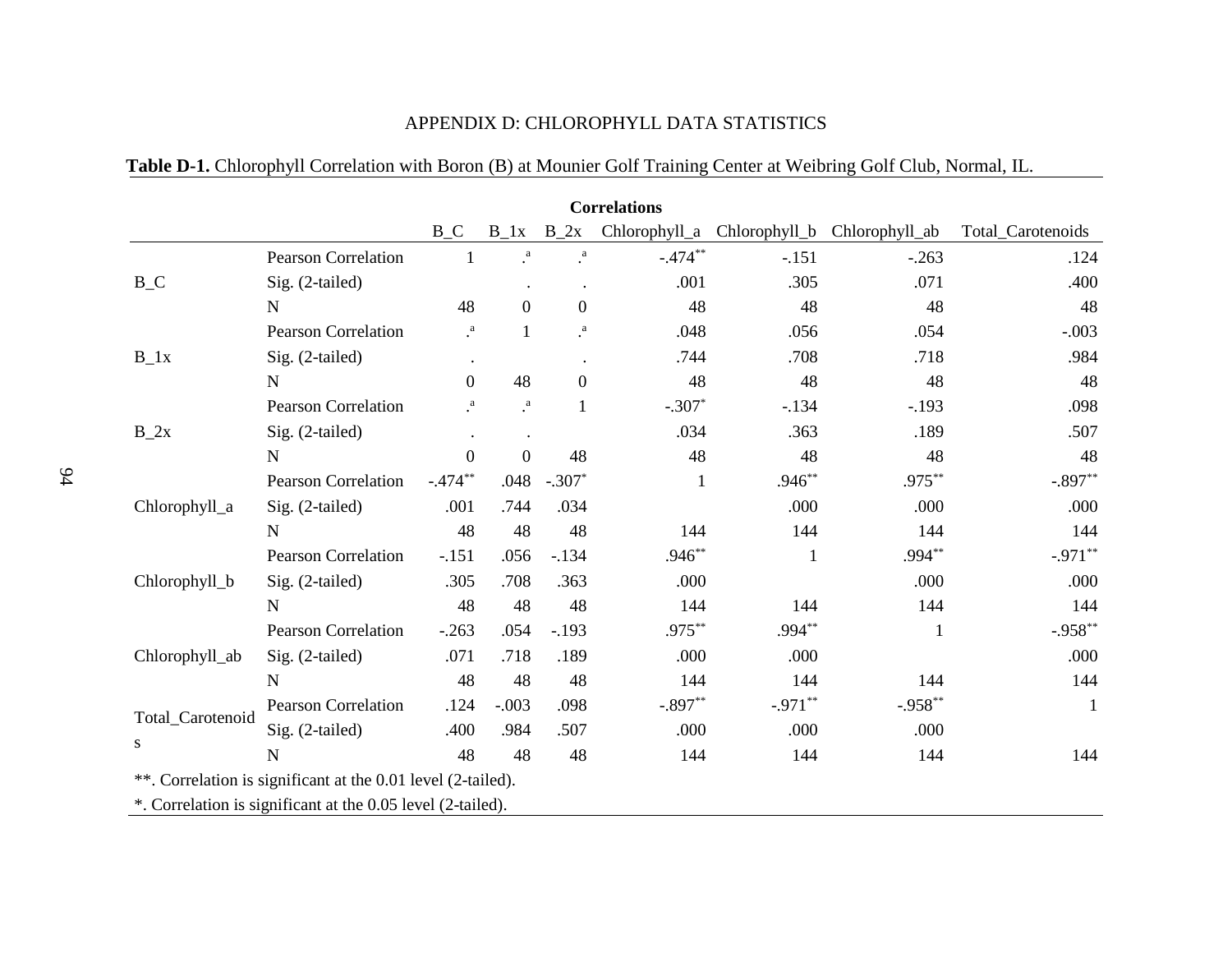# APPENDIX D: CHLOROPHYLL DATA STATISTICS

**Table D-1.** Chlorophyll Correlation with Boron (B) at Mounier Golf Training Center at Weibring Golf Club, Normal, IL.

**Correlations**

| | | B_C | B_1x | B_2x | Chlorophyll_a | Chlorophyll_b | Chlorophyll_ab | Total_Carotenoids |
|---|---|---|---|---|---|---|---|---|
| B_C | Pearson Correlation | 1 | .[a] | .[a] | -.474** | -.151 | -.263 | .124 |
| | Sig. (2-tailed) | | . | . | .001 | .305 | .071 | .400 |
| | N | 48 | 0 | 0 | 48 | 48 | 48 | 48 |
| B_1x | Pearson Correlation | .[a] | 1 | .[a] | .048 | .056 | .054 | -.003 |
| | Sig. (2-tailed) | . | | . | .744 | .708 | .718 | .984 |
| | N | 0 | 48 | 0 | 48 | 48 | 48 | 48 |
| B_2x | Pearson Correlation | .[a] | .[a] | 1 | -.307* | -.134 | -.193 | .098 |
| | Sig. (2-tailed) | . | . | | .034 | .363 | .189 | .507 |
| | N | 0 | 0 | 48 | 48 | 48 | 48 | 48 |
| Chlorophyll_a | Pearson Correlation | -.474** | .048 | -.307* | 1 | .946** | .975** | -.897** |
| | Sig. (2-tailed) | .001 | .744 | .034 | | .000 | .000 | .000 |
| | N | 48 | 48 | 48 | 144 | 144 | 144 | 144 |
| Chlorophyll_b | Pearson Correlation | -.151 | .056 | -.134 | .946** | 1 | .994** | -.971** |
| | Sig. (2-tailed) | .305 | .708 | .363 | .000 | | .000 | .000 |
| | N | 48 | 48 | 48 | 144 | 144 | 144 | 144 |
| Chlorophyll_ab | Pearson Correlation | -.263 | .054 | -.193 | .975** | .994** | 1 | -.958** |
| | Sig. (2-tailed) | .071 | .718 | .189 | .000 | .000 | | .000 |
| | N | 48 | 48 | 48 | 144 | 144 | 144 | 144 |
| Total_Carotenoids | Pearson Correlation | .124 | -.003 | .098 | -.897** | -.971** | -.958** | 1 |
| | Sig. (2-tailed) | .400 | .984 | .507 | .000 | .000 | .000 | |
| | N | 48 | 48 | 48 | 144 | 144 | 144 | 144 |

**. Correlation is significant at the 0.01 level (2-tailed).

*. Correlation is significant at the 0.05 level (2-tailed).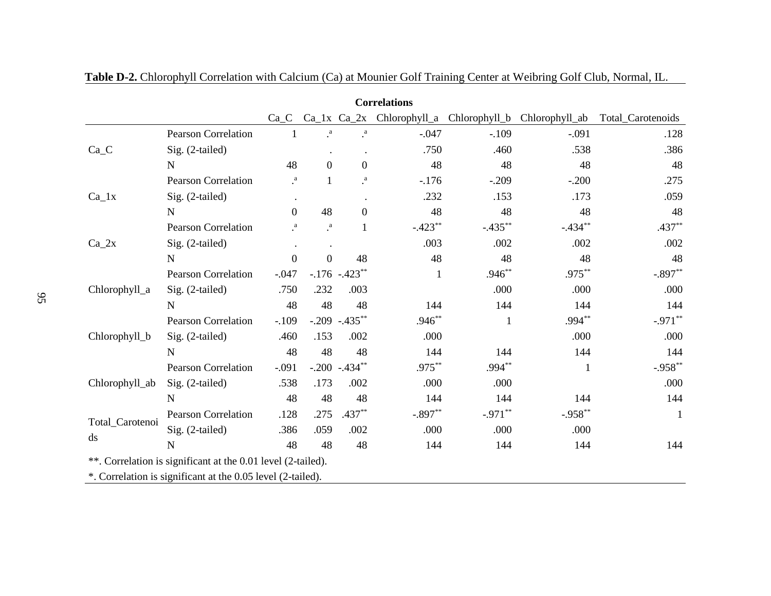**Table D-2.** Chlorophyll Correlation with Calcium (Ca) at Mounier Golf Training Center at Weibring Golf Club, Normal, IL.

**Correlations**

| | | Ca_C | Ca_1x | Ca_2x | Chlorophyll_a | Chlorophyll_b | Chlorophyll_ab | Total_Carotenoids |
|---|---|---|---|---|---|---|---|---|
| Ca_C | Pearson Correlation | 1 | .[a] | .[a] | -.047 | -.109 | -.091 | .128 |
| | Sig. (2-tailed) | | . | . | .750 | .460 | .538 | .386 |
| | N | 48 | 0 | 0 | 48 | 48 | 48 | 48 |
| Ca_1x | Pearson Correlation | .[a] | 1 | .[a] | -.176 | -.209 | -.200 | .275 |
| | Sig. (2-tailed) | . | | . | .232 | .153 | .173 | .059 |
| | N | 0 | 48 | 0 | 48 | 48 | 48 | 48 |
| Ca_2x | Pearson Correlation | .[a] | .[a] | 1 | -.423** | -.435** | -.434** | .437** |
| | Sig. (2-tailed) | . | . | | .003 | .002 | .002 | .002 |
| | N | 0 | 0 | 48 | 48 | 48 | 48 | 48 |
| Chlorophyll_a | Pearson Correlation | -.047 | -.176 | -.423** | 1 | .946** | .975** | -.897** |
| | Sig. (2-tailed) | .750 | .232 | .003 | | .000 | .000 | .000 |
| | N | 48 | 48 | 48 | 144 | 144 | 144 | 144 |
| Chlorophyll_b | Pearson Correlation | -.109 | -.209 | -.435** | .946** | 1 | .994** | -.971** |
| | Sig. (2-tailed) | .460 | .153 | .002 | .000 | | .000 | .000 |
| | N | 48 | 48 | 48 | 144 | 144 | 144 | 144 |
| Chlorophyll_ab | Pearson Correlation | -.091 | -.200 | -.434** | .975** | .994** | 1 | -.958** |
| | Sig. (2-tailed) | .538 | .173 | .002 | .000 | .000 | | .000 |
| | N | 48 | 48 | 48 | 144 | 144 | 144 | 144 |
| Total_Carotenoids | Pearson Correlation | .128 | .275 | .437** | -.897** | -.971** | -.958** | 1 |
| | Sig. (2-tailed) | .386 | .059 | .002 | .000 | .000 | .000 | |
| | N | 48 | 48 | 48 | 144 | 144 | 144 | 144 |

**. Correlation is significant at the 0.01 level (2-tailed).

*. Correlation is significant at the 0.05 level (2-tailed).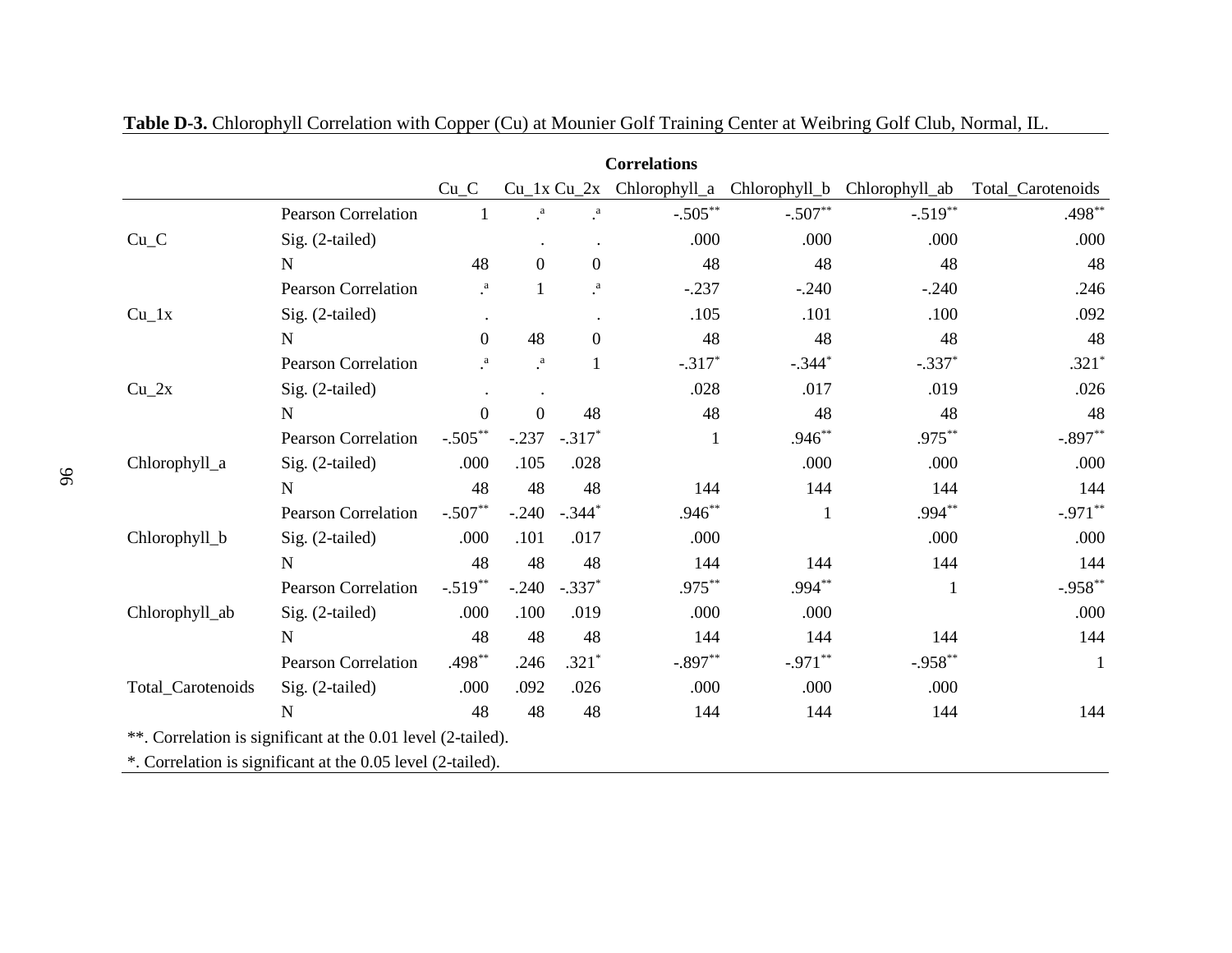**Table D-3.** Chlorophyll Correlation with Copper (Cu) at Mounier Golf Training Center at Weibring Golf Club, Normal, IL.

**Correlations**

| | | Cu_C | Cu_1x | Cu_2x | Chlorophyll_a | Chlorophyll_b | Chlorophyll_ab | Total_Carotenoids |
|---|---|---|---|---|---|---|---|---|
| Cu_C | Pearson Correlation | 1 | .[a] | .[a] | -.505** | -.507** | -.519** | .498** |
| | Sig. (2-tailed) | | . | . | .000 | .000 | .000 | .000 |
| | N | 48 | 0 | 0 | 48 | 48 | 48 | 48 |
| Cu_1x | Pearson Correlation | .[a] | 1 | .[a] | -.237 | -.240 | -.240 | .246 |
| | Sig. (2-tailed) | . | | . | .105 | .101 | .100 | .092 |
| | N | 0 | 48 | 0 | 48 | 48 | 48 | 48 |
| Cu_2x | Pearson Correlation | .[a] | .[a] | 1 | -.317* | -.344* | -.337* | .321* |
| | Sig. (2-tailed) | . | . | | .028 | .017 | .019 | .026 |
| | N | 0 | 0 | 48 | 48 | 48 | 48 | 48 |
| Chlorophyll_a | Pearson Correlation | -.505** | -.237 | -.317* | 1 | .946** | .975** | -.897** |
| | Sig. (2-tailed) | .000 | .105 | .028 | | .000 | .000 | .000 |
| | N | 48 | 48 | 48 | 144 | 144 | 144 | 144 |
| Chlorophyll_b | Pearson Correlation | -.507** | -.240 | -.344* | .946** | 1 | .994** | -.971** |
| | Sig. (2-tailed) | .000 | .101 | .017 | .000 | | .000 | .000 |
| | N | 48 | 48 | 48 | 144 | 144 | 144 | 144 |
| Chlorophyll_ab | Pearson Correlation | -.519** | -.240 | -.337* | .975** | .994** | 1 | -.958** |
| | Sig. (2-tailed) | .000 | .100 | .019 | .000 | .000 | | .000 |
| | N | 48 | 48 | 48 | 144 | 144 | 144 | 144 |
| Total_Carotenoids | Pearson Correlation | .498** | .246 | .321* | -.897** | -.971** | -.958** | 1 |
| | Sig. (2-tailed) | .000 | .092 | .026 | .000 | .000 | .000 | |
| | N | 48 | 48 | 48 | 144 | 144 | 144 | 144 |

**. Correlation is significant at the 0.01 level (2-tailed).

*. Correlation is significant at the 0.05 level (2-tailed).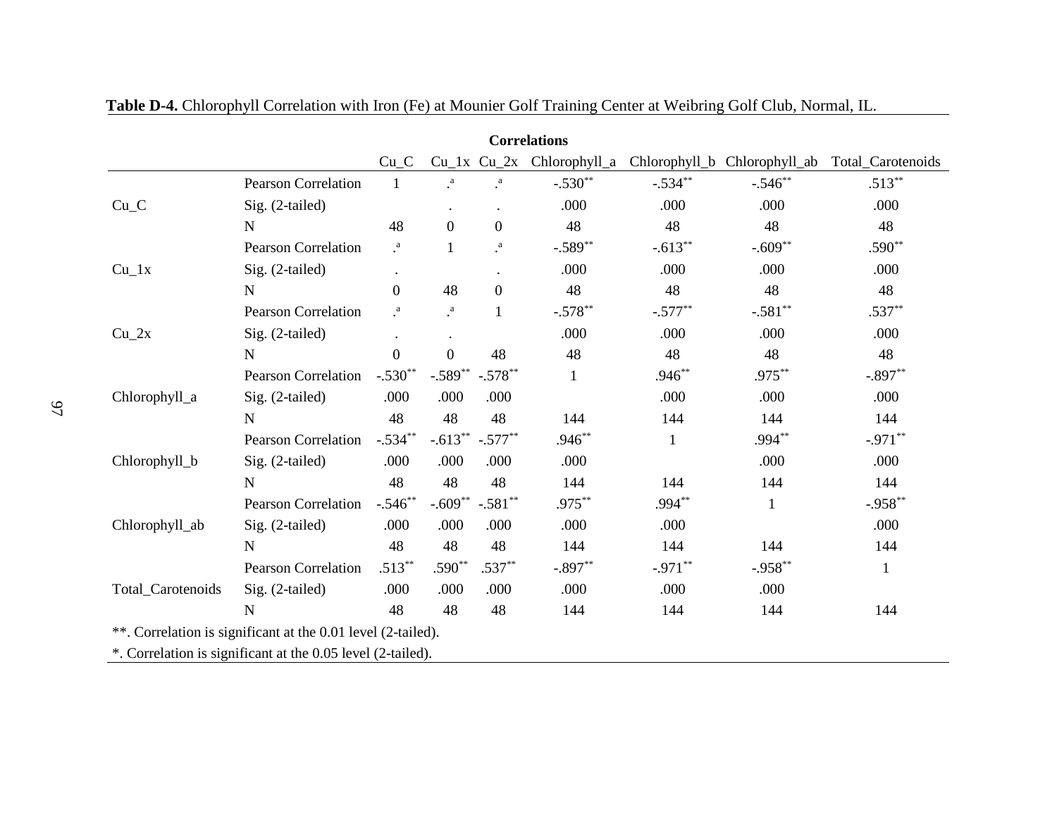**Table D-4.** Chlorophyll Correlation with Iron (Fe) at Mounier Golf Training Center at Weibring Golf Club, Normal, IL.

**Correlations**

| | | Cu_C | Cu_1x | Cu_2x | Chlorophyll_a | Chlorophyll_b | Chlorophyll_ab | Total_Carotenoids |
|---|---|---|---|---|---|---|---|---|
| Cu_C | Pearson Correlation | 1 | .[a] | .[a] | -.530** | -.534** | -.546** | .513** |
| | Sig. (2-tailed) | | . | . | .000 | .000 | .000 | .000 |
| | N | 48 | 0 | 0 | 48 | 48 | 48 | 48 |
| Cu_1x | Pearson Correlation | .[a] | 1 | .[a] | -.589** | -.613** | -.609** | .590** |
| | Sig. (2-tailed) | . | | . | .000 | .000 | .000 | .000 |
| | N | 0 | 48 | 0 | 48 | 48 | 48 | 48 |
| Cu_2x | Pearson Correlation | .[a] | .[a] | 1 | -.578** | -.577** | -.581** | .537** |
| | Sig. (2-tailed) | . | . | | .000 | .000 | .000 | .000 |
| | N | 0 | 0 | 48 | 48 | 48 | 48 | 48 |
| Chlorophyll_a | Pearson Correlation | -.530** | -.589** | -.578** | 1 | .946** | .975** | -.897** |
| | Sig. (2-tailed) | .000 | .000 | .000 | | .000 | .000 | .000 |
| | N | 48 | 48 | 48 | 144 | 144 | 144 | 144 |
| Chlorophyll_b | Pearson Correlation | -.534** | -.613** | -.577** | .946** | 1 | .994** | -.971** |
| | Sig. (2-tailed) | .000 | .000 | .000 | .000 | | .000 | .000 |
| | N | 48 | 48 | 48 | 144 | 144 | 144 | 144 |
| Chlorophyll_ab | Pearson Correlation | -.546** | -.609** | -.581** | .975** | .994** | 1 | -.958** |
| | Sig. (2-tailed) | .000 | .000 | .000 | .000 | .000 | | .000 |
| | N | 48 | 48 | 48 | 144 | 144 | 144 | 144 |
| Total_Carotenoids | Pearson Correlation | .513** | .590** | .537** | -.897** | -.971** | -.958** | 1 |
| | Sig. (2-tailed) | .000 | .000 | .000 | .000 | .000 | .000 | |
| | N | 48 | 48 | 48 | 144 | 144 | 144 | 144 |

**. Correlation is significant at the 0.01 level (2-tailed).

*. Correlation is significant at the 0.05 level (2-tailed).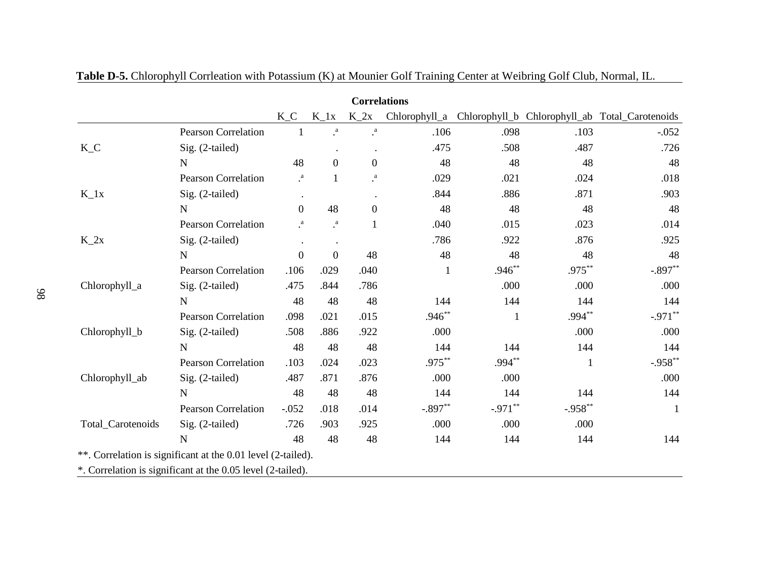**Table D-5.** Chlorophyll Corrleation with Potassium (K) at Mounier Golf Training Center at Weibring Golf Club, Normal, IL.

**Correlations**

| | | K_C | K_1x | K_2x | Chlorophyll_a | Chlorophyll_b | Chlorophyll_ab | Total_Carotenoids |
|---|---|---|---|---|---|---|---|---|
| K_C | Pearson Correlation | 1 | .[a] | .[a] | .106 | .098 | .103 | -.052 |
| | Sig. (2-tailed) | | . | . | .475 | .508 | .487 | .726 |
| | N | 48 | 0 | 0 | 48 | 48 | 48 | 48 |
| K_1x | Pearson Correlation | .[a] | 1 | .[a] | .029 | .021 | .024 | .018 |
| | Sig. (2-tailed) | . | | . | .844 | .886 | .871 | .903 |
| | N | 0 | 48 | 0 | 48 | 48 | 48 | 48 |
| K_2x | Pearson Correlation | .[a] | .[a] | 1 | .040 | .015 | .023 | .014 |
| | Sig. (2-tailed) | . | . | | .786 | .922 | .876 | .925 |
| | N | 0 | 0 | 48 | 48 | 48 | 48 | 48 |
| Chlorophyll_a | Pearson Correlation | .106 | .029 | .040 | 1 | .946** | .975** | -.897** |
| | Sig. (2-tailed) | .475 | .844 | .786 | | .000 | .000 | .000 |
| | N | 48 | 48 | 48 | 144 | 144 | 144 | 144 |
| Chlorophyll_b | Pearson Correlation | .098 | .021 | .015 | .946** | 1 | .994** | -.971** |
| | Sig. (2-tailed) | .508 | .886 | .922 | .000 | | .000 | .000 |
| | N | 48 | 48 | 48 | 144 | 144 | 144 | 144 |
| Chlorophyll_ab | Pearson Correlation | .103 | .024 | .023 | .975** | .994** | 1 | -.958** |
| | Sig. (2-tailed) | .487 | .871 | .876 | .000 | .000 | | .000 |
| | N | 48 | 48 | 48 | 144 | 144 | 144 | 144 |
| Total_Carotenoids | Pearson Correlation | -.052 | .018 | .014 | -.897** | -.971** | -.958** | 1 |
| | Sig. (2-tailed) | .726 | .903 | .925 | .000 | .000 | .000 | |
| | N | 48 | 48 | 48 | 144 | 144 | 144 | 144 |

**. Correlation is significant at the 0.01 level (2-tailed).

*. Correlation is significant at the 0.05 level (2-tailed).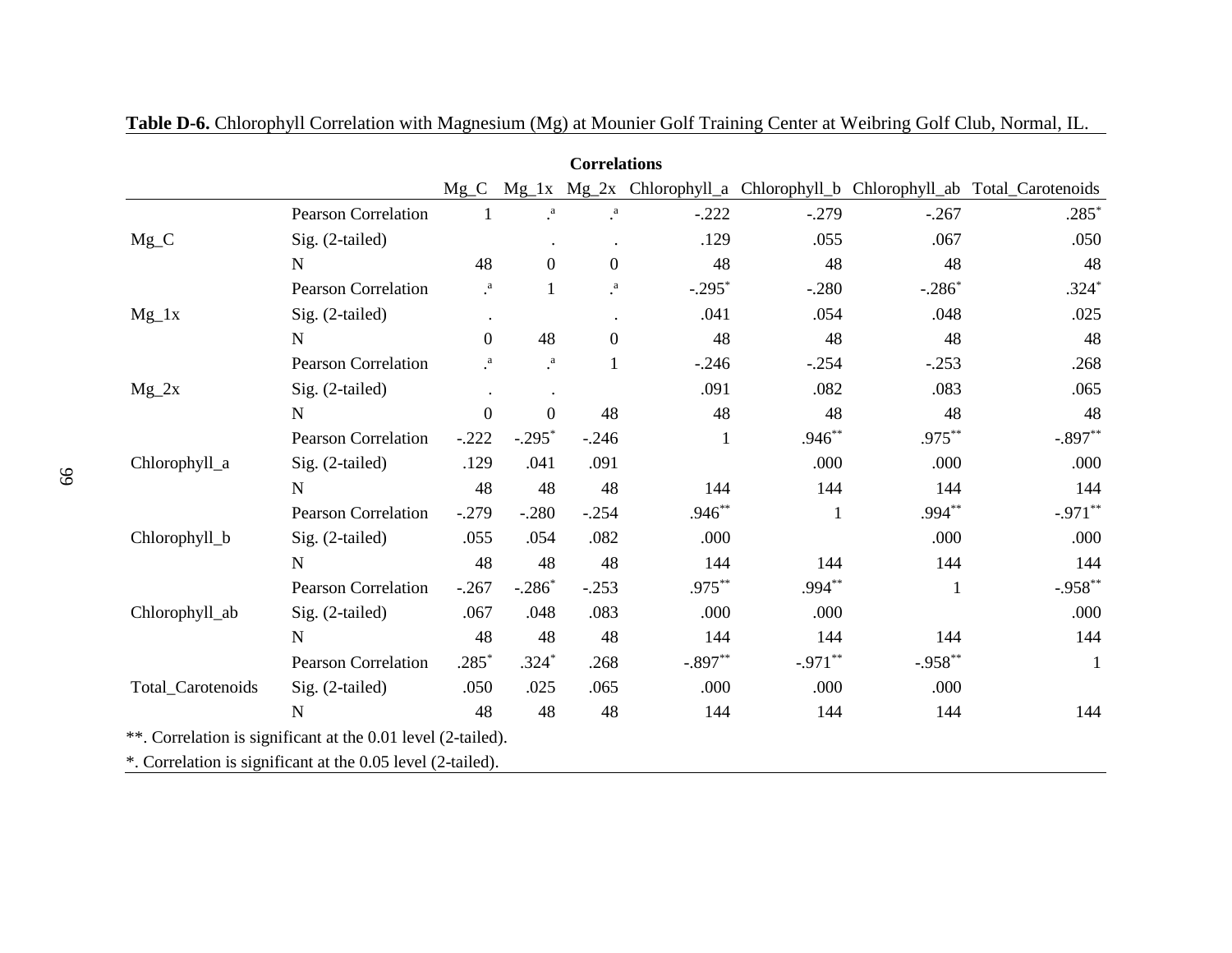**Table D-6.** Chlorophyll Correlation with Magnesium (Mg) at Mounier Golf Training Center at Weibring Golf Club, Normal, IL.

**Correlations**

| | | Mg_C | Mg_1x | Mg_2x | Chlorophyll_a | Chlorophyll_b | Chlorophyll_ab | Total_Carotenoids |
|---|---|---|---|---|---|---|---|---|
| Mg_C | Pearson Correlation | 1 | .[a] | .[a] | -.222 | -.279 | -.267 | .285* |
| | Sig. (2-tailed) | | . | . | .129 | .055 | .067 | .050 |
| | N | 48 | 0 | 0 | 48 | 48 | 48 | 48 |
| Mg_1x | Pearson Correlation | .[a] | 1 | .[a] | -.295* | -.280 | -.286* | .324* |
| | Sig. (2-tailed) | . | | . | .041 | .054 | .048 | .025 |
| | N | 0 | 48 | 0 | 48 | 48 | 48 | 48 |
| Mg_2x | Pearson Correlation | .[a] | .[a] | 1 | -.246 | -.254 | -.253 | .268 |
| | Sig. (2-tailed) | . | . | | .091 | .082 | .083 | .065 |
| | N | 0 | 0 | 48 | 48 | 48 | 48 | 48 |
| Chlorophyll_a | Pearson Correlation | -.222 | -.295* | -.246 | 1 | .946** | .975** | -.897** |
| | Sig. (2-tailed) | .129 | .041 | .091 | | .000 | .000 | .000 |
| | N | 48 | 48 | 48 | 144 | 144 | 144 | 144 |
| Chlorophyll_b | Pearson Correlation | -.279 | -.280 | -.254 | .946** | 1 | .994** | -.971** |
| | Sig. (2-tailed) | .055 | .054 | .082 | .000 | | .000 | .000 |
| | N | 48 | 48 | 48 | 144 | 144 | 144 | 144 |
| Chlorophyll_ab | Pearson Correlation | -.267 | -.286* | -.253 | .975** | .994** | 1 | -.958** |
| | Sig. (2-tailed) | .067 | .048 | .083 | .000 | .000 | | .000 |
| | N | 48 | 48 | 48 | 144 | 144 | 144 | 144 |
| Total_Carotenoids | Pearson Correlation | .285* | .324* | .268 | -.897** | -.971** | -.958** | 1 |
| | Sig. (2-tailed) | .050 | .025 | .065 | .000 | .000 | .000 | |
| | N | 48 | 48 | 48 | 144 | 144 | 144 | 144 |

**. Correlation is significant at the 0.01 level (2-tailed).

*. Correlation is significant at the 0.05 level (2-tailed).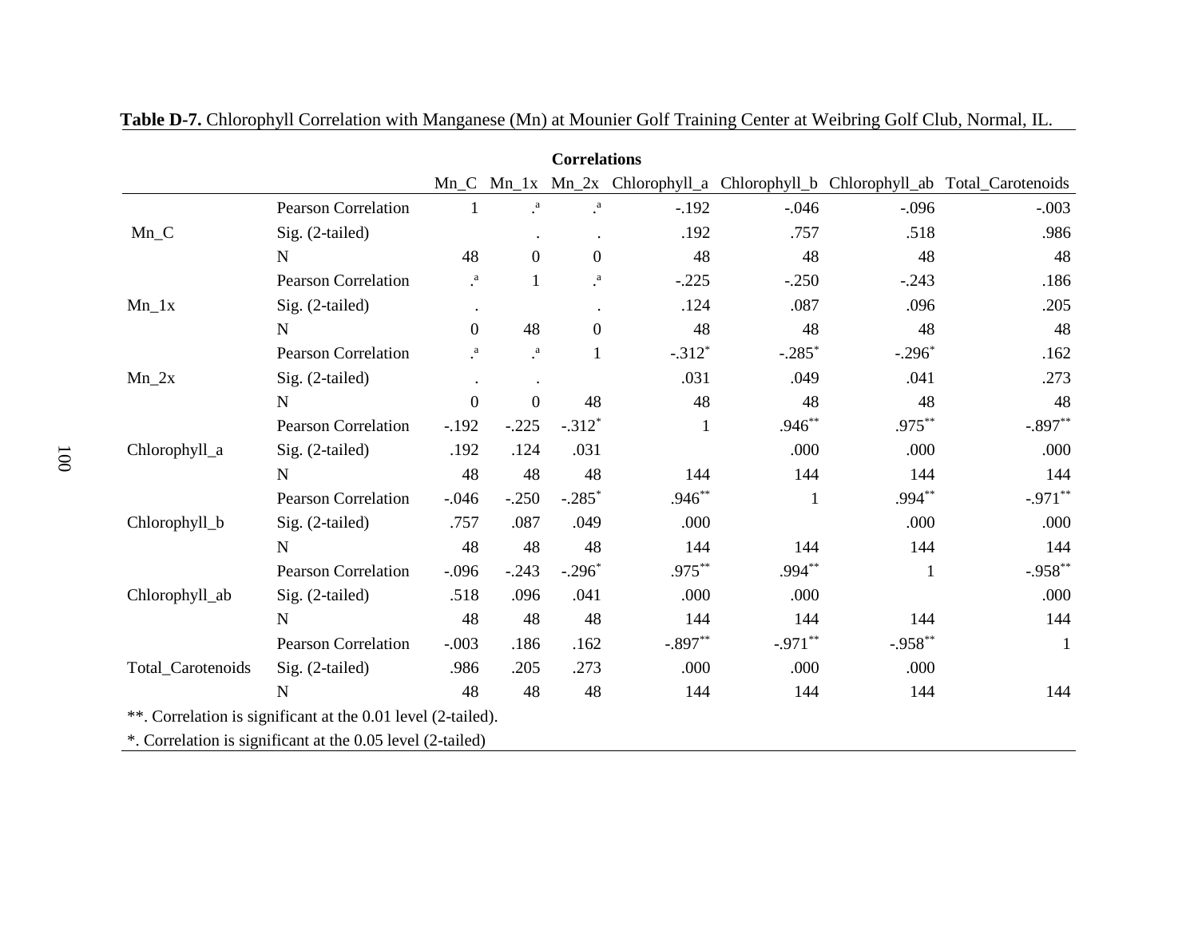**Table D-7.** Chlorophyll Correlation with Manganese (Mn) at Mounier Golf Training Center at Weibring Golf Club, Normal, IL.

**Correlations**

| | | Mn_C | Mn_1x | Mn_2x | Chlorophyll_a | Chlorophyll_b | Chlorophyll_ab | Total_Carotenoids |
|---|---|---|---|---|---|---|---|---|
| Mn_C | Pearson Correlation | 1 | .[a] | .[a] | -.192 | -.046 | -.096 | -.003 |
| | Sig. (2-tailed) | | . | . | .192 | .757 | .518 | .986 |
| | N | 48 | 0 | 0 | 48 | 48 | 48 | 48 |
| Mn_1x | Pearson Correlation | .[a] | 1 | .[a] | -.225 | -.250 | -.243 | .186 |
| | Sig. (2-tailed) | . | | . | .124 | .087 | .096 | .205 |
| | N | 0 | 48 | 0 | 48 | 48 | 48 | 48 |
| Mn_2x | Pearson Correlation | .[a] | .[a] | 1 | -.312* | -.285* | -.296* | .162 |
| | Sig. (2-tailed) | . | . | | .031 | .049 | .041 | .273 |
| | N | 0 | 0 | 48 | 48 | 48 | 48 | 48 |
| Chlorophyll_a | Pearson Correlation | -.192 | -.225 | -.312* | 1 | .946** | .975** | -.897** |
| | Sig. (2-tailed) | .192 | .124 | .031 | | .000 | .000 | .000 |
| | N | 48 | 48 | 48 | 144 | 144 | 144 | 144 |
| Chlorophyll_b | Pearson Correlation | -.046 | -.250 | -.285* | .946** | 1 | .994** | -.971** |
| | Sig. (2-tailed) | .757 | .087 | .049 | .000 | | .000 | .000 |
| | N | 48 | 48 | 48 | 144 | 144 | 144 | 144 |
| Chlorophyll_ab | Pearson Correlation | -.096 | -.243 | -.296* | .975** | .994** | 1 | -.958** |
| | Sig. (2-tailed) | .518 | .096 | .041 | .000 | .000 | | .000 |
| | N | 48 | 48 | 48 | 144 | 144 | 144 | 144 |
| Total_Carotenoids | Pearson Correlation | -.003 | .186 | .162 | -.897** | -.971** | -.958** | 1 |
| | Sig. (2-tailed) | .986 | .205 | .273 | .000 | .000 | .000 | |
| | N | 48 | 48 | 48 | 144 | 144 | 144 | 144 |

**. Correlation is significant at the 0.01 level (2-tailed).

*. Correlation is significant at the 0.05 level (2-tailed)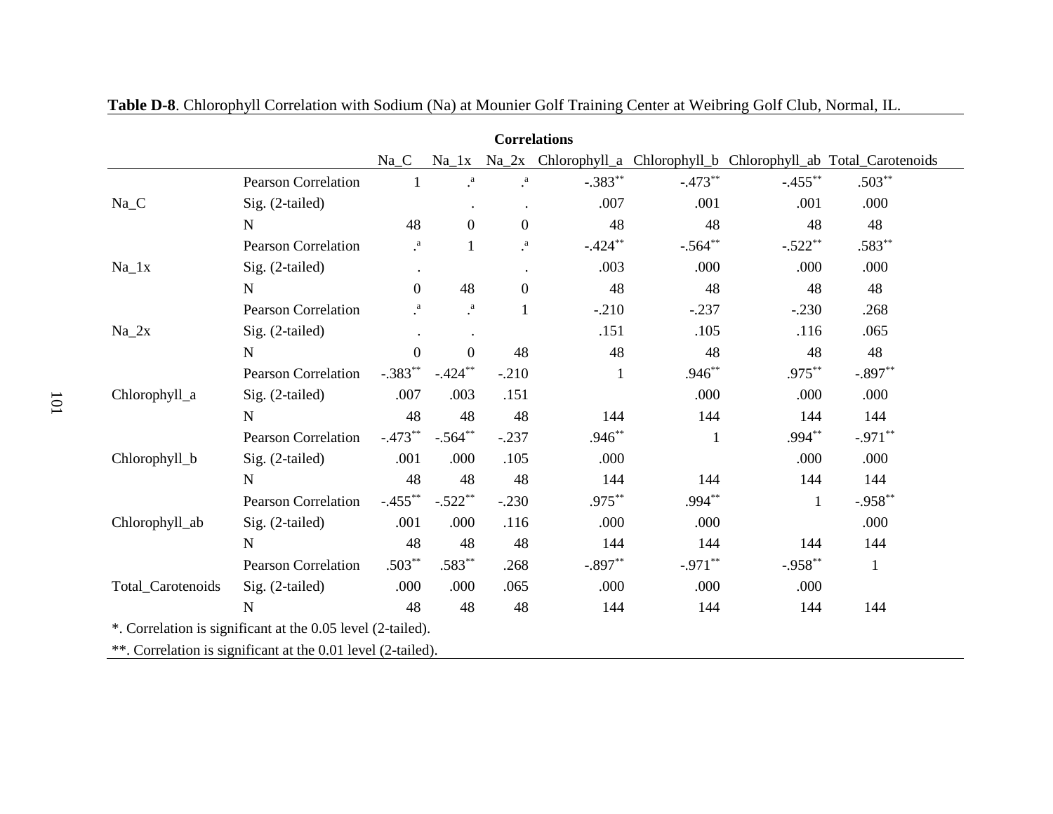**Table D-8**. Chlorophyll Correlation with Sodium (Na) at Mounier Golf Training Center at Weibring Golf Club, Normal, IL.

**Correlations**

| | | Na_C | Na_1x | Na_2x | Chlorophyll_a | Chlorophyll_b | Chlorophyll_ab | Total_Carotenoids |
|---|---|---|---|---|---|---|---|---|
| Na_C | Pearson Correlation | 1 | .[a] | .[a] | -.383** | -.473** | -.455** | .503** |
| | Sig. (2-tailed) | | . | . | .007 | .001 | .001 | .000 |
| | N | 48 | 0 | 0 | 48 | 48 | 48 | 48 |
| Na_1x | Pearson Correlation | .[a] | 1 | .[a] | -.424** | -.564** | -.522** | .583** |
| | Sig. (2-tailed) | . | | . | .003 | .000 | .000 | .000 |
| | N | 0 | 48 | 0 | 48 | 48 | 48 | 48 |
| Na_2x | Pearson Correlation | .[a] | .[a] | 1 | -.210 | -.237 | -.230 | .268 |
| | Sig. (2-tailed) | . | . | | .151 | .105 | .116 | .065 |
| | N | 0 | 0 | 48 | 48 | 48 | 48 | 48 |
| Chlorophyll_a | Pearson Correlation | -.383** | -.424** | -.210 | 1 | .946** | .975** | -.897** |
| | Sig. (2-tailed) | .007 | .003 | .151 | | .000 | .000 | .000 |
| | N | 48 | 48 | 48 | 144 | 144 | 144 | 144 |
| Chlorophyll_b | Pearson Correlation | -.473** | -.564** | -.237 | .946** | 1 | .994** | -.971** |
| | Sig. (2-tailed) | .001 | .000 | .105 | .000 | | .000 | .000 |
| | N | 48 | 48 | 48 | 144 | 144 | 144 | 144 |
| Chlorophyll_ab | Pearson Correlation | -.455** | -.522** | -.230 | .975** | .994** | 1 | -.958** |
| | Sig. (2-tailed) | .001 | .000 | .116 | .000 | .000 | | .000 |
| | N | 48 | 48 | 48 | 144 | 144 | 144 | 144 |
| Total_Carotenoids | Pearson Correlation | .503** | .583** | .268 | -.897** | -.971** | -.958** | 1 |
| | Sig. (2-tailed) | .000 | .000 | .065 | .000 | .000 | .000 | |
| | N | 48 | 48 | 48 | 144 | 144 | 144 | 144 |

*. Correlation is significant at the 0.05 level (2-tailed).

**. Correlation is significant at the 0.01 level (2-tailed).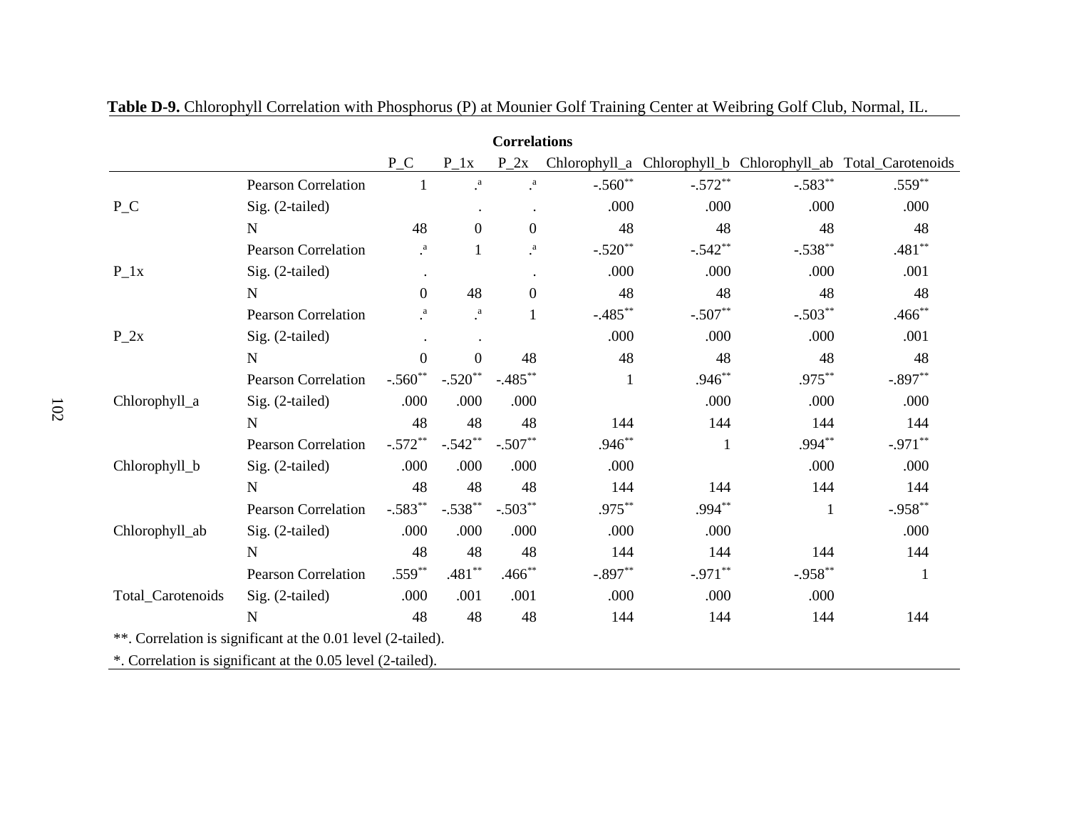**Table D-9.** Chlorophyll Correlation with Phosphorus (P) at Mounier Golf Training Center at Weibring Golf Club, Normal, IL.

**Correlations**

| | | P_C | P_1x | P_2x | Chlorophyll_a | Chlorophyll_b | Chlorophyll_ab | Total_Carotenoids |
|---|---|---|---|---|---|---|---|---|
| P_C | Pearson Correlation | 1 | .[a] | .[a] | -.560** | -.572** | -.583** | .559** |
| | Sig. (2-tailed) | | . | . | .000 | .000 | .000 | .000 |
| | N | 48 | 0 | 0 | 48 | 48 | 48 | 48 |
| P_1x | Pearson Correlation | .[a] | 1 | .[a] | -.520** | -.542** | -.538** | .481** |
| | Sig. (2-tailed) | . | | . | .000 | .000 | .000 | .001 |
| | N | 0 | 48 | 0 | 48 | 48 | 48 | 48 |
| P_2x | Pearson Correlation | .[a] | .[a] | 1 | -.485** | -.507** | -.503** | .466** |
| | Sig. (2-tailed) | . | . | | .000 | .000 | .000 | .001 |
| | N | 0 | 0 | 48 | 48 | 48 | 48 | 48 |
| Chlorophyll_a | Pearson Correlation | -.560** | -.520** | -.485** | 1 | .946** | .975** | -.897** |
| | Sig. (2-tailed) | .000 | .000 | .000 | | .000 | .000 | .000 |
| | N | 48 | 48 | 48 | 144 | 144 | 144 | 144 |
| Chlorophyll_b | Pearson Correlation | -.572** | -.542** | -.507** | .946** | 1 | .994** | -.971** |
| | Sig. (2-tailed) | .000 | .000 | .000 | .000 | | .000 | .000 |
| | N | 48 | 48 | 48 | 144 | 144 | 144 | 144 |
| Chlorophyll_ab | Pearson Correlation | -.583** | -.538** | -.503** | .975** | .994** | 1 | -.958** |
| | Sig. (2-tailed) | .000 | .000 | .000 | .000 | .000 | | .000 |
| | N | 48 | 48 | 48 | 144 | 144 | 144 | 144 |
| Total_Carotenoids | Pearson Correlation | .559** | .481** | .466** | -.897** | -.971** | -.958** | 1 |
| | Sig. (2-tailed) | .000 | .001 | .001 | .000 | .000 | .000 | |
| | N | 48 | 48 | 48 | 144 | 144 | 144 | 144 |

**. Correlation is significant at the 0.01 level (2-tailed).

*. Correlation is significant at the 0.05 level (2-tailed).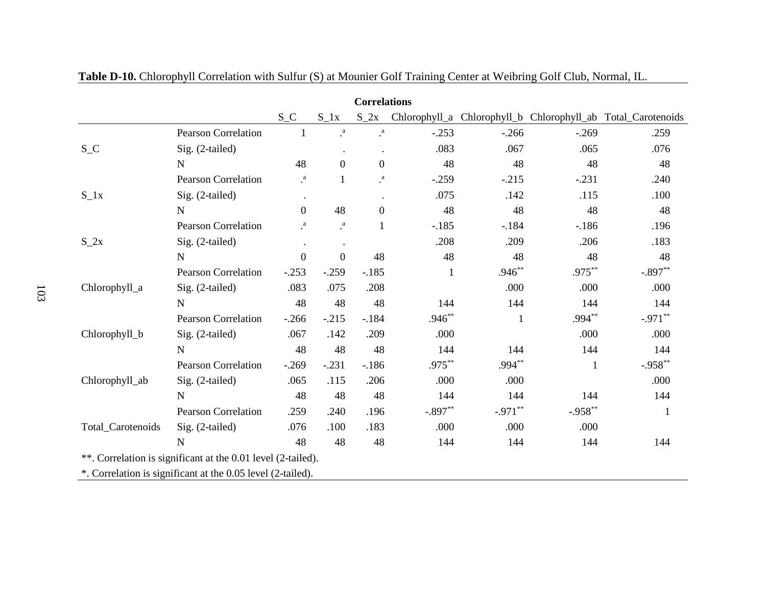**Table D-10.** Chlorophyll Correlation with Sulfur (S) at Mounier Golf Training Center at Weibring Golf Club, Normal, IL.

**Correlations**

| | | S_C | S_1x | S_2x | Chlorophyll_a | Chlorophyll_b | Chlorophyll_ab | Total_Carotenoids |
|---|---|---|---|---|---|---|---|---|
| S_C | Pearson Correlation | 1 | .[a] | .[a] | -.253 | -.266 | -.269 | .259 |
| | Sig. (2-tailed) | | . | . | .083 | .067 | .065 | .076 |
| | N | 48 | 0 | 0 | 48 | 48 | 48 | 48 |
| S_1x | Pearson Correlation | .[a] | 1 | .[a] | -.259 | -.215 | -.231 | .240 |
| | Sig. (2-tailed) | . | | . | .075 | .142 | .115 | .100 |
| | N | 0 | 48 | 0 | 48 | 48 | 48 | 48 |
| S_2x | Pearson Correlation | .[a] | .[a] | 1 | -.185 | -.184 | -.186 | .196 |
| | Sig. (2-tailed) | . | . | | .208 | .209 | .206 | .183 |
| | N | 0 | 0 | 48 | 48 | 48 | 48 | 48 |
| Chlorophyll_a | Pearson Correlation | -.253 | -.259 | -.185 | 1 | .946** | .975** | -.897** |
| | Sig. (2-tailed) | .083 | .075 | .208 | | .000 | .000 | .000 |
| | N | 48 | 48 | 48 | 144 | 144 | 144 | 144 |
| Chlorophyll_b | Pearson Correlation | -.266 | -.215 | -.184 | .946** | 1 | .994** | -.971** |
| | Sig. (2-tailed) | .067 | .142 | .209 | .000 | | .000 | .000 |
| | N | 48 | 48 | 48 | 144 | 144 | 144 | 144 |
| Chlorophyll_ab | Pearson Correlation | -.269 | -.231 | -.186 | .975** | .994** | 1 | -.958** |
| | Sig. (2-tailed) | .065 | .115 | .206 | .000 | .000 | | .000 |
| | N | 48 | 48 | 48 | 144 | 144 | 144 | 144 |
| Total_Carotenoids | Pearson Correlation | .259 | .240 | .196 | -.897** | -.971** | -.958** | 1 |
| | Sig. (2-tailed) | .076 | .100 | .183 | .000 | .000 | .000 | |
| | N | 48 | 48 | 48 | 144 | 144 | 144 | 144 |

**. Correlation is significant at the 0.01 level (2-tailed).

*. Correlation is significant at the 0.05 level (2-tailed).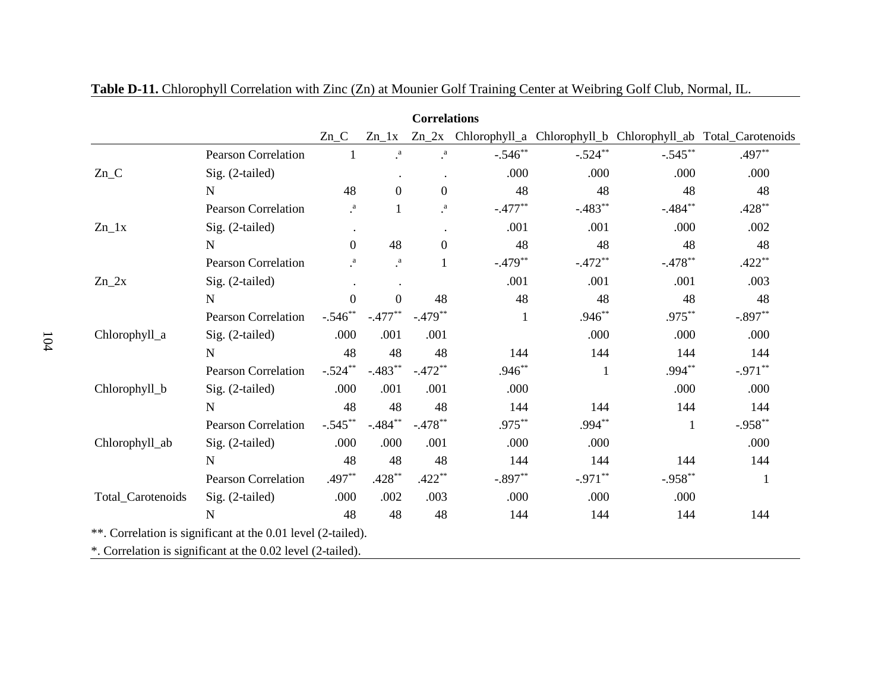**Table D-11.** Chlorophyll Correlation with Zinc (Zn) at Mounier Golf Training Center at Weibring Golf Club, Normal, IL.

**Correlations**

| | | Zn_C | Zn_1x | Zn_2x | Chlorophyll_a | Chlorophyll_b | Chlorophyll_ab | Total_Carotenoids |
|---|---|---|---|---|---|---|---|---|
| Zn_C | Pearson Correlation | 1 | .[a] | .[a] | -.546** | -.524** | -.545** | .497** |
| | Sig. (2-tailed) | | . | . | .000 | .000 | .000 | .000 |
| | N | 48 | 0 | 0 | 48 | 48 | 48 | 48 |
| Zn_1x | Pearson Correlation | .[a] | 1 | .[a] | -.477** | -.483** | -.484** | .428** |
| | Sig. (2-tailed) | . | | . | .001 | .001 | .000 | .002 |
| | N | 0 | 48 | 0 | 48 | 48 | 48 | 48 |
| Zn_2x | Pearson Correlation | .[a] | .[a] | 1 | -.479** | -.472** | -.478** | .422** |
| | Sig. (2-tailed) | . | . | | .001 | .001 | .001 | .003 |
| | N | 0 | 0 | 48 | 48 | 48 | 48 | 48 |
| Chlorophyll_a | Pearson Correlation | -.546** | -.477** | -.479** | 1 | .946** | .975** | -.897** |
| | Sig. (2-tailed) | .000 | .001 | .001 | | .000 | .000 | .000 |
| | N | 48 | 48 | 48 | 144 | 144 | 144 | 144 |
| Chlorophyll_b | Pearson Correlation | -.524** | -.483** | -.472** | .946** | 1 | .994** | -.971** |
| | Sig. (2-tailed) | .000 | .001 | .001 | .000 | | .000 | .000 |
| | N | 48 | 48 | 48 | 144 | 144 | 144 | 144 |
| Chlorophyll_ab | Pearson Correlation | -.545** | -.484** | -.478** | .975** | .994** | 1 | -.958** |
| | Sig. (2-tailed) | .000 | .000 | .001 | .000 | .000 | | .000 |
| | N | 48 | 48 | 48 | 144 | 144 | 144 | 144 |
| Total_Carotenoids | Pearson Correlation | .497** | .428** | .422** | -.897** | -.971** | -.958** | 1 |
| | Sig. (2-tailed) | .000 | .002 | .003 | .000 | .000 | .000 | |
| | N | 48 | 48 | 48 | 144 | 144 | 144 | 144 |

**. Correlation is significant at the 0.01 level (2-tailed).

*. Correlation is significant at the 0.02 level (2-tailed).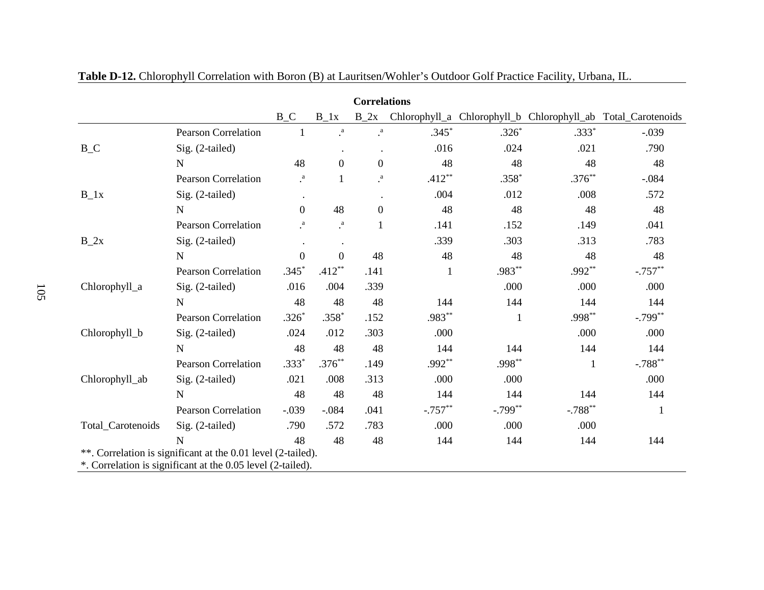**Table D-12.** Chlorophyll Correlation with Boron (B) at Lauritsen/Wohler's Outdoor Golf Practice Facility, Urbana, IL.

**Correlations**

| | | B_C | B_1x | B_2x | Chlorophyll_a | Chlorophyll_b | Chlorophyll_ab | Total_Carotenoids |
|---|---|---|---|---|---|---|---|---|
| B_C | Pearson Correlation | 1 | .[a] | .[a] | .345* | .326* | .333* | -.039 |
| | Sig. (2-tailed) | | . | . | .016 | .024 | .021 | .790 |
| | N | 48 | 0 | 0 | 48 | 48 | 48 | 48 |
| B_1x | Pearson Correlation | .[a] | 1 | .[a] | .412** | .358* | .376** | -.084 |
| | Sig. (2-tailed) | . | | . | .004 | .012 | .008 | .572 |
| | N | 0 | 48 | 0 | 48 | 48 | 48 | 48 |
| B_2x | Pearson Correlation | .[a] | .[a] | 1 | .141 | .152 | .149 | .041 |
| | Sig. (2-tailed) | . | . | | .339 | .303 | .313 | .783 |
| | N | 0 | 0 | 48 | 48 | 48 | 48 | 48 |
| Chlorophyll_a | Pearson Correlation | .345* | .412** | .141 | 1 | .983** | .992** | -.757** |
| | Sig. (2-tailed) | .016 | .004 | .339 | | .000 | .000 | .000 |
| | N | 48 | 48 | 48 | 144 | 144 | 144 | 144 |
| Chlorophyll_b | Pearson Correlation | .326* | .358* | .152 | .983** | 1 | .998** | -.799** |
| | Sig. (2-tailed) | .024 | .012 | .303 | .000 | | .000 | .000 |
| | N | 48 | 48 | 48 | 144 | 144 | 144 | 144 |
| Chlorophyll_ab | Pearson Correlation | .333* | .376** | .149 | .992** | .998** | 1 | -.788** |
| | Sig. (2-tailed) | .021 | .008 | .313 | .000 | .000 | | .000 |
| | N | 48 | 48 | 48 | 144 | 144 | 144 | 144 |
| Total_Carotenoids | Pearson Correlation | -.039 | -.084 | .041 | -.757** | -.799** | -.788** | 1 |
| | Sig. (2-tailed) | .790 | .572 | .783 | .000 | .000 | .000 | |
| | N | 48 | 48 | 48 | 144 | 144 | 144 | 144 |

**. Correlation is significant at the 0.01 level (2-tailed).
*. Correlation is significant at the 0.05 level (2-tailed).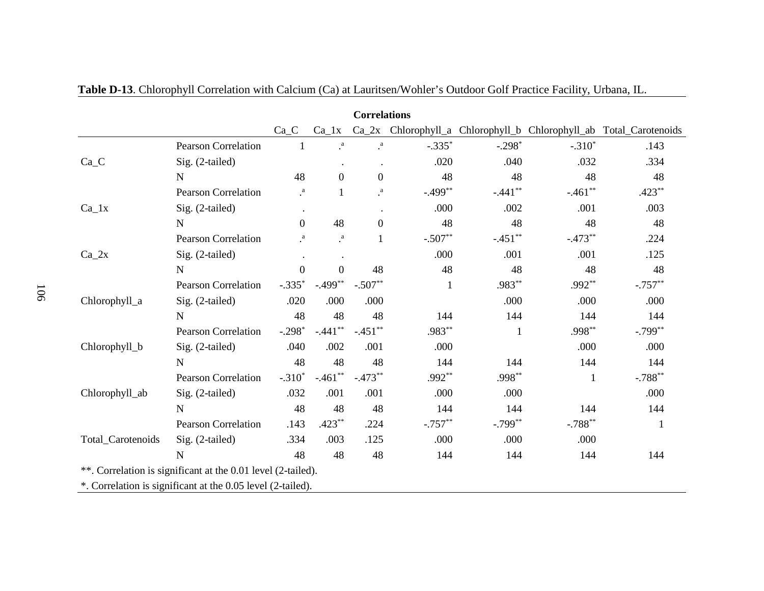**Table D-13**. Chlorophyll Correlation with Calcium (Ca) at Lauritsen/Wohler's Outdoor Golf Practice Facility, Urbana, IL.

**Correlations**

| | | Ca_C | Ca_1x | Ca_2x | Chlorophyll_a | Chlorophyll_b | Chlorophyll_ab | Total_Carotenoids |
|---|---|---|---|---|---|---|---|---|
| Ca_C | Pearson Correlation | 1 | .[a] | .[a] | -.335* | -.298* | -.310* | .143 |
| | Sig. (2-tailed) | | . | . | .020 | .040 | .032 | .334 |
| | N | 48 | 0 | 0 | 48 | 48 | 48 | 48 |
| Ca_1x | Pearson Correlation | .[a] | 1 | .[a] | -.499** | -.441** | -.461** | .423** |
| | Sig. (2-tailed) | . | | . | .000 | .002 | .001 | .003 |
| | N | 0 | 48 | 0 | 48 | 48 | 48 | 48 |
| Ca_2x | Pearson Correlation | .[a] | .[a] | 1 | -.507** | -.451** | -.473** | .224 |
| | Sig. (2-tailed) | . | . | | .000 | .001 | .001 | .125 |
| | N | 0 | 0 | 48 | 48 | 48 | 48 | 48 |
| Chlorophyll_a | Pearson Correlation | -.335* | -.499** | -.507** | 1 | .983** | .992** | -.757** |
| | Sig. (2-tailed) | .020 | .000 | .000 | | .000 | .000 | .000 |
| | N | 48 | 48 | 48 | 144 | 144 | 144 | 144 |
| Chlorophyll_b | Pearson Correlation | -.298* | -.441** | -.451** | .983** | 1 | .998** | -.799** |
| | Sig. (2-tailed) | .040 | .002 | .001 | .000 | | .000 | .000 |
| | N | 48 | 48 | 48 | 144 | 144 | 144 | 144 |
| Chlorophyll_ab | Pearson Correlation | -.310* | -.461** | -.473** | .992** | .998** | 1 | -.788** |
| | Sig. (2-tailed) | .032 | .001 | .001 | .000 | .000 | | .000 |
| | N | 48 | 48 | 48 | 144 | 144 | 144 | 144 |
| Total_Carotenoids | Pearson Correlation | .143 | .423** | .224 | -.757** | -.799** | -.788** | 1 |
| | Sig. (2-tailed) | .334 | .003 | .125 | .000 | .000 | .000 | |
| | N | 48 | 48 | 48 | 144 | 144 | 144 | 144 |

**. Correlation is significant at the 0.01 level (2-tailed).

*. Correlation is significant at the 0.05 level (2-tailed).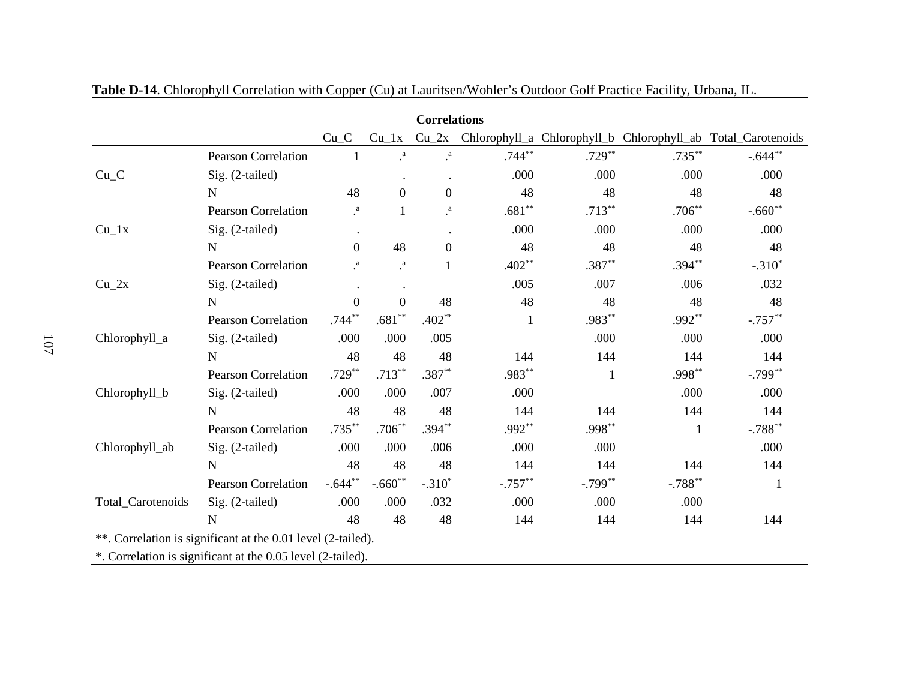**Table D-14**. Chlorophyll Correlation with Copper (Cu) at Lauritsen/Wohler's Outdoor Golf Practice Facility, Urbana, IL.

**Correlations**

| | | Cu_C | Cu_1x | Cu_2x | Chlorophyll_a | Chlorophyll_b | Chlorophyll_ab | Total_Carotenoids |
|---|---|---|---|---|---|---|---|---|
| Cu_C | Pearson Correlation | 1 | .[a] | .[a] | .744** | .729** | .735** | -.644** |
| | Sig. (2-tailed) | | . | . | .000 | .000 | .000 | .000 |
| | N | 48 | 0 | 0 | 48 | 48 | 48 | 48 |
| Cu_1x | Pearson Correlation | .[a] | 1 | .[a] | .681** | .713** | .706** | -.660** |
| | Sig. (2-tailed) | . | | . | .000 | .000 | .000 | .000 |
| | N | 0 | 48 | 0 | 48 | 48 | 48 | 48 |
| Cu_2x | Pearson Correlation | .[a] | .[a] | 1 | .402** | .387** | .394** | -.310* |
| | Sig. (2-tailed) | . | . | | .005 | .007 | .006 | .032 |
| | N | 0 | 0 | 48 | 48 | 48 | 48 | 48 |
| Chlorophyll_a | Pearson Correlation | .744** | .681** | .402** | 1 | .983** | .992** | -.757** |
| | Sig. (2-tailed) | .000 | .000 | .005 | | .000 | .000 | .000 |
| | N | 48 | 48 | 48 | 144 | 144 | 144 | 144 |
| Chlorophyll_b | Pearson Correlation | .729** | .713** | .387** | .983** | 1 | .998** | -.799** |
| | Sig. (2-tailed) | .000 | .000 | .007 | .000 | | .000 | .000 |
| | N | 48 | 48 | 48 | 144 | 144 | 144 | 144 |
| Chlorophyll_ab | Pearson Correlation | .735** | .706** | .394** | .992** | .998** | 1 | -.788** |
| | Sig. (2-tailed) | .000 | .000 | .006 | .000 | .000 | | .000 |
| | N | 48 | 48 | 48 | 144 | 144 | 144 | 144 |
| Total_Carotenoids | Pearson Correlation | -.644** | -.660** | -.310* | -.757** | -.799** | -.788** | 1 |
| | Sig. (2-tailed) | .000 | .000 | .032 | .000 | .000 | .000 | |
| | N | 48 | 48 | 48 | 144 | 144 | 144 | 144 |

**. Correlation is significant at the 0.01 level (2-tailed).

*. Correlation is significant at the 0.05 level (2-tailed).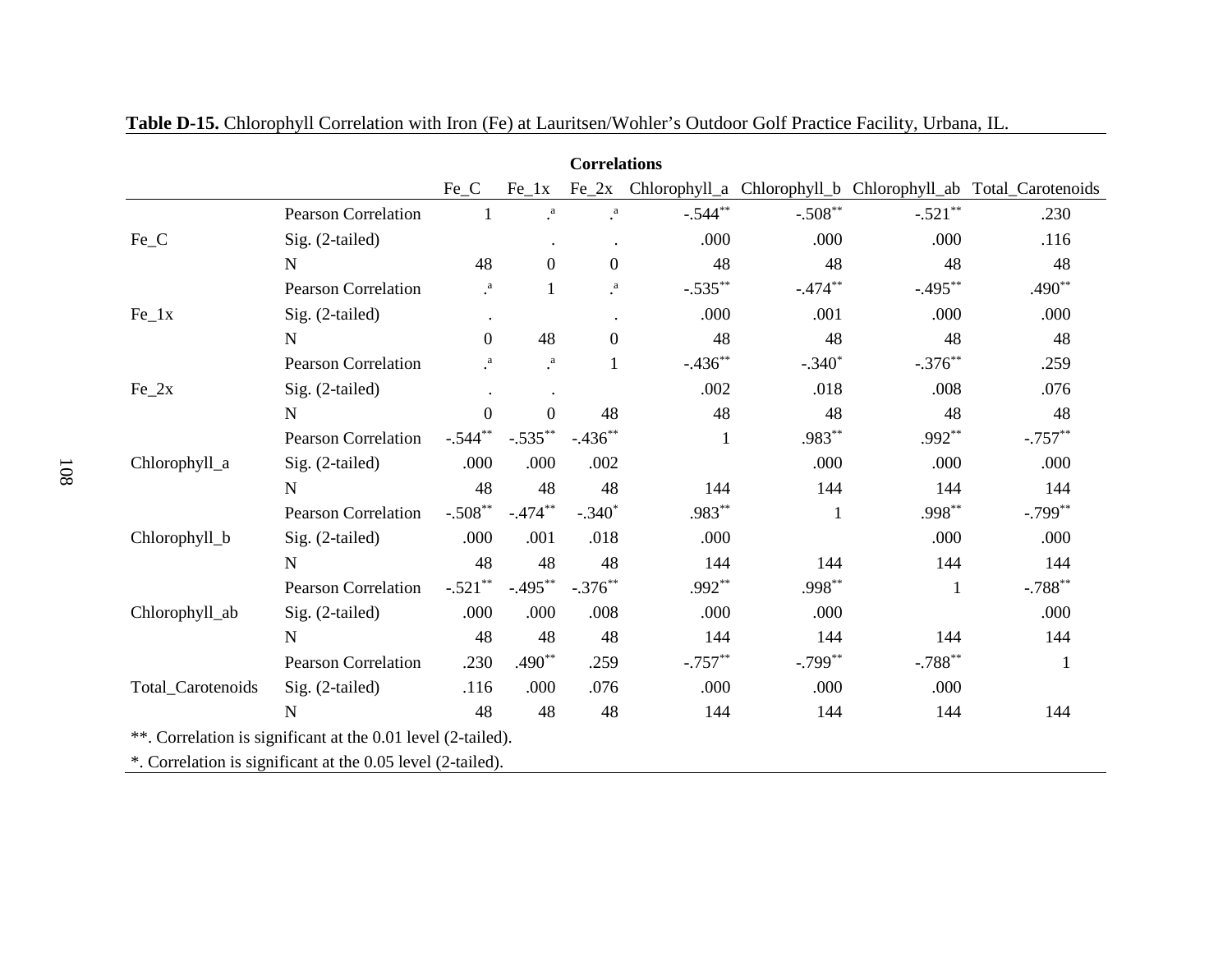**Table D-15.** Chlorophyll Correlation with Iron (Fe) at Lauritsen/Wohler's Outdoor Golf Practice Facility, Urbana, IL.

**Correlations**

| | | Fe_C | Fe_1x | Fe_2x | Chlorophyll_a | Chlorophyll_b | Chlorophyll_ab | Total_Carotenoids |
|---|---|---|---|---|---|---|---|---|
| Fe_C | Pearson Correlation | 1 | .[a] | .[a] | -.544** | -.508** | -.521** | .230 |
| | Sig. (2-tailed) | | . | . | .000 | .000 | .000 | .116 |
| | N | 48 | 0 | 0 | 48 | 48 | 48 | 48 |
| Fe_1x | Pearson Correlation | .[a] | 1 | .[a] | -.535** | -.474** | -.495** | .490** |
| | Sig. (2-tailed) | . | | . | .000 | .001 | .000 | .000 |
| | N | 0 | 48 | 0 | 48 | 48 | 48 | 48 |
| Fe_2x | Pearson Correlation | .[a] | .[a] | 1 | -.436** | -.340* | -.376** | .259 |
| | Sig. (2-tailed) | . | . | | .002 | .018 | .008 | .076 |
| | N | 0 | 0 | 48 | 48 | 48 | 48 | 48 |
| Chlorophyll_a | Pearson Correlation | -.544** | -.535** | -.436** | 1 | .983** | .992** | -.757** |
| | Sig. (2-tailed) | .000 | .000 | .002 | | .000 | .000 | .000 |
| | N | 48 | 48 | 48 | 144 | 144 | 144 | 144 |
| Chlorophyll_b | Pearson Correlation | -.508** | -.474** | -.340* | .983** | 1 | .998** | -.799** |
| | Sig. (2-tailed) | .000 | .001 | .018 | .000 | | .000 | .000 |
| | N | 48 | 48 | 48 | 144 | 144 | 144 | 144 |
| Chlorophyll_ab | Pearson Correlation | -.521** | -.495** | -.376** | .992** | .998** | 1 | -.788** |
| | Sig. (2-tailed) | .000 | .000 | .008 | .000 | .000 | | .000 |
| | N | 48 | 48 | 48 | 144 | 144 | 144 | 144 |
| Total_Carotenoids | Pearson Correlation | .230 | .490** | .259 | -.757** | -.799** | -.788** | 1 |
| | Sig. (2-tailed) | .116 | .000 | .076 | .000 | .000 | .000 | |
| | N | 48 | 48 | 48 | 144 | 144 | 144 | 144 |

**. Correlation is significant at the 0.01 level (2-tailed).

*. Correlation is significant at the 0.05 level (2-tailed).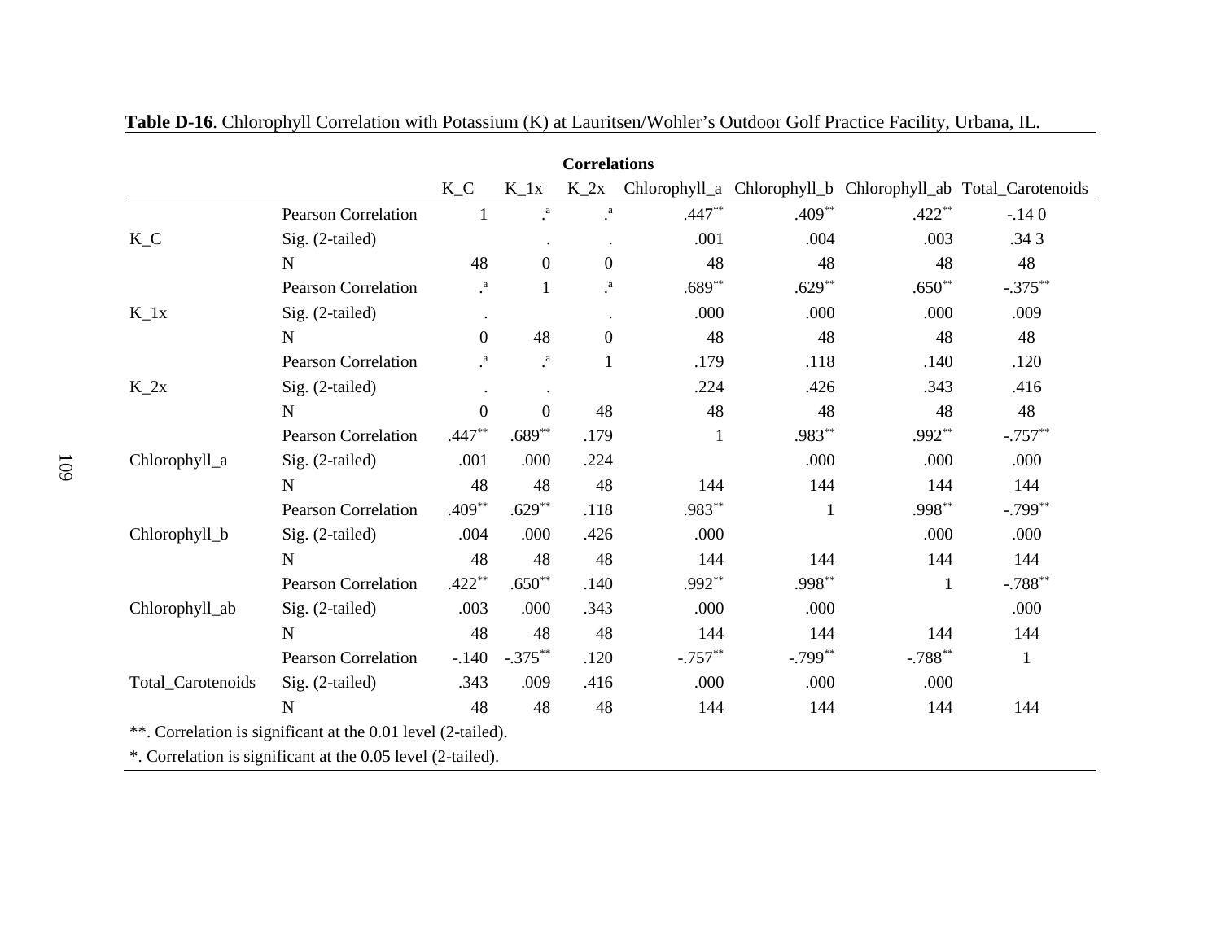**Table D-16**. Chlorophyll Correlation with Potassium (K) at Lauritsen/Wohler's Outdoor Golf Practice Facility, Urbana, IL.

**Correlations**

| | | K_C | K_1x | K_2x | Chlorophyll_a | Chlorophyll_b | Chlorophyll_ab | Total_Carotenoids |
|---|---|---|---|---|---|---|---|---|
| K_C | Pearson Correlation | 1 | .[a] | .[a] | .447** | .409** | .422** | -.14 0 |
| | Sig. (2-tailed) | | . | . | .001 | .004 | .003 | .34 3 |
| | N | 48 | 0 | 0 | 48 | 48 | 48 | 48 |
| K_1x | Pearson Correlation | .[a] | 1 | .[a] | .689** | .629** | .650** | -.375** |
| | Sig. (2-tailed) | . | | . | .000 | .000 | .000 | .009 |
| | N | 0 | 48 | 0 | 48 | 48 | 48 | 48 |
| K_2x | Pearson Correlation | .[a] | .[a] | 1 | .179 | .118 | .140 | .120 |
| | Sig. (2-tailed) | . | . | | .224 | .426 | .343 | .416 |
| | N | 0 | 0 | 48 | 48 | 48 | 48 | 48 |
| Chlorophyll_a | Pearson Correlation | .447** | .689** | .179 | 1 | .983** | .992** | -.757** |
| | Sig. (2-tailed) | .001 | .000 | .224 | | .000 | .000 | .000 |
| | N | 48 | 48 | 48 | 144 | 144 | 144 | 144 |
| Chlorophyll_b | Pearson Correlation | .409** | .629** | .118 | .983** | 1 | .998** | -.799** |
| | Sig. (2-tailed) | .004 | .000 | .426 | .000 | | .000 | .000 |
| | N | 48 | 48 | 48 | 144 | 144 | 144 | 144 |
| Chlorophyll_ab | Pearson Correlation | .422** | .650** | .140 | .992** | .998** | 1 | -.788** |
| | Sig. (2-tailed) | .003 | .000 | .343 | .000 | .000 | | .000 |
| | N | 48 | 48 | 48 | 144 | 144 | 144 | 144 |
| Total_Carotenoids | Pearson Correlation | -.140 | -.375** | .120 | -.757** | -.799** | -.788** | 1 |
| | Sig. (2-tailed) | .343 | .009 | .416 | .000 | .000 | .000 | |
| | N | 48 | 48 | 48 | 144 | 144 | 144 | 144 |

**. Correlation is significant at the 0.01 level (2-tailed).

*. Correlation is significant at the 0.05 level (2-tailed).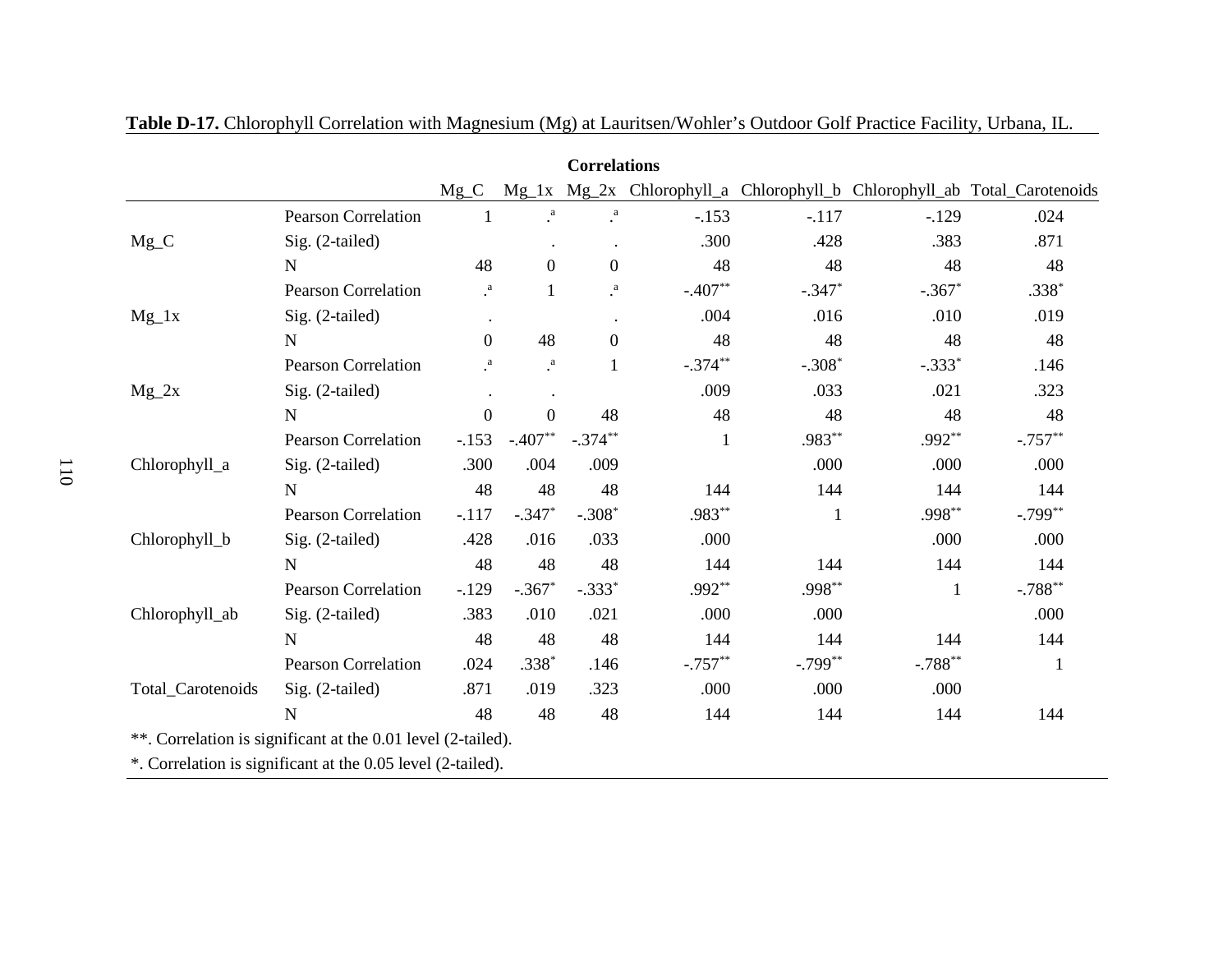**Table D-17.** Chlorophyll Correlation with Magnesium (Mg) at Lauritsen/Wohler's Outdoor Golf Practice Facility, Urbana, IL.

**Correlations**

| | | Mg_C | Mg_1x | Mg_2x | Chlorophyll_a | Chlorophyll_b | Chlorophyll_ab | Total_Carotenoids |
|---|---|---|---|---|---|---|---|---|
| Mg_C | Pearson Correlation | 1 | .[a] | .[a] | -.153 | -.117 | -.129 | .024 |
| | Sig. (2-tailed) | | . | . | .300 | .428 | .383 | .871 |
| | N | 48 | 0 | 0 | 48 | 48 | 48 | 48 |
| Mg_1x | Pearson Correlation | .[a] | 1 | .[a] | -.407** | -.347* | -.367* | .338* |
| | Sig. (2-tailed) | . | | . | .004 | .016 | .010 | .019 |
| | N | 0 | 48 | 0 | 48 | 48 | 48 | 48 |
| Mg_2x | Pearson Correlation | .[a] | .[a] | 1 | -.374** | -.308* | -.333* | .146 |
| | Sig. (2-tailed) | . | . | | .009 | .033 | .021 | .323 |
| | N | 0 | 0 | 48 | 48 | 48 | 48 | 48 |
| Chlorophyll_a | Pearson Correlation | -.153 | -.407** | -.374** | 1 | .983** | .992** | -.757** |
| | Sig. (2-tailed) | .300 | .004 | .009 | | .000 | .000 | .000 |
| | N | 48 | 48 | 48 | 144 | 144 | 144 | 144 |
| Chlorophyll_b | Pearson Correlation | -.117 | -.347* | -.308* | .983** | 1 | .998** | -.799** |
| | Sig. (2-tailed) | .428 | .016 | .033 | .000 | | .000 | .000 |
| | N | 48 | 48 | 48 | 144 | 144 | 144 | 144 |
| Chlorophyll_ab | Pearson Correlation | -.129 | -.367* | -.333* | .992** | .998** | 1 | -.788** |
| | Sig. (2-tailed) | .383 | .010 | .021 | .000 | .000 | | .000 |
| | N | 48 | 48 | 48 | 144 | 144 | 144 | 144 |
| Total_Carotenoids | Pearson Correlation | .024 | .338* | .146 | -.757** | -.799** | -.788** | 1 |
| | Sig. (2-tailed) | .871 | .019 | .323 | .000 | .000 | .000 | |
| | N | 48 | 48 | 48 | 144 | 144 | 144 | 144 |

**. Correlation is significant at the 0.01 level (2-tailed).

*. Correlation is significant at the 0.05 level (2-tailed).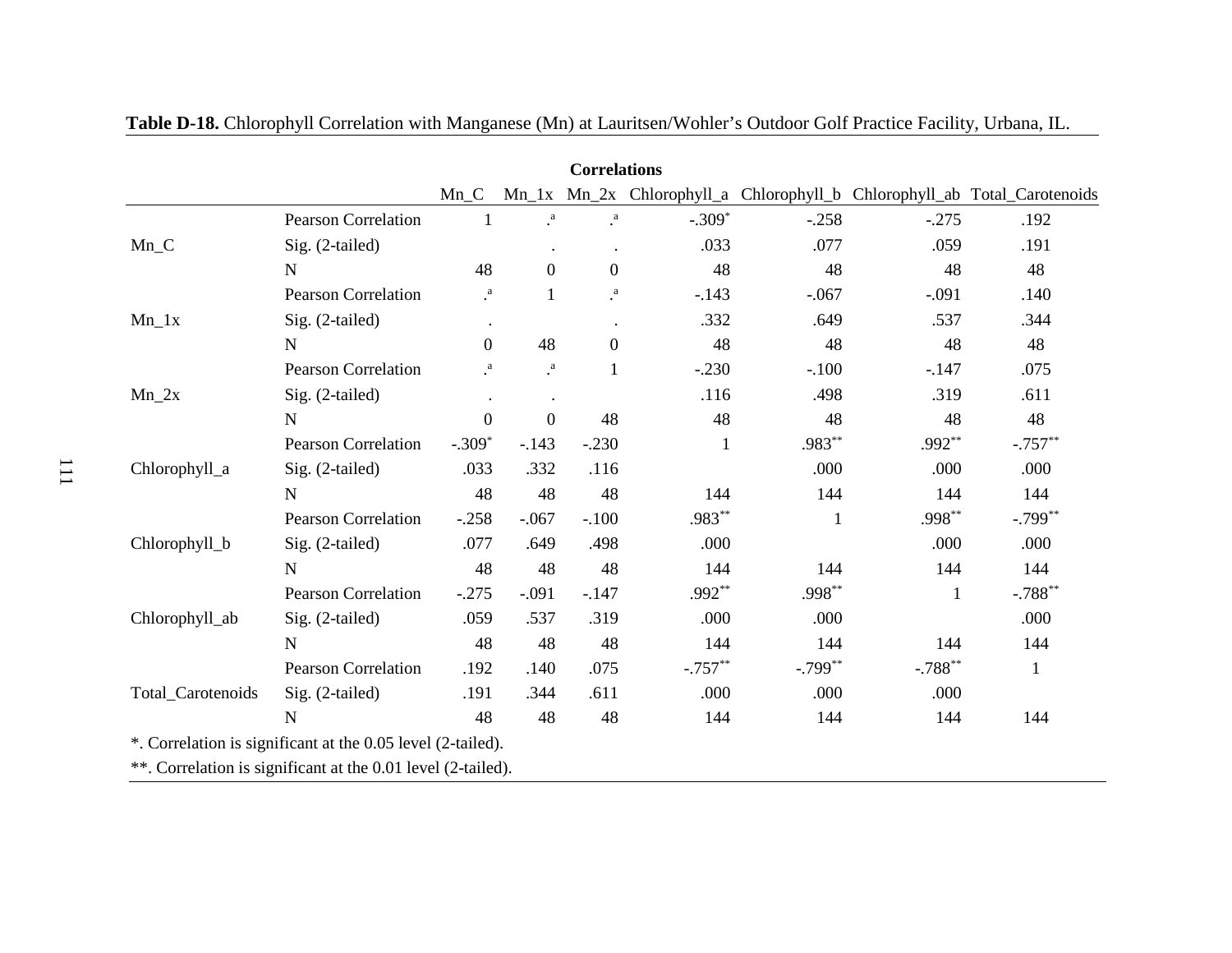**Table D-18.** Chlorophyll Correlation with Manganese (Mn) at Lauritsen/Wohler's Outdoor Golf Practice Facility, Urbana, IL.

**Correlations**

| | | Mn_C | Mn_1x | Mn_2x | Chlorophyll_a | Chlorophyll_b | Chlorophyll_ab | Total_Carotenoids |
|---|---|---|---|---|---|---|---|---|
| Mn_C | Pearson Correlation | 1 | .[a] | .[a] | -.309* | -.258 | -.275 | .192 |
| | Sig. (2-tailed) | | . | . | .033 | .077 | .059 | .191 |
| | N | 48 | 0 | 0 | 48 | 48 | 48 | 48 |
| Mn_1x | Pearson Correlation | .[a] | 1 | .[a] | -.143 | -.067 | -.091 | .140 |
| | Sig. (2-tailed) | . | | . | .332 | .649 | .537 | .344 |
| | N | 0 | 48 | 0 | 48 | 48 | 48 | 48 |
| Mn_2x | Pearson Correlation | .[a] | .[a] | 1 | -.230 | -.100 | -.147 | .075 |
| | Sig. (2-tailed) | . | . | | .116 | .498 | .319 | .611 |
| | N | 0 | 0 | 48 | 48 | 48 | 48 | 48 |
| Chlorophyll_a | Pearson Correlation | -.309* | -.143 | -.230 | 1 | .983** | .992** | -.757** |
| | Sig. (2-tailed) | .033 | .332 | .116 | | .000 | .000 | .000 |
| | N | 48 | 48 | 48 | 144 | 144 | 144 | 144 |
| Chlorophyll_b | Pearson Correlation | -.258 | -.067 | -.100 | .983** | 1 | .998** | -.799** |
| | Sig. (2-tailed) | .077 | .649 | .498 | .000 | | .000 | .000 |
| | N | 48 | 48 | 48 | 144 | 144 | 144 | 144 |
| Chlorophyll_ab | Pearson Correlation | -.275 | -.091 | -.147 | .992** | .998** | 1 | -.788** |
| | Sig. (2-tailed) | .059 | .537 | .319 | .000 | .000 | | .000 |
| | N | 48 | 48 | 48 | 144 | 144 | 144 | 144 |
| Total_Carotenoids | Pearson Correlation | .192 | .140 | .075 | -.757** | -.799** | -.788** | 1 |
| | Sig. (2-tailed) | .191 | .344 | .611 | .000 | .000 | .000 | |
| | N | 48 | 48 | 48 | 144 | 144 | 144 | 144 |

*. Correlation is significant at the 0.05 level (2-tailed).

**. Correlation is significant at the 0.01 level (2-tailed).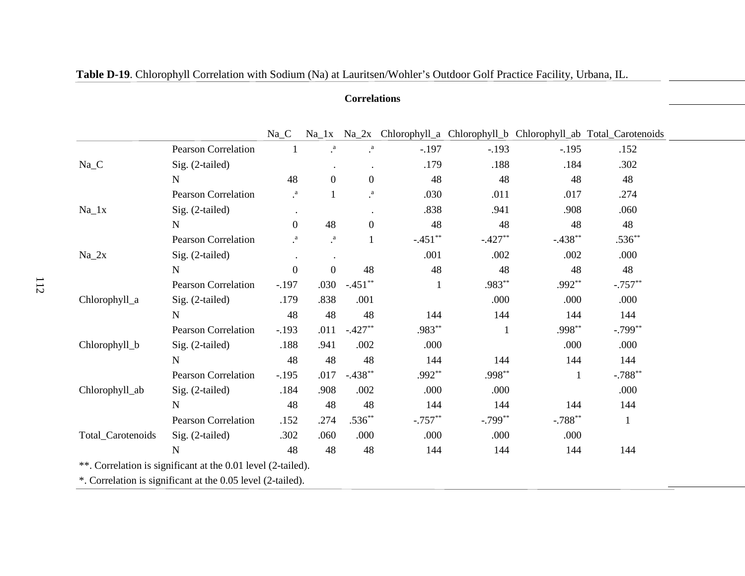**Table D-19**. Chlorophyll Correlation with Sodium (Na) at Lauritsen/Wohler's Outdoor Golf Practice Facility, Urbana, IL.

**Correlations**

| | | Na_C | Na_1x | Na_2x | Chlorophyll_a | Chlorophyll_b | Chlorophyll_ab | Total_Carotenoids |
|---|---|---|---|---|---|---|---|---|
| Na_C | Pearson Correlation | 1 | .[a] | .[a] | -.197 | -.193 | -.195 | .152 |
| | Sig. (2-tailed) | | . | . | .179 | .188 | .184 | .302 |
| | N | 48 | 0 | 0 | 48 | 48 | 48 | 48 |
| Na_1x | Pearson Correlation | .[a] | 1 | .[a] | .030 | .011 | .017 | .274 |
| | Sig. (2-tailed) | . | | . | .838 | .941 | .908 | .060 |
| | N | 0 | 48 | 0 | 48 | 48 | 48 | 48 |
| Na_2x | Pearson Correlation | .[a] | .[a] | 1 | -.451** | -.427** | -.438** | .536** |
| | Sig. (2-tailed) | . | . | | .001 | .002 | .002 | .000 |
| | N | 0 | 0 | 48 | 48 | 48 | 48 | 48 |
| Chlorophyll_a | Pearson Correlation | -.197 | .030 | -.451** | 1 | .983** | .992** | -.757** |
| | Sig. (2-tailed) | .179 | .838 | .001 | | .000 | .000 | .000 |
| | N | 48 | 48 | 48 | 144 | 144 | 144 | 144 |
| Chlorophyll_b | Pearson Correlation | -.193 | .011 | -.427** | .983** | 1 | .998** | -.799** |
| | Sig. (2-tailed) | .188 | .941 | .002 | .000 | | .000 | .000 |
| | N | 48 | 48 | 48 | 144 | 144 | 144 | 144 |
| Chlorophyll_ab | Pearson Correlation | -.195 | .017 | -.438** | .992** | .998** | 1 | -.788** |
| | Sig. (2-tailed) | .184 | .908 | .002 | .000 | .000 | | .000 |
| | N | 48 | 48 | 48 | 144 | 144 | 144 | 144 |
| Total_Carotenoids | Pearson Correlation | .152 | .274 | .536** | -.757** | -.799** | -.788** | 1 |
| | Sig. (2-tailed) | .302 | .060 | .000 | .000 | .000 | .000 | |
| | N | 48 | 48 | 48 | 144 | 144 | 144 | 144 |

**. Correlation is significant at the 0.01 level (2-tailed).

*. Correlation is significant at the 0.05 level (2-tailed).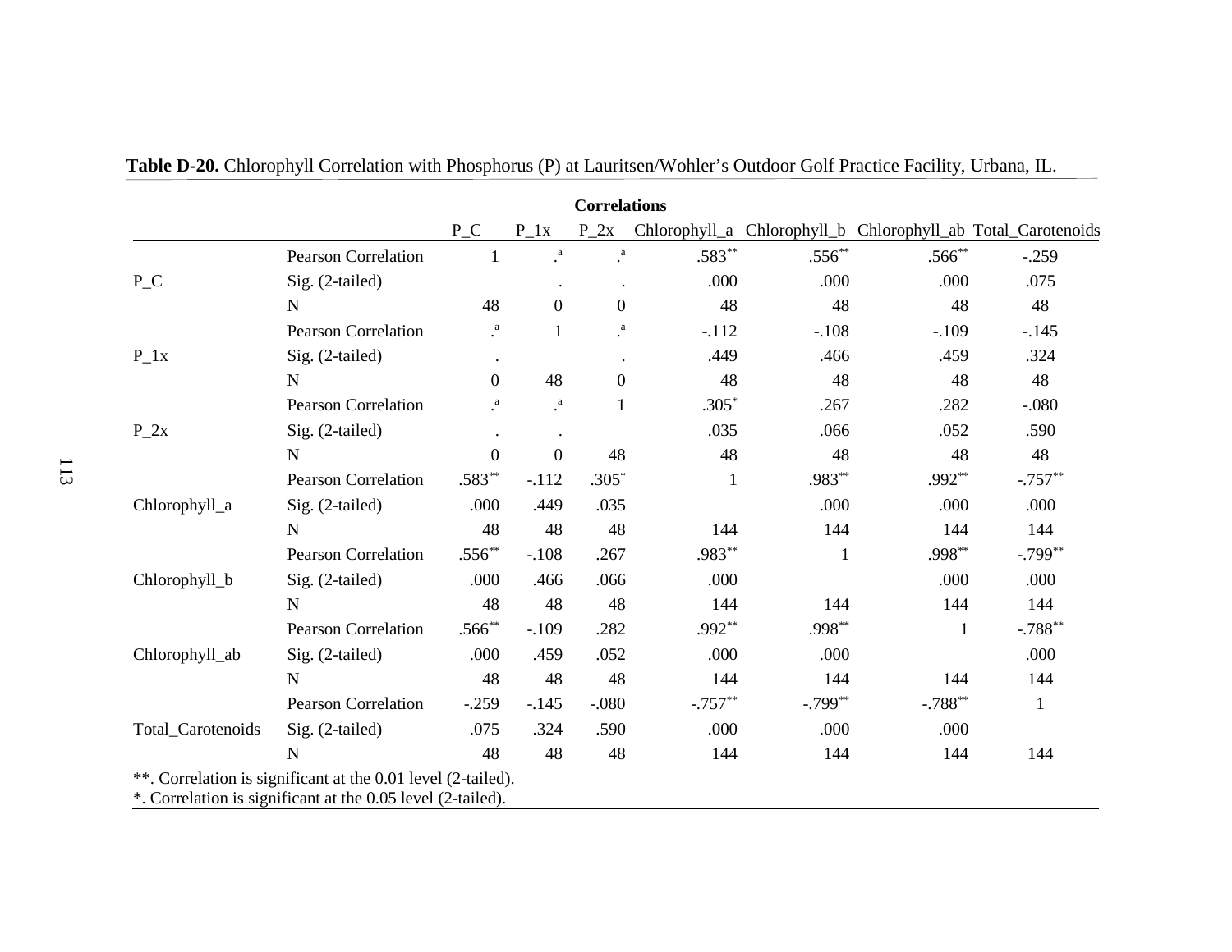**Table D-20.** Chlorophyll Correlation with Phosphorus (P) at Lauritsen/Wohler's Outdoor Golf Practice Facility, Urbana, IL.

**Correlations**

| | | P_C | P_1x | P_2x | Chlorophyll_a | Chlorophyll_b | Chlorophyll_ab | Total_Carotenoids |
|---|---|---|---|---|---|---|---|---|
| P_C | Pearson Correlation | 1 | .[a] | .[a] | .583** | .556** | .566** | -.259 |
| | Sig. (2-tailed) | | . | . | .000 | .000 | .000 | .075 |
| | N | 48 | 0 | 0 | 48 | 48 | 48 | 48 |
| P_1x | Pearson Correlation | .[a] | 1 | .[a] | -.112 | -.108 | -.109 | -.145 |
| | Sig. (2-tailed) | . | | . | .449 | .466 | .459 | .324 |
| | N | 0 | 48 | 0 | 48 | 48 | 48 | 48 |
| P_2x | Pearson Correlation | .[a] | .[a] | 1 | .305* | .267 | .282 | -.080 |
| | Sig. (2-tailed) | . | . | | .035 | .066 | .052 | .590 |
| | N | 0 | 0 | 48 | 48 | 48 | 48 | 48 |
| Chlorophyll_a | Pearson Correlation | .583** | -.112 | .305* | 1 | .983** | .992** | -.757** |
| | Sig. (2-tailed) | .000 | .449 | .035 | | .000 | .000 | .000 |
| | N | 48 | 48 | 48 | 144 | 144 | 144 | 144 |
| Chlorophyll_b | Pearson Correlation | .556** | -.108 | .267 | .983** | 1 | .998** | -.799** |
| | Sig. (2-tailed) | .000 | .466 | .066 | .000 | | .000 | .000 |
| | N | 48 | 48 | 48 | 144 | 144 | 144 | 144 |
| Chlorophyll_ab | Pearson Correlation | .566** | -.109 | .282 | .992** | .998** | 1 | -.788** |
| | Sig. (2-tailed) | .000 | .459 | .052 | .000 | .000 | | .000 |
| | N | 48 | 48 | 48 | 144 | 144 | 144 | 144 |
| Total_Carotenoids | Pearson Correlation | -.259 | -.145 | -.080 | -.757** | -.799** | -.788** | 1 |
| | Sig. (2-tailed) | .075 | .324 | .590 | .000 | .000 | .000 | |
| | N | 48 | 48 | 48 | 144 | 144 | 144 | 144 |

**. Correlation is significant at the 0.01 level (2-tailed).
*. Correlation is significant at the 0.05 level (2-tailed).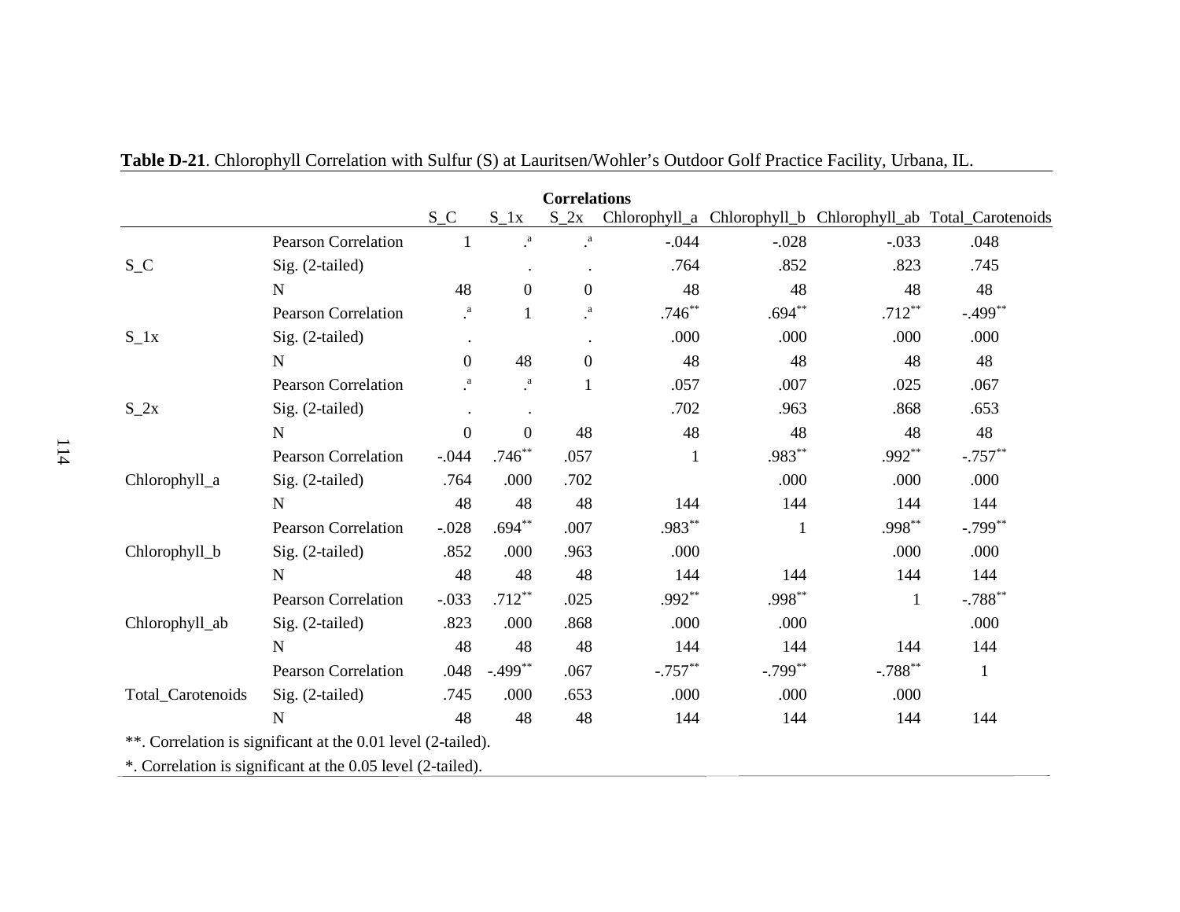**Table D-21**. Chlorophyll Correlation with Sulfur (S) at Lauritsen/Wohler's Outdoor Golf Practice Facility, Urbana, IL.

**Correlations**

| | | S_C | S_1x | S_2x | Chlorophyll_a | Chlorophyll_b | Chlorophyll_ab | Total_Carotenoids |
|---|---|---|---|---|---|---|---|---|
| S_C | Pearson Correlation | 1 | .[a] | .[a] | -.044 | -.028 | -.033 | .048 |
| | Sig. (2-tailed) | | . | . | .764 | .852 | .823 | .745 |
| | N | 48 | 0 | 0 | 48 | 48 | 48 | 48 |
| S_1x | Pearson Correlation | .[a] | 1 | .[a] | .746** | .694** | .712** | -.499** |
| | Sig. (2-tailed) | . | | . | .000 | .000 | .000 | .000 |
| | N | 0 | 48 | 0 | 48 | 48 | 48 | 48 |
| S_2x | Pearson Correlation | .[a] | .[a] | 1 | .057 | .007 | .025 | .067 |
| | Sig. (2-tailed) | . | . | | .702 | .963 | .868 | .653 |
| | N | 0 | 0 | 48 | 48 | 48 | 48 | 48 |
| Chlorophyll_a | Pearson Correlation | -.044 | .746** | .057 | 1 | .983** | .992** | -.757** |
| | Sig. (2-tailed) | .764 | .000 | .702 | | .000 | .000 | .000 |
| | N | 48 | 48 | 48 | 144 | 144 | 144 | 144 |
| Chlorophyll_b | Pearson Correlation | -.028 | .694** | .007 | .983** | 1 | .998** | -.799** |
| | Sig. (2-tailed) | .852 | .000 | .963 | .000 | | .000 | .000 |
| | N | 48 | 48 | 48 | 144 | 144 | 144 | 144 |
| Chlorophyll_ab | Pearson Correlation | -.033 | .712** | .025 | .992** | .998** | 1 | -.788** |
| | Sig. (2-tailed) | .823 | .000 | .868 | .000 | .000 | | .000 |
| | N | 48 | 48 | 48 | 144 | 144 | 144 | 144 |
| Total_Carotenoids | Pearson Correlation | .048 | -.499** | .067 | -.757** | -.799** | -.788** | 1 |
| | Sig. (2-tailed) | .745 | .000 | .653 | .000 | .000 | .000 | |
| | N | 48 | 48 | 48 | 144 | 144 | 144 | 144 |

**. Correlation is significant at the 0.01 level (2-tailed).

*. Correlation is significant at the 0.05 level (2-tailed).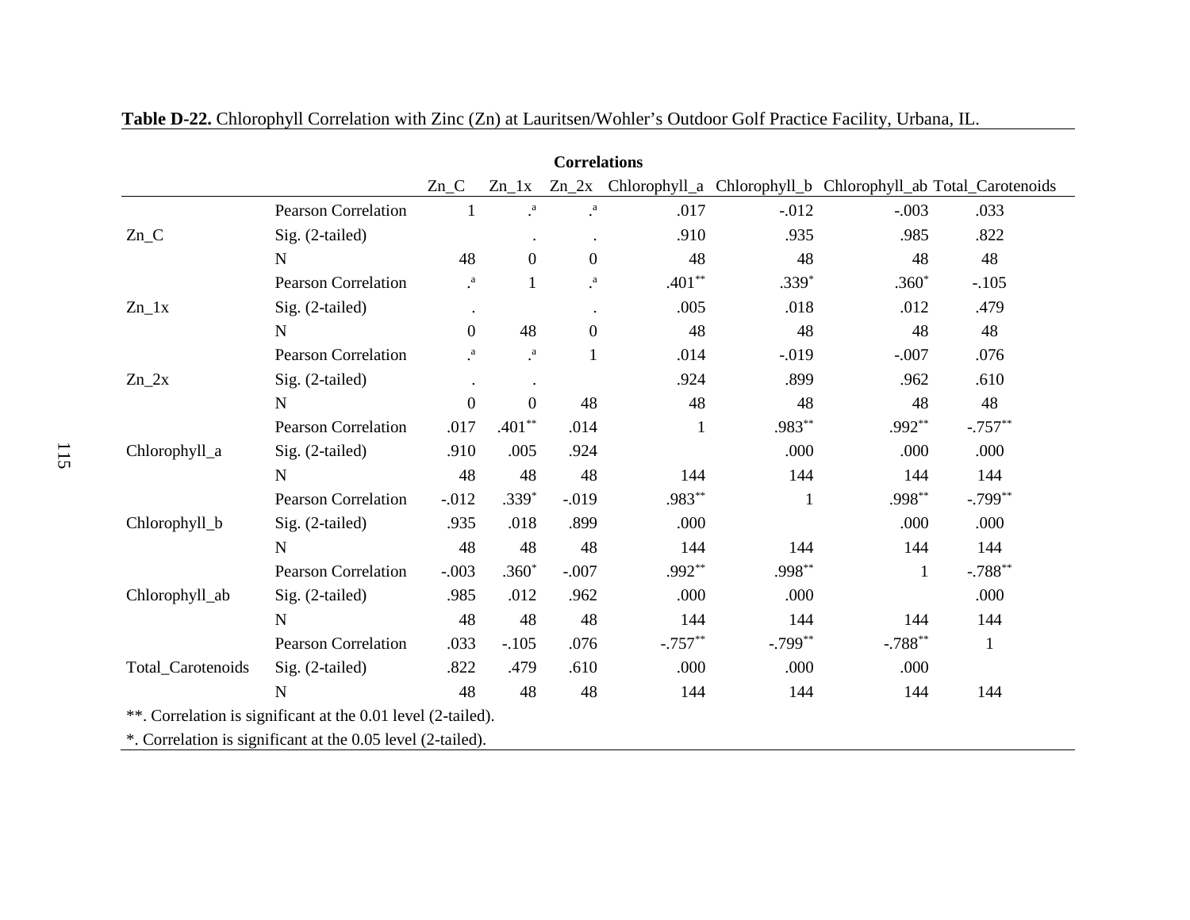**Table D-22.** Chlorophyll Correlation with Zinc (Zn) at Lauritsen/Wohler's Outdoor Golf Practice Facility, Urbana, IL.

**Correlations**

| | | Zn_C | Zn_1x | Zn_2x | Chlorophyll_a | Chlorophyll_b | Chlorophyll_ab | Total_Carotenoids |
|---|---|---|---|---|---|---|---|---|
| Zn_C | Pearson Correlation | 1 | .[a] | .[a] | .017 | -.012 | -.003 | .033 |
| | Sig. (2-tailed) | | . | . | .910 | .935 | .985 | .822 |
| | N | 48 | 0 | 0 | 48 | 48 | 48 | 48 |
| Zn_1x | Pearson Correlation | .[a] | 1 | .[a] | .401** | .339* | .360* | -.105 |
| | Sig. (2-tailed) | . | | . | .005 | .018 | .012 | .479 |
| | N | 0 | 48 | 0 | 48 | 48 | 48 | 48 |
| Zn_2x | Pearson Correlation | .[a] | .[a] | 1 | .014 | -.019 | -.007 | .076 |
| | Sig. (2-tailed) | . | . | | .924 | .899 | .962 | .610 |
| | N | 0 | 0 | 48 | 48 | 48 | 48 | 48 |
| Chlorophyll_a | Pearson Correlation | .017 | .401** | .014 | 1 | .983** | .992** | -.757** |
| | Sig. (2-tailed) | .910 | .005 | .924 | | .000 | .000 | .000 |
| | N | 48 | 48 | 48 | 144 | 144 | 144 | 144 |
| Chlorophyll_b | Pearson Correlation | -.012 | .339* | -.019 | .983** | 1 | .998** | -.799** |
| | Sig. (2-tailed) | .935 | .018 | .899 | .000 | | .000 | .000 |
| | N | 48 | 48 | 48 | 144 | 144 | 144 | 144 |
| Chlorophyll_ab | Pearson Correlation | -.003 | .360* | -.007 | .992** | .998** | 1 | -.788** |
| | Sig. (2-tailed) | .985 | .012 | .962 | .000 | .000 | | .000 |
| | N | 48 | 48 | 48 | 144 | 144 | 144 | 144 |
| Total_Carotenoids | Pearson Correlation | .033 | -.105 | .076 | -.757** | -.799** | -.788** | 1 |
| | Sig. (2-tailed) | .822 | .479 | .610 | .000 | .000 | .000 | |
| | N | 48 | 48 | 48 | 144 | 144 | 144 | 144 |

**. Correlation is significant at the 0.01 level (2-tailed).

*. Correlation is significant at the 0.05 level (2-tailed).